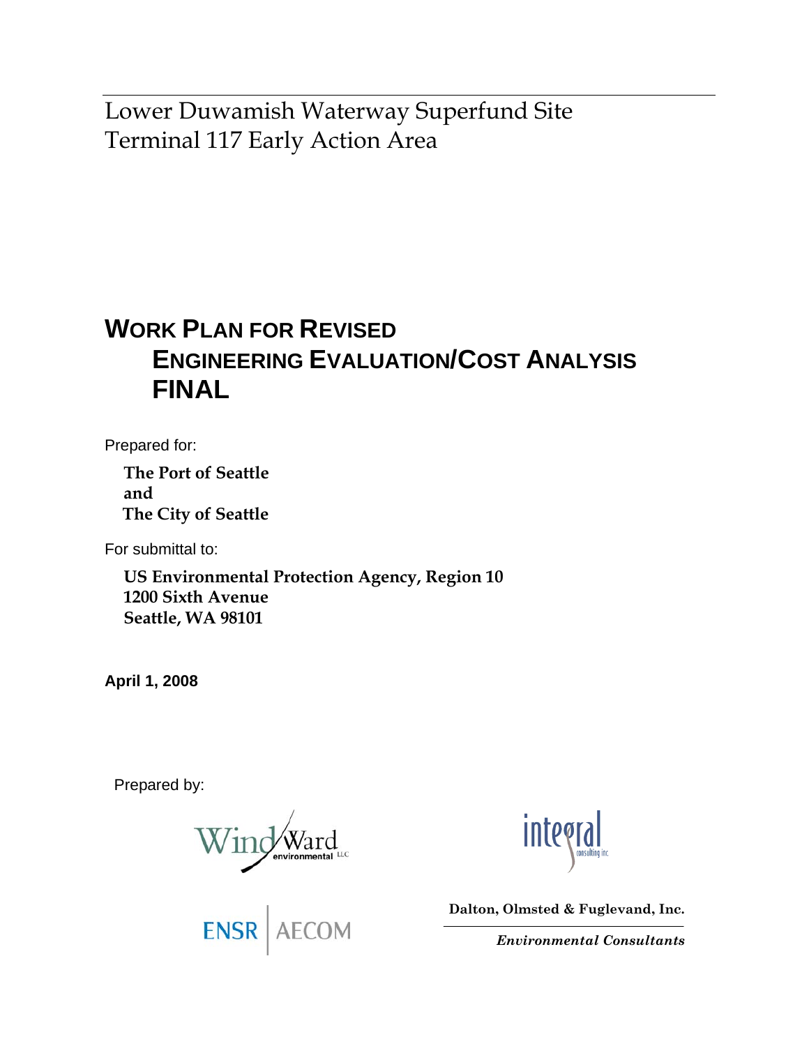Lower Duwamish Waterway Superfund Site
Terminal 117 Early Action Area

# WORK PLAN FOR REVISED ENGINEERING EVALUATION/COST ANALYSIS FINAL

Prepared for:

**The Port of Seattle**
**and**
**The City of Seattle**

For submittal to:

**US Environmental Protection Agency, Region 10**
**1200 Sixth Avenue**
**Seattle, WA 98101**

**April 1, 2008**

Prepared by:

Windward environmental LLC

integral consulting inc

ENSR | AECOM

**Dalton, Olmsted & Fuglevand, Inc.**

***Environmental Consultants***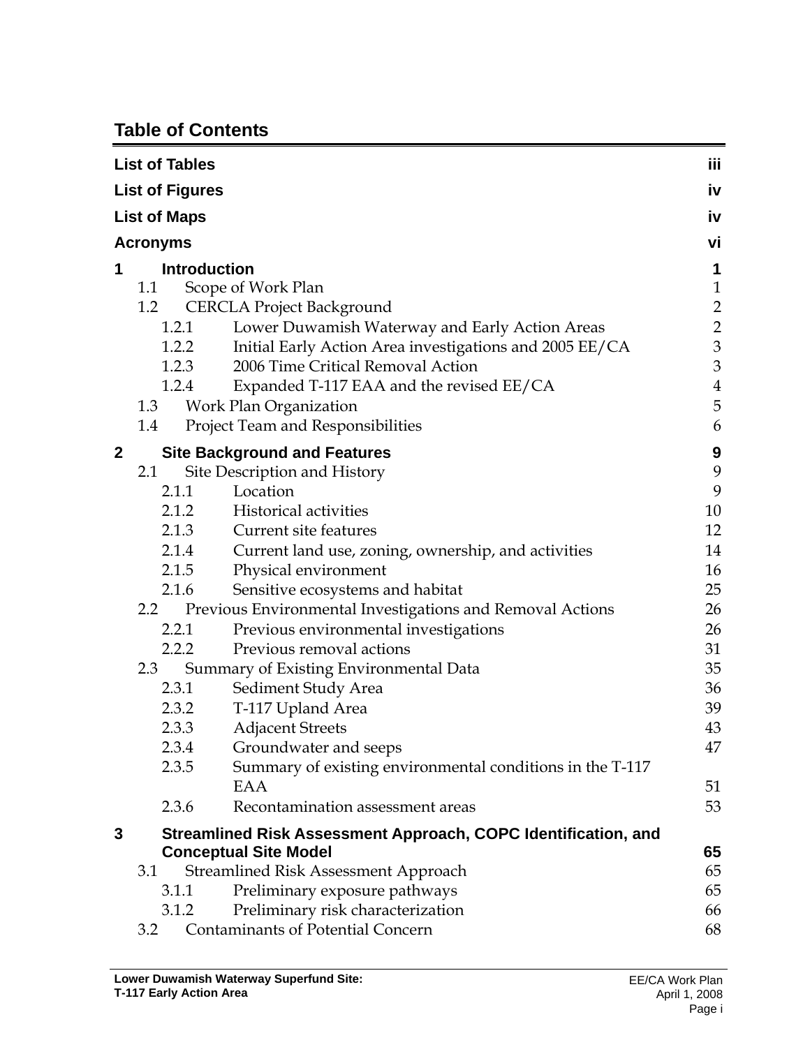## Table of Contents

| | |
|---|---|
| **List of Tables** | **iii** |
| **List of Figures** | **iv** |
| **List of Maps** | **iv** |
| **Acronyms** | **vi** |
| **1 Introduction** | **1** |
| 1.1 Scope of Work Plan | 1 |
| 1.2 CERCLA Project Background | 2 |
| 1.2.1 Lower Duwamish Waterway and Early Action Areas | 2 |
| 1.2.2 Initial Early Action Area investigations and 2005 EE/CA | 3 |
| 1.2.3 2006 Time Critical Removal Action | 3 |
| 1.2.4 Expanded T-117 EAA and the revised EE/CA | 4 |
| 1.3 Work Plan Organization | 5 |
| 1.4 Project Team and Responsibilities | 6 |
| **2 Site Background and Features** | **9** |
| 2.1 Site Description and History | 9 |
| 2.1.1 Location | 9 |
| 2.1.2 Historical activities | 10 |
| 2.1.3 Current site features | 12 |
| 2.1.4 Current land use, zoning, ownership, and activities | 14 |
| 2.1.5 Physical environment | 16 |
| 2.1.6 Sensitive ecosystems and habitat | 25 |
| 2.2 Previous Environmental Investigations and Removal Actions | 26 |
| 2.2.1 Previous environmental investigations | 26 |
| 2.2.2 Previous removal actions | 31 |
| 2.3 Summary of Existing Environmental Data | 35 |
| 2.3.1 Sediment Study Area | 36 |
| 2.3.2 T-117 Upland Area | 39 |
| 2.3.3 Adjacent Streets | 43 |
| 2.3.4 Groundwater and seeps | 47 |
| 2.3.5 Summary of existing environmental conditions in the T-117 EAA | 51 |
| 2.3.6 Recontamination assessment areas | 53 |
| **3 Streamlined Risk Assessment Approach, COPC Identification, and Conceptual Site Model** | **65** |
| 3.1 Streamlined Risk Assessment Approach | 65 |
| 3.1.1 Preliminary exposure pathways | 65 |
| 3.1.2 Preliminary risk characterization | 66 |
| 3.2 Contaminants of Potential Concern | 68 |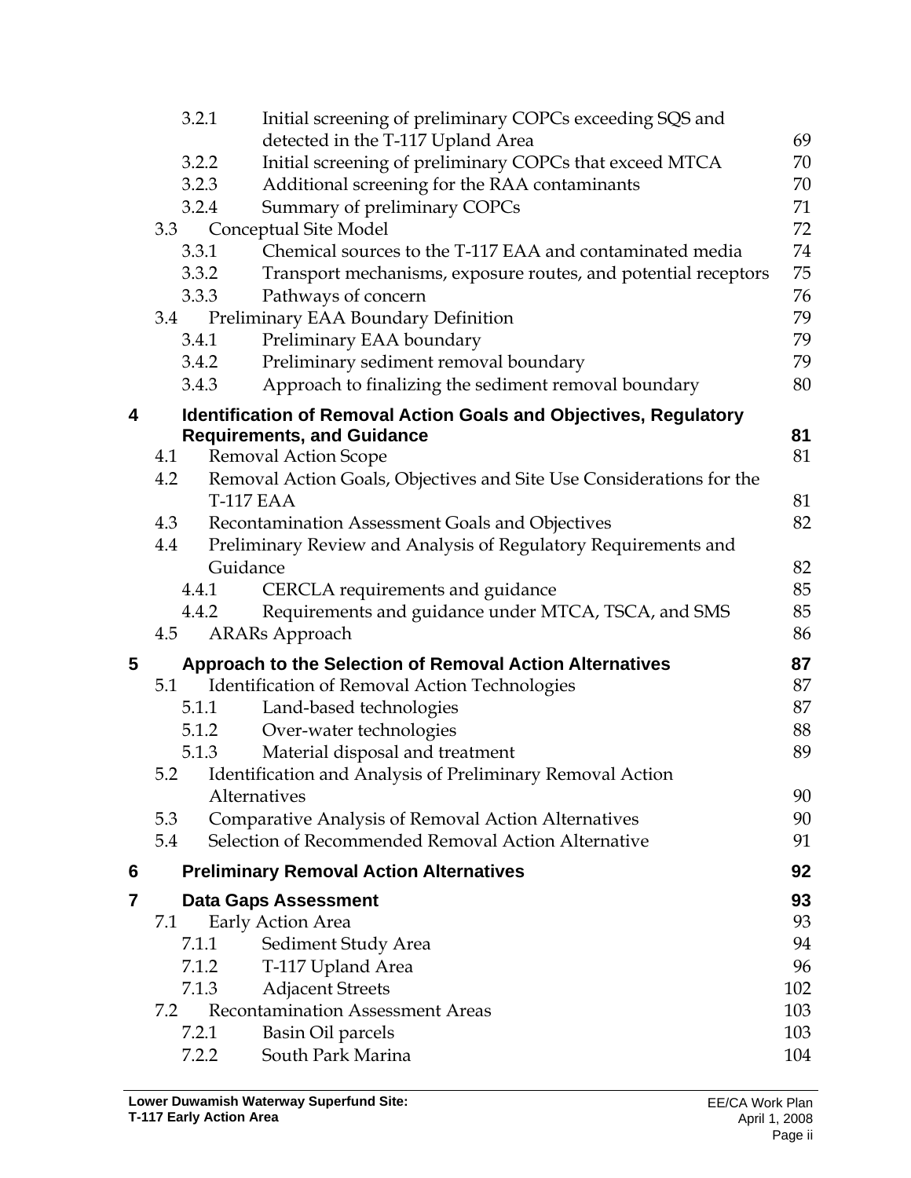| | | |
|---|---|---|
| 3.2.1 | Initial screening of preliminary COPCs exceeding SQS and detected in the T-117 Upland Area | 69 |
| 3.2.2 | Initial screening of preliminary COPCs that exceed MTCA | 70 |
| 3.2.3 | Additional screening for the RAA contaminants | 70 |
| 3.2.4 | Summary of preliminary COPCs | 71 |
| 3.3 | Conceptual Site Model | 72 |
| 3.3.1 | Chemical sources to the T-117 EAA and contaminated media | 74 |
| 3.3.2 | Transport mechanisms, exposure routes, and potential receptors | 75 |
| 3.3.3 | Pathways of concern | 76 |
| 3.4 | Preliminary EAA Boundary Definition | 79 |
| 3.4.1 | Preliminary EAA boundary | 79 |
| 3.4.2 | Preliminary sediment removal boundary | 79 |
| 3.4.3 | Approach to finalizing the sediment removal boundary | 80 |
| **4** | **Identification of Removal Action Goals and Objectives, Regulatory Requirements, and Guidance** | **81** |
| 4.1 | Removal Action Scope | 81 |
| 4.2 | Removal Action Goals, Objectives and Site Use Considerations for the T-117 EAA | 81 |
| 4.3 | Recontamination Assessment Goals and Objectives | 82 |
| 4.4 | Preliminary Review and Analysis of Regulatory Requirements and Guidance | 82 |
| 4.4.1 | CERCLA requirements and guidance | 85 |
| 4.4.2 | Requirements and guidance under MTCA, TSCA, and SMS | 85 |
| 4.5 | ARARs Approach | 86 |
| **5** | **Approach to the Selection of Removal Action Alternatives** | **87** |
| 5.1 | Identification of Removal Action Technologies | 87 |
| 5.1.1 | Land-based technologies | 87 |
| 5.1.2 | Over-water technologies | 88 |
| 5.1.3 | Material disposal and treatment | 89 |
| 5.2 | Identification and Analysis of Preliminary Removal Action Alternatives | 90 |
| 5.3 | Comparative Analysis of Removal Action Alternatives | 90 |
| 5.4 | Selection of Recommended Removal Action Alternative | 91 |
| **6** | **Preliminary Removal Action Alternatives** | **92** |
| **7** | **Data Gaps Assessment** | **93** |
| 7.1 | Early Action Area | 93 |
| 7.1.1 | Sediment Study Area | 94 |
| 7.1.2 | T-117 Upland Area | 96 |
| 7.1.3 | Adjacent Streets | 102 |
| 7.2 | Recontamination Assessment Areas | 103 |
| 7.2.1 | Basin Oil parcels | 103 |
| 7.2.2 | South Park Marina | 104 |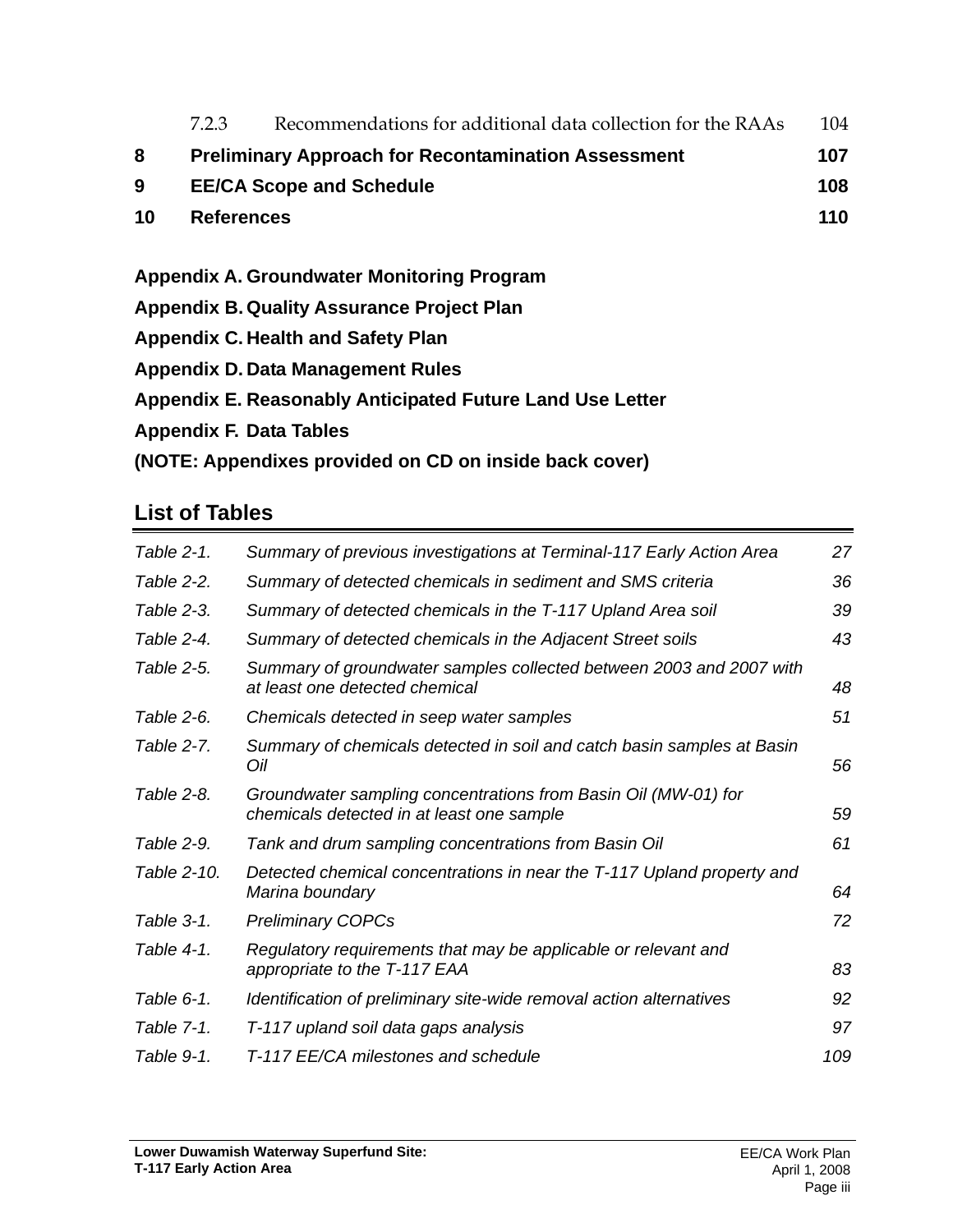7.2.3 Recommendations for additional data collection for the RAAs 104

**8 Preliminary Approach for Recontamination Assessment 107**

**9 EE/CA Scope and Schedule 108**

**10 References 110**

**Appendix A. Groundwater Monitoring Program**

**Appendix B. Quality Assurance Project Plan**

**Appendix C. Health and Safety Plan**

**Appendix D. Data Management Rules**

**Appendix E. Reasonably Anticipated Future Land Use Letter**

**Appendix F. Data Tables**

**(NOTE: Appendixes provided on CD on inside back cover)**

## List of Tables

| | | |
|---|---|---|
| *Table 2-1.* | *Summary of previous investigations at Terminal-117 Early Action Area* | *27* |
| *Table 2-2.* | *Summary of detected chemicals in sediment and SMS criteria* | *36* |
| *Table 2-3.* | *Summary of detected chemicals in the T-117 Upland Area soil* | *39* |
| *Table 2-4.* | *Summary of detected chemicals in the Adjacent Street soils* | *43* |
| *Table 2-5.* | *Summary of groundwater samples collected between 2003 and 2007 with at least one detected chemical* | *48* |
| *Table 2-6.* | *Chemicals detected in seep water samples* | *51* |
| *Table 2-7.* | *Summary of chemicals detected in soil and catch basin samples at Basin Oil* | *56* |
| *Table 2-8.* | *Groundwater sampling concentrations from Basin Oil (MW-01) for chemicals detected in at least one sample* | *59* |
| *Table 2-9.* | *Tank and drum sampling concentrations from Basin Oil* | *61* |
| *Table 2-10.* | *Detected chemical concentrations in near the T-117 Upland property and Marina boundary* | *64* |
| *Table 3-1.* | *Preliminary COPCs* | *72* |
| *Table 4-1.* | *Regulatory requirements that may be applicable or relevant and appropriate to the T-117 EAA* | *83* |
| *Table 6-1.* | *Identification of preliminary site-wide removal action alternatives* | *92* |
| *Table 7-1.* | *T-117 upland soil data gaps analysis* | *97* |
| *Table 9-1.* | *T-117 EE/CA milestones and schedule* | *109* |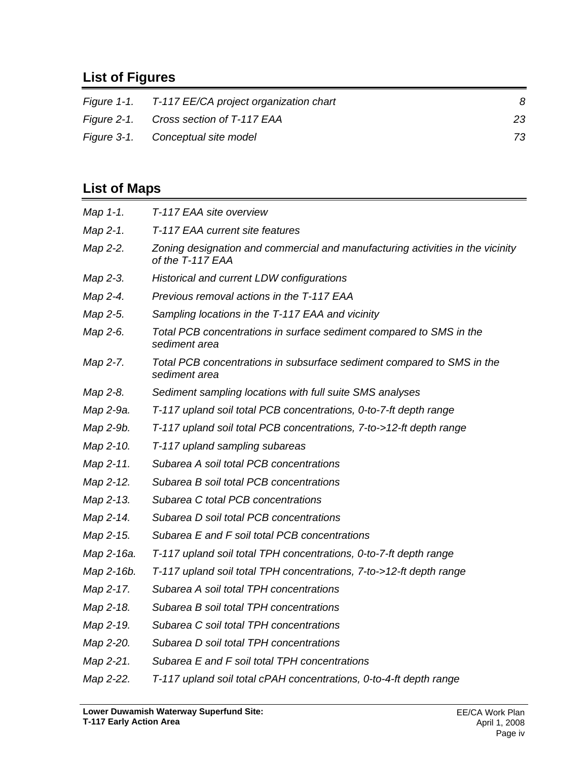## List of Figures

| | | |
|---|---|---|
| *Figure 1-1.* | *T-117 EE/CA project organization chart* | *8* |
| *Figure 2-1.* | *Cross section of T-117 EAA* | *23* |
| *Figure 3-1.* | *Conceptual site model* | *73* |

## List of Maps

| | |
|---|---|
| *Map 1-1.* | *T-117 EAA site overview* |
| *Map 2-1.* | *T-117 EAA current site features* |
| *Map 2-2.* | *Zoning designation and commercial and manufacturing activities in the vicinity of the T-117 EAA* |
| *Map 2-3.* | *Historical and current LDW configurations* |
| *Map 2-4.* | *Previous removal actions in the T-117 EAA* |
| *Map 2-5.* | *Sampling locations in the T-117 EAA and vicinity* |
| *Map 2-6.* | *Total PCB concentrations in surface sediment compared to SMS in the sediment area* |
| *Map 2-7.* | *Total PCB concentrations in subsurface sediment compared to SMS in the sediment area* |
| *Map 2-8.* | *Sediment sampling locations with full suite SMS analyses* |
| *Map 2-9a.* | *T-117 upland soil total PCB concentrations, 0-to-7-ft depth range* |
| *Map 2-9b.* | *T-117 upland soil total PCB concentrations, 7-to->12-ft depth range* |
| *Map 2-10.* | *T-117 upland sampling subareas* |
| *Map 2-11.* | *Subarea A soil total PCB concentrations* |
| *Map 2-12.* | *Subarea B soil total PCB concentrations* |
| *Map 2-13.* | *Subarea C total PCB concentrations* |
| *Map 2-14.* | *Subarea D soil total PCB concentrations* |
| *Map 2-15.* | *Subarea E and F soil total PCB concentrations* |
| *Map 2-16a.* | *T-117 upland soil total TPH concentrations, 0-to-7-ft depth range* |
| *Map 2-16b.* | *T-117 upland soil total TPH concentrations, 7-to->12-ft depth range* |
| *Map 2-17.* | *Subarea A soil total TPH concentrations* |
| *Map 2-18.* | *Subarea B soil total TPH concentrations* |
| *Map 2-19.* | *Subarea C soil total TPH concentrations* |
| *Map 2-20.* | *Subarea D soil total TPH concentrations* |
| *Map 2-21.* | *Subarea E and F soil total TPH concentrations* |
| *Map 2-22.* | *T-117 upland soil total cPAH concentrations, 0-to-4-ft depth range* |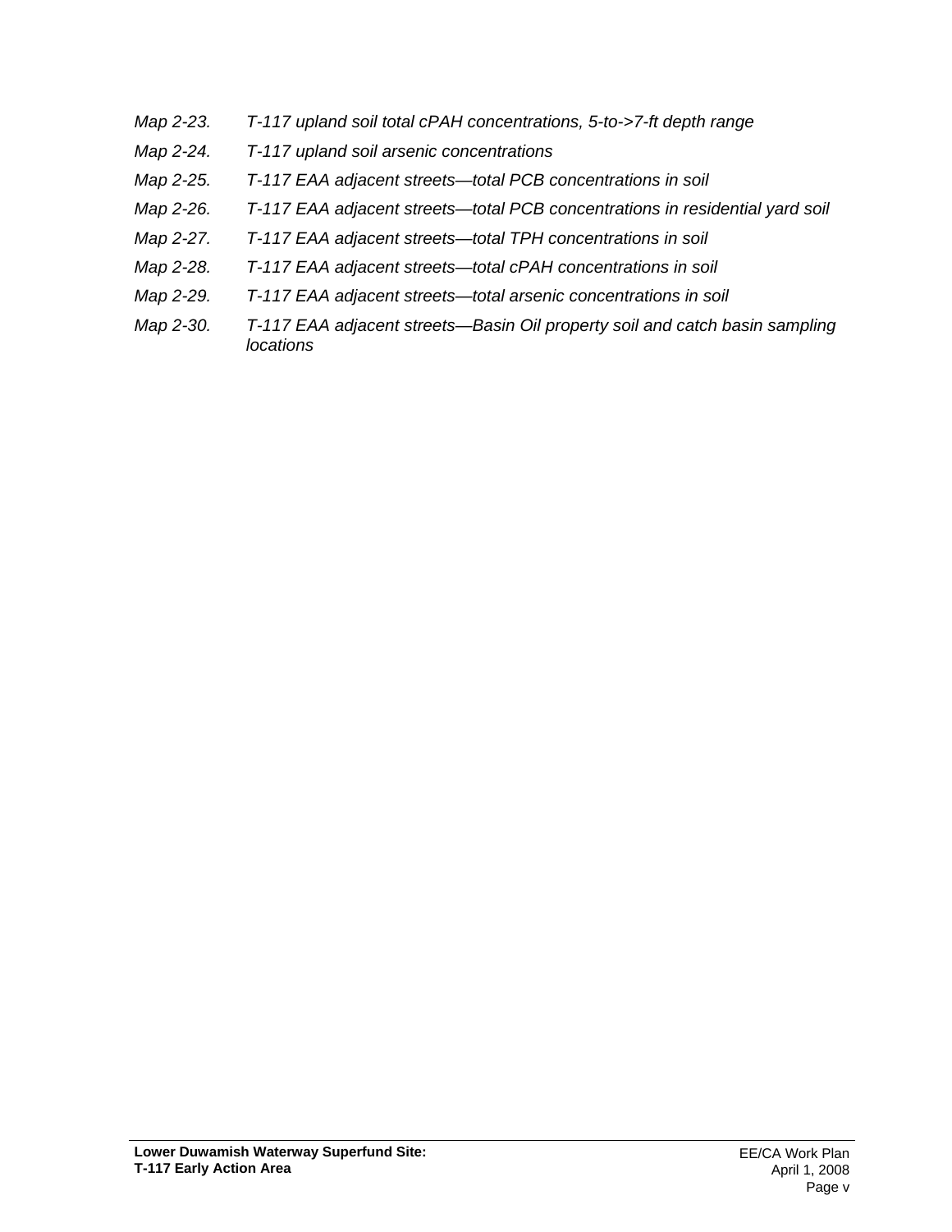*Map 2-23. T-117 upland soil total cPAH concentrations, 5-to->7-ft depth range*

*Map 2-24. T-117 upland soil arsenic concentrations*

*Map 2-25. T-117 EAA adjacent streets—total PCB concentrations in soil*

*Map 2-26. T-117 EAA adjacent streets—total PCB concentrations in residential yard soil*

*Map 2-27. T-117 EAA adjacent streets—total TPH concentrations in soil*

*Map 2-28. T-117 EAA adjacent streets—total cPAH concentrations in soil*

*Map 2-29. T-117 EAA adjacent streets—total arsenic concentrations in soil*

*Map 2-30. T-117 EAA adjacent streets—Basin Oil property soil and catch basin sampling locations*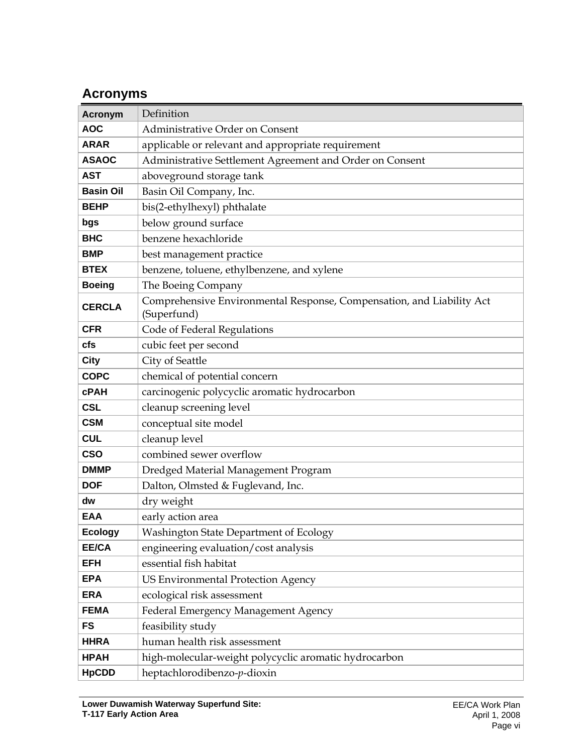## Acronyms

| Acronym | Definition |
|---|---|
| **AOC** | Administrative Order on Consent |
| **ARAR** | applicable or relevant and appropriate requirement |
| **ASAOC** | Administrative Settlement Agreement and Order on Consent |
| **AST** | aboveground storage tank |
| **Basin Oil** | Basin Oil Company, Inc. |
| **BEHP** | bis(2-ethylhexyl) phthalate |
| **bgs** | below ground surface |
| **BHC** | benzene hexachloride |
| **BMP** | best management practice |
| **BTEX** | benzene, toluene, ethylbenzene, and xylene |
| **Boeing** | The Boeing Company |
| **CERCLA** | Comprehensive Environmental Response, Compensation, and Liability Act (Superfund) |
| **CFR** | Code of Federal Regulations |
| **cfs** | cubic feet per second |
| **City** | City of Seattle |
| **COPC** | chemical of potential concern |
| **cPAH** | carcinogenic polycyclic aromatic hydrocarbon |
| **CSL** | cleanup screening level |
| **CSM** | conceptual site model |
| **CUL** | cleanup level |
| **CSO** | combined sewer overflow |
| **DMMP** | Dredged Material Management Program |
| **DOF** | Dalton, Olmsted & Fuglevand, Inc. |
| **dw** | dry weight |
| **EAA** | early action area |
| **Ecology** | Washington State Department of Ecology |
| **EE/CA** | engineering evaluation/cost analysis |
| **EFH** | essential fish habitat |
| **EPA** | US Environmental Protection Agency |
| **ERA** | ecological risk assessment |
| **FEMA** | Federal Emergency Management Agency |
| **FS** | feasibility study |
| **HHRA** | human health risk assessment |
| **HPAH** | high-molecular-weight polycyclic aromatic hydrocarbon |
| **HpCDD** | heptachlorodibenzo-*p*-dioxin |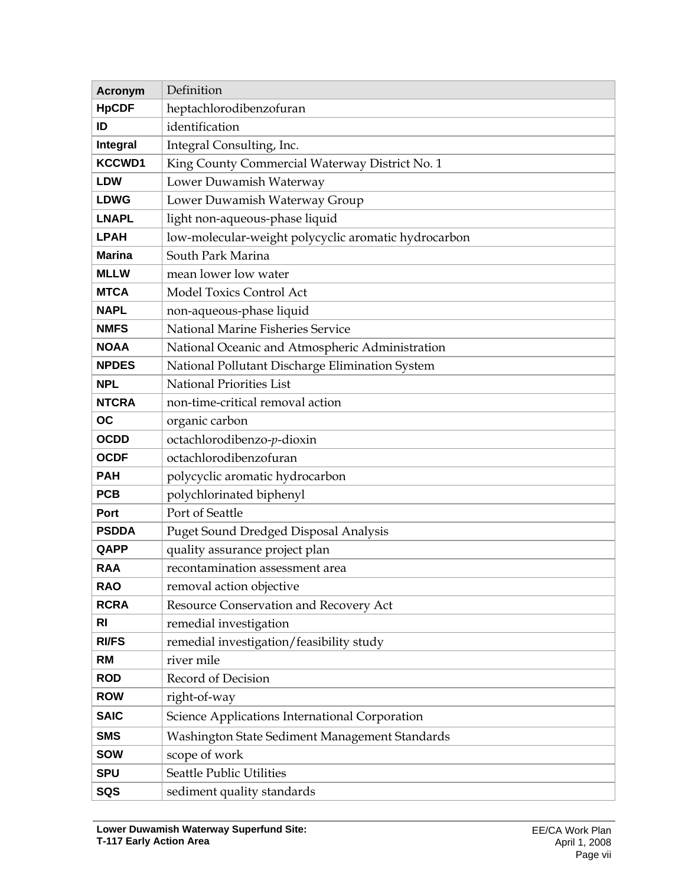| Acronym | Definition |
| --- | --- |
| **HpCDF** | heptachlorodibenzofuran |
| **ID** | identification |
| **Integral** | Integral Consulting, Inc. |
| **KCCWD1** | King County Commercial Waterway District No. 1 |
| **LDW** | Lower Duwamish Waterway |
| **LDWG** | Lower Duwamish Waterway Group |
| **LNAPL** | light non-aqueous-phase liquid |
| **LPAH** | low-molecular-weight polycyclic aromatic hydrocarbon |
| **Marina** | South Park Marina |
| **MLLW** | mean lower low water |
| **MTCA** | Model Toxics Control Act |
| **NAPL** | non-aqueous-phase liquid |
| **NMFS** | National Marine Fisheries Service |
| **NOAA** | National Oceanic and Atmospheric Administration |
| **NPDES** | National Pollutant Discharge Elimination System |
| **NPL** | National Priorities List |
| **NTCRA** | non-time-critical removal action |
| **OC** | organic carbon |
| **OCDD** | octachlorodibenzo-*p*-dioxin |
| **OCDF** | octachlorodibenzofuran |
| **PAH** | polycyclic aromatic hydrocarbon |
| **PCB** | polychlorinated biphenyl |
| **Port** | Port of Seattle |
| **PSDDA** | Puget Sound Dredged Disposal Analysis |
| **QAPP** | quality assurance project plan |
| **RAA** | recontamination assessment area |
| **RAO** | removal action objective |
| **RCRA** | Resource Conservation and Recovery Act |
| **RI** | remedial investigation |
| **RI/FS** | remedial investigation/feasibility study |
| **RM** | river mile |
| **ROD** | Record of Decision |
| **ROW** | right-of-way |
| **SAIC** | Science Applications International Corporation |
| **SMS** | Washington State Sediment Management Standards |
| **SOW** | scope of work |
| **SPU** | Seattle Public Utilities |
| **SQS** | sediment quality standards |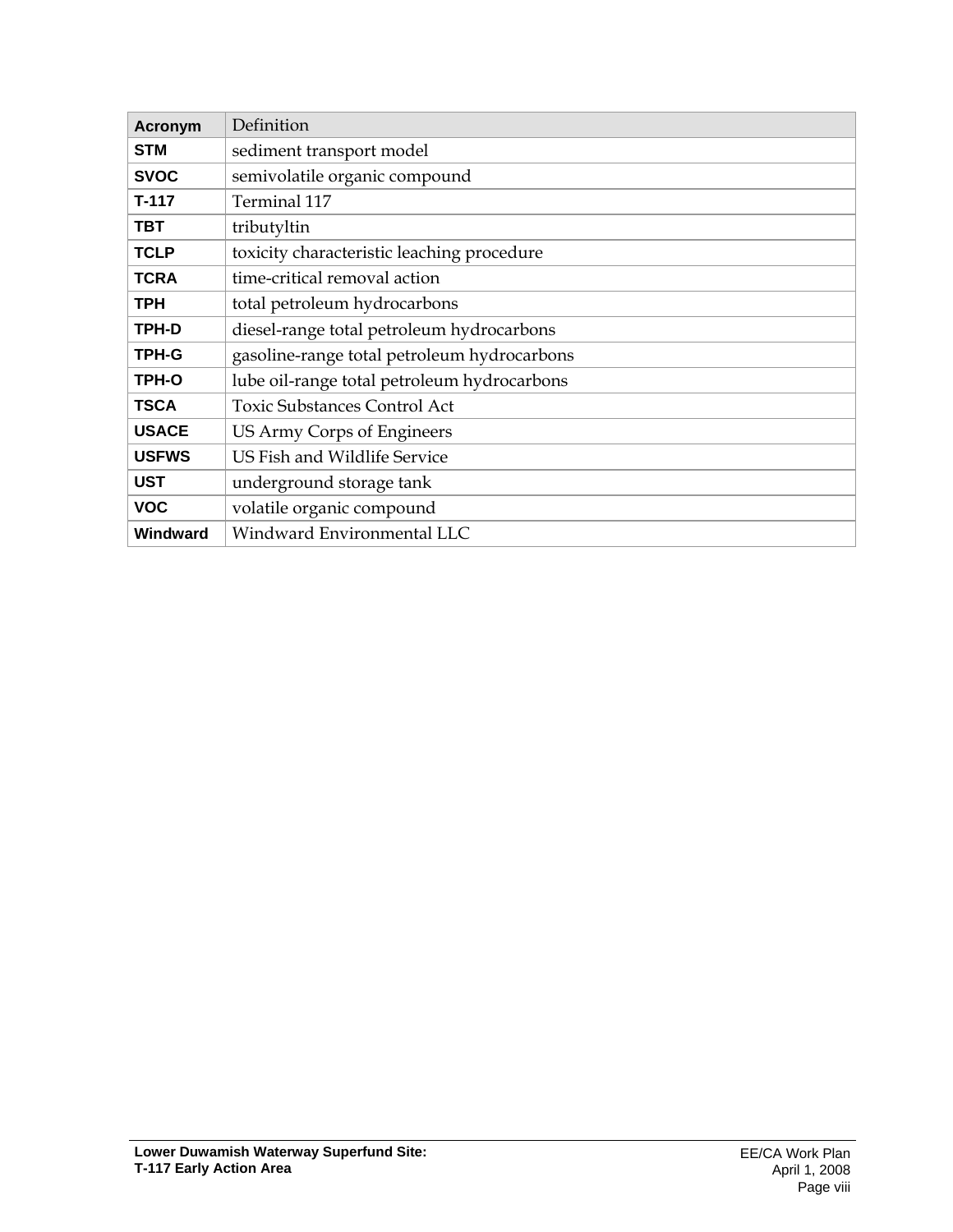| Acronym | Definition |
|---|---|
| **STM** | sediment transport model |
| **SVOC** | semivolatile organic compound |
| **T-117** | Terminal 117 |
| **TBT** | tributyltin |
| **TCLP** | toxicity characteristic leaching procedure |
| **TCRA** | time-critical removal action |
| **TPH** | total petroleum hydrocarbons |
| **TPH-D** | diesel-range total petroleum hydrocarbons |
| **TPH-G** | gasoline-range total petroleum hydrocarbons |
| **TPH-O** | lube oil-range total petroleum hydrocarbons |
| **TSCA** | Toxic Substances Control Act |
| **USACE** | US Army Corps of Engineers |
| **USFWS** | US Fish and Wildlife Service |
| **UST** | underground storage tank |
| **VOC** | volatile organic compound |
| **Windward** | Windward Environmental LLC |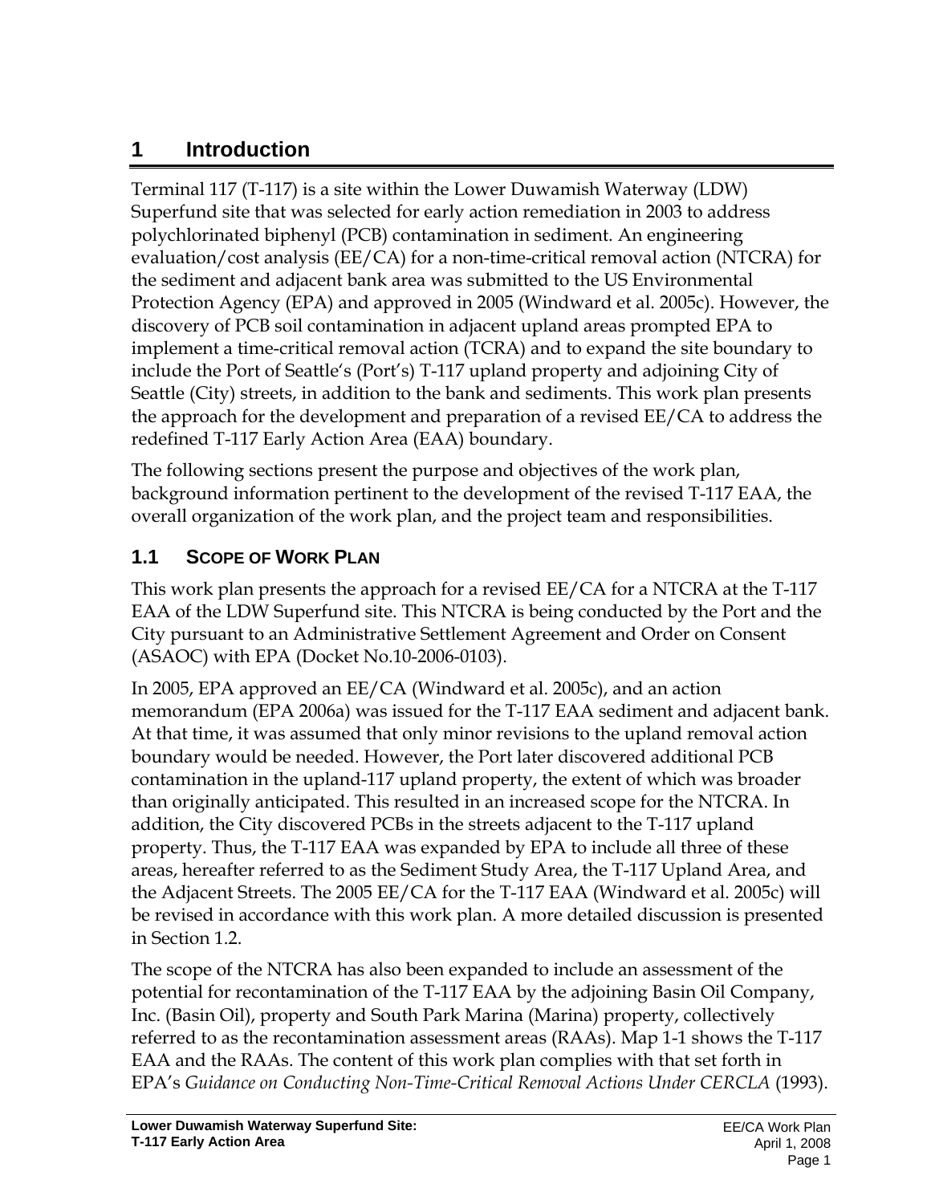# 1 Introduction

Terminal 117 (T-117) is a site within the Lower Duwamish Waterway (LDW) Superfund site that was selected for early action remediation in 2003 to address polychlorinated biphenyl (PCB) contamination in sediment. An engineering evaluation/cost analysis (EE/CA) for a non-time-critical removal action (NTCRA) for the sediment and adjacent bank area was submitted to the US Environmental Protection Agency (EPA) and approved in 2005 (Windward et al. 2005c). However, the discovery of PCB soil contamination in adjacent upland areas prompted EPA to implement a time-critical removal action (TCRA) and to expand the site boundary to include the Port of Seattle's (Port's) T-117 upland property and adjoining City of Seattle (City) streets, in addition to the bank and sediments. This work plan presents the approach for the development and preparation of a revised EE/CA to address the redefined T-117 Early Action Area (EAA) boundary.

The following sections present the purpose and objectives of the work plan, background information pertinent to the development of the revised T-117 EAA, the overall organization of the work plan, and the project team and responsibilities.

## 1.1 Scope of Work Plan

This work plan presents the approach for a revised EE/CA for a NTCRA at the T-117 EAA of the LDW Superfund site. This NTCRA is being conducted by the Port and the City pursuant to an Administrative Settlement Agreement and Order on Consent (ASAOC) with EPA (Docket No.10-2006-0103).

In 2005, EPA approved an EE/CA (Windward et al. 2005c), and an action memorandum (EPA 2006a) was issued for the T-117 EAA sediment and adjacent bank. At that time, it was assumed that only minor revisions to the upland removal action boundary would be needed. However, the Port later discovered additional PCB contamination in the upland-117 upland property, the extent of which was broader than originally anticipated. This resulted in an increased scope for the NTCRA. In addition, the City discovered PCBs in the streets adjacent to the T-117 upland property. Thus, the T-117 EAA was expanded by EPA to include all three of these areas, hereafter referred to as the Sediment Study Area, the T-117 Upland Area, and the Adjacent Streets. The 2005 EE/CA for the T-117 EAA (Windward et al. 2005c) will be revised in accordance with this work plan. A more detailed discussion is presented in Section 1.2.

The scope of the NTCRA has also been expanded to include an assessment of the potential for recontamination of the T-117 EAA by the adjoining Basin Oil Company, Inc. (Basin Oil), property and South Park Marina (Marina) property, collectively referred to as the recontamination assessment areas (RAAs). Map 1-1 shows the T-117 EAA and the RAAs. The content of this work plan complies with that set forth in EPA's *Guidance on Conducting Non-Time-Critical Removal Actions Under CERCLA* (1993).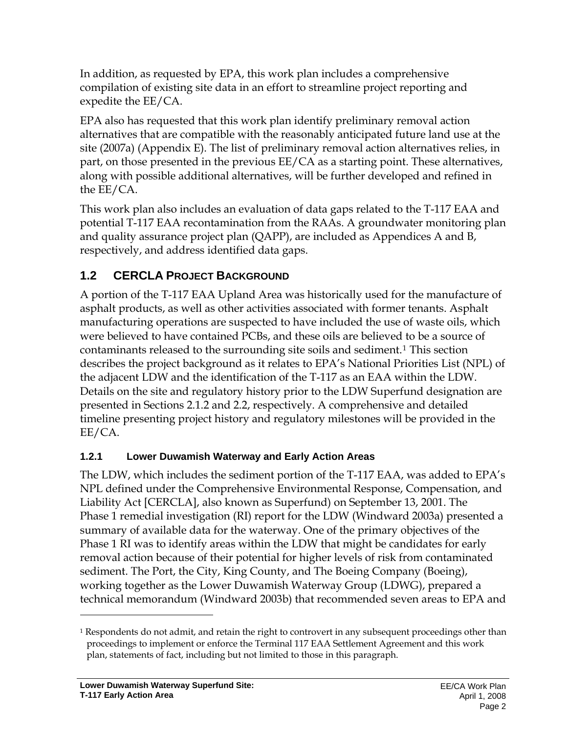In addition, as requested by EPA, this work plan includes a comprehensive compilation of existing site data in an effort to streamline project reporting and expedite the EE/CA.

EPA also has requested that this work plan identify preliminary removal action alternatives that are compatible with the reasonably anticipated future land use at the site (2007a) (Appendix E). The list of preliminary removal action alternatives relies, in part, on those presented in the previous EE/CA as a starting point. These alternatives, along with possible additional alternatives, will be further developed and refined in the EE/CA.

This work plan also includes an evaluation of data gaps related to the T-117 EAA and potential T-117 EAA recontamination from the RAAs. A groundwater monitoring plan and quality assurance project plan (QAPP), are included as Appendices A and B, respectively, and address identified data gaps.

## 1.2 CERCLA Project Background

A portion of the T-117 EAA Upland Area was historically used for the manufacture of asphalt products, as well as other activities associated with former tenants. Asphalt manufacturing operations are suspected to have included the use of waste oils, which were believed to have contained PCBs, and these oils are believed to be a source of contaminants released to the surrounding site soils and sediment.[1] This section describes the project background as it relates to EPA's National Priorities List (NPL) of the adjacent LDW and the identification of the T-117 as an EAA within the LDW. Details on the site and regulatory history prior to the LDW Superfund designation are presented in Sections 2.1.2 and 2.2, respectively. A comprehensive and detailed timeline presenting project history and regulatory milestones will be provided in the EE/CA.

### 1.2.1 Lower Duwamish Waterway and Early Action Areas

The LDW, which includes the sediment portion of the T-117 EAA, was added to EPA's NPL defined under the Comprehensive Environmental Response, Compensation, and Liability Act [CERCLA], also known as Superfund) on September 13, 2001. The Phase 1 remedial investigation (RI) report for the LDW (Windward 2003a) presented a summary of available data for the waterway. One of the primary objectives of the Phase 1 RI was to identify areas within the LDW that might be candidates for early removal action because of their potential for higher levels of risk from contaminated sediment. The Port, the City, King County, and The Boeing Company (Boeing), working together as the Lower Duwamish Waterway Group (LDWG), prepared a technical memorandum (Windward 2003b) that recommended seven areas to EPA and

---

[1] Respondents do not admit, and retain the right to controvert in any subsequent proceedings other than proceedings to implement or enforce the Terminal 117 EAA Settlement Agreement and this work plan, statements of fact, including but not limited to those in this paragraph.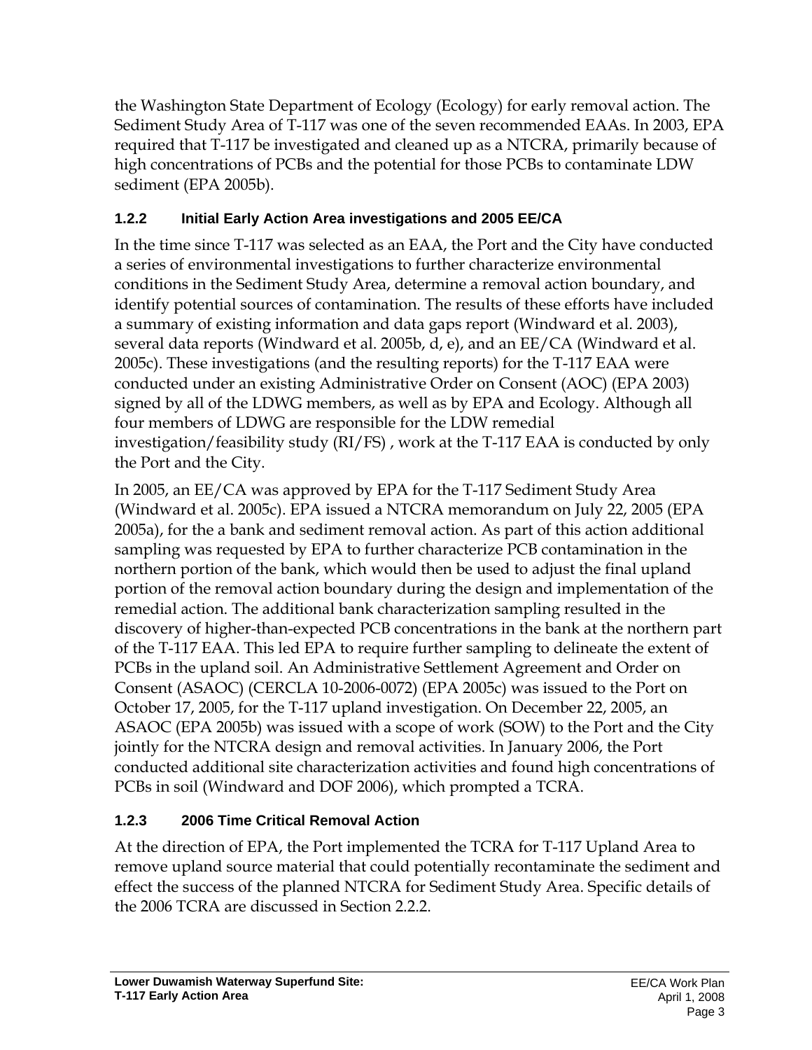the Washington State Department of Ecology (Ecology) for early removal action. The Sediment Study Area of T-117 was one of the seven recommended EAAs. In 2003, EPA required that T-117 be investigated and cleaned up as a NTCRA, primarily because of high concentrations of PCBs and the potential for those PCBs to contaminate LDW sediment (EPA 2005b).

### 1.2.2 Initial Early Action Area investigations and 2005 EE/CA

In the time since T-117 was selected as an EAA, the Port and the City have conducted a series of environmental investigations to further characterize environmental conditions in the Sediment Study Area, determine a removal action boundary, and identify potential sources of contamination. The results of these efforts have included a summary of existing information and data gaps report (Windward et al. 2003), several data reports (Windward et al. 2005b, d, e), and an EE/CA (Windward et al. 2005c). These investigations (and the resulting reports) for the T-117 EAA were conducted under an existing Administrative Order on Consent (AOC) (EPA 2003) signed by all of the LDWG members, as well as by EPA and Ecology. Although all four members of LDWG are responsible for the LDW remedial investigation/feasibility study (RI/FS) , work at the T-117 EAA is conducted by only the Port and the City.

In 2005, an EE/CA was approved by EPA for the T-117 Sediment Study Area (Windward et al. 2005c). EPA issued a NTCRA memorandum on July 22, 2005 (EPA 2005a), for the a bank and sediment removal action. As part of this action additional sampling was requested by EPA to further characterize PCB contamination in the northern portion of the bank, which would then be used to adjust the final upland portion of the removal action boundary during the design and implementation of the remedial action. The additional bank characterization sampling resulted in the discovery of higher-than-expected PCB concentrations in the bank at the northern part of the T-117 EAA. This led EPA to require further sampling to delineate the extent of PCBs in the upland soil. An Administrative Settlement Agreement and Order on Consent (ASAOC) (CERCLA 10-2006-0072) (EPA 2005c) was issued to the Port on October 17, 2005, for the T-117 upland investigation. On December 22, 2005, an ASAOC (EPA 2005b) was issued with a scope of work (SOW) to the Port and the City jointly for the NTCRA design and removal activities. In January 2006, the Port conducted additional site characterization activities and found high concentrations of PCBs in soil (Windward and DOF 2006), which prompted a TCRA.

### 1.2.3 2006 Time Critical Removal Action

At the direction of EPA, the Port implemented the TCRA for T-117 Upland Area to remove upland source material that could potentially recontaminate the sediment and effect the success of the planned NTCRA for Sediment Study Area. Specific details of the 2006 TCRA are discussed in Section 2.2.2.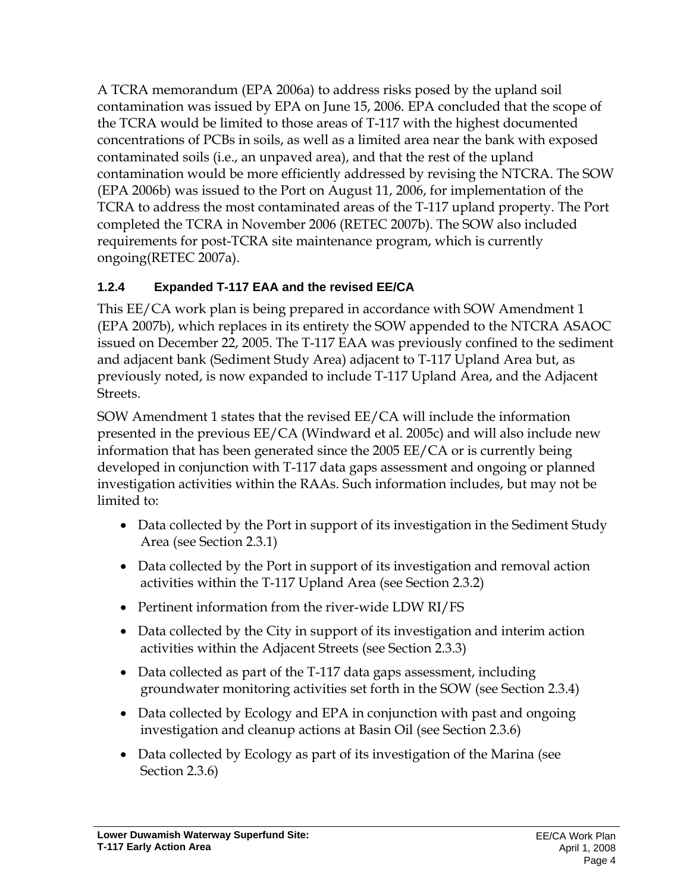A TCRA memorandum (EPA 2006a) to address risks posed by the upland soil contamination was issued by EPA on June 15, 2006. EPA concluded that the scope of the TCRA would be limited to those areas of T-117 with the highest documented concentrations of PCBs in soils, as well as a limited area near the bank with exposed contaminated soils (i.e., an unpaved area), and that the rest of the upland contamination would be more efficiently addressed by revising the NTCRA. The SOW (EPA 2006b) was issued to the Port on August 11, 2006, for implementation of the TCRA to address the most contaminated areas of the T-117 upland property. The Port completed the TCRA in November 2006 (RETEC 2007b). The SOW also included requirements for post-TCRA site maintenance program, which is currently ongoing(RETEC 2007a).

### 1.2.4 Expanded T-117 EAA and the revised EE/CA

This EE/CA work plan is being prepared in accordance with SOW Amendment 1 (EPA 2007b), which replaces in its entirety the SOW appended to the NTCRA ASAOC issued on December 22, 2005. The T-117 EAA was previously confined to the sediment and adjacent bank (Sediment Study Area) adjacent to T-117 Upland Area but, as previously noted, is now expanded to include T-117 Upland Area, and the Adjacent Streets.

SOW Amendment 1 states that the revised EE/CA will include the information presented in the previous EE/CA (Windward et al. 2005c) and will also include new information that has been generated since the 2005 EE/CA or is currently being developed in conjunction with T-117 data gaps assessment and ongoing or planned investigation activities within the RAAs. Such information includes, but may not be limited to:

- Data collected by the Port in support of its investigation in the Sediment Study Area (see Section 2.3.1)
- Data collected by the Port in support of its investigation and removal action activities within the T-117 Upland Area (see Section 2.3.2)
- Pertinent information from the river-wide LDW RI/FS
- Data collected by the City in support of its investigation and interim action activities within the Adjacent Streets (see Section 2.3.3)
- Data collected as part of the T-117 data gaps assessment, including groundwater monitoring activities set forth in the SOW (see Section 2.3.4)
- Data collected by Ecology and EPA in conjunction with past and ongoing investigation and cleanup actions at Basin Oil (see Section 2.3.6)
- Data collected by Ecology as part of its investigation of the Marina (see Section 2.3.6)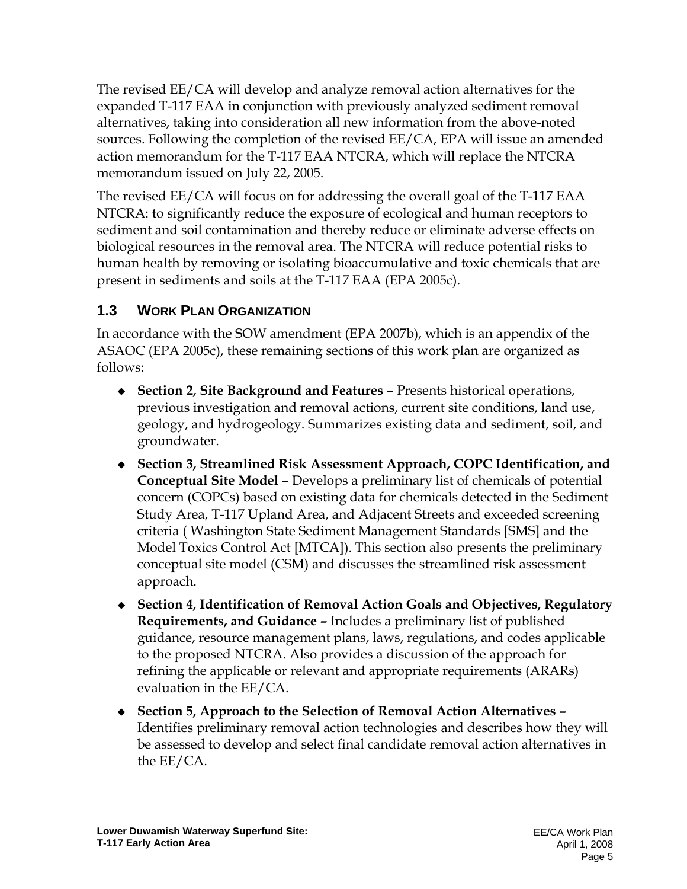The revised EE/CA will develop and analyze removal action alternatives for the expanded T-117 EAA in conjunction with previously analyzed sediment removal alternatives, taking into consideration all new information from the above-noted sources. Following the completion of the revised EE/CA, EPA will issue an amended action memorandum for the T-117 EAA NTCRA, which will replace the NTCRA memorandum issued on July 22, 2005.

The revised EE/CA will focus on for addressing the overall goal of the T-117 EAA NTCRA: to significantly reduce the exposure of ecological and human receptors to sediment and soil contamination and thereby reduce or eliminate adverse effects on biological resources in the removal area. The NTCRA will reduce potential risks to human health by removing or isolating bioaccumulative and toxic chemicals that are present in sediments and soils at the T-117 EAA (EPA 2005c).

## 1.3 WORK PLAN ORGANIZATION

In accordance with the SOW amendment (EPA 2007b), which is an appendix of the ASAOC (EPA 2005c), these remaining sections of this work plan are organized as follows:

- **Section 2, Site Background and Features –** Presents historical operations, previous investigation and removal actions, current site conditions, land use, geology, and hydrogeology. Summarizes existing data and sediment, soil, and groundwater.
- **Section 3, Streamlined Risk Assessment Approach, COPC Identification, and Conceptual Site Model –** Develops a preliminary list of chemicals of potential concern (COPCs) based on existing data for chemicals detected in the Sediment Study Area, T-117 Upland Area, and Adjacent Streets and exceeded screening criteria ( Washington State Sediment Management Standards [SMS] and the Model Toxics Control Act [MTCA]). This section also presents the preliminary conceptual site model (CSM) and discusses the streamlined risk assessment approach.
- **Section 4, Identification of Removal Action Goals and Objectives, Regulatory Requirements, and Guidance –** Includes a preliminary list of published guidance, resource management plans, laws, regulations, and codes applicable to the proposed NTCRA. Also provides a discussion of the approach for refining the applicable or relevant and appropriate requirements (ARARs) evaluation in the EE/CA.
- **Section 5, Approach to the Selection of Removal Action Alternatives –** Identifies preliminary removal action technologies and describes how they will be assessed to develop and select final candidate removal action alternatives in the EE/CA.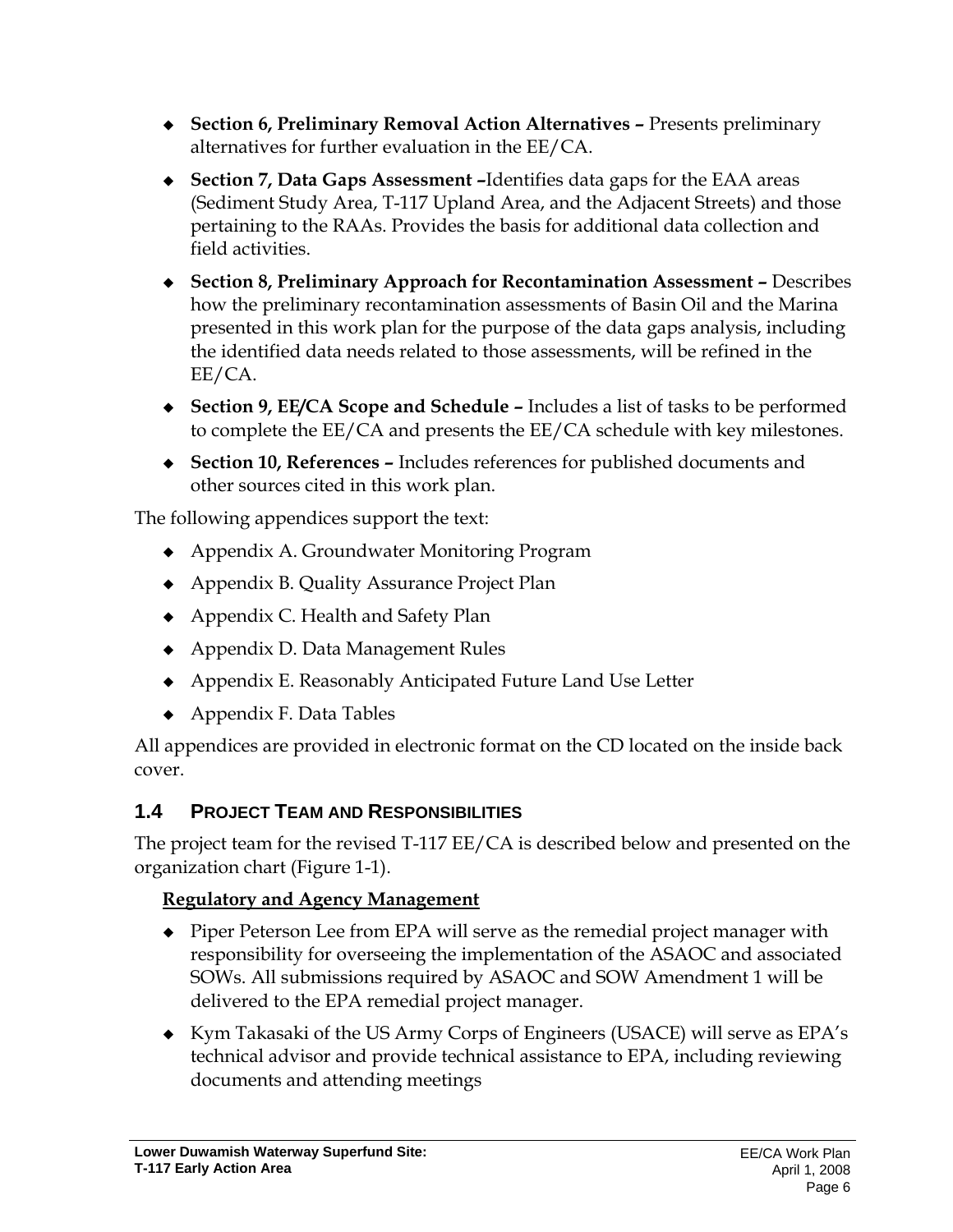- **Section 6, Preliminary Removal Action Alternatives –** Presents preliminary alternatives for further evaluation in the EE/CA.
- **Section 7, Data Gaps Assessment –**Identifies data gaps for the EAA areas (Sediment Study Area, T-117 Upland Area, and the Adjacent Streets) and those pertaining to the RAAs. Provides the basis for additional data collection and field activities.
- **Section 8, Preliminary Approach for Recontamination Assessment –** Describes how the preliminary recontamination assessments of Basin Oil and the Marina presented in this work plan for the purpose of the data gaps analysis, including the identified data needs related to those assessments, will be refined in the EE/CA.
- **Section 9, EE/CA Scope and Schedule –** Includes a list of tasks to be performed to complete the EE/CA and presents the EE/CA schedule with key milestones.
- **Section 10, References –** Includes references for published documents and other sources cited in this work plan.

The following appendices support the text:

- Appendix A. Groundwater Monitoring Program
- Appendix B. Quality Assurance Project Plan
- Appendix C. Health and Safety Plan
- Appendix D. Data Management Rules
- Appendix E. Reasonably Anticipated Future Land Use Letter
- Appendix F. Data Tables

All appendices are provided in electronic format on the CD located on the inside back cover.

## 1.4 Project Team and Responsibilities

The project team for the revised T-117 EE/CA is described below and presented on the organization chart (Figure 1-1).

**Regulatory and Agency Management**

- Piper Peterson Lee from EPA will serve as the remedial project manager with responsibility for overseeing the implementation of the ASAOC and associated SOWs. All submissions required by ASAOC and SOW Amendment 1 will be delivered to the EPA remedial project manager.
- Kym Takasaki of the US Army Corps of Engineers (USACE) will serve as EPA's technical advisor and provide technical assistance to EPA, including reviewing documents and attending meetings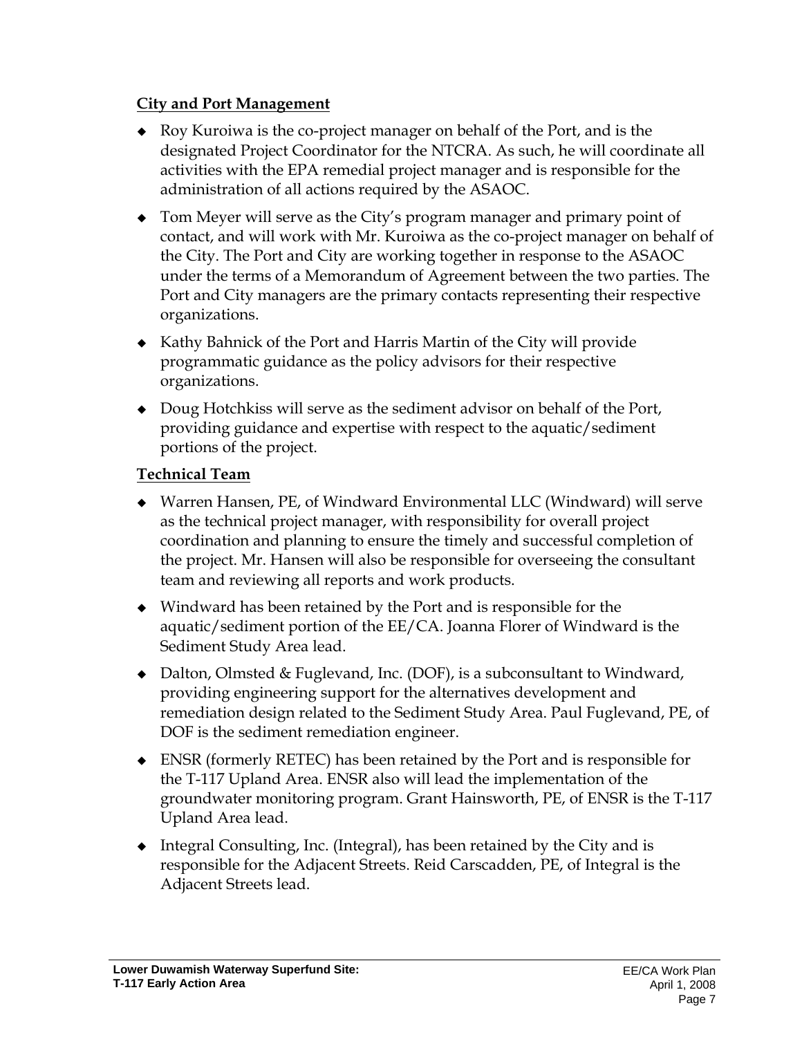**City and Port Management**

- Roy Kuroiwa is the co-project manager on behalf of the Port, and is the designated Project Coordinator for the NTCRA. As such, he will coordinate all activities with the EPA remedial project manager and is responsible for the administration of all actions required by the ASAOC.
- Tom Meyer will serve as the City's program manager and primary point of contact, and will work with Mr. Kuroiwa as the co-project manager on behalf of the City. The Port and City are working together in response to the ASAOC under the terms of a Memorandum of Agreement between the two parties. The Port and City managers are the primary contacts representing their respective organizations.
- Kathy Bahnick of the Port and Harris Martin of the City will provide programmatic guidance as the policy advisors for their respective organizations.
- Doug Hotchkiss will serve as the sediment advisor on behalf of the Port, providing guidance and expertise with respect to the aquatic/sediment portions of the project.

**Technical Team**

- Warren Hansen, PE, of Windward Environmental LLC (Windward) will serve as the technical project manager, with responsibility for overall project coordination and planning to ensure the timely and successful completion of the project. Mr. Hansen will also be responsible for overseeing the consultant team and reviewing all reports and work products.
- Windward has been retained by the Port and is responsible for the aquatic/sediment portion of the EE/CA. Joanna Florer of Windward is the Sediment Study Area lead.
- Dalton, Olmsted & Fuglevand, Inc. (DOF), is a subconsultant to Windward, providing engineering support for the alternatives development and remediation design related to the Sediment Study Area. Paul Fuglevand, PE, of DOF is the sediment remediation engineer.
- ENSR (formerly RETEC) has been retained by the Port and is responsible for the T-117 Upland Area. ENSR also will lead the implementation of the groundwater monitoring program. Grant Hainsworth, PE, of ENSR is the T-117 Upland Area lead.
- Integral Consulting, Inc. (Integral), has been retained by the City and is responsible for the Adjacent Streets. Reid Carscadden, PE, of Integral is the Adjacent Streets lead.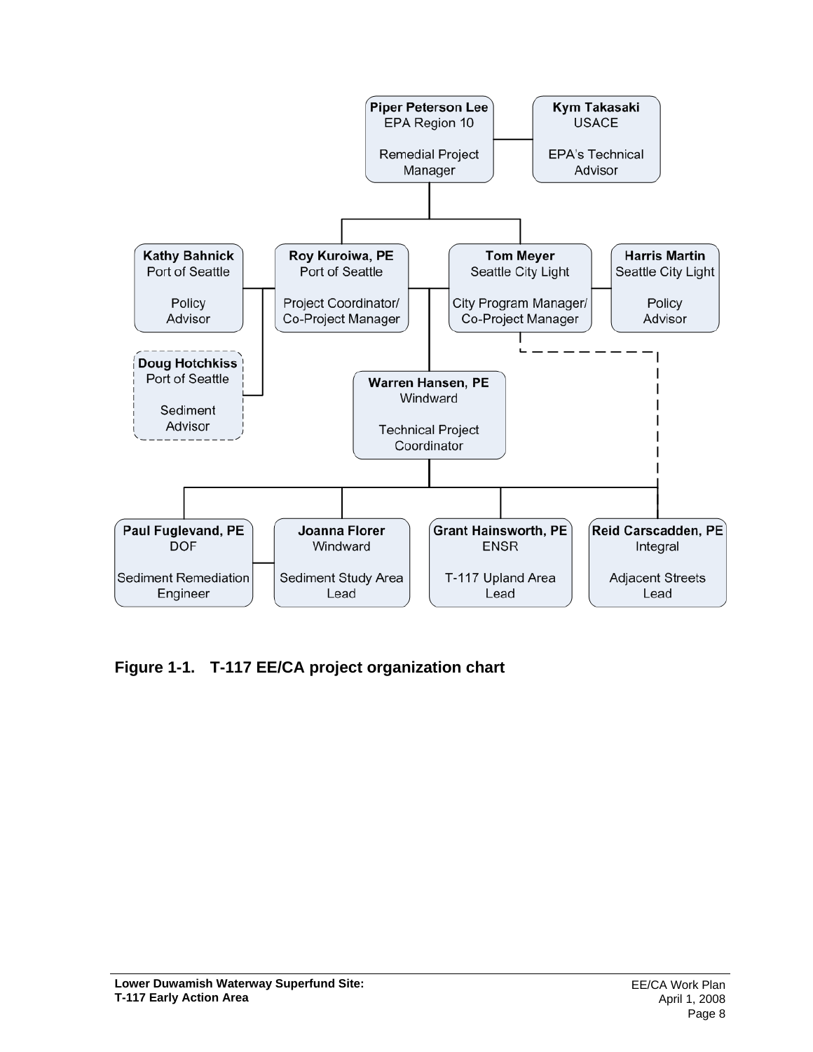Piper Peterson Lee
EPA Region 10

Remedial Project Manager

Kym Takasaki
USACE

EPA's Technical Advisor

Kathy Bahnick
Port of Seattle

Policy Advisor

Roy Kuroiwa, PE
Port of Seattle

Project Coordinator/ Co-Project Manager

Tom Meyer
Seattle City Light

City Program Manager/ Co-Project Manager

Harris Martin
Seattle City Light

Policy Advisor

Doug Hotchkiss
Port of Seattle

Sediment Advisor

Warren Hansen, PE
Windward

Technical Project Coordinator

Paul Fuglevand, PE
DOF

Sediment Remediation Engineer

Joanna Florer
Windward

Sediment Study Area Lead

Grant Hainsworth, PE
ENSR

T-117 Upland Area Lead

Reid Carscadden, PE
Integral

Adjacent Streets Lead

**Figure 1-1. T-117 EE/CA project organization chart**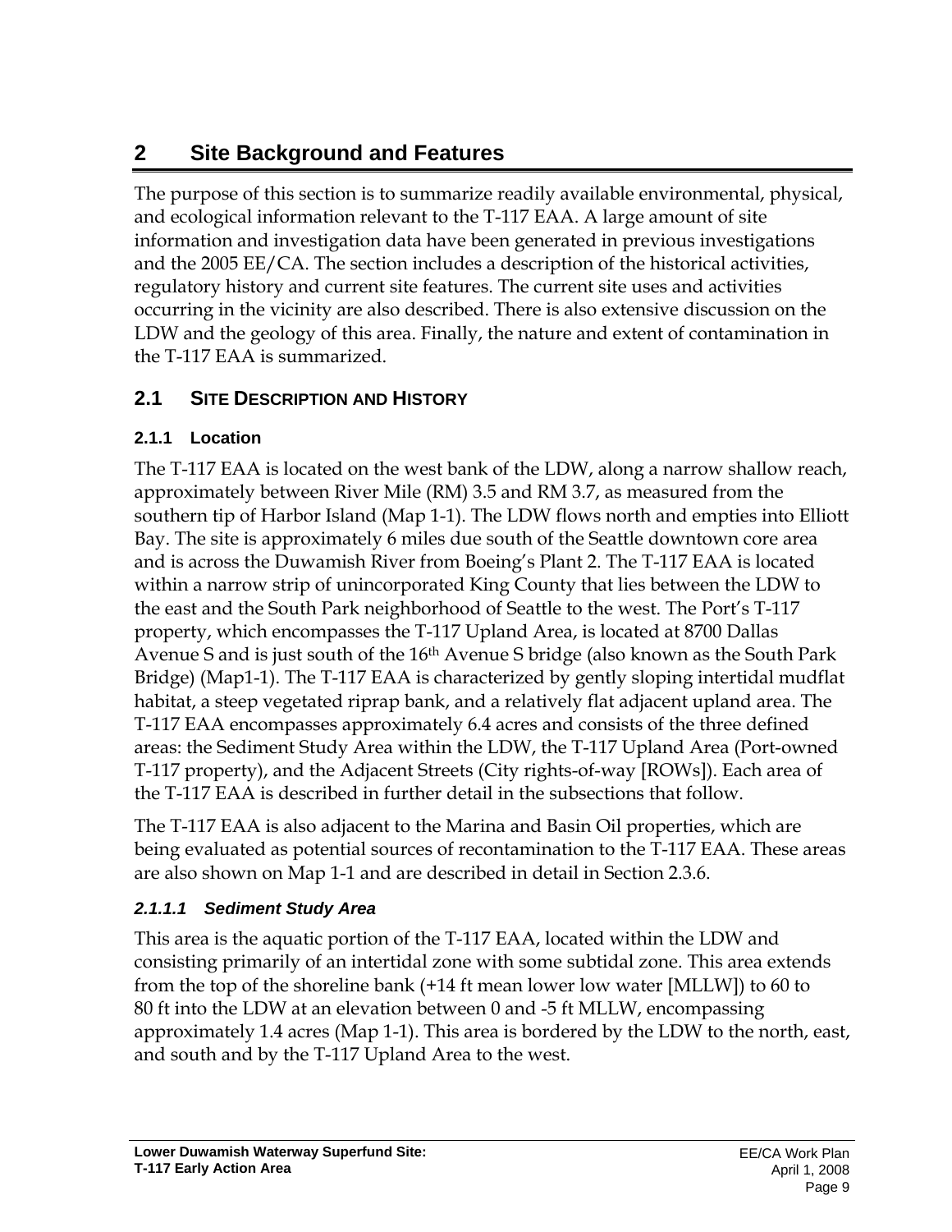# 2 Site Background and Features

The purpose of this section is to summarize readily available environmental, physical, and ecological information relevant to the T-117 EAA. A large amount of site information and investigation data have been generated in previous investigations and the 2005 EE/CA. The section includes a description of the historical activities, regulatory history and current site features. The current site uses and activities occurring in the vicinity are also described. There is also extensive discussion on the LDW and the geology of this area. Finally, the nature and extent of contamination in the T-117 EAA is summarized.

## 2.1 SITE DESCRIPTION AND HISTORY

### 2.1.1 Location

The T-117 EAA is located on the west bank of the LDW, along a narrow shallow reach, approximately between River Mile (RM) 3.5 and RM 3.7, as measured from the southern tip of Harbor Island (Map 1-1). The LDW flows north and empties into Elliott Bay. The site is approximately 6 miles due south of the Seattle downtown core area and is across the Duwamish River from Boeing's Plant 2. The T-117 EAA is located within a narrow strip of unincorporated King County that lies between the LDW to the east and the South Park neighborhood of Seattle to the west. The Port's T-117 property, which encompasses the T-117 Upland Area, is located at 8700 Dallas Avenue S and is just south of the 16th Avenue S bridge (also known as the South Park Bridge) (Map1-1). The T-117 EAA is characterized by gently sloping intertidal mudflat habitat, a steep vegetated riprap bank, and a relatively flat adjacent upland area. The T-117 EAA encompasses approximately 6.4 acres and consists of the three defined areas: the Sediment Study Area within the LDW, the T-117 Upland Area (Port-owned T-117 property), and the Adjacent Streets (City rights-of-way [ROWs]). Each area of the T-117 EAA is described in further detail in the subsections that follow.

The T-117 EAA is also adjacent to the Marina and Basin Oil properties, which are being evaluated as potential sources of recontamination to the T-117 EAA. These areas are also shown on Map 1-1 and are described in detail in Section 2.3.6.

#### *2.1.1.1 Sediment Study Area*

This area is the aquatic portion of the T-117 EAA, located within the LDW and consisting primarily of an intertidal zone with some subtidal zone. This area extends from the top of the shoreline bank (+14 ft mean lower low water [MLLW]) to 60 to 80 ft into the LDW at an elevation between 0 and -5 ft MLLW, encompassing approximately 1.4 acres (Map 1-1). This area is bordered by the LDW to the north, east, and south and by the T-117 Upland Area to the west.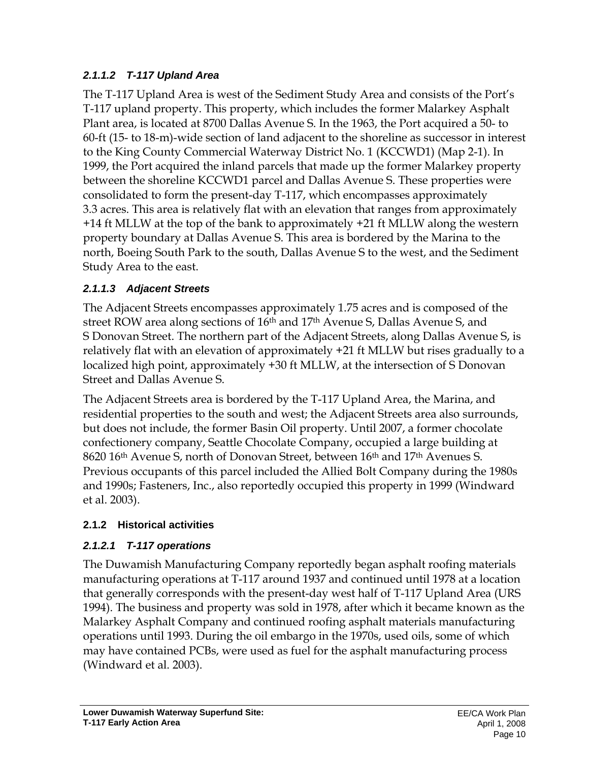#### *2.1.1.2 T-117 Upland Area*

The T-117 Upland Area is west of the Sediment Study Area and consists of the Port's T-117 upland property. This property, which includes the former Malarkey Asphalt Plant area, is located at 8700 Dallas Avenue S. In the 1963, the Port acquired a 50- to 60-ft (15- to 18-m)-wide section of land adjacent to the shoreline as successor in interest to the King County Commercial Waterway District No. 1 (KCCWD1) (Map 2-1). In 1999, the Port acquired the inland parcels that made up the former Malarkey property between the shoreline KCCWD1 parcel and Dallas Avenue S. These properties were consolidated to form the present-day T-117, which encompasses approximately 3.3 acres. This area is relatively flat with an elevation that ranges from approximately +14 ft MLLW at the top of the bank to approximately +21 ft MLLW along the western property boundary at Dallas Avenue S. This area is bordered by the Marina to the north, Boeing South Park to the south, Dallas Avenue S to the west, and the Sediment Study Area to the east.

#### *2.1.1.3 Adjacent Streets*

The Adjacent Streets encompasses approximately 1.75 acres and is composed of the street ROW area along sections of 16th and 17th Avenue S, Dallas Avenue S, and S Donovan Street. The northern part of the Adjacent Streets, along Dallas Avenue S, is relatively flat with an elevation of approximately +21 ft MLLW but rises gradually to a localized high point, approximately +30 ft MLLW, at the intersection of S Donovan Street and Dallas Avenue S.

The Adjacent Streets area is bordered by the T-117 Upland Area, the Marina, and residential properties to the south and west; the Adjacent Streets area also surrounds, but does not include, the former Basin Oil property. Until 2007, a former chocolate confectionery company, Seattle Chocolate Company, occupied a large building at 8620 16th Avenue S, north of Donovan Street, between 16th and 17th Avenues S. Previous occupants of this parcel included the Allied Bolt Company during the 1980s and 1990s; Fasteners, Inc., also reportedly occupied this property in 1999 (Windward et al. 2003).

### 2.1.2 Historical activities

#### *2.1.2.1 T-117 operations*

The Duwamish Manufacturing Company reportedly began asphalt roofing materials manufacturing operations at T-117 around 1937 and continued until 1978 at a location that generally corresponds with the present-day west half of T-117 Upland Area (URS 1994). The business and property was sold in 1978, after which it became known as the Malarkey Asphalt Company and continued roofing asphalt materials manufacturing operations until 1993. During the oil embargo in the 1970s, used oils, some of which may have contained PCBs, were used as fuel for the asphalt manufacturing process (Windward et al. 2003).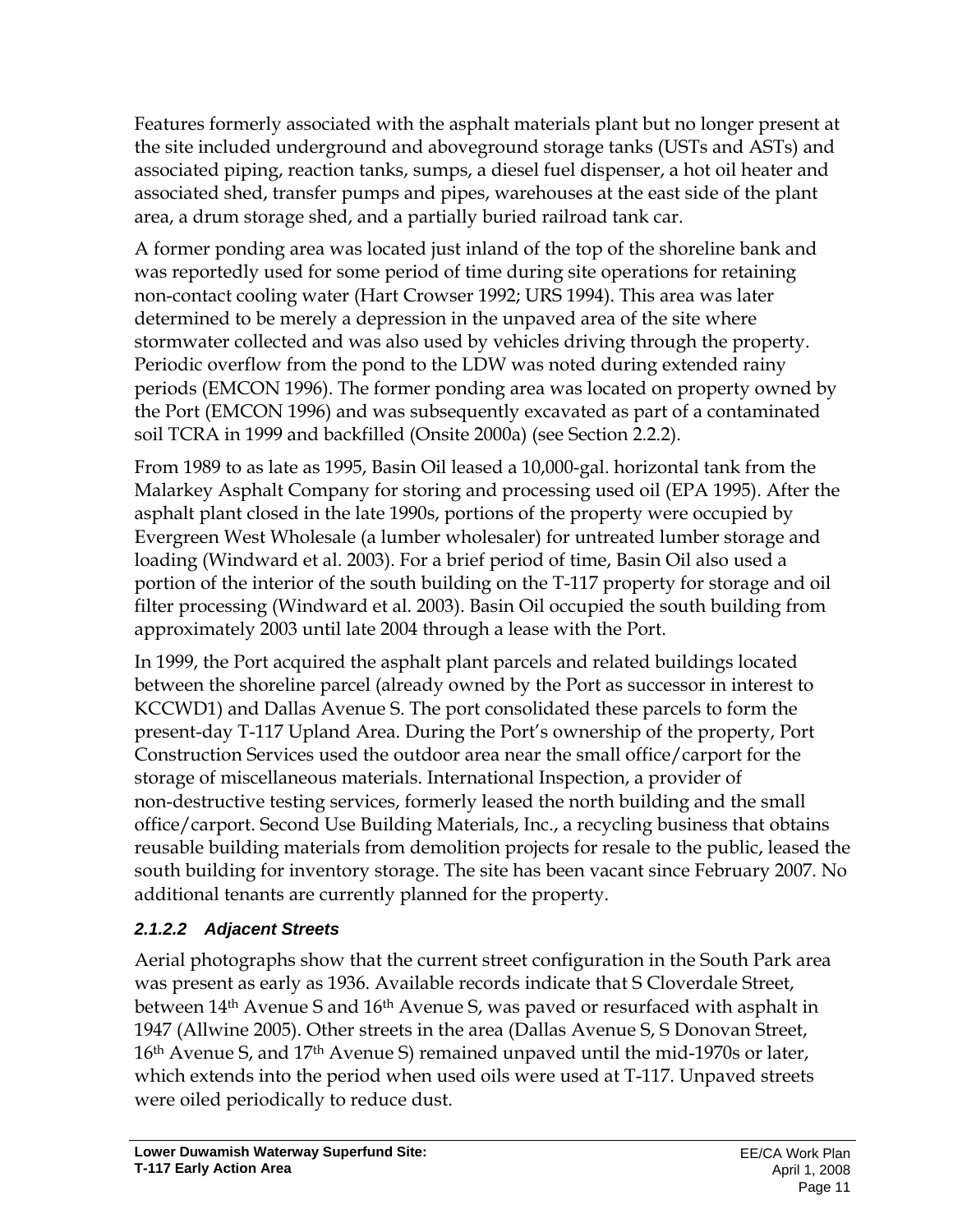Features formerly associated with the asphalt materials plant but no longer present at the site included underground and aboveground storage tanks (USTs and ASTs) and associated piping, reaction tanks, sumps, a diesel fuel dispenser, a hot oil heater and associated shed, transfer pumps and pipes, warehouses at the east side of the plant area, a drum storage shed, and a partially buried railroad tank car.

A former ponding area was located just inland of the top of the shoreline bank and was reportedly used for some period of time during site operations for retaining non-contact cooling water (Hart Crowser 1992; URS 1994). This area was later determined to be merely a depression in the unpaved area of the site where stormwater collected and was also used by vehicles driving through the property. Periodic overflow from the pond to the LDW was noted during extended rainy periods (EMCON 1996). The former ponding area was located on property owned by the Port (EMCON 1996) and was subsequently excavated as part of a contaminated soil TCRA in 1999 and backfilled (Onsite 2000a) (see Section 2.2.2).

From 1989 to as late as 1995, Basin Oil leased a 10,000-gal. horizontal tank from the Malarkey Asphalt Company for storing and processing used oil (EPA 1995). After the asphalt plant closed in the late 1990s, portions of the property were occupied by Evergreen West Wholesale (a lumber wholesaler) for untreated lumber storage and loading (Windward et al. 2003). For a brief period of time, Basin Oil also used a portion of the interior of the south building on the T-117 property for storage and oil filter processing (Windward et al. 2003). Basin Oil occupied the south building from approximately 2003 until late 2004 through a lease with the Port.

In 1999, the Port acquired the asphalt plant parcels and related buildings located between the shoreline parcel (already owned by the Port as successor in interest to KCCWD1) and Dallas Avenue S. The port consolidated these parcels to form the present-day T-117 Upland Area. During the Port's ownership of the property, Port Construction Services used the outdoor area near the small office/carport for the storage of miscellaneous materials. International Inspection, a provider of non-destructive testing services, formerly leased the north building and the small office/carport. Second Use Building Materials, Inc., a recycling business that obtains reusable building materials from demolition projects for resale to the public, leased the south building for inventory storage. The site has been vacant since February 2007. No additional tenants are currently planned for the property.

#### *2.1.2.2 Adjacent Streets*

Aerial photographs show that the current street configuration in the South Park area was present as early as 1936. Available records indicate that S Cloverdale Street, between 14th Avenue S and 16th Avenue S, was paved or resurfaced with asphalt in 1947 (Allwine 2005). Other streets in the area (Dallas Avenue S, S Donovan Street, 16th Avenue S, and 17th Avenue S) remained unpaved until the mid-1970s or later, which extends into the period when used oils were used at T-117. Unpaved streets were oiled periodically to reduce dust.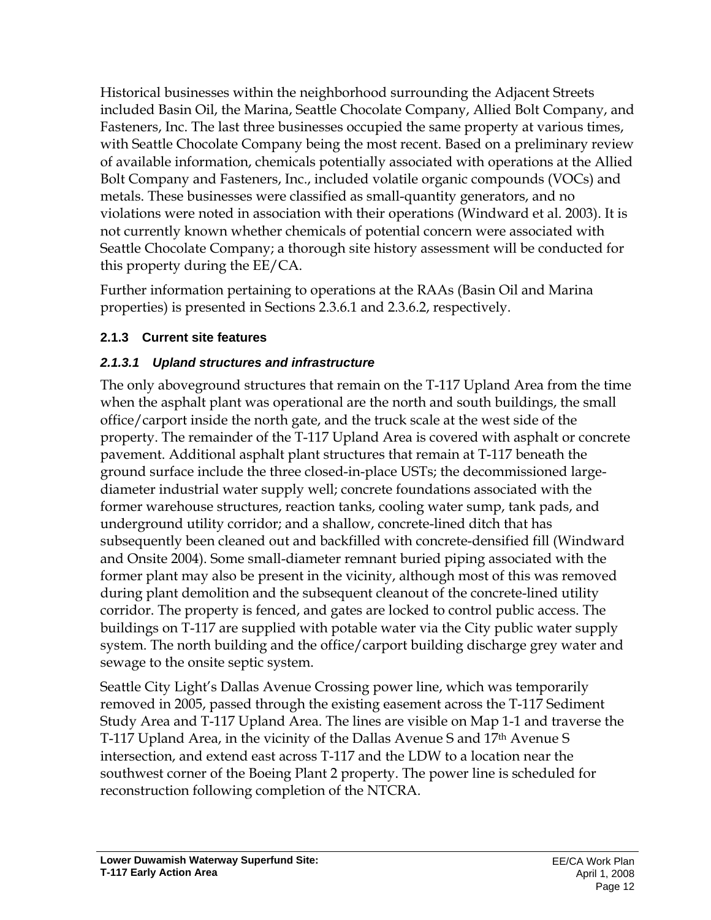Historical businesses within the neighborhood surrounding the Adjacent Streets included Basin Oil, the Marina, Seattle Chocolate Company, Allied Bolt Company, and Fasteners, Inc. The last three businesses occupied the same property at various times, with Seattle Chocolate Company being the most recent. Based on a preliminary review of available information, chemicals potentially associated with operations at the Allied Bolt Company and Fasteners, Inc., included volatile organic compounds (VOCs) and metals. These businesses were classified as small-quantity generators, and no violations were noted in association with their operations (Windward et al. 2003). It is not currently known whether chemicals of potential concern were associated with Seattle Chocolate Company; a thorough site history assessment will be conducted for this property during the EE/CA.

Further information pertaining to operations at the RAAs (Basin Oil and Marina properties) is presented in Sections 2.3.6.1 and 2.3.6.2, respectively.

### 2.1.3 Current site features

#### *2.1.3.1 Upland structures and infrastructure*

The only aboveground structures that remain on the T-117 Upland Area from the time when the asphalt plant was operational are the north and south buildings, the small office/carport inside the north gate, and the truck scale at the west side of the property. The remainder of the T-117 Upland Area is covered with asphalt or concrete pavement. Additional asphalt plant structures that remain at T-117 beneath the ground surface include the three closed-in-place USTs; the decommissioned large-diameter industrial water supply well; concrete foundations associated with the former warehouse structures, reaction tanks, cooling water sump, tank pads, and underground utility corridor; and a shallow, concrete-lined ditch that has subsequently been cleaned out and backfilled with concrete-densified fill (Windward and Onsite 2004). Some small-diameter remnant buried piping associated with the former plant may also be present in the vicinity, although most of this was removed during plant demolition and the subsequent cleanout of the concrete-lined utility corridor. The property is fenced, and gates are locked to control public access. The buildings on T-117 are supplied with potable water via the City public water supply system. The north building and the office/carport building discharge grey water and sewage to the onsite septic system.

Seattle City Light's Dallas Avenue Crossing power line, which was temporarily removed in 2005, passed through the existing easement across the T-117 Sediment Study Area and T-117 Upland Area. The lines are visible on Map 1-1 and traverse the T-117 Upland Area, in the vicinity of the Dallas Avenue S and 17th Avenue S intersection, and extend east across T-117 and the LDW to a location near the southwest corner of the Boeing Plant 2 property. The power line is scheduled for reconstruction following completion of the NTCRA.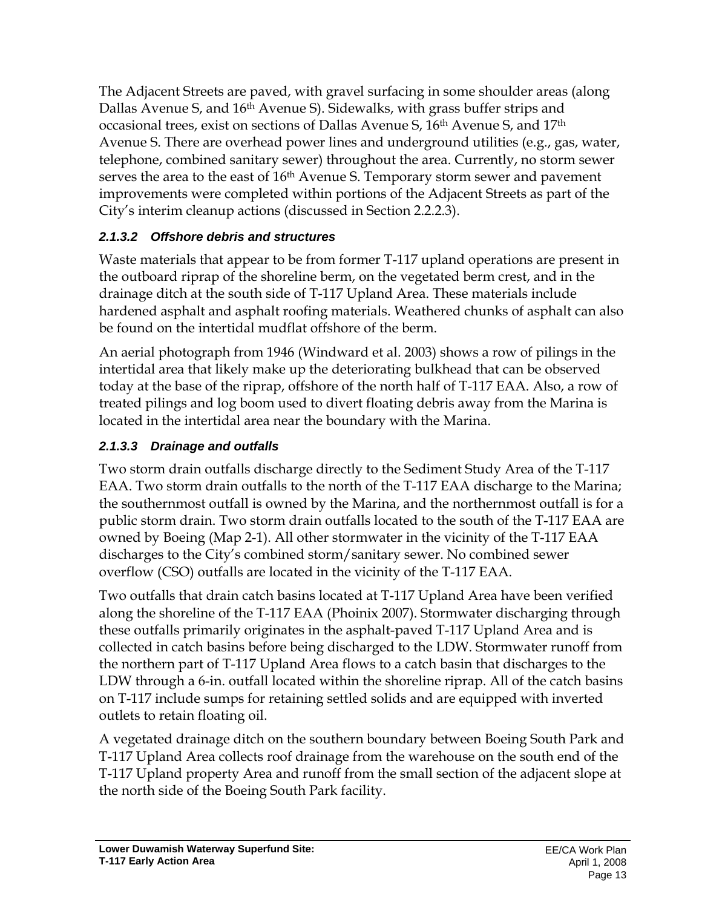The Adjacent Streets are paved, with gravel surfacing in some shoulder areas (along Dallas Avenue S, and 16th Avenue S). Sidewalks, with grass buffer strips and occasional trees, exist on sections of Dallas Avenue S, 16th Avenue S, and 17th Avenue S. There are overhead power lines and underground utilities (e.g., gas, water, telephone, combined sanitary sewer) throughout the area. Currently, no storm sewer serves the area to the east of 16th Avenue S. Temporary storm sewer and pavement improvements were completed within portions of the Adjacent Streets as part of the City's interim cleanup actions (discussed in Section 2.2.2.3).

#### *2.1.3.2 Offshore debris and structures*

Waste materials that appear to be from former T-117 upland operations are present in the outboard riprap of the shoreline berm, on the vegetated berm crest, and in the drainage ditch at the south side of T-117 Upland Area. These materials include hardened asphalt and asphalt roofing materials. Weathered chunks of asphalt can also be found on the intertidal mudflat offshore of the berm.

An aerial photograph from 1946 (Windward et al. 2003) shows a row of pilings in the intertidal area that likely make up the deteriorating bulkhead that can be observed today at the base of the riprap, offshore of the north half of T-117 EAA. Also, a row of treated pilings and log boom used to divert floating debris away from the Marina is located in the intertidal area near the boundary with the Marina.

#### *2.1.3.3 Drainage and outfalls*

Two storm drain outfalls discharge directly to the Sediment Study Area of the T-117 EAA. Two storm drain outfalls to the north of the T-117 EAA discharge to the Marina; the southernmost outfall is owned by the Marina, and the northernmost outfall is for a public storm drain. Two storm drain outfalls located to the south of the T-117 EAA are owned by Boeing (Map 2-1). All other stormwater in the vicinity of the T-117 EAA discharges to the City's combined storm/sanitary sewer. No combined sewer overflow (CSO) outfalls are located in the vicinity of the T-117 EAA.

Two outfalls that drain catch basins located at T-117 Upland Area have been verified along the shoreline of the T-117 EAA (Phoinix 2007). Stormwater discharging through these outfalls primarily originates in the asphalt-paved T-117 Upland Area and is collected in catch basins before being discharged to the LDW. Stormwater runoff from the northern part of T-117 Upland Area flows to a catch basin that discharges to the LDW through a 6-in. outfall located within the shoreline riprap. All of the catch basins on T-117 include sumps for retaining settled solids and are equipped with inverted outlets to retain floating oil.

A vegetated drainage ditch on the southern boundary between Boeing South Park and T-117 Upland Area collects roof drainage from the warehouse on the south end of the T-117 Upland property Area and runoff from the small section of the adjacent slope at the north side of the Boeing South Park facility.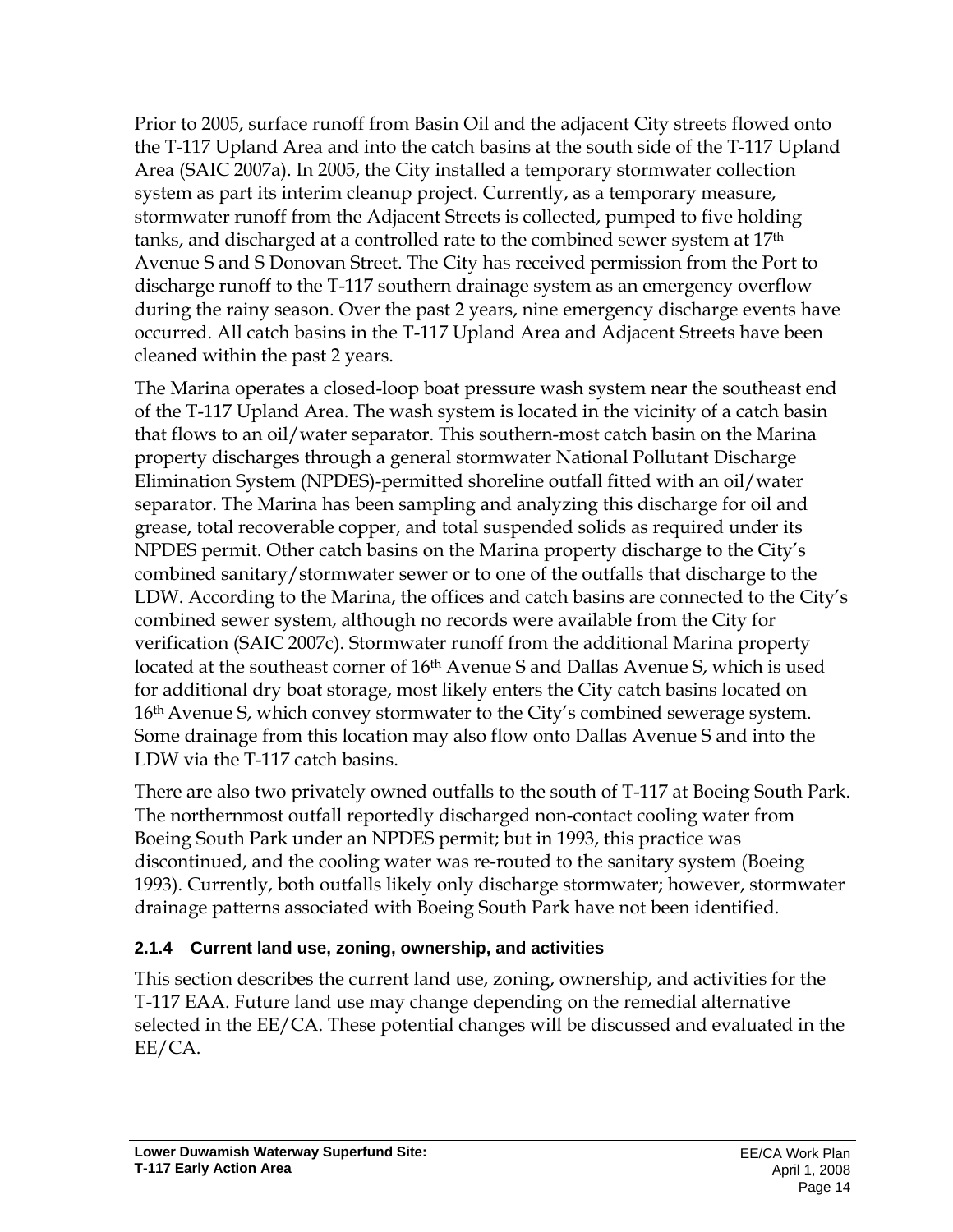Prior to 2005, surface runoff from Basin Oil and the adjacent City streets flowed onto the T-117 Upland Area and into the catch basins at the south side of the T-117 Upland Area (SAIC 2007a). In 2005, the City installed a temporary stormwater collection system as part its interim cleanup project. Currently, as a temporary measure, stormwater runoff from the Adjacent Streets is collected, pumped to five holding tanks, and discharged at a controlled rate to the combined sewer system at 17th Avenue S and S Donovan Street. The City has received permission from the Port to discharge runoff to the T-117 southern drainage system as an emergency overflow during the rainy season. Over the past 2 years, nine emergency discharge events have occurred. All catch basins in the T-117 Upland Area and Adjacent Streets have been cleaned within the past 2 years.

The Marina operates a closed-loop boat pressure wash system near the southeast end of the T-117 Upland Area. The wash system is located in the vicinity of a catch basin that flows to an oil/water separator. This southern-most catch basin on the Marina property discharges through a general stormwater National Pollutant Discharge Elimination System (NPDES)-permitted shoreline outfall fitted with an oil/water separator. The Marina has been sampling and analyzing this discharge for oil and grease, total recoverable copper, and total suspended solids as required under its NPDES permit. Other catch basins on the Marina property discharge to the City's combined sanitary/stormwater sewer or to one of the outfalls that discharge to the LDW. According to the Marina, the offices and catch basins are connected to the City's combined sewer system, although no records were available from the City for verification (SAIC 2007c). Stormwater runoff from the additional Marina property located at the southeast corner of 16th Avenue S and Dallas Avenue S, which is used for additional dry boat storage, most likely enters the City catch basins located on 16th Avenue S, which convey stormwater to the City's combined sewerage system. Some drainage from this location may also flow onto Dallas Avenue S and into the LDW via the T-117 catch basins.

There are also two privately owned outfalls to the south of T-117 at Boeing South Park. The northernmost outfall reportedly discharged non-contact cooling water from Boeing South Park under an NPDES permit; but in 1993, this practice was discontinued, and the cooling water was re-routed to the sanitary system (Boeing 1993). Currently, both outfalls likely only discharge stormwater; however, stormwater drainage patterns associated with Boeing South Park have not been identified.

### 2.1.4 Current land use, zoning, ownership, and activities

This section describes the current land use, zoning, ownership, and activities for the T-117 EAA. Future land use may change depending on the remedial alternative selected in the EE/CA. These potential changes will be discussed and evaluated in the EE/CA.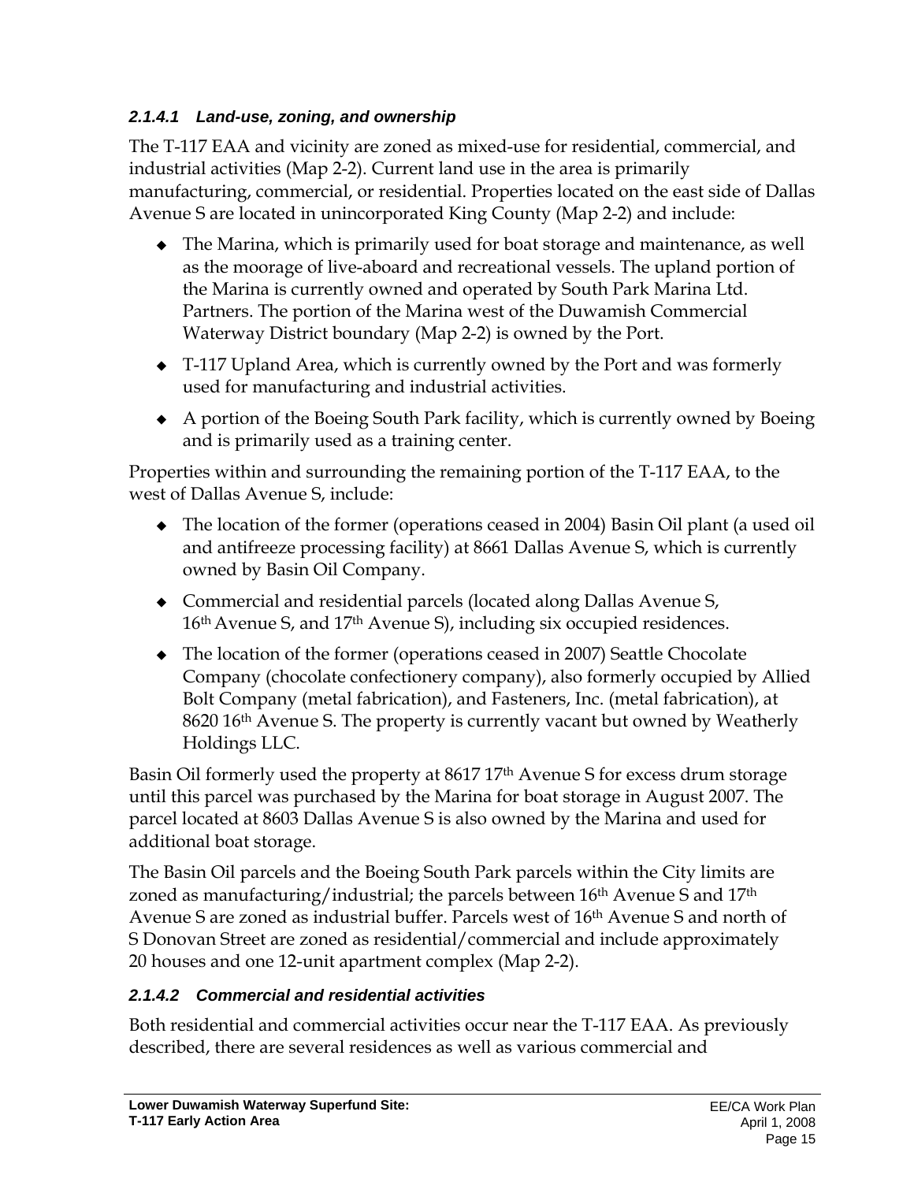#### *2.1.4.1 Land-use, zoning, and ownership*

The T-117 EAA and vicinity are zoned as mixed-use for residential, commercial, and industrial activities (Map 2-2). Current land use in the area is primarily manufacturing, commercial, or residential. Properties located on the east side of Dallas Avenue S are located in unincorporated King County (Map 2-2) and include:

- The Marina, which is primarily used for boat storage and maintenance, as well as the moorage of live-aboard and recreational vessels. The upland portion of the Marina is currently owned and operated by South Park Marina Ltd. Partners. The portion of the Marina west of the Duwamish Commercial Waterway District boundary (Map 2-2) is owned by the Port.
- T-117 Upland Area, which is currently owned by the Port and was formerly used for manufacturing and industrial activities.
- A portion of the Boeing South Park facility, which is currently owned by Boeing and is primarily used as a training center.

Properties within and surrounding the remaining portion of the T-117 EAA, to the west of Dallas Avenue S, include:

- The location of the former (operations ceased in 2004) Basin Oil plant (a used oil and antifreeze processing facility) at 8661 Dallas Avenue S, which is currently owned by Basin Oil Company.
- Commercial and residential parcels (located along Dallas Avenue S, 16th Avenue S, and 17th Avenue S), including six occupied residences.
- The location of the former (operations ceased in 2007) Seattle Chocolate Company (chocolate confectionery company), also formerly occupied by Allied Bolt Company (metal fabrication), and Fasteners, Inc. (metal fabrication), at 8620 16th Avenue S. The property is currently vacant but owned by Weatherly Holdings LLC.

Basin Oil formerly used the property at 8617 17th Avenue S for excess drum storage until this parcel was purchased by the Marina for boat storage in August 2007. The parcel located at 8603 Dallas Avenue S is also owned by the Marina and used for additional boat storage.

The Basin Oil parcels and the Boeing South Park parcels within the City limits are zoned as manufacturing/industrial; the parcels between 16th Avenue S and 17th Avenue S are zoned as industrial buffer. Parcels west of 16th Avenue S and north of S Donovan Street are zoned as residential/commercial and include approximately 20 houses and one 12-unit apartment complex (Map 2-2).

#### *2.1.4.2 Commercial and residential activities*

Both residential and commercial activities occur near the T-117 EAA. As previously described, there are several residences as well as various commercial and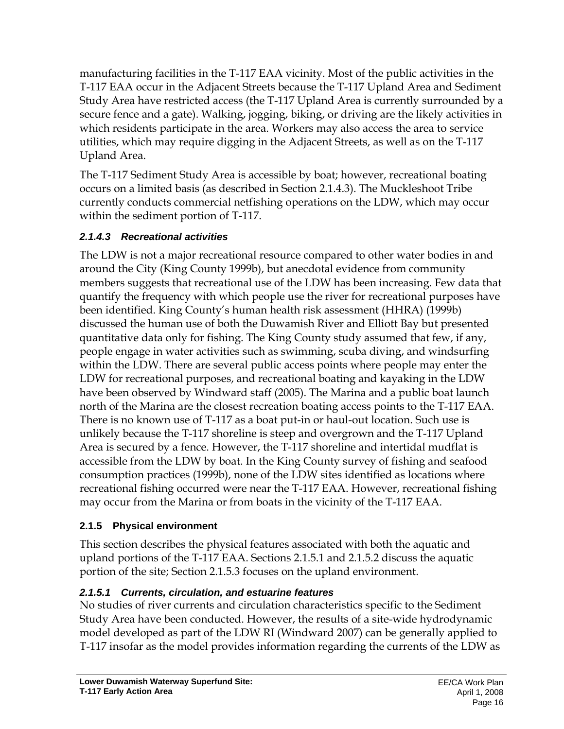manufacturing facilities in the T-117 EAA vicinity. Most of the public activities in the T-117 EAA occur in the Adjacent Streets because the T-117 Upland Area and Sediment Study Area have restricted access (the T-117 Upland Area is currently surrounded by a secure fence and a gate). Walking, jogging, biking, or driving are the likely activities in which residents participate in the area. Workers may also access the area to service utilities, which may require digging in the Adjacent Streets, as well as on the T-117 Upland Area.

The T-117 Sediment Study Area is accessible by boat; however, recreational boating occurs on a limited basis (as described in Section 2.1.4.3). The Muckleshoot Tribe currently conducts commercial netfishing operations on the LDW, which may occur within the sediment portion of T-117.

#### *2.1.4.3 Recreational activities*

The LDW is not a major recreational resource compared to other water bodies in and around the City (King County 1999b), but anecdotal evidence from community members suggests that recreational use of the LDW has been increasing. Few data that quantify the frequency with which people use the river for recreational purposes have been identified. King County's human health risk assessment (HHRA) (1999b) discussed the human use of both the Duwamish River and Elliott Bay but presented quantitative data only for fishing. The King County study assumed that few, if any, people engage in water activities such as swimming, scuba diving, and windsurfing within the LDW. There are several public access points where people may enter the LDW for recreational purposes, and recreational boating and kayaking in the LDW have been observed by Windward staff (2005). The Marina and a public boat launch north of the Marina are the closest recreation boating access points to the T-117 EAA. There is no known use of T-117 as a boat put-in or haul-out location. Such use is unlikely because the T-117 shoreline is steep and overgrown and the T-117 Upland Area is secured by a fence. However, the T-117 shoreline and intertidal mudflat is accessible from the LDW by boat. In the King County survey of fishing and seafood consumption practices (1999b), none of the LDW sites identified as locations where recreational fishing occurred were near the T-117 EAA. However, recreational fishing may occur from the Marina or from boats in the vicinity of the T-117 EAA.

### 2.1.5 Physical environment

This section describes the physical features associated with both the aquatic and upland portions of the T-117 EAA. Sections 2.1.5.1 and 2.1.5.2 discuss the aquatic portion of the site; Section 2.1.5.3 focuses on the upland environment.

#### *2.1.5.1 Currents, circulation, and estuarine features*

No studies of river currents and circulation characteristics specific to the Sediment Study Area have been conducted. However, the results of a site-wide hydrodynamic model developed as part of the LDW RI (Windward 2007) can be generally applied to T-117 insofar as the model provides information regarding the currents of the LDW as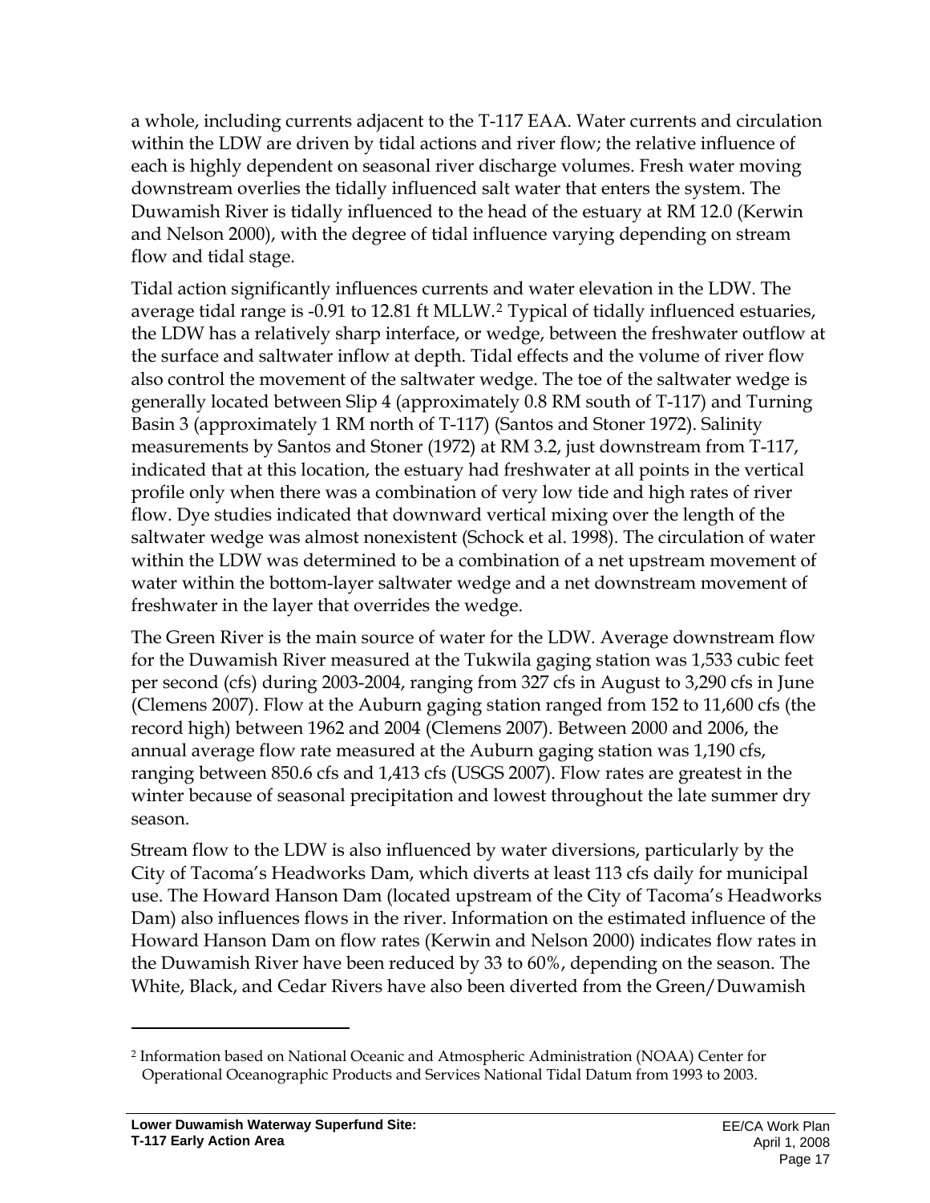a whole, including currents adjacent to the T-117 EAA. Water currents and circulation within the LDW are driven by tidal actions and river flow; the relative influence of each is highly dependent on seasonal river discharge volumes. Fresh water moving downstream overlies the tidally influenced salt water that enters the system. The Duwamish River is tidally influenced to the head of the estuary at RM 12.0 (Kerwin and Nelson 2000), with the degree of tidal influence varying depending on stream flow and tidal stage.

Tidal action significantly influences currents and water elevation in the LDW. The average tidal range is -0.91 to 12.81 ft MLLW.[2] Typical of tidally influenced estuaries, the LDW has a relatively sharp interface, or wedge, between the freshwater outflow at the surface and saltwater inflow at depth. Tidal effects and the volume of river flow also control the movement of the saltwater wedge. The toe of the saltwater wedge is generally located between Slip 4 (approximately 0.8 RM south of T-117) and Turning Basin 3 (approximately 1 RM north of T-117) (Santos and Stoner 1972). Salinity measurements by Santos and Stoner (1972) at RM 3.2, just downstream from T-117, indicated that at this location, the estuary had freshwater at all points in the vertical profile only when there was a combination of very low tide and high rates of river flow. Dye studies indicated that downward vertical mixing over the length of the saltwater wedge was almost nonexistent (Schock et al. 1998). The circulation of water within the LDW was determined to be a combination of a net upstream movement of water within the bottom-layer saltwater wedge and a net downstream movement of freshwater in the layer that overrides the wedge.

The Green River is the main source of water for the LDW. Average downstream flow for the Duwamish River measured at the Tukwila gaging station was 1,533 cubic feet per second (cfs) during 2003-2004, ranging from 327 cfs in August to 3,290 cfs in June (Clemens 2007). Flow at the Auburn gaging station ranged from 152 to 11,600 cfs (the record high) between 1962 and 2004 (Clemens 2007). Between 2000 and 2006, the annual average flow rate measured at the Auburn gaging station was 1,190 cfs, ranging between 850.6 cfs and 1,413 cfs (USGS 2007). Flow rates are greatest in the winter because of seasonal precipitation and lowest throughout the late summer dry season.

Stream flow to the LDW is also influenced by water diversions, particularly by the City of Tacoma's Headworks Dam, which diverts at least 113 cfs daily for municipal use. The Howard Hanson Dam (located upstream of the City of Tacoma's Headworks Dam) also influences flows in the river. Information on the estimated influence of the Howard Hanson Dam on flow rates (Kerwin and Nelson 2000) indicates flow rates in the Duwamish River have been reduced by 33 to 60%, depending on the season. The White, Black, and Cedar Rivers have also been diverted from the Green/Duwamish

---

[2] Information based on National Oceanic and Atmospheric Administration (NOAA) Center for Operational Oceanographic Products and Services National Tidal Datum from 1993 to 2003.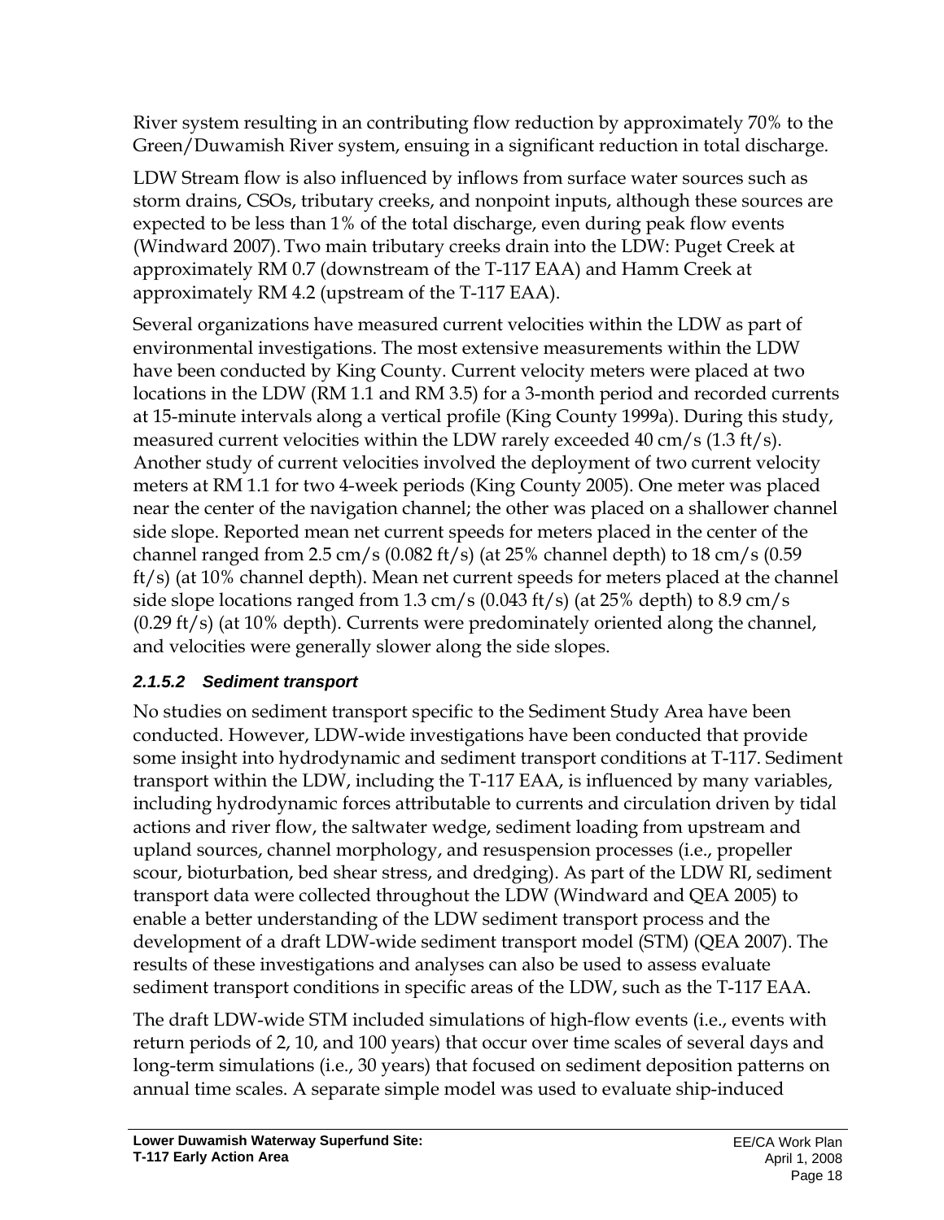River system resulting in an contributing flow reduction by approximately 70% to the Green/Duwamish River system, ensuing in a significant reduction in total discharge.

LDW Stream flow is also influenced by inflows from surface water sources such as storm drains, CSOs, tributary creeks, and nonpoint inputs, although these sources are expected to be less than 1% of the total discharge, even during peak flow events (Windward 2007). Two main tributary creeks drain into the LDW: Puget Creek at approximately RM 0.7 (downstream of the T-117 EAA) and Hamm Creek at approximately RM 4.2 (upstream of the T-117 EAA).

Several organizations have measured current velocities within the LDW as part of environmental investigations. The most extensive measurements within the LDW have been conducted by King County. Current velocity meters were placed at two locations in the LDW (RM 1.1 and RM 3.5) for a 3-month period and recorded currents at 15-minute intervals along a vertical profile (King County 1999a). During this study, measured current velocities within the LDW rarely exceeded 40 cm/s (1.3 ft/s). Another study of current velocities involved the deployment of two current velocity meters at RM 1.1 for two 4-week periods (King County 2005). One meter was placed near the center of the navigation channel; the other was placed on a shallower channel side slope. Reported mean net current speeds for meters placed in the center of the channel ranged from 2.5 cm/s (0.082 ft/s) (at 25% channel depth) to 18 cm/s (0.59 ft/s) (at 10% channel depth). Mean net current speeds for meters placed at the channel side slope locations ranged from 1.3 cm/s (0.043 ft/s) (at 25% depth) to 8.9 cm/s (0.29 ft/s) (at 10% depth). Currents were predominately oriented along the channel, and velocities were generally slower along the side slopes.

#### *2.1.5.2 Sediment transport*

No studies on sediment transport specific to the Sediment Study Area have been conducted. However, LDW-wide investigations have been conducted that provide some insight into hydrodynamic and sediment transport conditions at T-117. Sediment transport within the LDW, including the T-117 EAA, is influenced by many variables, including hydrodynamic forces attributable to currents and circulation driven by tidal actions and river flow, the saltwater wedge, sediment loading from upstream and upland sources, channel morphology, and resuspension processes (i.e., propeller scour, bioturbation, bed shear stress, and dredging). As part of the LDW RI, sediment transport data were collected throughout the LDW (Windward and QEA 2005) to enable a better understanding of the LDW sediment transport process and the development of a draft LDW-wide sediment transport model (STM) (QEA 2007). The results of these investigations and analyses can also be used to assess evaluate sediment transport conditions in specific areas of the LDW, such as the T-117 EAA.

The draft LDW-wide STM included simulations of high-flow events (i.e., events with return periods of 2, 10, and 100 years) that occur over time scales of several days and long-term simulations (i.e., 30 years) that focused on sediment deposition patterns on annual time scales. A separate simple model was used to evaluate ship-induced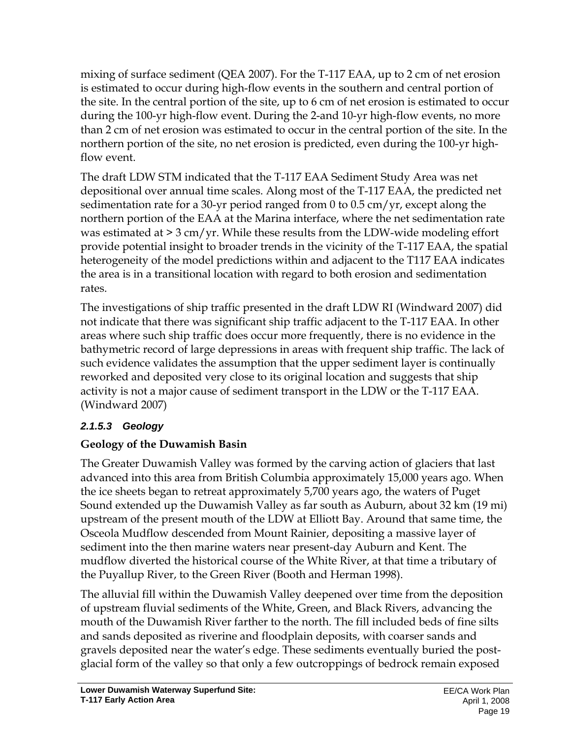mixing of surface sediment (QEA 2007). For the T-117 EAA, up to 2 cm of net erosion is estimated to occur during high-flow events in the southern and central portion of the site. In the central portion of the site, up to 6 cm of net erosion is estimated to occur during the 100-yr high-flow event. During the 2-and 10-yr high-flow events, no more than 2 cm of net erosion was estimated to occur in the central portion of the site. In the northern portion of the site, no net erosion is predicted, even during the 100-yr high-flow event.

The draft LDW STM indicated that the T-117 EAA Sediment Study Area was net depositional over annual time scales. Along most of the T-117 EAA, the predicted net sedimentation rate for a 30-yr period ranged from 0 to 0.5 cm/yr, except along the northern portion of the EAA at the Marina interface, where the net sedimentation rate was estimated at > 3 cm/yr. While these results from the LDW-wide modeling effort provide potential insight to broader trends in the vicinity of the T-117 EAA, the spatial heterogeneity of the model predictions within and adjacent to the T117 EAA indicates the area is in a transitional location with regard to both erosion and sedimentation rates.

The investigations of ship traffic presented in the draft LDW RI (Windward 2007) did not indicate that there was significant ship traffic adjacent to the T-117 EAA. In other areas where such ship traffic does occur more frequently, there is no evidence in the bathymetric record of large depressions in areas with frequent ship traffic. The lack of such evidence validates the assumption that the upper sediment layer is continually reworked and deposited very close to its original location and suggests that ship activity is not a major cause of sediment transport in the LDW or the T-117 EAA. (Windward 2007)

#### *2.1.5.3 Geology*

**Geology of the Duwamish Basin**

The Greater Duwamish Valley was formed by the carving action of glaciers that last advanced into this area from British Columbia approximately 15,000 years ago. When the ice sheets began to retreat approximately 5,700 years ago, the waters of Puget Sound extended up the Duwamish Valley as far south as Auburn, about 32 km (19 mi) upstream of the present mouth of the LDW at Elliott Bay. Around that same time, the Osceola Mudflow descended from Mount Rainier, depositing a massive layer of sediment into the then marine waters near present-day Auburn and Kent. The mudflow diverted the historical course of the White River, at that time a tributary of the Puyallup River, to the Green River (Booth and Herman 1998).

The alluvial fill within the Duwamish Valley deepened over time from the deposition of upstream fluvial sediments of the White, Green, and Black Rivers, advancing the mouth of the Duwamish River farther to the north. The fill included beds of fine silts and sands deposited as riverine and floodplain deposits, with coarser sands and gravels deposited near the water's edge. These sediments eventually buried the post-glacial form of the valley so that only a few outcroppings of bedrock remain exposed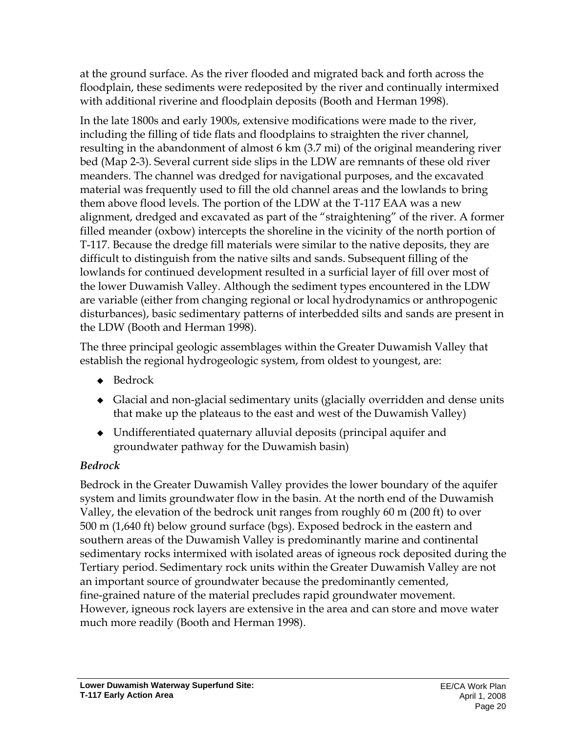at the ground surface. As the river flooded and migrated back and forth across the floodplain, these sediments were redeposited by the river and continually intermixed with additional riverine and floodplain deposits (Booth and Herman 1998).

In the late 1800s and early 1900s, extensive modifications were made to the river, including the filling of tide flats and floodplains to straighten the river channel, resulting in the abandonment of almost 6 km (3.7 mi) of the original meandering river bed (Map 2-3). Several current side slips in the LDW are remnants of these old river meanders. The channel was dredged for navigational purposes, and the excavated material was frequently used to fill the old channel areas and the lowlands to bring them above flood levels. The portion of the LDW at the T-117 EAA was a new alignment, dredged and excavated as part of the "straightening" of the river. A former filled meander (oxbow) intercepts the shoreline in the vicinity of the north portion of T-117. Because the dredge fill materials were similar to the native deposits, they are difficult to distinguish from the native silts and sands. Subsequent filling of the lowlands for continued development resulted in a surficial layer of fill over most of the lower Duwamish Valley. Although the sediment types encountered in the LDW are variable (either from changing regional or local hydrodynamics or anthropogenic disturbances), basic sedimentary patterns of interbedded silts and sands are present in the LDW (Booth and Herman 1998).

The three principal geologic assemblages within the Greater Duwamish Valley that establish the regional hydrogeologic system, from oldest to youngest, are:

- Bedrock
- Glacial and non-glacial sedimentary units (glacially overridden and dense units that make up the plateaus to the east and west of the Duwamish Valley)
- Undifferentiated quaternary alluvial deposits (principal aquifer and groundwater pathway for the Duwamish basin)

*Bedrock*

Bedrock in the Greater Duwamish Valley provides the lower boundary of the aquifer system and limits groundwater flow in the basin. At the north end of the Duwamish Valley, the elevation of the bedrock unit ranges from roughly 60 m (200 ft) to over 500 m (1,640 ft) below ground surface (bgs). Exposed bedrock in the eastern and southern areas of the Duwamish Valley is predominantly marine and continental sedimentary rocks intermixed with isolated areas of igneous rock deposited during the Tertiary period. Sedimentary rock units within the Greater Duwamish Valley are not an important source of groundwater because the predominantly cemented, fine-grained nature of the material precludes rapid groundwater movement. However, igneous rock layers are extensive in the area and can store and move water much more readily (Booth and Herman 1998).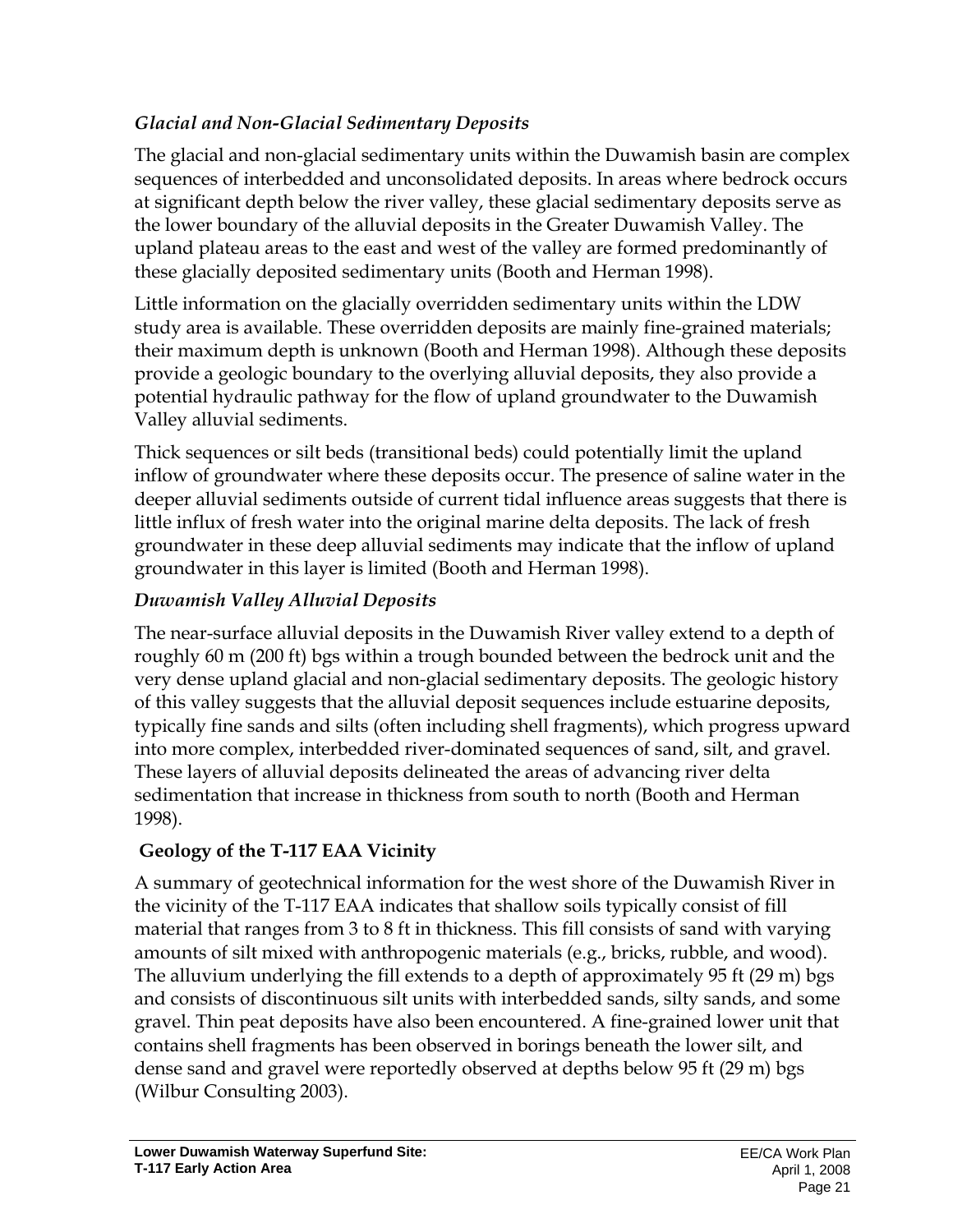### *Glacial and Non-Glacial Sedimentary Deposits*

The glacial and non-glacial sedimentary units within the Duwamish basin are complex sequences of interbedded and unconsolidated deposits. In areas where bedrock occurs at significant depth below the river valley, these glacial sedimentary deposits serve as the lower boundary of the alluvial deposits in the Greater Duwamish Valley. The upland plateau areas to the east and west of the valley are formed predominantly of these glacially deposited sedimentary units (Booth and Herman 1998).

Little information on the glacially overridden sedimentary units within the LDW study area is available. These overridden deposits are mainly fine-grained materials; their maximum depth is unknown (Booth and Herman 1998). Although these deposits provide a geologic boundary to the overlying alluvial deposits, they also provide a potential hydraulic pathway for the flow of upland groundwater to the Duwamish Valley alluvial sediments.

Thick sequences or silt beds (transitional beds) could potentially limit the upland inflow of groundwater where these deposits occur. The presence of saline water in the deeper alluvial sediments outside of current tidal influence areas suggests that there is little influx of fresh water into the original marine delta deposits. The lack of fresh groundwater in these deep alluvial sediments may indicate that the inflow of upland groundwater in this layer is limited (Booth and Herman 1998).

### *Duwamish Valley Alluvial Deposits*

The near-surface alluvial deposits in the Duwamish River valley extend to a depth of roughly 60 m (200 ft) bgs within a trough bounded between the bedrock unit and the very dense upland glacial and non-glacial sedimentary deposits. The geologic history of this valley suggests that the alluvial deposit sequences include estuarine deposits, typically fine sands and silts (often including shell fragments), which progress upward into more complex, interbedded river-dominated sequences of sand, silt, and gravel. These layers of alluvial deposits delineated the areas of advancing river delta sedimentation that increase in thickness from south to north (Booth and Herman 1998).

### Geology of the T-117 EAA Vicinity

A summary of geotechnical information for the west shore of the Duwamish River in the vicinity of the T-117 EAA indicates that shallow soils typically consist of fill material that ranges from 3 to 8 ft in thickness. This fill consists of sand with varying amounts of silt mixed with anthropogenic materials (e.g., bricks, rubble, and wood). The alluvium underlying the fill extends to a depth of approximately 95 ft (29 m) bgs and consists of discontinuous silt units with interbedded sands, silty sands, and some gravel. Thin peat deposits have also been encountered. A fine-grained lower unit that contains shell fragments has been observed in borings beneath the lower silt, and dense sand and gravel were reportedly observed at depths below 95 ft (29 m) bgs (Wilbur Consulting 2003).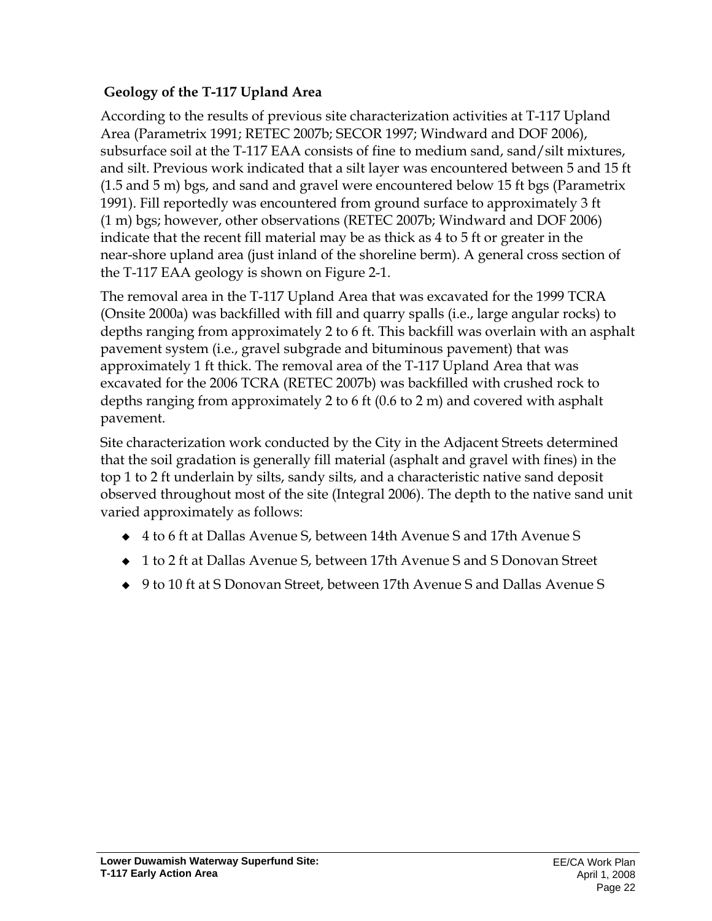### Geology of the T-117 Upland Area

According to the results of previous site characterization activities at T-117 Upland Area (Parametrix 1991; RETEC 2007b; SECOR 1997; Windward and DOF 2006), subsurface soil at the T-117 EAA consists of fine to medium sand, sand/silt mixtures, and silt. Previous work indicated that a silt layer was encountered between 5 and 15 ft (1.5 and 5 m) bgs, and sand and gravel were encountered below 15 ft bgs (Parametrix 1991). Fill reportedly was encountered from ground surface to approximately 3 ft (1 m) bgs; however, other observations (RETEC 2007b; Windward and DOF 2006) indicate that the recent fill material may be as thick as 4 to 5 ft or greater in the near-shore upland area (just inland of the shoreline berm). A general cross section of the T-117 EAA geology is shown on Figure 2-1.

The removal area in the T-117 Upland Area that was excavated for the 1999 TCRA (Onsite 2000a) was backfilled with fill and quarry spalls (i.e., large angular rocks) to depths ranging from approximately 2 to 6 ft. This backfill was overlain with an asphalt pavement system (i.e., gravel subgrade and bituminous pavement) that was approximately 1 ft thick. The removal area of the T-117 Upland Area that was excavated for the 2006 TCRA (RETEC 2007b) was backfilled with crushed rock to depths ranging from approximately 2 to 6 ft (0.6 to 2 m) and covered with asphalt pavement.

Site characterization work conducted by the City in the Adjacent Streets determined that the soil gradation is generally fill material (asphalt and gravel with fines) in the top 1 to 2 ft underlain by silts, sandy silts, and a characteristic native sand deposit observed throughout most of the site (Integral 2006). The depth to the native sand unit varied approximately as follows:

- 4 to 6 ft at Dallas Avenue S, between 14th Avenue S and 17th Avenue S
- 1 to 2 ft at Dallas Avenue S, between 17th Avenue S and S Donovan Street
- 9 to 10 ft at S Donovan Street, between 17th Avenue S and Dallas Avenue S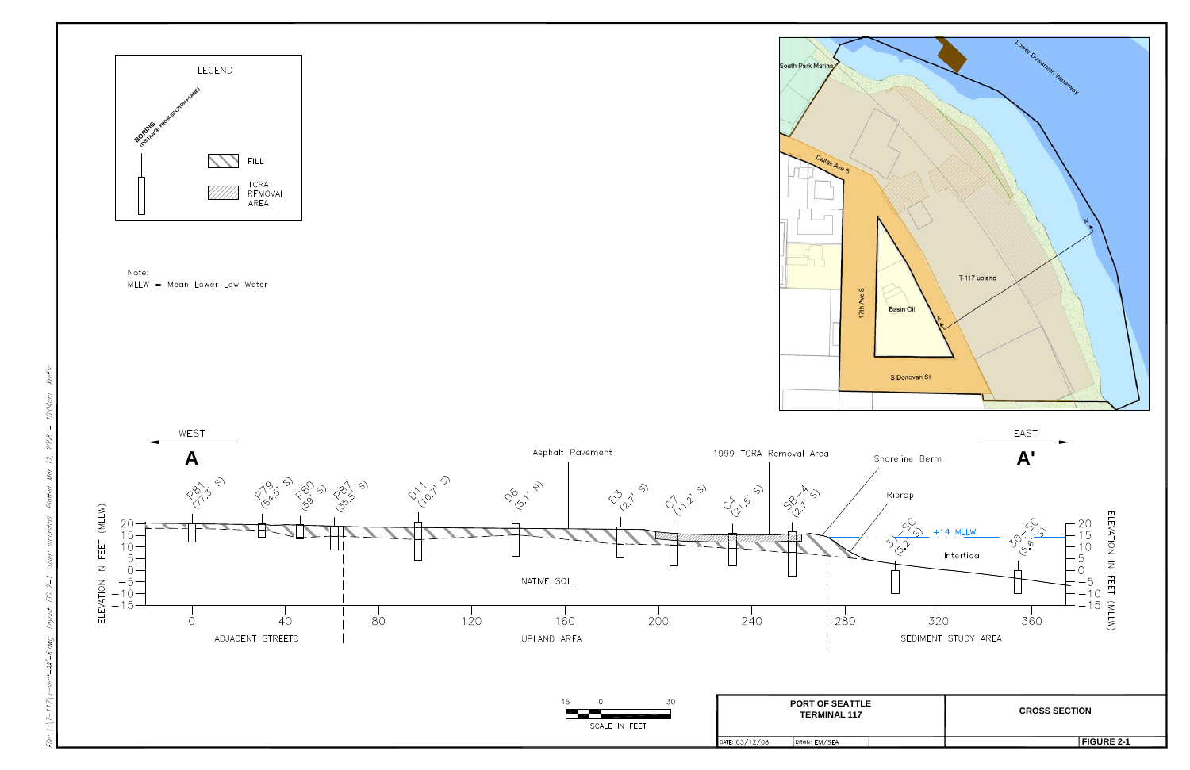LEGEND

BORING (DISTANCE FROM SECTION PLANE)

FILL

TCRA REMOVAL AREA

Note:
MLLW = Mean Lower Low Water

South Park Marina

Lower Duwamish Waterway

Dallas Ave S

17th Ave S

Basin Oil

T-117 upland

S Donovan St

WEST

A

EAST

A'

Asphalt Pavement

1999 TCRA Removal Area

Shoreline Berm

Riprap

P81 (77.3' S)

P79 (54.5' S)

P80 (59' S)

P87 (35.5' S)

D11 (10.7' S)

D6 (5.1' N)

D3 (2.7' S)

C7 (11.2' S)

C4 (21.5' S)

SB-4 (2.7' S)

31-SC (5.2' S)

30-SC (5.6' S)

+14 MLLW

Intertidal

NATIVE SOIL

ELEVATION IN FEET (MLLW)

ADJACENT STREETS

UPLAND AREA

SEDIMENT STUDY AREA

SCALE IN FEET

PORT OF SEATTLE
TERMINAL 117

CROSS SECTION

DATE: 03/12/08

DRWN: EM/SEA

FIGURE 2-1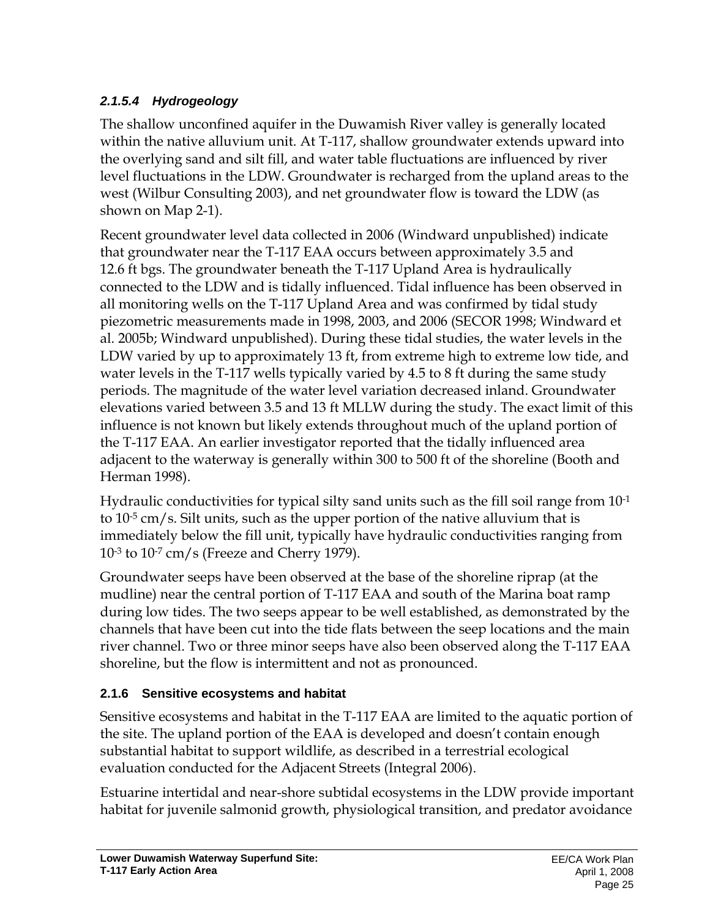#### *2.1.5.4 Hydrogeology*

The shallow unconfined aquifer in the Duwamish River valley is generally located within the native alluvium unit. At T-117, shallow groundwater extends upward into the overlying sand and silt fill, and water table fluctuations are influenced by river level fluctuations in the LDW. Groundwater is recharged from the upland areas to the west (Wilbur Consulting 2003), and net groundwater flow is toward the LDW (as shown on Map 2-1).

Recent groundwater level data collected in 2006 (Windward unpublished) indicate that groundwater near the T-117 EAA occurs between approximately 3.5 and 12.6 ft bgs. The groundwater beneath the T-117 Upland Area is hydraulically connected to the LDW and is tidally influenced. Tidal influence has been observed in all monitoring wells on the T-117 Upland Area and was confirmed by tidal study piezometric measurements made in 1998, 2003, and 2006 (SECOR 1998; Windward et al. 2005b; Windward unpublished). During these tidal studies, the water levels in the LDW varied by up to approximately 13 ft, from extreme high to extreme low tide, and water levels in the T-117 wells typically varied by 4.5 to 8 ft during the same study periods. The magnitude of the water level variation decreased inland. Groundwater elevations varied between 3.5 and 13 ft MLLW during the study. The exact limit of this influence is not known but likely extends throughout much of the upland portion of the T-117 EAA. An earlier investigator reported that the tidally influenced area adjacent to the waterway is generally within 300 to 500 ft of the shoreline (Booth and Herman 1998).

Hydraulic conductivities for typical silty sand units such as the fill soil range from $10^{-1}$ to $10^{-5}$ cm/s. Silt units, such as the upper portion of the native alluvium that is immediately below the fill unit, typically have hydraulic conductivities ranging from $10^{-3}$ to $10^{-7}$ cm/s (Freeze and Cherry 1979).

Groundwater seeps have been observed at the base of the shoreline riprap (at the mudline) near the central portion of T-117 EAA and south of the Marina boat ramp during low tides. The two seeps appear to be well established, as demonstrated by the channels that have been cut into the tide flats between the seep locations and the main river channel. Two or three minor seeps have also been observed along the T-117 EAA shoreline, but the flow is intermittent and not as pronounced.

### 2.1.6 Sensitive ecosystems and habitat

Sensitive ecosystems and habitat in the T-117 EAA are limited to the aquatic portion of the site. The upland portion of the EAA is developed and doesn't contain enough substantial habitat to support wildlife, as described in a terrestrial ecological evaluation conducted for the Adjacent Streets (Integral 2006).

Estuarine intertidal and near-shore subtidal ecosystems in the LDW provide important habitat for juvenile salmonid growth, physiological transition, and predator avoidance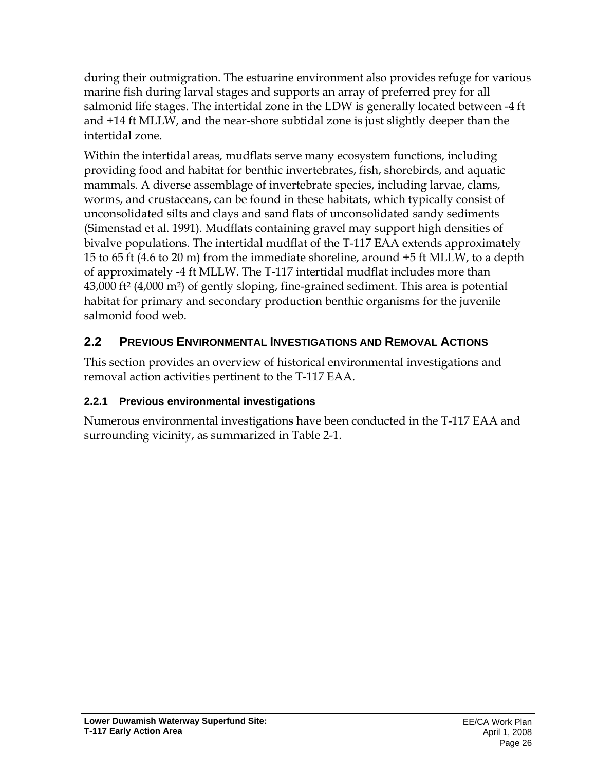during their outmigration. The estuarine environment also provides refuge for various marine fish during larval stages and supports an array of preferred prey for all salmonid life stages. The intertidal zone in the LDW is generally located between -4 ft and +14 ft MLLW, and the near-shore subtidal zone is just slightly deeper than the intertidal zone.

Within the intertidal areas, mudflats serve many ecosystem functions, including providing food and habitat for benthic invertebrates, fish, shorebirds, and aquatic mammals. A diverse assemblage of invertebrate species, including larvae, clams, worms, and crustaceans, can be found in these habitats, which typically consist of unconsolidated silts and clays and sand flats of unconsolidated sandy sediments (Simenstad et al. 1991). Mudflats containing gravel may support high densities of bivalve populations. The intertidal mudflat of the T-117 EAA extends approximately 15 to 65 ft (4.6 to 20 m) from the immediate shoreline, around +5 ft MLLW, to a depth of approximately -4 ft MLLW. The T-117 intertidal mudflat includes more than 43,000 $ft^2$ (4,000 $m^2$) of gently sloping, fine-grained sediment. This area is potential habitat for primary and secondary production benthic organisms for the juvenile salmonid food web.

## 2.2 Previous Environmental Investigations and Removal Actions

This section provides an overview of historical environmental investigations and removal action activities pertinent to the T-117 EAA.

### 2.2.1 Previous environmental investigations

Numerous environmental investigations have been conducted in the T-117 EAA and surrounding vicinity, as summarized in Table 2-1.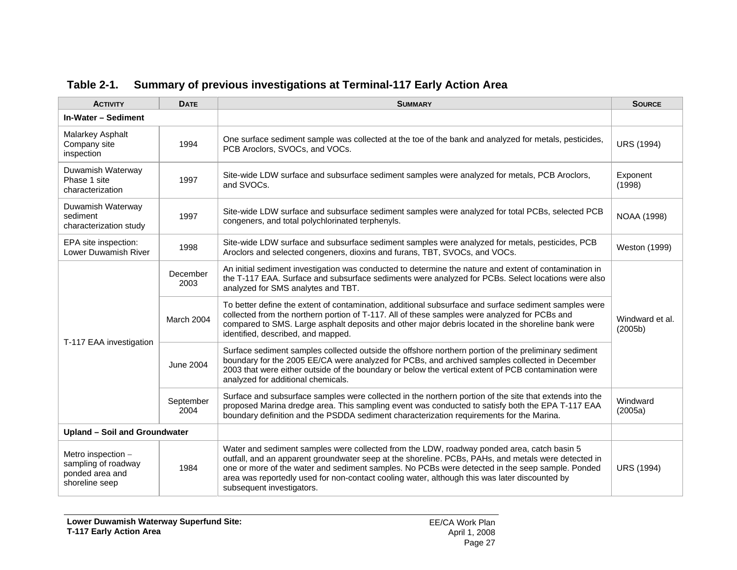**Table 2-1. Summary of previous investigations at Terminal-117 Early Action Area**

| Activity | Date | Summary | Source |
|---|---|---|---|
| **In-Water – Sediment** | | | |
| Malarkey Asphalt Company site inspection | 1994 | One surface sediment sample was collected at the toe of the bank and analyzed for metals, pesticides, PCB Aroclors, SVOCs, and VOCs. | URS (1994) |
| Duwamish Waterway Phase 1 site characterization | 1997 | Site-wide LDW surface and subsurface sediment samples were analyzed for metals, PCB Aroclors, and SVOCs. | Exponent (1998) |
| Duwamish Waterway sediment characterization study | 1997 | Site-wide LDW surface and subsurface sediment samples were analyzed for total PCBs, selected PCB congeners, and total polychlorinated terphenyls. | NOAA (1998) |
| EPA site inspection: Lower Duwamish River | 1998 | Site-wide LDW surface and subsurface sediment samples were analyzed for metals, pesticides, PCB Aroclors and selected congeners, dioxins and furans, TBT, SVOCs, and VOCs. | Weston (1999) |
| T-117 EAA investigation | December 2003 | An initial sediment investigation was conducted to determine the nature and extent of contamination in the T-117 EAA. Surface and subsurface sediments were analyzed for PCBs. Select locations were also analyzed for SMS analytes and TBT. | Windward et al. (2005b) |
| | March 2004 | To better define the extent of contamination, additional subsurface and surface sediment samples were collected from the northern portion of T-117. All of these samples were analyzed for PCBs and compared to SMS. Large asphalt deposits and other major debris located in the shoreline bank were identified, described, and mapped. | |
| | June 2004 | Surface sediment samples collected outside the offshore northern portion of the preliminary sediment boundary for the 2005 EE/CA were analyzed for PCBs, and archived samples collected in December 2003 that were either outside of the boundary or below the vertical extent of PCB contamination were analyzed for additional chemicals. | |
| | September 2004 | Surface and subsurface samples were collected in the northern portion of the site that extends into the proposed Marina dredge area. This sampling event was conducted to satisfy both the EPA T-117 EAA boundary definition and the PSDDA sediment characterization requirements for the Marina. | Windward (2005a) |
| **Upland – Soil and Groundwater** | | | |
| Metro inspection – sampling of roadway ponded area and shoreline seep | 1984 | Water and sediment samples were collected from the LDW, roadway ponded area, catch basin 5 outfall, and an apparent groundwater seep at the shoreline. PCBs, PAHs, and metals were detected in one or more of the water and sediment samples. No PCBs were detected in the seep sample. Ponded area was reportedly used for non-contact cooling water, although this was later discounted by subsequent investigators. | URS (1994) |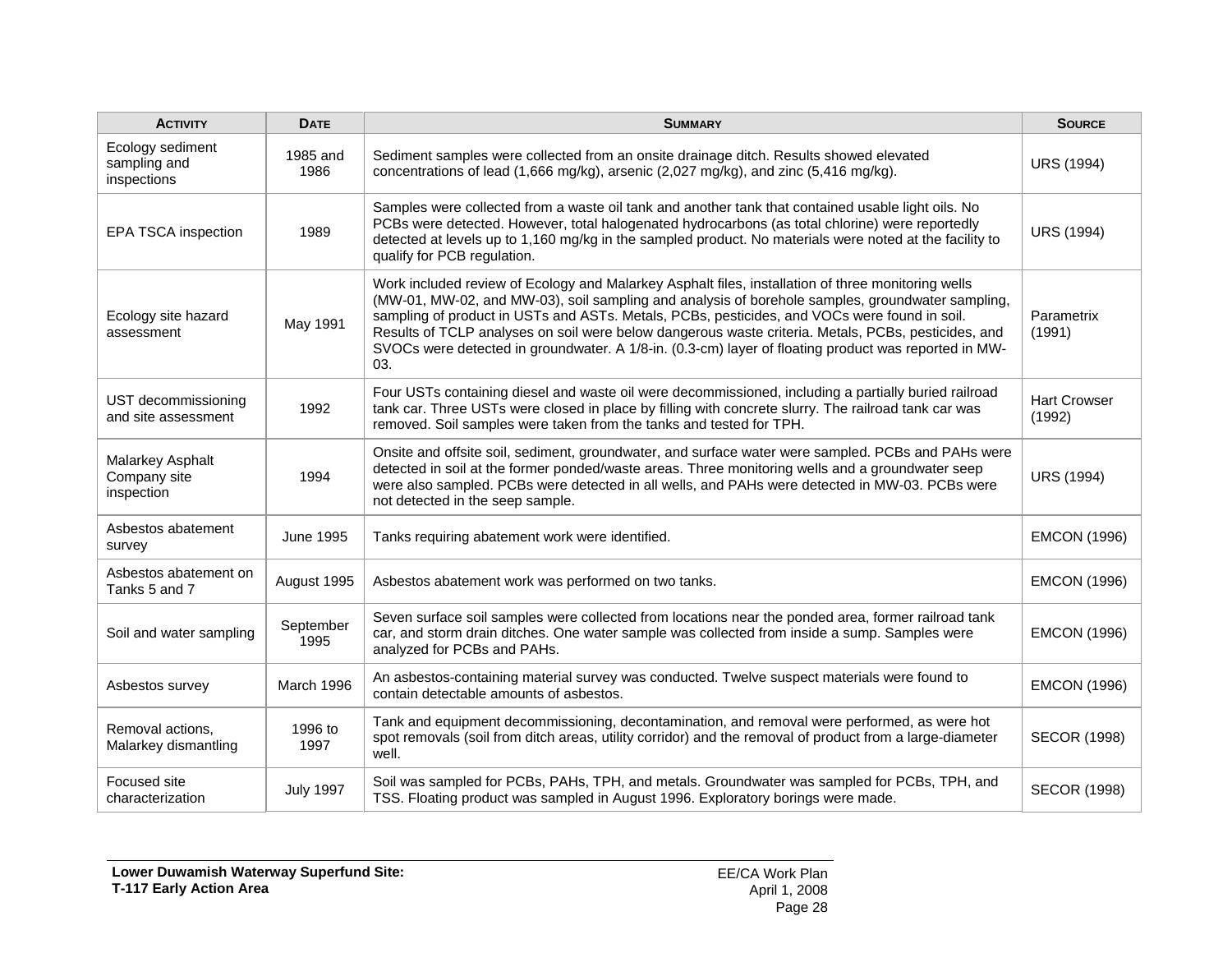| Activity | Date | Summary | Source |
|---|---|---|---|
| Ecology sediment sampling and inspections | 1985 and 1986 | Sediment samples were collected from an onsite drainage ditch. Results showed elevated concentrations of lead (1,666 mg/kg), arsenic (2,027 mg/kg), and zinc (5,416 mg/kg). | URS (1994) |
| EPA TSCA inspection | 1989 | Samples were collected from a waste oil tank and another tank that contained usable light oils. No PCBs were detected. However, total halogenated hydrocarbons (as total chlorine) were reportedly detected at levels up to 1,160 mg/kg in the sampled product. No materials were noted at the facility to qualify for PCB regulation. | URS (1994) |
| Ecology site hazard assessment | May 1991 | Work included review of Ecology and Malarkey Asphalt files, installation of three monitoring wells (MW-01, MW-02, and MW-03), soil sampling and analysis of borehole samples, groundwater sampling, sampling of product in USTs and ASTs. Metals, PCBs, pesticides, and VOCs were found in soil. Results of TCLP analyses on soil were below dangerous waste criteria. Metals, PCBs, pesticides, and SVOCs were detected in groundwater. A 1/8-in. (0.3-cm) layer of floating product was reported in MW-03. | Parametrix (1991) |
| UST decommissioning and site assessment | 1992 | Four USTs containing diesel and waste oil were decommissioned, including a partially buried railroad tank car. Three USTs were closed in place by filling with concrete slurry. The railroad tank car was removed. Soil samples were taken from the tanks and tested for TPH. | Hart Crowser (1992) |
| Malarkey Asphalt Company site inspection | 1994 | Onsite and offsite soil, sediment, groundwater, and surface water were sampled. PCBs and PAHs were detected in soil at the former ponded/waste areas. Three monitoring wells and a groundwater seep were also sampled. PCBs were detected in all wells, and PAHs were detected in MW-03. PCBs were not detected in the seep sample. | URS (1994) |
| Asbestos abatement survey | June 1995 | Tanks requiring abatement work were identified. | EMCON (1996) |
| Asbestos abatement on Tanks 5 and 7 | August 1995 | Asbestos abatement work was performed on two tanks. | EMCON (1996) |
| Soil and water sampling | September 1995 | Seven surface soil samples were collected from locations near the ponded area, former railroad tank car, and storm drain ditches. One water sample was collected from inside a sump. Samples were analyzed for PCBs and PAHs. | EMCON (1996) |
| Asbestos survey | March 1996 | An asbestos-containing material survey was conducted. Twelve suspect materials were found to contain detectable amounts of asbestos. | EMCON (1996) |
| Removal actions, Malarkey dismantling | 1996 to 1997 | Tank and equipment decommissioning, decontamination, and removal were performed, as were hot spot removals (soil from ditch areas, utility corridor) and the removal of product from a large-diameter well. | SECOR (1998) |
| Focused site characterization | July 1997 | Soil was sampled for PCBs, PAHs, TPH, and metals. Groundwater was sampled for PCBs, TPH, and TSS. Floating product was sampled in August 1996. Exploratory borings were made. | SECOR (1998) |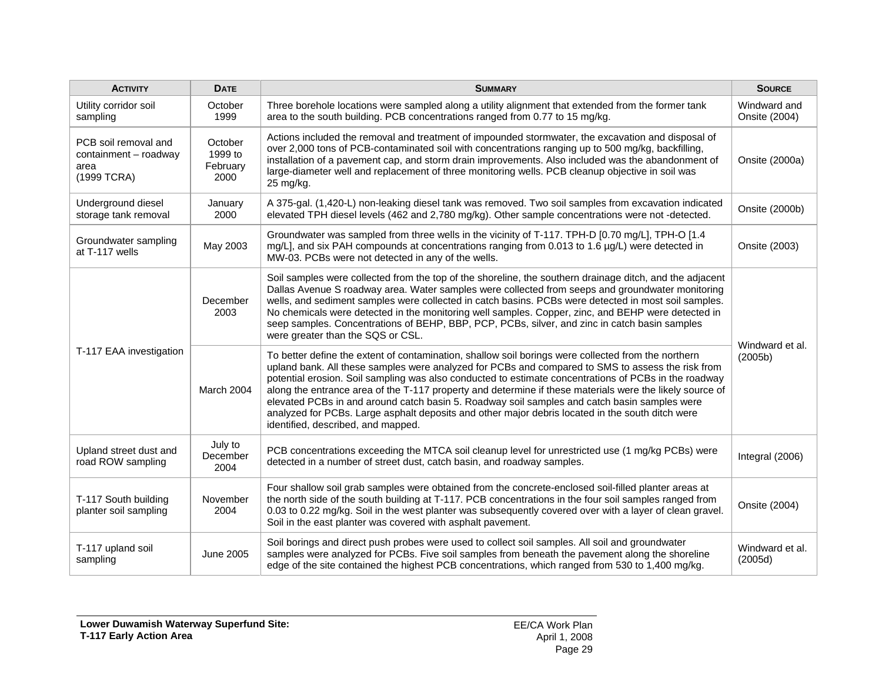| Activity | Date | Summary | Source |
|---|---|---|---|
| Utility corridor soil sampling | October 1999 | Three borehole locations were sampled along a utility alignment that extended from the former tank area to the south building. PCB concentrations ranged from 0.77 to 15 mg/kg. | Windward and Onsite (2004) |
| PCB soil removal and containment – roadway area (1999 TCRA) | October 1999 to February 2000 | Actions included the removal and treatment of impounded stormwater, the excavation and disposal of over 2,000 tons of PCB-contaminated soil with concentrations ranging up to 500 mg/kg, backfilling, installation of a pavement cap, and storm drain improvements. Also included was the abandonment of large-diameter well and replacement of three monitoring wells. PCB cleanup objective in soil was 25 mg/kg. | Onsite (2000a) |
| Underground diesel storage tank removal | January 2000 | A 375-gal. (1,420-L) non-leaking diesel tank was removed. Two soil samples from excavation indicated elevated TPH diesel levels (462 and 2,780 mg/kg). Other sample concentrations were not -detected. | Onsite (2000b) |
| Groundwater sampling at T-117 wells | May 2003 | Groundwater was sampled from three wells in the vicinity of T-117. TPH-D [0.70 mg/L], TPH-O [1.4 mg/L], and six PAH compounds at concentrations ranging from 0.013 to 1.6 µg/L) were detected in MW-03. PCBs were not detected in any of the wells. | Onsite (2003) |
| T-117 EAA investigation | December 2003 | Soil samples were collected from the top of the shoreline, the southern drainage ditch, and the adjacent Dallas Avenue S roadway area. Water samples were collected from seeps and groundwater monitoring wells, and sediment samples were collected in catch basins. PCBs were detected in most soil samples. No chemicals were detected in the monitoring well samples. Copper, zinc, and BEHP were detected in seep samples. Concentrations of BEHP, BBP, PCP, PCBs, silver, and zinc in catch basin samples were greater than the SQS or CSL. | Windward et al. (2005b) |
| | March 2004 | To better define the extent of contamination, shallow soil borings were collected from the northern upland bank. All these samples were analyzed for PCBs and compared to SMS to assess the risk from potential erosion. Soil sampling was also conducted to estimate concentrations of PCBs in the roadway along the entrance area of the T-117 property and determine if these materials were the likely source of elevated PCBs in and around catch basin 5. Roadway soil samples and catch basin samples were analyzed for PCBs. Large asphalt deposits and other major debris located in the south ditch were identified, described, and mapped. | |
| Upland street dust and road ROW sampling | July to December 2004 | PCB concentrations exceeding the MTCA soil cleanup level for unrestricted use (1 mg/kg PCBs) were detected in a number of street dust, catch basin, and roadway samples. | Integral (2006) |
| T-117 South building planter soil sampling | November 2004 | Four shallow soil grab samples were obtained from the concrete-enclosed soil-filled planter areas at the north side of the south building at T-117. PCB concentrations in the four soil samples ranged from 0.03 to 0.22 mg/kg. Soil in the west planter was subsequently covered over with a layer of clean gravel. Soil in the east planter was covered with asphalt pavement. | Onsite (2004) |
| T-117 upland soil sampling | June 2005 | Soil borings and direct push probes were used to collect soil samples. All soil and groundwater samples were analyzed for PCBs. Five soil samples from beneath the pavement along the shoreline edge of the site contained the highest PCB concentrations, which ranged from 530 to 1,400 mg/kg. | Windward et al. (2005d) |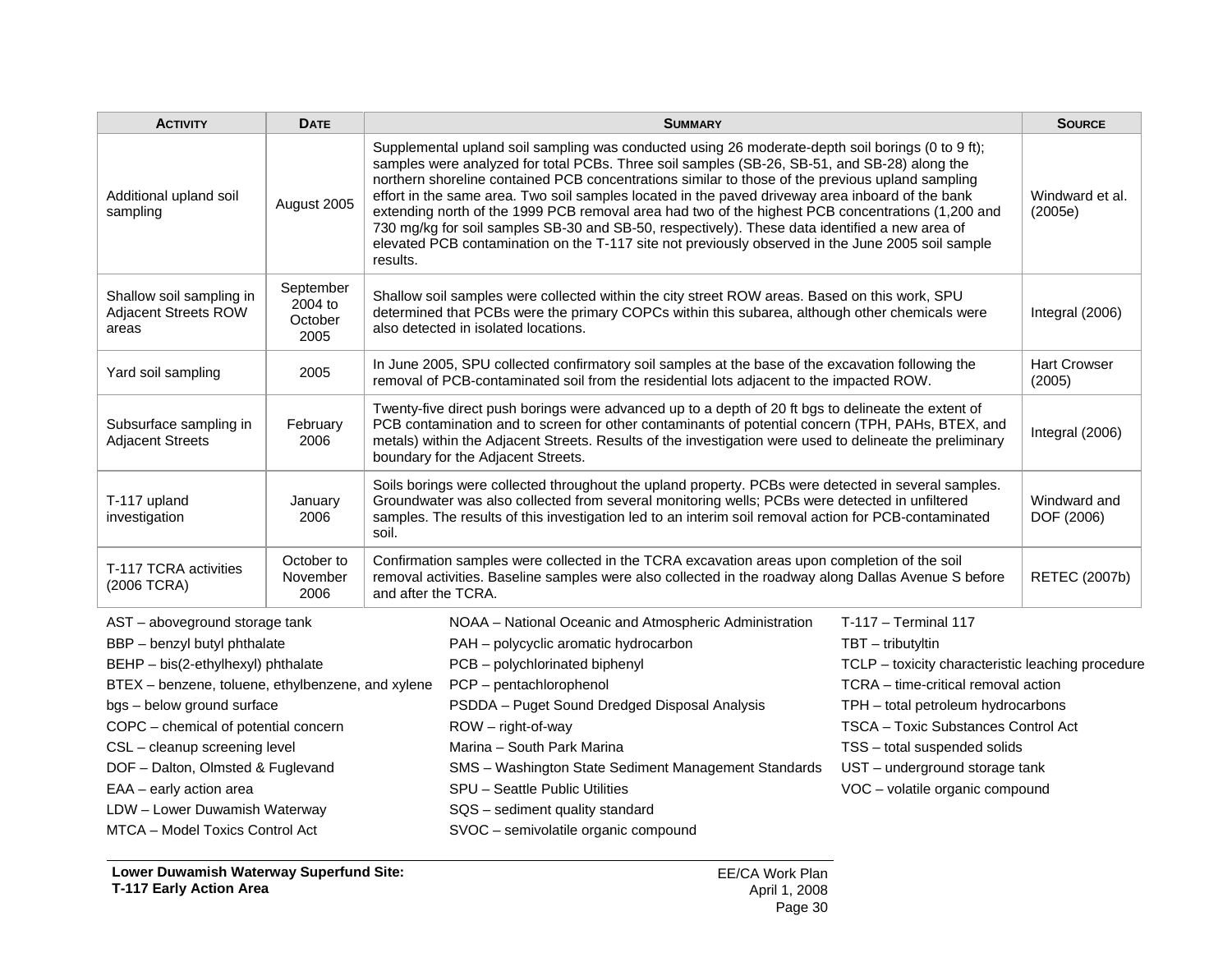| ACTIVITY | DATE | SUMMARY | SOURCE |
|---|---|---|---|
| Additional upland soil sampling | August 2005 | Supplemental upland soil sampling was conducted using 26 moderate-depth soil borings (0 to 9 ft); samples were analyzed for total PCBs. Three soil samples (SB-26, SB-51, and SB-28) along the northern shoreline contained PCB concentrations similar to those of the previous upland sampling effort in the same area. Two soil samples located in the paved driveway area inboard of the bank extending north of the 1999 PCB removal area had two of the highest PCB concentrations (1,200 and 730 mg/kg for soil samples SB-30 and SB-50, respectively). These data identified a new area of elevated PCB contamination on the T-117 site not previously observed in the June 2005 soil sample results. | Windward et al. (2005e) |
| Shallow soil sampling in Adjacent Streets ROW areas | September 2004 to October 2005 | Shallow soil samples were collected within the city street ROW areas. Based on this work, SPU determined that PCBs were the primary COPCs within this subarea, although other chemicals were also detected in isolated locations. | Integral (2006) |
| Yard soil sampling | 2005 | In June 2005, SPU collected confirmatory soil samples at the base of the excavation following the removal of PCB-contaminated soil from the residential lots adjacent to the impacted ROW. | Hart Crowser (2005) |
| Subsurface sampling in Adjacent Streets | February 2006 | Twenty-five direct push borings were advanced up to a depth of 20 ft bgs to delineate the extent of PCB contamination and to screen for other contaminants of potential concern (TPH, PAHs, BTEX, and metals) within the Adjacent Streets. Results of the investigation were used to delineate the preliminary boundary for the Adjacent Streets. | Integral (2006) |
| T-117 upland investigation | January 2006 | Soils borings were collected throughout the upland property. PCBs were detected in several samples. Groundwater was also collected from several monitoring wells; PCBs were detected in unfiltered samples. The results of this investigation led to an interim soil removal action for PCB-contaminated soil. | Windward and DOF (2006) |
| T-117 TCRA activities (2006 TCRA) | October to November 2006 | Confirmation samples were collected in the TCRA excavation areas upon completion of the soil removal activities. Baseline samples were also collected in the roadway along Dallas Avenue S before and after the TCRA. | RETEC (2007b) |

AST – aboveground storage tank
BBP – benzyl butyl phthalate
BEHP – bis(2-ethylhexyl) phthalate
BTEX – benzene, toluene, ethylbenzene, and xylene
bgs – below ground surface
COPC – chemical of potential concern
CSL – cleanup screening level
DOF – Dalton, Olmsted & Fuglevand
EAA – early action area
LDW – Lower Duwamish Waterway
MTCA – Model Toxics Control Act
NOAA – National Oceanic and Atmospheric Administration
PAH – polycyclic aromatic hydrocarbon
PCB – polychlorinated biphenyl
PCP – pentachlorophenol
PSDDA – Puget Sound Dredged Disposal Analysis
ROW – right-of-way
Marina – South Park Marina
SMS – Washington State Sediment Management Standards
SPU – Seattle Public Utilities
SQS – sediment quality standard
SVOC – semivolatile organic compound
T-117 – Terminal 117
TBT – tributyltin
TCLP – toxicity characteristic leaching procedure
TCRA – time-critical removal action
TPH – total petroleum hydrocarbons
TSCA – Toxic Substances Control Act
TSS – total suspended solids
UST – underground storage tank
VOC – volatile organic compound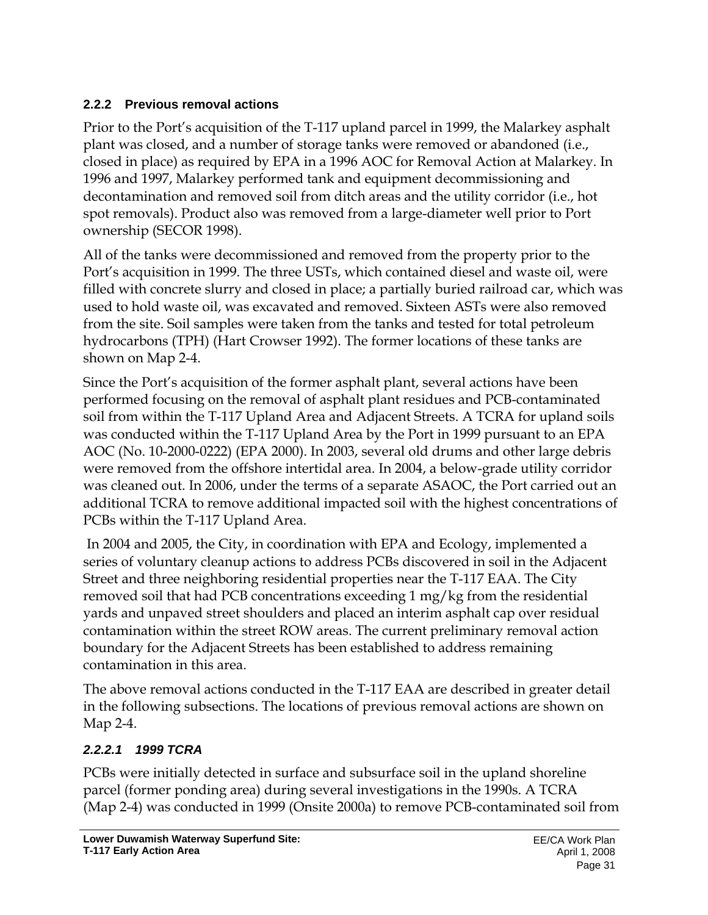### 2.2.2 Previous removal actions

Prior to the Port's acquisition of the T-117 upland parcel in 1999, the Malarkey asphalt plant was closed, and a number of storage tanks were removed or abandoned (i.e., closed in place) as required by EPA in a 1996 AOC for Removal Action at Malarkey. In 1996 and 1997, Malarkey performed tank and equipment decommissioning and decontamination and removed soil from ditch areas and the utility corridor (i.e., hot spot removals). Product also was removed from a large-diameter well prior to Port ownership (SECOR 1998).

All of the tanks were decommissioned and removed from the property prior to the Port's acquisition in 1999. The three USTs, which contained diesel and waste oil, were filled with concrete slurry and closed in place; a partially buried railroad car, which was used to hold waste oil, was excavated and removed. Sixteen ASTs were also removed from the site. Soil samples were taken from the tanks and tested for total petroleum hydrocarbons (TPH) (Hart Crowser 1992). The former locations of these tanks are shown on Map 2-4.

Since the Port's acquisition of the former asphalt plant, several actions have been performed focusing on the removal of asphalt plant residues and PCB-contaminated soil from within the T-117 Upland Area and Adjacent Streets. A TCRA for upland soils was conducted within the T-117 Upland Area by the Port in 1999 pursuant to an EPA AOC (No. 10-2000-0222) (EPA 2000). In 2003, several old drums and other large debris were removed from the offshore intertidal area. In 2004, a below-grade utility corridor was cleaned out. In 2006, under the terms of a separate ASAOC, the Port carried out an additional TCRA to remove additional impacted soil with the highest concentrations of PCBs within the T-117 Upland Area.

In 2004 and 2005, the City, in coordination with EPA and Ecology, implemented a series of voluntary cleanup actions to address PCBs discovered in soil in the Adjacent Street and three neighboring residential properties near the T-117 EAA. The City removed soil that had PCB concentrations exceeding 1 mg/kg from the residential yards and unpaved street shoulders and placed an interim asphalt cap over residual contamination within the street ROW areas. The current preliminary removal action boundary for the Adjacent Streets has been established to address remaining contamination in this area.

The above removal actions conducted in the T-117 EAA are described in greater detail in the following subsections. The locations of previous removal actions are shown on Map 2-4.

#### *2.2.2.1 1999 TCRA*

PCBs were initially detected in surface and subsurface soil in the upland shoreline parcel (former ponding area) during several investigations in the 1990s. A TCRA (Map 2-4) was conducted in 1999 (Onsite 2000a) to remove PCB-contaminated soil from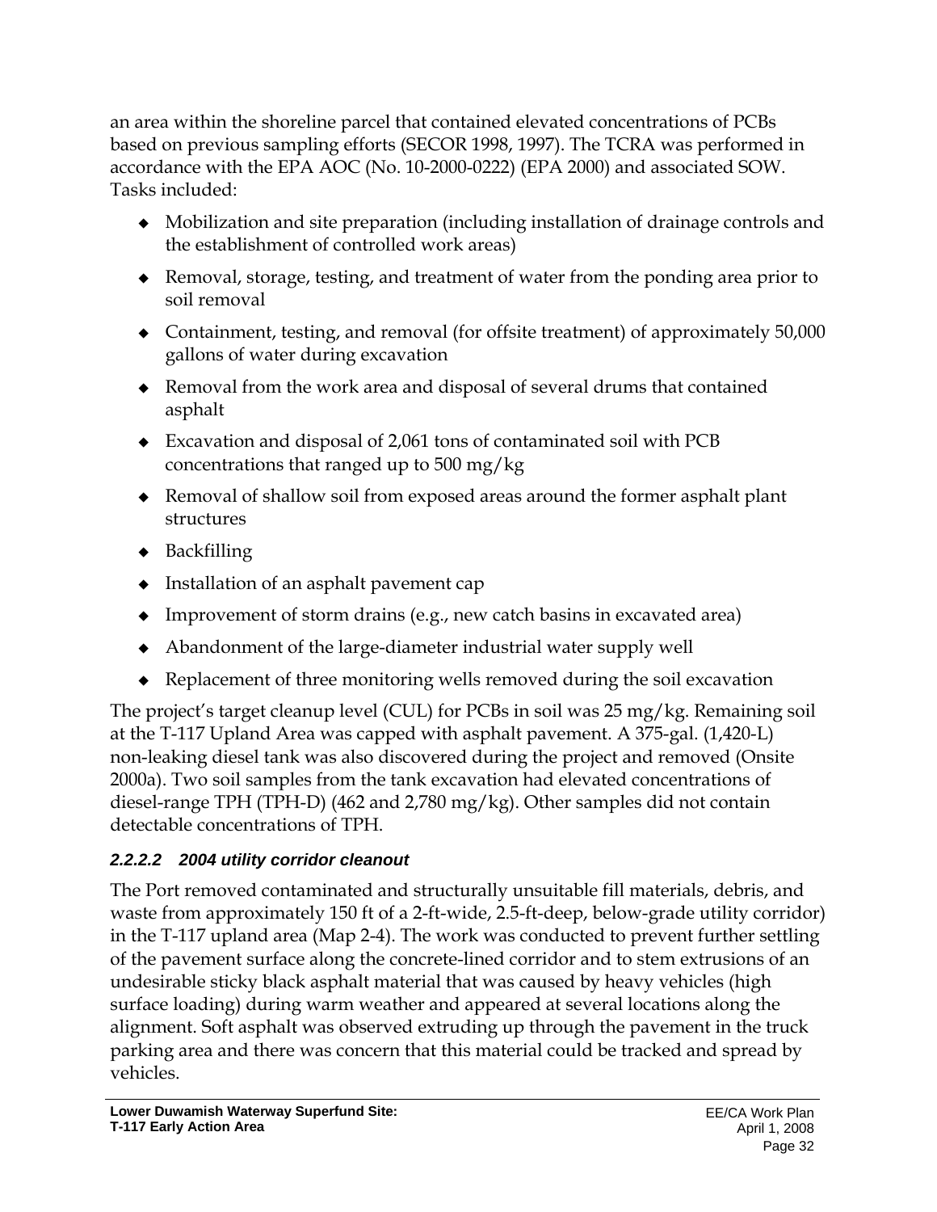an area within the shoreline parcel that contained elevated concentrations of PCBs based on previous sampling efforts (SECOR 1998, 1997). The TCRA was performed in accordance with the EPA AOC (No. 10-2000-0222) (EPA 2000) and associated SOW. Tasks included:

- Mobilization and site preparation (including installation of drainage controls and the establishment of controlled work areas)
- Removal, storage, testing, and treatment of water from the ponding area prior to soil removal
- Containment, testing, and removal (for offsite treatment) of approximately 50,000 gallons of water during excavation
- Removal from the work area and disposal of several drums that contained asphalt
- Excavation and disposal of 2,061 tons of contaminated soil with PCB concentrations that ranged up to 500 mg/kg
- Removal of shallow soil from exposed areas around the former asphalt plant structures
- Backfilling
- Installation of an asphalt pavement cap
- Improvement of storm drains (e.g., new catch basins in excavated area)
- Abandonment of the large-diameter industrial water supply well
- Replacement of three monitoring wells removed during the soil excavation

The project's target cleanup level (CUL) for PCBs in soil was 25 mg/kg. Remaining soil at the T-117 Upland Area was capped with asphalt pavement. A 375-gal. (1,420-L) non-leaking diesel tank was also discovered during the project and removed (Onsite 2000a). Two soil samples from the tank excavation had elevated concentrations of diesel-range TPH (TPH-D) (462 and 2,780 mg/kg). Other samples did not contain detectable concentrations of TPH.

#### *2.2.2.2 2004 utility corridor cleanout*

The Port removed contaminated and structurally unsuitable fill materials, debris, and waste from approximately 150 ft of a 2-ft-wide, 2.5-ft-deep, below-grade utility corridor) in the T-117 upland area (Map 2-4). The work was conducted to prevent further settling of the pavement surface along the concrete-lined corridor and to stem extrusions of an undesirable sticky black asphalt material that was caused by heavy vehicles (high surface loading) during warm weather and appeared at several locations along the alignment. Soft asphalt was observed extruding up through the pavement in the truck parking area and there was concern that this material could be tracked and spread by vehicles.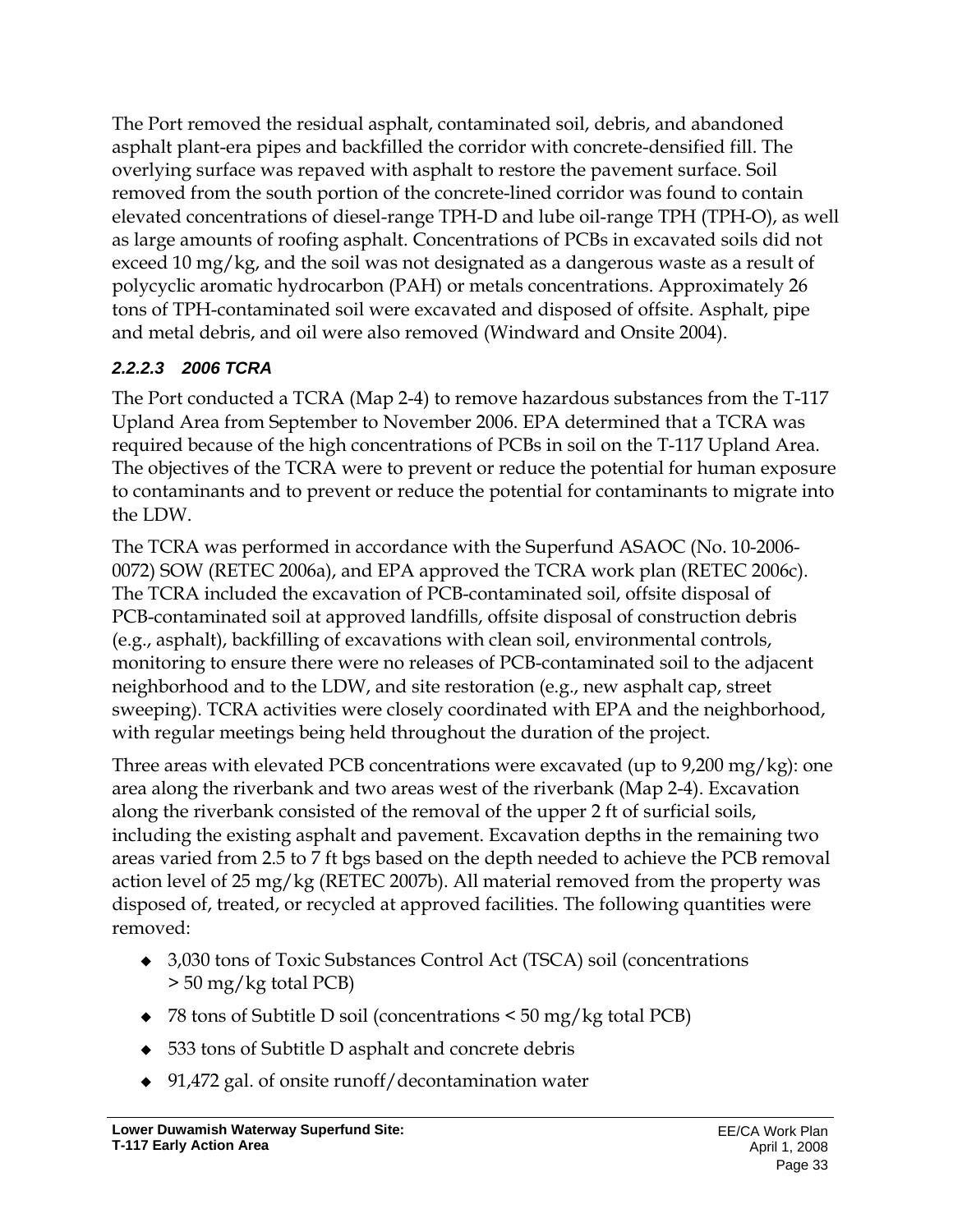The Port removed the residual asphalt, contaminated soil, debris, and abandoned asphalt plant-era pipes and backfilled the corridor with concrete-densified fill. The overlying surface was repaved with asphalt to restore the pavement surface. Soil removed from the south portion of the concrete-lined corridor was found to contain elevated concentrations of diesel-range TPH-D and lube oil-range TPH (TPH-O), as well as large amounts of roofing asphalt. Concentrations of PCBs in excavated soils did not exceed 10 mg/kg, and the soil was not designated as a dangerous waste as a result of polycyclic aromatic hydrocarbon (PAH) or metals concentrations. Approximately 26 tons of TPH-contaminated soil were excavated and disposed of offsite. Asphalt, pipe and metal debris, and oil were also removed (Windward and Onsite 2004).

#### *2.2.2.3 2006 TCRA*

The Port conducted a TCRA (Map 2-4) to remove hazardous substances from the T-117 Upland Area from September to November 2006. EPA determined that a TCRA was required because of the high concentrations of PCBs in soil on the T-117 Upland Area. The objectives of the TCRA were to prevent or reduce the potential for human exposure to contaminants and to prevent or reduce the potential for contaminants to migrate into the LDW.

The TCRA was performed in accordance with the Superfund ASAOC (No. 10-2006-0072) SOW (RETEC 2006a), and EPA approved the TCRA work plan (RETEC 2006c). The TCRA included the excavation of PCB-contaminated soil, offsite disposal of PCB-contaminated soil at approved landfills, offsite disposal of construction debris (e.g., asphalt), backfilling of excavations with clean soil, environmental controls, monitoring to ensure there were no releases of PCB-contaminated soil to the adjacent neighborhood and to the LDW, and site restoration (e.g., new asphalt cap, street sweeping). TCRA activities were closely coordinated with EPA and the neighborhood, with regular meetings being held throughout the duration of the project.

Three areas with elevated PCB concentrations were excavated (up to 9,200 mg/kg): one area along the riverbank and two areas west of the riverbank (Map 2-4). Excavation along the riverbank consisted of the removal of the upper 2 ft of surficial soils, including the existing asphalt and pavement. Excavation depths in the remaining two areas varied from 2.5 to 7 ft bgs based on the depth needed to achieve the PCB removal action level of 25 mg/kg (RETEC 2007b). All material removed from the property was disposed of, treated, or recycled at approved facilities. The following quantities were removed:

- 3,030 tons of Toxic Substances Control Act (TSCA) soil (concentrations > 50 mg/kg total PCB)
- 78 tons of Subtitle D soil (concentrations < 50 mg/kg total PCB)
- 533 tons of Subtitle D asphalt and concrete debris
- 91,472 gal. of onsite runoff/decontamination water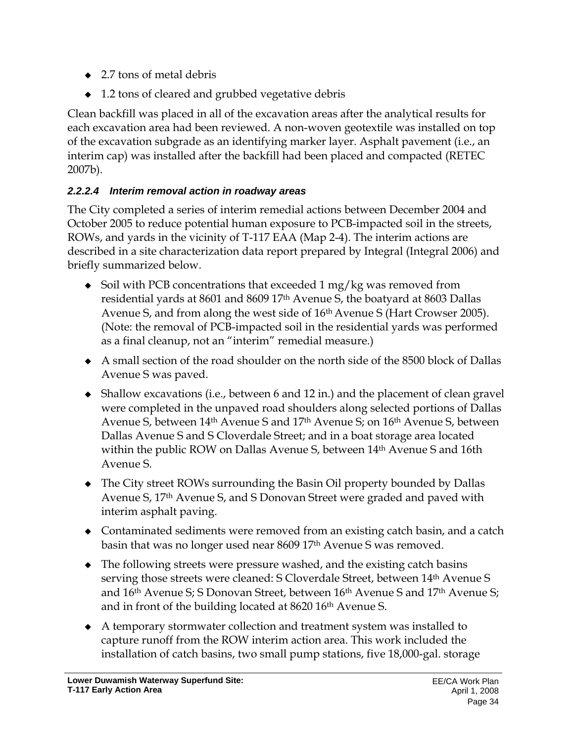- 2.7 tons of metal debris
- 1.2 tons of cleared and grubbed vegetative debris

Clean backfill was placed in all of the excavation areas after the analytical results for each excavation area had been reviewed. A non-woven geotextile was installed on top of the excavation subgrade as an identifying marker layer. Asphalt pavement (i.e., an interim cap) was installed after the backfill had been placed and compacted (RETEC 2007b).

#### *2.2.2.4 Interim removal action in roadway areas*

The City completed a series of interim remedial actions between December 2004 and October 2005 to reduce potential human exposure to PCB-impacted soil in the streets, ROWs, and yards in the vicinity of T-117 EAA (Map 2-4). The interim actions are described in a site characterization data report prepared by Integral (Integral 2006) and briefly summarized below.

- Soil with PCB concentrations that exceeded 1 mg/kg was removed from residential yards at 8601 and 8609 17th Avenue S, the boatyard at 8603 Dallas Avenue S, and from along the west side of 16th Avenue S (Hart Crowser 2005). (Note: the removal of PCB-impacted soil in the residential yards was performed as a final cleanup, not an "interim" remedial measure.)
- A small section of the road shoulder on the north side of the 8500 block of Dallas Avenue S was paved.
- Shallow excavations (i.e., between 6 and 12 in.) and the placement of clean gravel were completed in the unpaved road shoulders along selected portions of Dallas Avenue S, between 14th Avenue S and 17th Avenue S; on 16th Avenue S, between Dallas Avenue S and S Cloverdale Street; and in a boat storage area located within the public ROW on Dallas Avenue S, between 14th Avenue S and 16th Avenue S.
- The City street ROWs surrounding the Basin Oil property bounded by Dallas Avenue S, 17th Avenue S, and S Donovan Street were graded and paved with interim asphalt paving.
- Contaminated sediments were removed from an existing catch basin, and a catch basin that was no longer used near 8609 17th Avenue S was removed.
- The following streets were pressure washed, and the existing catch basins serving those streets were cleaned: S Cloverdale Street, between 14th Avenue S and 16th Avenue S; S Donovan Street, between 16th Avenue S and 17th Avenue S; and in front of the building located at 8620 16th Avenue S.
- A temporary stormwater collection and treatment system was installed to capture runoff from the ROW interim action area. This work included the installation of catch basins, two small pump stations, five 18,000-gal. storage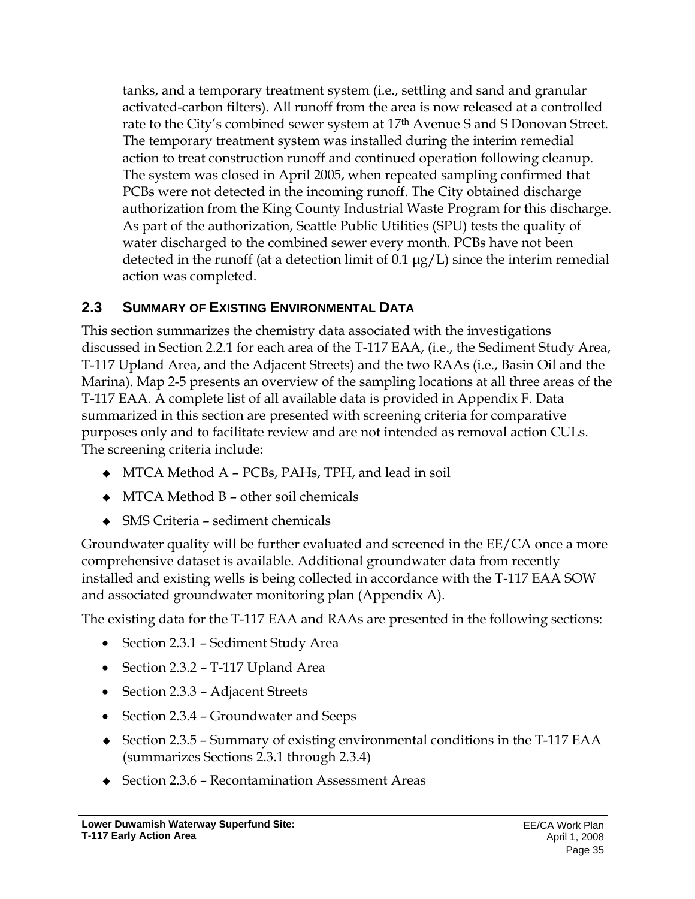tanks, and a temporary treatment system (i.e., settling and sand and granular activated-carbon filters). All runoff from the area is now released at a controlled rate to the City's combined sewer system at 17th Avenue S and S Donovan Street. The temporary treatment system was installed during the interim remedial action to treat construction runoff and continued operation following cleanup. The system was closed in April 2005, when repeated sampling confirmed that PCBs were not detected in the incoming runoff. The City obtained discharge authorization from the King County Industrial Waste Program for this discharge. As part of the authorization, Seattle Public Utilities (SPU) tests the quality of water discharged to the combined sewer every month. PCBs have not been detected in the runoff (at a detection limit of 0.1 µg/L) since the interim remedial action was completed.

## 2.3 Summary of Existing Environmental Data

This section summarizes the chemistry data associated with the investigations discussed in Section 2.2.1 for each area of the T-117 EAA, (i.e., the Sediment Study Area, T-117 Upland Area, and the Adjacent Streets) and the two RAAs (i.e., Basin Oil and the Marina). Map 2-5 presents an overview of the sampling locations at all three areas of the T-117 EAA. A complete list of all available data is provided in Appendix F. Data summarized in this section are presented with screening criteria for comparative purposes only and to facilitate review and are not intended as removal action CULs. The screening criteria include:

- MTCA Method A – PCBs, PAHs, TPH, and lead in soil
- MTCA Method B – other soil chemicals
- SMS Criteria – sediment chemicals

Groundwater quality will be further evaluated and screened in the EE/CA once a more comprehensive dataset is available. Additional groundwater data from recently installed and existing wells is being collected in accordance with the T-117 EAA SOW and associated groundwater monitoring plan (Appendix A).

The existing data for the T-117 EAA and RAAs are presented in the following sections:

- Section 2.3.1 – Sediment Study Area
- Section 2.3.2 – T-117 Upland Area
- Section 2.3.3 – Adjacent Streets
- Section 2.3.4 – Groundwater and Seeps
- Section 2.3.5 – Summary of existing environmental conditions in the T-117 EAA (summarizes Sections 2.3.1 through 2.3.4)
- Section 2.3.6 – Recontamination Assessment Areas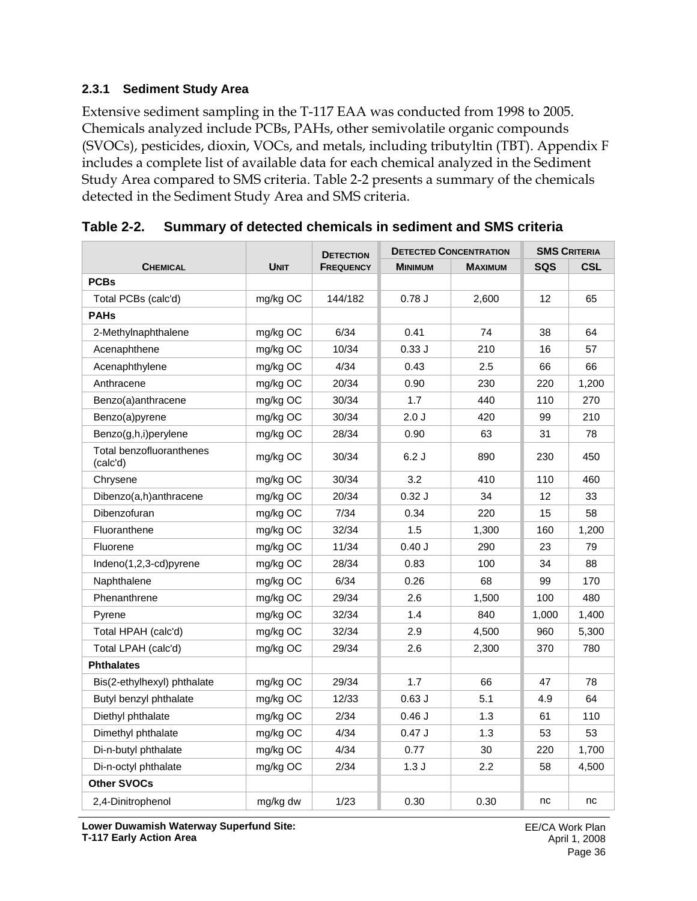### 2.3.1 Sediment Study Area

Extensive sediment sampling in the T-117 EAA was conducted from 1998 to 2005. Chemicals analyzed include PCBs, PAHs, other semivolatile organic compounds (SVOCs), pesticides, dioxin, VOCs, and metals, including tributyltin (TBT). Appendix F includes a complete list of available data for each chemical analyzed in the Sediment Study Area compared to SMS criteria. Table 2-2 presents a summary of the chemicals detected in the Sediment Study Area and SMS criteria.

**Table 2-2. Summary of detected chemicals in sediment and SMS criteria**

| Chemical | Unit | Detection Frequency | Detected Concentration | | SMS Criteria | |
|---|---|---|---|---|---|---|
| | | | Minimum | Maximum | SQS | CSL |
| **PCBs** | | | | | | |
| Total PCBs (calc'd) | mg/kg OC | 144/182 | 0.78 J | 2,600 | 12 | 65 |
| **PAHs** | | | | | | |
| 2-Methylnaphthalene | mg/kg OC | 6/34 | 0.41 | 74 | 38 | 64 |
| Acenaphthene | mg/kg OC | 10/34 | 0.33 J | 210 | 16 | 57 |
| Acenaphthylene | mg/kg OC | 4/34 | 0.43 | 2.5 | 66 | 66 |
| Anthracene | mg/kg OC | 20/34 | 0.90 | 230 | 220 | 1,200 |
| Benzo(a)anthracene | mg/kg OC | 30/34 | 1.7 | 440 | 110 | 270 |
| Benzo(a)pyrene | mg/kg OC | 30/34 | 2.0 J | 420 | 99 | 210 |
| Benzo(g,h,i)perylene | mg/kg OC | 28/34 | 0.90 | 63 | 31 | 78 |
| Total benzofluoranthenes (calc'd) | mg/kg OC | 30/34 | 6.2 J | 890 | 230 | 450 |
| Chrysene | mg/kg OC | 30/34 | 3.2 | 410 | 110 | 460 |
| Dibenzo(a,h)anthracene | mg/kg OC | 20/34 | 0.32 J | 34 | 12 | 33 |
| Dibenzofuran | mg/kg OC | 7/34 | 0.34 | 220 | 15 | 58 |
| Fluoranthene | mg/kg OC | 32/34 | 1.5 | 1,300 | 160 | 1,200 |
| Fluorene | mg/kg OC | 11/34 | 0.40 J | 290 | 23 | 79 |
| Indeno(1,2,3-cd)pyrene | mg/kg OC | 28/34 | 0.83 | 100 | 34 | 88 |
| Naphthalene | mg/kg OC | 6/34 | 0.26 | 68 | 99 | 170 |
| Phenanthrene | mg/kg OC | 29/34 | 2.6 | 1,500 | 100 | 480 |
| Pyrene | mg/kg OC | 32/34 | 1.4 | 840 | 1,000 | 1,400 |
| Total HPAH (calc'd) | mg/kg OC | 32/34 | 2.9 | 4,500 | 960 | 5,300 |
| Total LPAH (calc'd) | mg/kg OC | 29/34 | 2.6 | 2,300 | 370 | 780 |
| **Phthalates** | | | | | | |
| Bis(2-ethylhexyl) phthalate | mg/kg OC | 29/34 | 1.7 | 66 | 47 | 78 |
| Butyl benzyl phthalate | mg/kg OC | 12/33 | 0.63 J | 5.1 | 4.9 | 64 |
| Diethyl phthalate | mg/kg OC | 2/34 | 0.46 J | 1.3 | 61 | 110 |
| Dimethyl phthalate | mg/kg OC | 4/34 | 0.47 J | 1.3 | 53 | 53 |
| Di-n-butyl phthalate | mg/kg OC | 4/34 | 0.77 | 30 | 220 | 1,700 |
| Di-n-octyl phthalate | mg/kg OC | 2/34 | 1.3 J | 2.2 | 58 | 4,500 |
| **Other SVOCs** | | | | | | |
| 2,4-Dinitrophenol | mg/kg dw | 1/23 | 0.30 | 0.30 | nc | nc |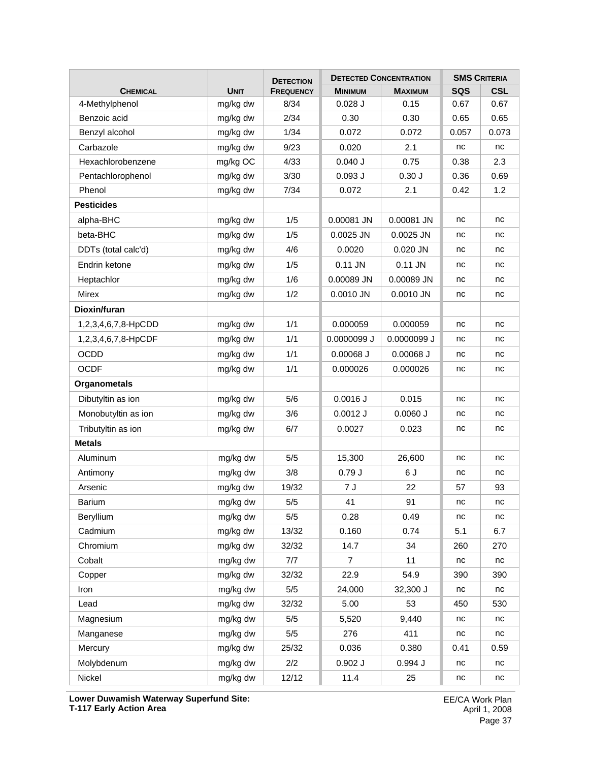| Chemical | Unit | Detection Frequency | Detected Concentration | | SMS Criteria | |
|---|---|---|---|---|---|---|
| | | | Minimum | Maximum | SQS | CSL |
| 4-Methylphenol | mg/kg dw | 8/34 | 0.028 J | 0.15 | 0.67 | 0.67 |
| Benzoic acid | mg/kg dw | 2/34 | 0.30 | 0.30 | 0.65 | 0.65 |
| Benzyl alcohol | mg/kg dw | 1/34 | 0.072 | 0.072 | 0.057 | 0.073 |
| Carbazole | mg/kg dw | 9/23 | 0.020 | 2.1 | nc | nc |
| Hexachlorobenzene | mg/kg OC | 4/33 | 0.040 J | 0.75 | 0.38 | 2.3 |
| Pentachlorophenol | mg/kg dw | 3/30 | 0.093 J | 0.30 J | 0.36 | 0.69 |
| Phenol | mg/kg dw | 7/34 | 0.072 | 2.1 | 0.42 | 1.2 |
| **Pesticides** | | | | | | |
| alpha-BHC | mg/kg dw | 1/5 | 0.00081 JN | 0.00081 JN | nc | nc |
| beta-BHC | mg/kg dw | 1/5 | 0.0025 JN | 0.0025 JN | nc | nc |
| DDTs (total calc'd) | mg/kg dw | 4/6 | 0.0020 | 0.020 JN | nc | nc |
| Endrin ketone | mg/kg dw | 1/5 | 0.11 JN | 0.11 JN | nc | nc |
| Heptachlor | mg/kg dw | 1/6 | 0.00089 JN | 0.00089 JN | nc | nc |
| Mirex | mg/kg dw | 1/2 | 0.0010 JN | 0.0010 JN | nc | nc |
| **Dioxin/furan** | | | | | | |
| 1,2,3,4,6,7,8-HpCDD | mg/kg dw | 1/1 | 0.000059 | 0.000059 | nc | nc |
| 1,2,3,4,6,7,8-HpCDF | mg/kg dw | 1/1 | 0.0000099 J | 0.0000099 J | nc | nc |
| OCDD | mg/kg dw | 1/1 | 0.00068 J | 0.00068 J | nc | nc |
| OCDF | mg/kg dw | 1/1 | 0.000026 | 0.000026 | nc | nc |
| **Organometals** | | | | | | |
| Dibutyltin as ion | mg/kg dw | 5/6 | 0.0016 J | 0.015 | nc | nc |
| Monobutyltin as ion | mg/kg dw | 3/6 | 0.0012 J | 0.0060 J | nc | nc |
| Tributyltin as ion | mg/kg dw | 6/7 | 0.0027 | 0.023 | nc | nc |
| **Metals** | | | | | | |
| Aluminum | mg/kg dw | 5/5 | 15,300 | 26,600 | nc | nc |
| Antimony | mg/kg dw | 3/8 | 0.79 J | 6 J | nc | nc |
| Arsenic | mg/kg dw | 19/32 | 7 J | 22 | 57 | 93 |
| Barium | mg/kg dw | 5/5 | 41 | 91 | nc | nc |
| Beryllium | mg/kg dw | 5/5 | 0.28 | 0.49 | nc | nc |
| Cadmium | mg/kg dw | 13/32 | 0.160 | 0.74 | 5.1 | 6.7 |
| Chromium | mg/kg dw | 32/32 | 14.7 | 34 | 260 | 270 |
| Cobalt | mg/kg dw | 7/7 | 7 | 11 | nc | nc |
| Copper | mg/kg dw | 32/32 | 22.9 | 54.9 | 390 | 390 |
| Iron | mg/kg dw | 5/5 | 24,000 | 32,300 J | nc | nc |
| Lead | mg/kg dw | 32/32 | 5.00 | 53 | 450 | 530 |
| Magnesium | mg/kg dw | 5/5 | 5,520 | 9,440 | nc | nc |
| Manganese | mg/kg dw | 5/5 | 276 | 411 | nc | nc |
| Mercury | mg/kg dw | 25/32 | 0.036 | 0.380 | 0.41 | 0.59 |
| Molybdenum | mg/kg dw | 2/2 | 0.902 J | 0.994 J | nc | nc |
| Nickel | mg/kg dw | 12/12 | 11.4 | 25 | nc | nc |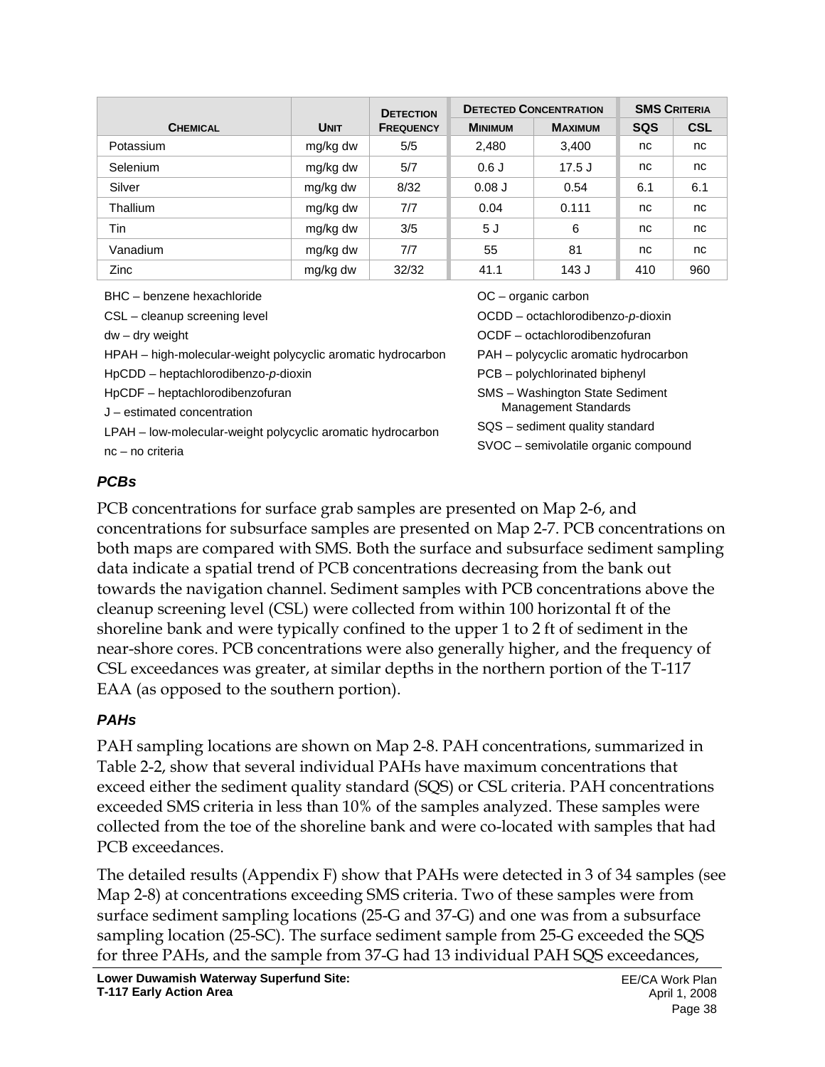| Chemical | Unit | Detection Frequency | Detected Concentration | | SMS Criteria | |
|---|---|---|---|---|---|---|
| | | | Minimum | Maximum | SQS | CSL |
| Potassium | mg/kg dw | 5/5 | 2,480 | 3,400 | nc | nc |
| Selenium | mg/kg dw | 5/7 | 0.6 J | 17.5 J | nc | nc |
| Silver | mg/kg dw | 8/32 | 0.08 J | 0.54 | 6.1 | 6.1 |
| Thallium | mg/kg dw | 7/7 | 0.04 | 0.111 | nc | nc |
| Tin | mg/kg dw | 3/5 | 5 J | 6 | nc | nc |
| Vanadium | mg/kg dw | 7/7 | 55 | 81 | nc | nc |
| Zinc | mg/kg dw | 32/32 | 41.1 | 143 J | 410 | 960 |

BHC – benzene hexachloride
CSL – cleanup screening level
dw – dry weight
HPAH – high-molecular-weight polycyclic aromatic hydrocarbon
HpCDD – heptachlorodibenzo-*p*-dioxin
HpCDF – heptachlorodibenzofuran
J – estimated concentration
LPAH – low-molecular-weight polycyclic aromatic hydrocarbon
nc – no criteria
OC – organic carbon
OCDD – octachlorodibenzo-*p*-dioxin
OCDF – octachlorodibenzofuran
PAH – polycyclic aromatic hydrocarbon
PCB – polychlorinated biphenyl
SMS – Washington State Sediment Management Standards
SQS – sediment quality standard
SVOC – semivolatile organic compound

### *PCBs*

PCB concentrations for surface grab samples are presented on Map 2-6, and concentrations for subsurface samples are presented on Map 2-7. PCB concentrations on both maps are compared with SMS. Both the surface and subsurface sediment sampling data indicate a spatial trend of PCB concentrations decreasing from the bank out towards the navigation channel. Sediment samples with PCB concentrations above the cleanup screening level (CSL) were collected from within 100 horizontal ft of the shoreline bank and were typically confined to the upper 1 to 2 ft of sediment in the near-shore cores. PCB concentrations were also generally higher, and the frequency of CSL exceedances was greater, at similar depths in the northern portion of the T-117 EAA (as opposed to the southern portion).

### *PAHs*

PAH sampling locations are shown on Map 2-8. PAH concentrations, summarized in Table 2-2, show that several individual PAHs have maximum concentrations that exceed either the sediment quality standard (SQS) or CSL criteria. PAH concentrations exceeded SMS criteria in less than 10% of the samples analyzed. These samples were collected from the toe of the shoreline bank and were co-located with samples that had PCB exceedances.

The detailed results (Appendix F) show that PAHs were detected in 3 of 34 samples (see Map 2-8) at concentrations exceeding SMS criteria. Two of these samples were from surface sediment sampling locations (25-G and 37-G) and one was from a subsurface sampling location (25-SC). The surface sediment sample from 25-G exceeded the SQS for three PAHs, and the sample from 37-G had 13 individual PAH SQS exceedances,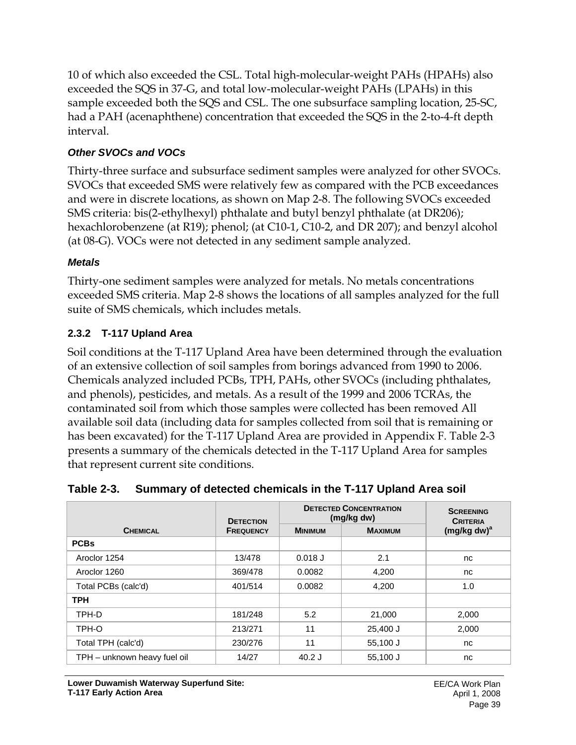10 of which also exceeded the CSL. Total high-molecular-weight PAHs (HPAHs) also exceeded the SQS in 37-G, and total low-molecular-weight PAHs (LPAHs) in this sample exceeded both the SQS and CSL. The one subsurface sampling location, 25-SC, had a PAH (acenaphthene) concentration that exceeded the SQS in the 2-to-4-ft depth interval.

#### *Other SVOCs and VOCs*

Thirty-three surface and subsurface sediment samples were analyzed for other SVOCs. SVOCs that exceeded SMS were relatively few as compared with the PCB exceedances and were in discrete locations, as shown on Map 2-8. The following SVOCs exceeded SMS criteria: bis(2-ethylhexyl) phthalate and butyl benzyl phthalate (at DR206); hexachlorobenzene (at R19); phenol; (at C10-1, C10-2, and DR 207); and benzyl alcohol (at 08-G). VOCs were not detected in any sediment sample analyzed.

#### *Metals*

Thirty-one sediment samples were analyzed for metals. No metals concentrations exceeded SMS criteria. Map 2-8 shows the locations of all samples analyzed for the full suite of SMS chemicals, which includes metals.

### 2.3.2 T-117 Upland Area

Soil conditions at the T-117 Upland Area have been determined through the evaluation of an extensive collection of soil samples from borings advanced from 1990 to 2006. Chemicals analyzed included PCBs, TPH, PAHs, other SVOCs (including phthalates, and phenols), pesticides, and metals. As a result of the 1999 and 2006 TCRAs, the contaminated soil from which those samples were collected has been removed All available soil data (including data for samples collected from soil that is remaining or has been excavated) for the T-117 Upland Area are provided in Appendix F. Table 2-3 presents a summary of the chemicals detected in the T-117 Upland Area for samples that represent current site conditions.

**Table 2-3. Summary of detected chemicals in the T-117 Upland Area soil**

| Chemical | Detection Frequency | Detected Concentration (mg/kg dw) | | Screening Criteria (mg/kg dw)[a] |
|---|---|---|---|---|
| | | Minimum | Maximum | |
| **PCBs** | | | | |
| Aroclor 1254 | 13/478 | 0.018 J | 2.1 | nc |
| Aroclor 1260 | 369/478 | 0.0082 | 4,200 | nc |
| Total PCBs (calc'd) | 401/514 | 0.0082 | 4,200 | 1.0 |
| **TPH** | | | | |
| TPH-D | 181/248 | 5.2 | 21,000 | 2,000 |
| TPH-O | 213/271 | 11 | 25,400 J | 2,000 |
| Total TPH (calc'd) | 230/276 | 11 | 55,100 J | nc |
| TPH – unknown heavy fuel oil | 14/27 | 40.2 J | 55,100 J | nc |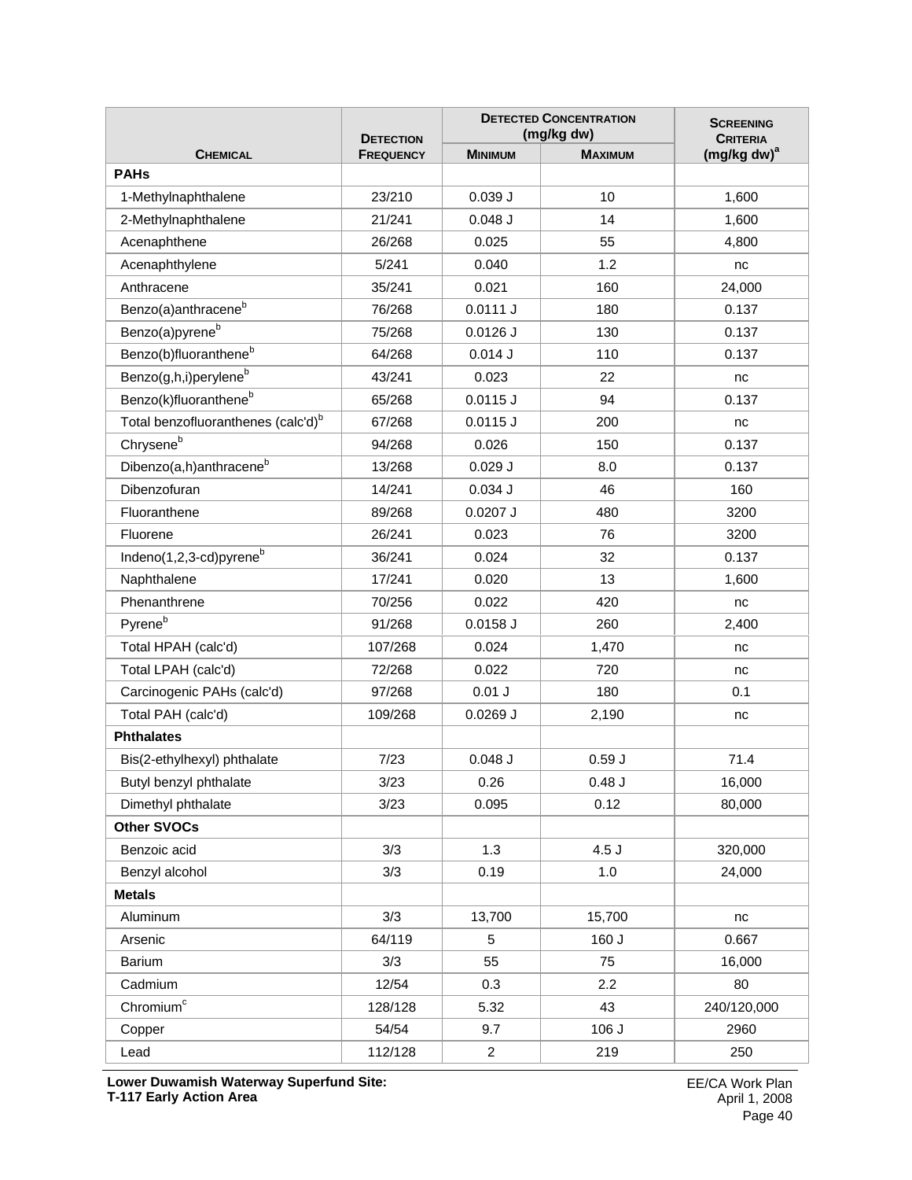| CHEMICAL | DETECTION FREQUENCY | DETECTED CONCENTRATION (mg/kg dw) | | SCREENING CRITERIA (mg/kg dw)[a] |
|---|---|---|---|---|
| | | MINIMUM | MAXIMUM | |
| **PAHs** | | | | |
| 1-Methylnaphthalene | 23/210 | 0.039 J | 10 | 1,600 |
| 2-Methylnaphthalene | 21/241 | 0.048 J | 14 | 1,600 |
| Acenaphthene | 26/268 | 0.025 | 55 | 4,800 |
| Acenaphthylene | 5/241 | 0.040 | 1.2 | nc |
| Anthracene | 35/241 | 0.021 | 160 | 24,000 |
| Benzo(a)anthracene[b] | 76/268 | 0.0111 J | 180 | 0.137 |
| Benzo(a)pyrene[b] | 75/268 | 0.0126 J | 130 | 0.137 |
| Benzo(b)fluoranthene[b] | 64/268 | 0.014 J | 110 | 0.137 |
| Benzo(g,h,i)perylene[b] | 43/241 | 0.023 | 22 | nc |
| Benzo(k)fluoranthene[b] | 65/268 | 0.0115 J | 94 | 0.137 |
| Total benzofluoranthenes (calc'd)[b] | 67/268 | 0.0115 J | 200 | nc |
| Chrysene[b] | 94/268 | 0.026 | 150 | 0.137 |
| Dibenzo(a,h)anthracene[b] | 13/268 | 0.029 J | 8.0 | 0.137 |
| Dibenzofuran | 14/241 | 0.034 J | 46 | 160 |
| Fluoranthene | 89/268 | 0.0207 J | 480 | 3200 |
| Fluorene | 26/241 | 0.023 | 76 | 3200 |
| Indeno(1,2,3-cd)pyrene[b] | 36/241 | 0.024 | 32 | 0.137 |
| Naphthalene | 17/241 | 0.020 | 13 | 1,600 |
| Phenanthrene | 70/256 | 0.022 | 420 | nc |
| Pyrene[b] | 91/268 | 0.0158 J | 260 | 2,400 |
| Total HPAH (calc'd) | 107/268 | 0.024 | 1,470 | nc |
| Total LPAH (calc'd) | 72/268 | 0.022 | 720 | nc |
| Carcinogenic PAHs (calc'd) | 97/268 | 0.01 J | 180 | 0.1 |
| Total PAH (calc'd) | 109/268 | 0.0269 J | 2,190 | nc |
| **Phthalates** | | | | |
| Bis(2-ethylhexyl) phthalate | 7/23 | 0.048 J | 0.59 J | 71.4 |
| Butyl benzyl phthalate | 3/23 | 0.26 | 0.48 J | 16,000 |
| Dimethyl phthalate | 3/23 | 0.095 | 0.12 | 80,000 |
| **Other SVOCs** | | | | |
| Benzoic acid | 3/3 | 1.3 | 4.5 J | 320,000 |
| Benzyl alcohol | 3/3 | 0.19 | 1.0 | 24,000 |
| **Metals** | | | | |
| Aluminum | 3/3 | 13,700 | 15,700 | nc |
| Arsenic | 64/119 | 5 | 160 J | 0.667 |
| Barium | 3/3 | 55 | 75 | 16,000 |
| Cadmium | 12/54 | 0.3 | 2.2 | 80 |
| Chromium[c] | 128/128 | 5.32 | 43 | 240/120,000 |
| Copper | 54/54 | 9.7 | 106 J | 2960 |
| Lead | 112/128 | 2 | 219 | 250 |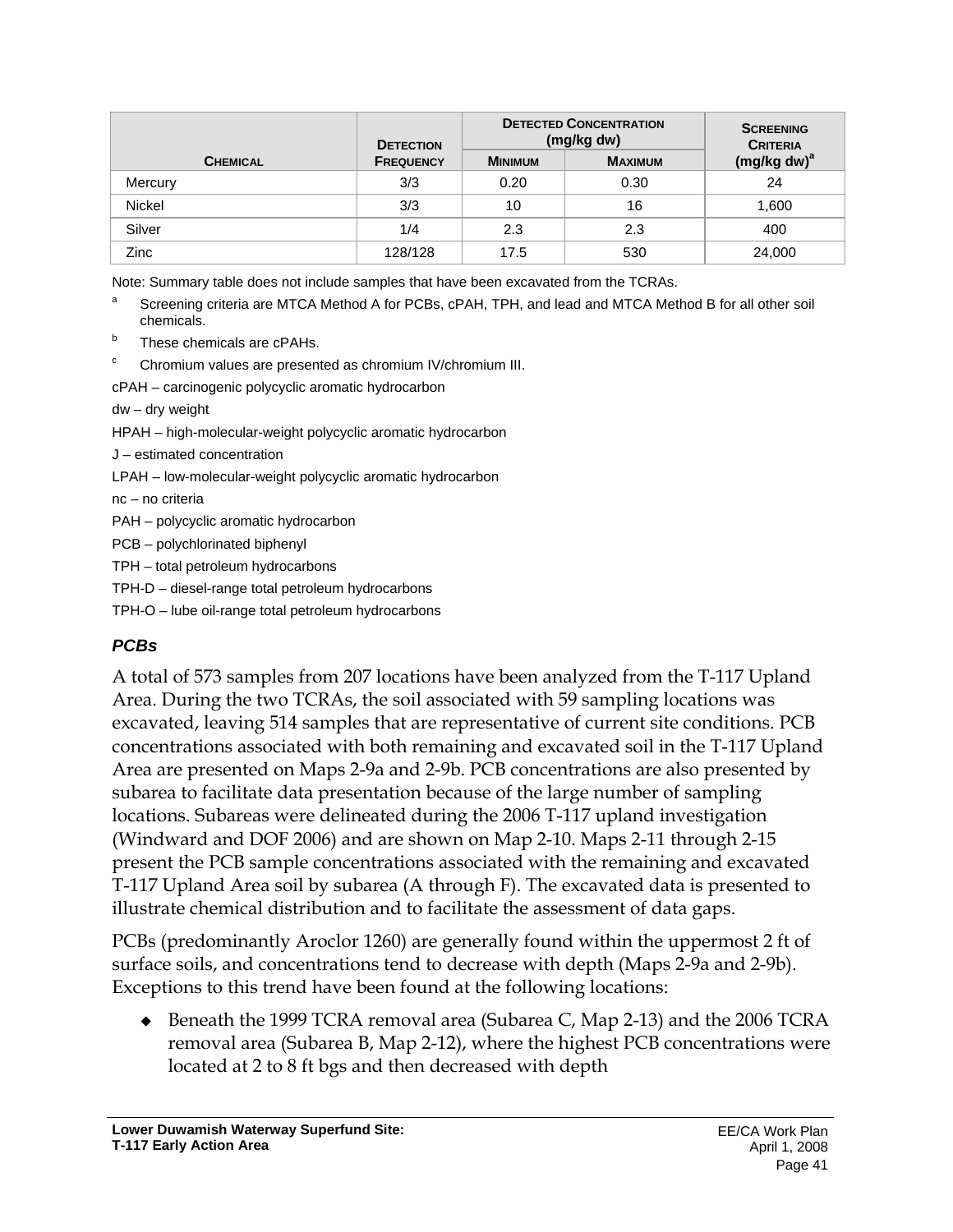| Chemical | Detection Frequency | Detected Concentration (mg/kg dw) | | Screening Criteria (mg/kg dw)[a] |
|---|---|---|---|---|
| | | Minimum | Maximum | |
| Mercury | 3/3 | 0.20 | 0.30 | 24 |
| Nickel | 3/3 | 10 | 16 | 1,600 |
| Silver | 1/4 | 2.3 | 2.3 | 400 |
| Zinc | 128/128 | 17.5 | 530 | 24,000 |

Note: Summary table does not include samples that have been excavated from the TCRAs.

[a] Screening criteria are MTCA Method A for PCBs, cPAH, TPH, and lead and MTCA Method B for all other soil chemicals.

[b] These chemicals are cPAHs.

[c] Chromium values are presented as chromium IV/chromium III.

cPAH – carcinogenic polycyclic aromatic hydrocarbon

dw – dry weight

HPAH – high-molecular-weight polycyclic aromatic hydrocarbon

J – estimated concentration

LPAH – low-molecular-weight polycyclic aromatic hydrocarbon

nc – no criteria

PAH – polycyclic aromatic hydrocarbon

PCB – polychlorinated biphenyl

TPH – total petroleum hydrocarbons

TPH-D – diesel-range total petroleum hydrocarbons

TPH-O – lube oil-range total petroleum hydrocarbons

### *PCBs*

A total of 573 samples from 207 locations have been analyzed from the T-117 Upland Area. During the two TCRAs, the soil associated with 59 sampling locations was excavated, leaving 514 samples that are representative of current site conditions. PCB concentrations associated with both remaining and excavated soil in the T-117 Upland Area are presented on Maps 2-9a and 2-9b. PCB concentrations are also presented by subarea to facilitate data presentation because of the large number of sampling locations. Subareas were delineated during the 2006 T-117 upland investigation (Windward and DOF 2006) and are shown on Map 2-10. Maps 2-11 through 2-15 present the PCB sample concentrations associated with the remaining and excavated T-117 Upland Area soil by subarea (A through F). The excavated data is presented to illustrate chemical distribution and to facilitate the assessment of data gaps.

PCBs (predominantly Aroclor 1260) are generally found within the uppermost 2 ft of surface soils, and concentrations tend to decrease with depth (Maps 2-9a and 2-9b). Exceptions to this trend have been found at the following locations:

- Beneath the 1999 TCRA removal area (Subarea C, Map 2-13) and the 2006 TCRA removal area (Subarea B, Map 2-12), where the highest PCB concentrations were located at 2 to 8 ft bgs and then decreased with depth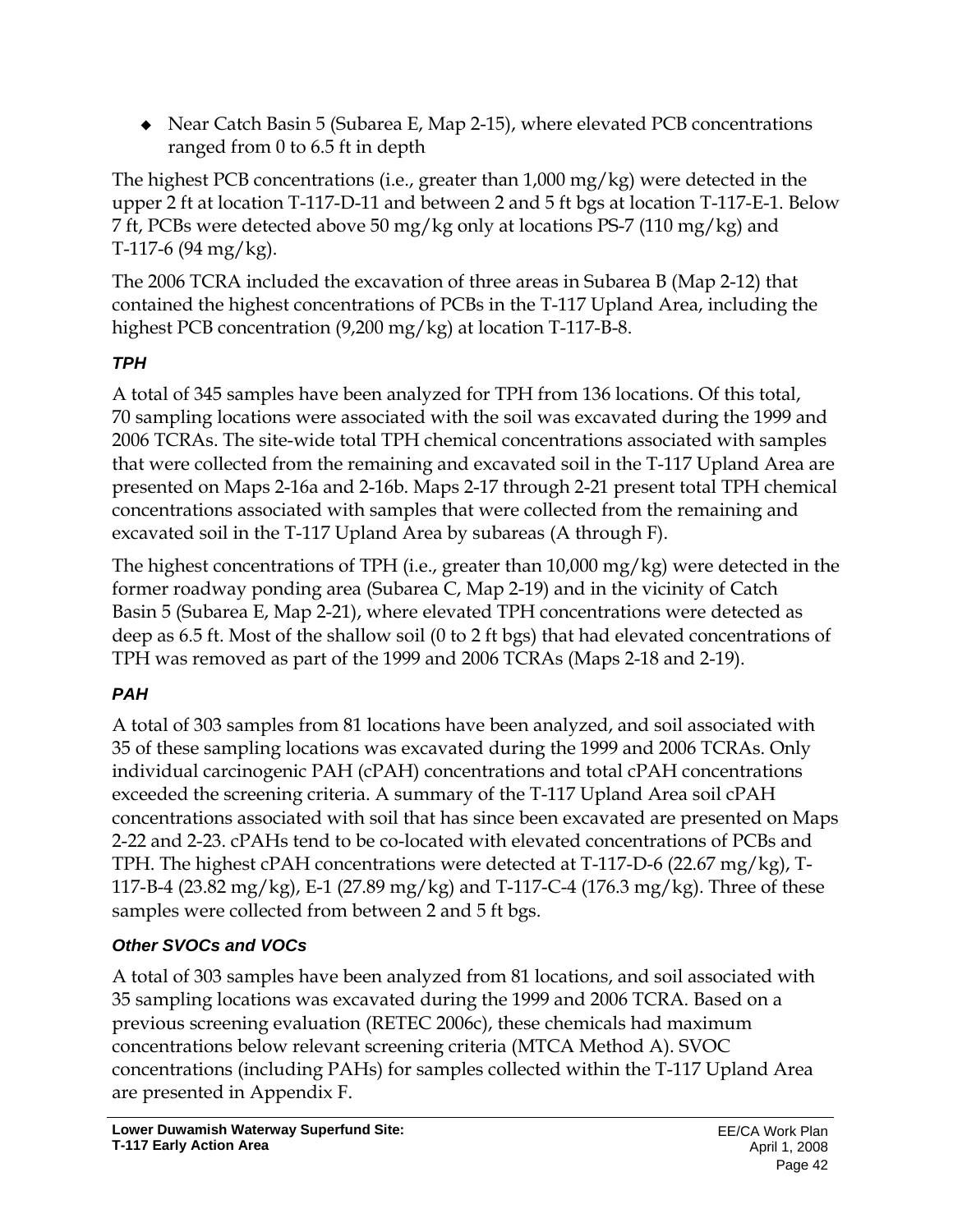- Near Catch Basin 5 (Subarea E, Map 2-15), where elevated PCB concentrations ranged from 0 to 6.5 ft in depth

The highest PCB concentrations (i.e., greater than 1,000 mg/kg) were detected in the upper 2 ft at location T-117-D-11 and between 2 and 5 ft bgs at location T-117-E-1. Below 7 ft, PCBs were detected above 50 mg/kg only at locations PS-7 (110 mg/kg) and T-117-6 (94 mg/kg).

The 2006 TCRA included the excavation of three areas in Subarea B (Map 2-12) that contained the highest concentrations of PCBs in the T-117 Upland Area, including the highest PCB concentration (9,200 mg/kg) at location T-117-B-8.

***TPH***

A total of 345 samples have been analyzed for TPH from 136 locations. Of this total, 70 sampling locations were associated with the soil was excavated during the 1999 and 2006 TCRAs. The site-wide total TPH chemical concentrations associated with samples that were collected from the remaining and excavated soil in the T-117 Upland Area are presented on Maps 2-16a and 2-16b. Maps 2-17 through 2-21 present total TPH chemical concentrations associated with samples that were collected from the remaining and excavated soil in the T-117 Upland Area by subareas (A through F).

The highest concentrations of TPH (i.e., greater than 10,000 mg/kg) were detected in the former roadway ponding area (Subarea C, Map 2-19) and in the vicinity of Catch Basin 5 (Subarea E, Map 2-21), where elevated TPH concentrations were detected as deep as 6.5 ft. Most of the shallow soil (0 to 2 ft bgs) that had elevated concentrations of TPH was removed as part of the 1999 and 2006 TCRAs (Maps 2-18 and 2-19).

***PAH***

A total of 303 samples from 81 locations have been analyzed, and soil associated with 35 of these sampling locations was excavated during the 1999 and 2006 TCRAs. Only individual carcinogenic PAH (cPAH) concentrations and total cPAH concentrations exceeded the screening criteria. A summary of the T-117 Upland Area soil cPAH concentrations associated with soil that has since been excavated are presented on Maps 2-22 and 2-23. cPAHs tend to be co-located with elevated concentrations of PCBs and TPH. The highest cPAH concentrations were detected at T-117-D-6 (22.67 mg/kg), T-117-B-4 (23.82 mg/kg), E-1 (27.89 mg/kg) and T-117-C-4 (176.3 mg/kg). Three of these samples were collected from between 2 and 5 ft bgs.

***Other SVOCs and VOCs***

A total of 303 samples have been analyzed from 81 locations, and soil associated with 35 sampling locations was excavated during the 1999 and 2006 TCRA. Based on a previous screening evaluation (RETEC 2006c), these chemicals had maximum concentrations below relevant screening criteria (MTCA Method A). SVOC concentrations (including PAHs) for samples collected within the T-117 Upland Area are presented in Appendix F.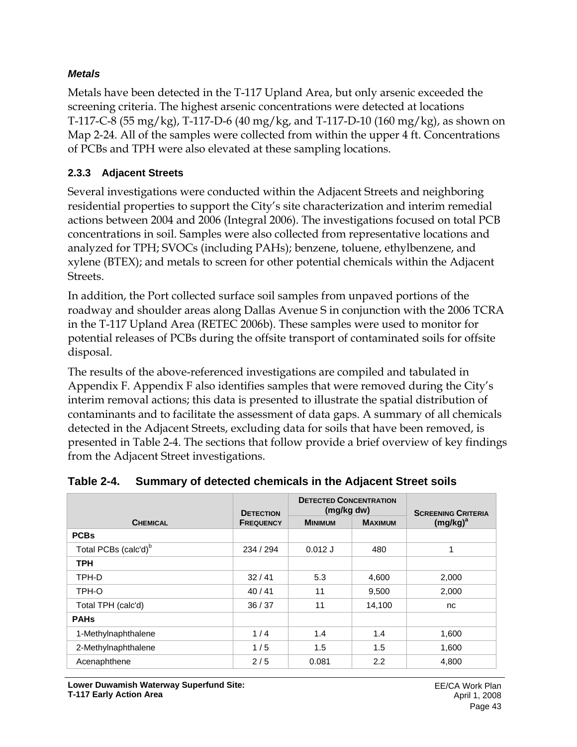*Metals*

Metals have been detected in the T-117 Upland Area, but only arsenic exceeded the screening criteria. The highest arsenic concentrations were detected at locations T-117-C-8 (55 mg/kg), T-117-D-6 (40 mg/kg, and T-117-D-10 (160 mg/kg), as shown on Map 2-24. All of the samples were collected from within the upper 4 ft. Concentrations of PCBs and TPH were also elevated at these sampling locations.

### 2.3.3 Adjacent Streets

Several investigations were conducted within the Adjacent Streets and neighboring residential properties to support the City's site characterization and interim remedial actions between 2004 and 2006 (Integral 2006). The investigations focused on total PCB concentrations in soil. Samples were also collected from representative locations and analyzed for TPH; SVOCs (including PAHs); benzene, toluene, ethylbenzene, and xylene (BTEX); and metals to screen for other potential chemicals within the Adjacent Streets.

In addition, the Port collected surface soil samples from unpaved portions of the roadway and shoulder areas along Dallas Avenue S in conjunction with the 2006 TCRA in the T-117 Upland Area (RETEC 2006b). These samples were used to monitor for potential releases of PCBs during the offsite transport of contaminated soils for offsite disposal.

The results of the above-referenced investigations are compiled and tabulated in Appendix F. Appendix F also identifies samples that were removed during the City's interim removal actions; this data is presented to illustrate the spatial distribution of contaminants and to facilitate the assessment of data gaps. A summary of all chemicals detected in the Adjacent Streets, excluding data for soils that have been removed, is presented in Table 2-4. The sections that follow provide a brief overview of key findings from the Adjacent Street investigations.

**Table 2-4. Summary of detected chemicals in the Adjacent Street soils**

| Chemical | Detection Frequency | Detected Concentration (mg/kg dw) | | Screening Criteria (mg/kg)[a] |
|---|---|---|---|---|
| | | Minimum | Maximum | |
| **PCBs** | | | | |
| Total PCBs (calc'd)[b] | 234 / 294 | 0.012 J | 480 | 1 |
| **TPH** | | | | |
| TPH-D | 32 / 41 | 5.3 | 4,600 | 2,000 |
| TPH-O | 40 / 41 | 11 | 9,500 | 2,000 |
| Total TPH (calc'd) | 36 / 37 | 11 | 14,100 | nc |
| **PAHs** | | | | |
| 1-Methylnaphthalene | 1 / 4 | 1.4 | 1.4 | 1,600 |
| 2-Methylnaphthalene | 1 / 5 | 1.5 | 1.5 | 1,600 |
| Acenaphthene | 2 / 5 | 0.081 | 2.2 | 4,800 |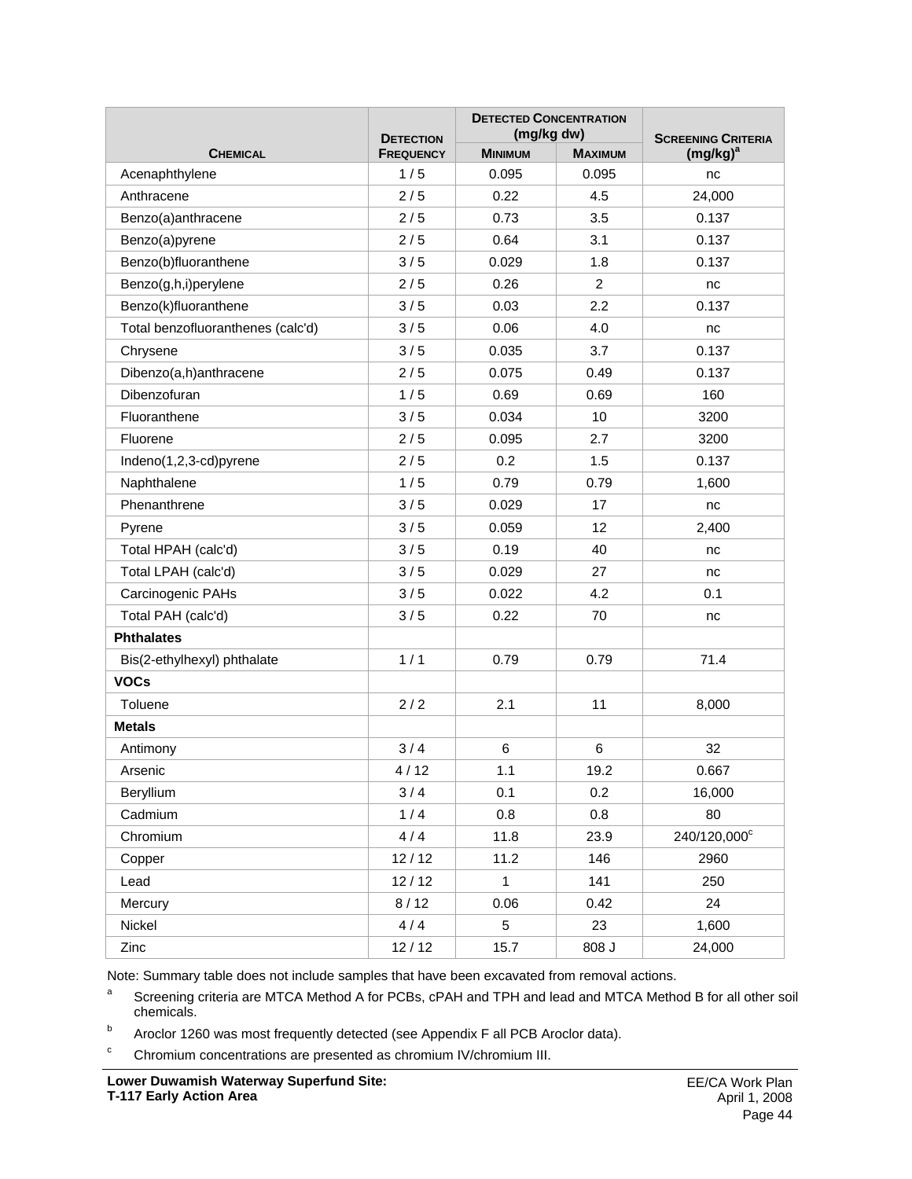| Chemical | Detection Frequency | Detected Concentration (mg/kg dw) | | Screening Criteria (mg/kg)[a] |
|---|---|---|---|---|
| | | Minimum | Maximum | |
| Acenaphthylene | 1 / 5 | 0.095 | 0.095 | nc |
| Anthracene | 2 / 5 | 0.22 | 4.5 | 24,000 |
| Benzo(a)anthracene | 2 / 5 | 0.73 | 3.5 | 0.137 |
| Benzo(a)pyrene | 2 / 5 | 0.64 | 3.1 | 0.137 |
| Benzo(b)fluoranthene | 3 / 5 | 0.029 | 1.8 | 0.137 |
| Benzo(g,h,i)perylene | 2 / 5 | 0.26 | 2 | nc |
| Benzo(k)fluoranthene | 3 / 5 | 0.03 | 2.2 | 0.137 |
| Total benzofluoranthenes (calc'd) | 3 / 5 | 0.06 | 4.0 | nc |
| Chrysene | 3 / 5 | 0.035 | 3.7 | 0.137 |
| Dibenzo(a,h)anthracene | 2 / 5 | 0.075 | 0.49 | 0.137 |
| Dibenzofuran | 1 / 5 | 0.69 | 0.69 | 160 |
| Fluoranthene | 3 / 5 | 0.034 | 10 | 3200 |
| Fluorene | 2 / 5 | 0.095 | 2.7 | 3200 |
| Indeno(1,2,3-cd)pyrene | 2 / 5 | 0.2 | 1.5 | 0.137 |
| Naphthalene | 1 / 5 | 0.79 | 0.79 | 1,600 |
| Phenanthrene | 3 / 5 | 0.029 | 17 | nc |
| Pyrene | 3 / 5 | 0.059 | 12 | 2,400 |
| Total HPAH (calc'd) | 3 / 5 | 0.19 | 40 | nc |
| Total LPAH (calc'd) | 3 / 5 | 0.029 | 27 | nc |
| Carcinogenic PAHs | 3 / 5 | 0.022 | 4.2 | 0.1 |
| Total PAH (calc'd) | 3 / 5 | 0.22 | 70 | nc |
| **Phthalates** | | | | |
| Bis(2-ethylhexyl) phthalate | 1 / 1 | 0.79 | 0.79 | 71.4 |
| **VOCs** | | | | |
| Toluene | 2 / 2 | 2.1 | 11 | 8,000 |
| **Metals** | | | | |
| Antimony | 3 / 4 | 6 | 6 | 32 |
| Arsenic | 4 / 12 | 1.1 | 19.2 | 0.667 |
| Beryllium | 3 / 4 | 0.1 | 0.2 | 16,000 |
| Cadmium | 1 / 4 | 0.8 | 0.8 | 80 |
| Chromium | 4 / 4 | 11.8 | 23.9 | 240/120,000[c] |
| Copper | 12 / 12 | 11.2 | 146 | 2960 |
| Lead | 12 / 12 | 1 | 141 | 250 |
| Mercury | 8 / 12 | 0.06 | 0.42 | 24 |
| Nickel | 4 / 4 | 5 | 23 | 1,600 |
| Zinc | 12 / 12 | 15.7 | 808 J | 24,000 |

Note: Summary table does not include samples that have been excavated from removal actions.

[a] Screening criteria are MTCA Method A for PCBs, cPAH and TPH and lead and MTCA Method B for all other soil chemicals.

[b] Aroclor 1260 was most frequently detected (see Appendix F all PCB Aroclor data).

[c] Chromium concentrations are presented as chromium IV/chromium III.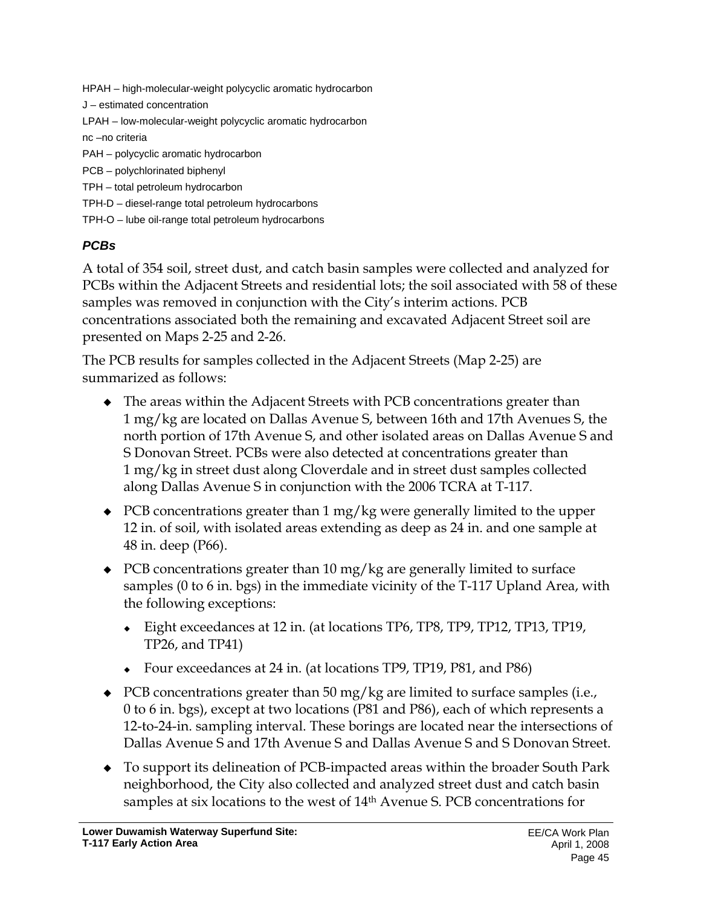HPAH – high-molecular-weight polycyclic aromatic hydrocarbon

J – estimated concentration

LPAH – low-molecular-weight polycyclic aromatic hydrocarbon

nc –no criteria

PAH – polycyclic aromatic hydrocarbon

PCB – polychlorinated biphenyl

TPH – total petroleum hydrocarbon

TPH-D – diesel-range total petroleum hydrocarbons

TPH-O – lube oil-range total petroleum hydrocarbons

### *PCBs*

A total of 354 soil, street dust, and catch basin samples were collected and analyzed for PCBs within the Adjacent Streets and residential lots; the soil associated with 58 of these samples was removed in conjunction with the City's interim actions. PCB concentrations associated both the remaining and excavated Adjacent Street soil are presented on Maps 2-25 and 2-26.

The PCB results for samples collected in the Adjacent Streets (Map 2-25) are summarized as follows:

- The areas within the Adjacent Streets with PCB concentrations greater than 1 mg/kg are located on Dallas Avenue S, between 16th and 17th Avenues S, the north portion of 17th Avenue S, and other isolated areas on Dallas Avenue S and S Donovan Street. PCBs were also detected at concentrations greater than 1 mg/kg in street dust along Cloverdale and in street dust samples collected along Dallas Avenue S in conjunction with the 2006 TCRA at T-117.
- PCB concentrations greater than 1 mg/kg were generally limited to the upper 12 in. of soil, with isolated areas extending as deep as 24 in. and one sample at 48 in. deep (P66).
- PCB concentrations greater than 10 mg/kg are generally limited to surface samples (0 to 6 in. bgs) in the immediate vicinity of the T-117 Upland Area, with the following exceptions:
  - Eight exceedances at 12 in. (at locations TP6, TP8, TP9, TP12, TP13, TP19, TP26, and TP41)
  - Four exceedances at 24 in. (at locations TP9, TP19, P81, and P86)
- PCB concentrations greater than 50 mg/kg are limited to surface samples (i.e., 0 to 6 in. bgs), except at two locations (P81 and P86), each of which represents a 12-to-24-in. sampling interval. These borings are located near the intersections of Dallas Avenue S and 17th Avenue S and Dallas Avenue S and S Donovan Street.
- To support its delineation of PCB-impacted areas within the broader South Park neighborhood, the City also collected and analyzed street dust and catch basin samples at six locations to the west of 14th Avenue S. PCB concentrations for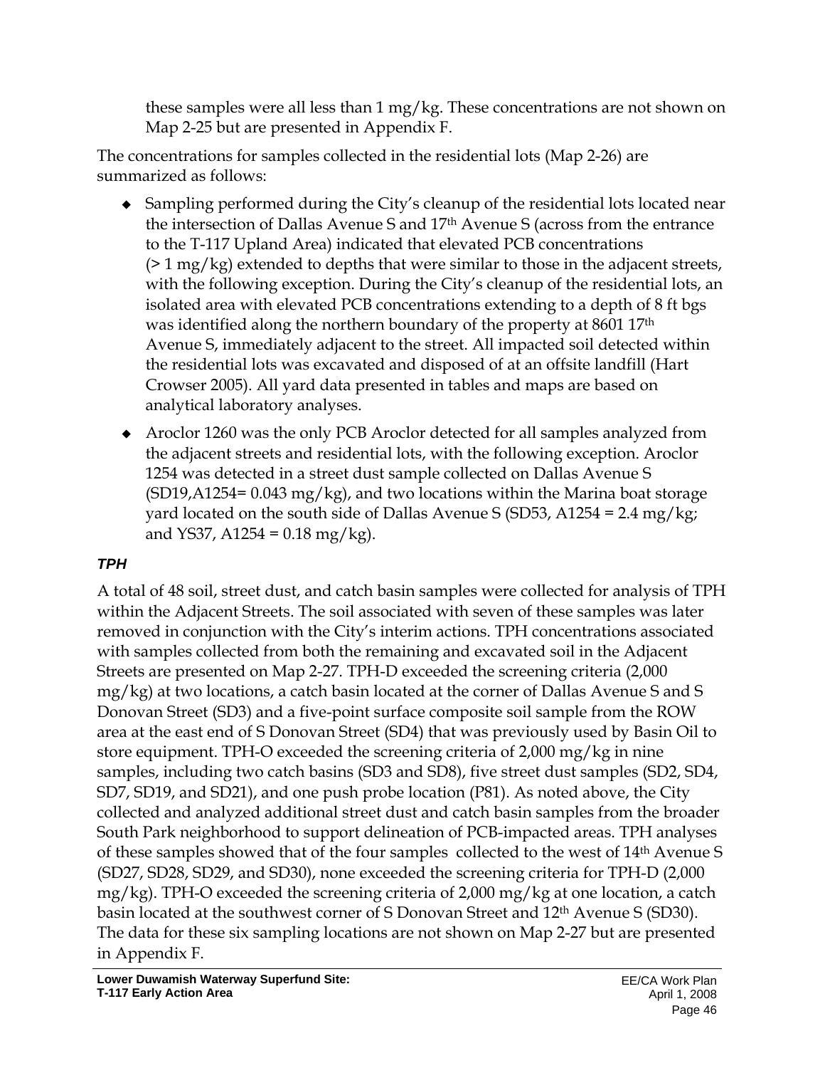these samples were all less than 1 mg/kg. These concentrations are not shown on Map 2-25 but are presented in Appendix F.

The concentrations for samples collected in the residential lots (Map 2-26) are summarized as follows:

- Sampling performed during the City's cleanup of the residential lots located near the intersection of Dallas Avenue S and 17th Avenue S (across from the entrance to the T-117 Upland Area) indicated that elevated PCB concentrations (> 1 mg/kg) extended to depths that were similar to those in the adjacent streets, with the following exception. During the City's cleanup of the residential lots, an isolated area with elevated PCB concentrations extending to a depth of 8 ft bgs was identified along the northern boundary of the property at 8601 17th Avenue S, immediately adjacent to the street. All impacted soil detected within the residential lots was excavated and disposed of at an offsite landfill (Hart Crowser 2005). All yard data presented in tables and maps are based on analytical laboratory analyses.
- Aroclor 1260 was the only PCB Aroclor detected for all samples analyzed from the adjacent streets and residential lots, with the following exception. Aroclor 1254 was detected in a street dust sample collected on Dallas Avenue S (SD19,A1254= 0.043 mg/kg), and two locations within the Marina boat storage yard located on the south side of Dallas Avenue S (SD53, A1254 = 2.4 mg/kg; and YS37, A1254 = 0.18 mg/kg).

### *TPH*

A total of 48 soil, street dust, and catch basin samples were collected for analysis of TPH within the Adjacent Streets. The soil associated with seven of these samples was later removed in conjunction with the City's interim actions. TPH concentrations associated with samples collected from both the remaining and excavated soil in the Adjacent Streets are presented on Map 2-27. TPH-D exceeded the screening criteria (2,000 mg/kg) at two locations, a catch basin located at the corner of Dallas Avenue S and S Donovan Street (SD3) and a five-point surface composite soil sample from the ROW area at the east end of S Donovan Street (SD4) that was previously used by Basin Oil to store equipment. TPH-O exceeded the screening criteria of 2,000 mg/kg in nine samples, including two catch basins (SD3 and SD8), five street dust samples (SD2, SD4, SD7, SD19, and SD21), and one push probe location (P81). As noted above, the City collected and analyzed additional street dust and catch basin samples from the broader South Park neighborhood to support delineation of PCB-impacted areas. TPH analyses of these samples showed that of the four samples collected to the west of 14th Avenue S (SD27, SD28, SD29, and SD30), none exceeded the screening criteria for TPH-D (2,000 mg/kg). TPH-O exceeded the screening criteria of 2,000 mg/kg at one location, a catch basin located at the southwest corner of S Donovan Street and 12th Avenue S (SD30). The data for these six sampling locations are not shown on Map 2-27 but are presented in Appendix F.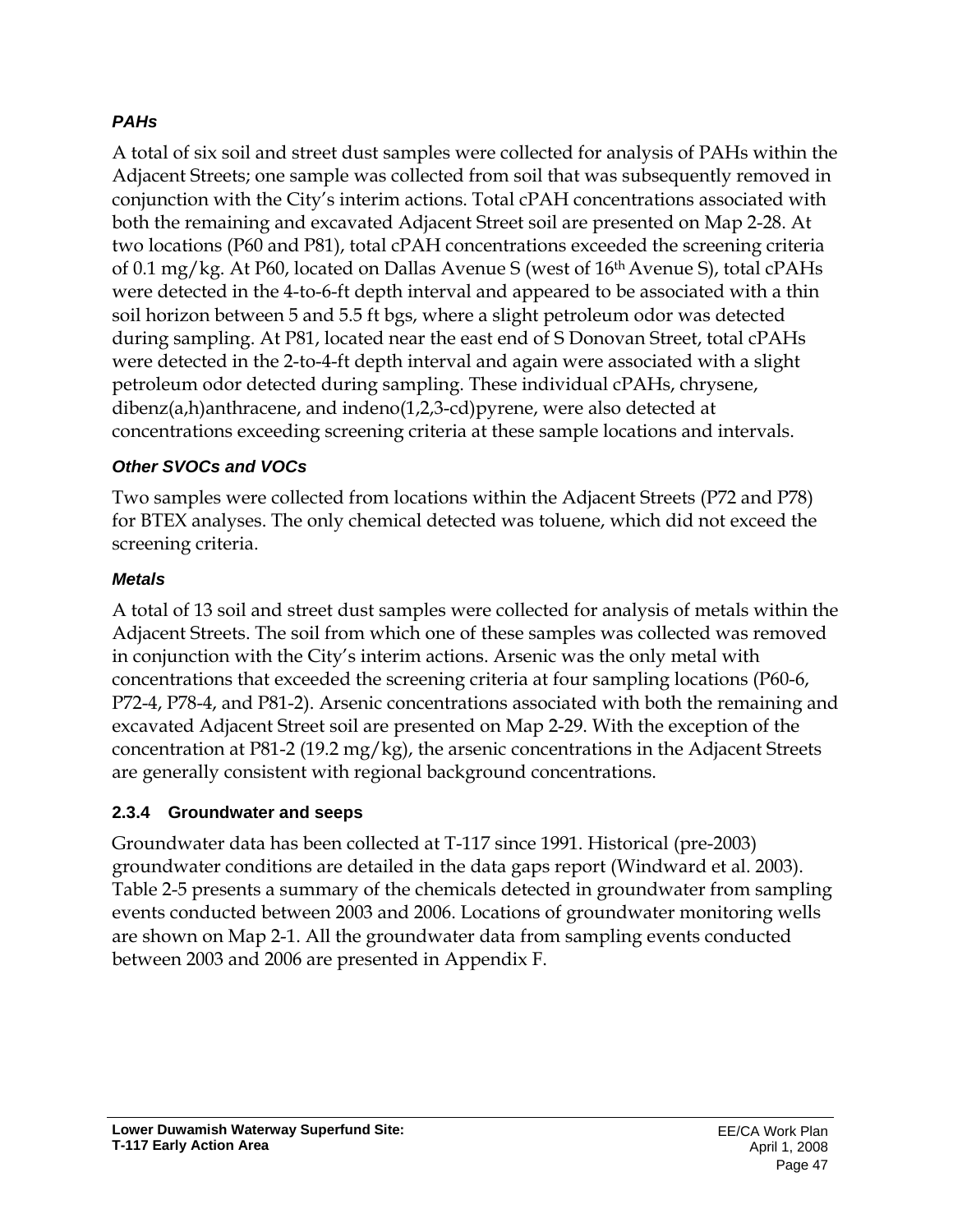#### *PAHs*

A total of six soil and street dust samples were collected for analysis of PAHs within the Adjacent Streets; one sample was collected from soil that was subsequently removed in conjunction with the City's interim actions. Total cPAH concentrations associated with both the remaining and excavated Adjacent Street soil are presented on Map 2-28. At two locations (P60 and P81), total cPAH concentrations exceeded the screening criteria of 0.1 mg/kg. At P60, located on Dallas Avenue S (west of 16th Avenue S), total cPAHs were detected in the 4-to-6-ft depth interval and appeared to be associated with a thin soil horizon between 5 and 5.5 ft bgs, where a slight petroleum odor was detected during sampling. At P81, located near the east end of S Donovan Street, total cPAHs were detected in the 2-to-4-ft depth interval and again were associated with a slight petroleum odor detected during sampling. These individual cPAHs, chrysene, dibenz(a,h)anthracene, and indeno(1,2,3-cd)pyrene, were also detected at concentrations exceeding screening criteria at these sample locations and intervals.

#### *Other SVOCs and VOCs*

Two samples were collected from locations within the Adjacent Streets (P72 and P78) for BTEX analyses. The only chemical detected was toluene, which did not exceed the screening criteria.

#### *Metals*

A total of 13 soil and street dust samples were collected for analysis of metals within the Adjacent Streets. The soil from which one of these samples was collected was removed in conjunction with the City's interim actions. Arsenic was the only metal with concentrations that exceeded the screening criteria at four sampling locations (P60-6, P72-4, P78-4, and P81-2). Arsenic concentrations associated with both the remaining and excavated Adjacent Street soil are presented on Map 2-29. With the exception of the concentration at P81-2 (19.2 mg/kg), the arsenic concentrations in the Adjacent Streets are generally consistent with regional background concentrations.

### 2.3.4 Groundwater and seeps

Groundwater data has been collected at T-117 since 1991. Historical (pre-2003) groundwater conditions are detailed in the data gaps report (Windward et al. 2003). Table 2-5 presents a summary of the chemicals detected in groundwater from sampling events conducted between 2003 and 2006. Locations of groundwater monitoring wells are shown on Map 2-1. All the groundwater data from sampling events conducted between 2003 and 2006 are presented in Appendix F.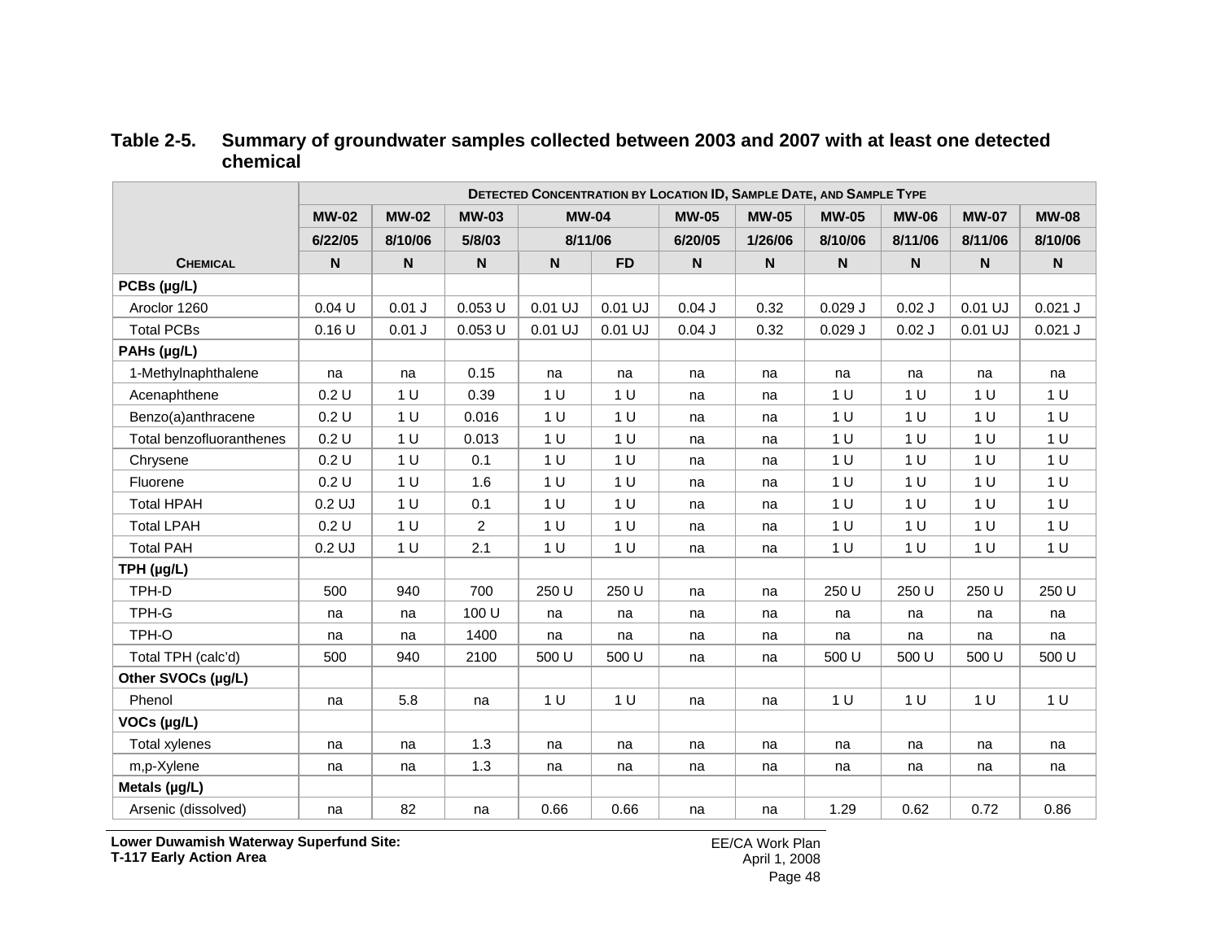**Table 2-5. Summary of groundwater samples collected between 2003 and 2007 with at least one detected chemical**

| | Detected Concentration by Location ID, Sample Date, and Sample Type | | | | | | | | | | |
|---|---|---|---|---|---|---|---|---|---|---|---|
| | MW-02 | MW-02 | MW-03 | MW-04 | | MW-05 | MW-05 | MW-05 | MW-06 | MW-07 | MW-08 |
| | 6/22/05 | 8/10/06 | 5/8/03 | 8/11/06 | | 6/20/05 | 1/26/06 | 8/10/06 | 8/11/06 | 8/11/06 | 8/10/06 |
| Chemical | N | N | N | N | FD | N | N | N | N | N | N |
| **PCBs (µg/L)** | | | | | | | | | | | |
| Aroclor 1260 | 0.04 U | 0.01 J | 0.053 U | 0.01 UJ | 0.01 UJ | 0.04 J | 0.32 | 0.029 J | 0.02 J | 0.01 UJ | 0.021 J |
| Total PCBs | 0.16 U | 0.01 J | 0.053 U | 0.01 UJ | 0.01 UJ | 0.04 J | 0.32 | 0.029 J | 0.02 J | 0.01 UJ | 0.021 J |
| **PAHs (µg/L)** | | | | | | | | | | | |
| 1-Methylnaphthalene | na | na | 0.15 | na | na | na | na | na | na | na | na |
| Acenaphthene | 0.2 U | 1 U | 0.39 | 1 U | 1 U | na | na | 1 U | 1 U | 1 U | 1 U |
| Benzo(a)anthracene | 0.2 U | 1 U | 0.016 | 1 U | 1 U | na | na | 1 U | 1 U | 1 U | 1 U |
| Total benzofluoranthenes | 0.2 U | 1 U | 0.013 | 1 U | 1 U | na | na | 1 U | 1 U | 1 U | 1 U |
| Chrysene | 0.2 U | 1 U | 0.1 | 1 U | 1 U | na | na | 1 U | 1 U | 1 U | 1 U |
| Fluorene | 0.2 U | 1 U | 1.6 | 1 U | 1 U | na | na | 1 U | 1 U | 1 U | 1 U |
| Total HPAH | 0.2 UJ | 1 U | 0.1 | 1 U | 1 U | na | na | 1 U | 1 U | 1 U | 1 U |
| Total LPAH | 0.2 U | 1 U | 2 | 1 U | 1 U | na | na | 1 U | 1 U | 1 U | 1 U |
| Total PAH | 0.2 UJ | 1 U | 2.1 | 1 U | 1 U | na | na | 1 U | 1 U | 1 U | 1 U |
| **TPH (µg/L)** | | | | | | | | | | | |
| TPH-D | 500 | 940 | 700 | 250 U | 250 U | na | na | 250 U | 250 U | 250 U | 250 U |
| TPH-G | na | na | 100 U | na | na | na | na | na | na | na | na |
| TPH-O | na | na | 1400 | na | na | na | na | na | na | na | na |
| Total TPH (calc'd) | 500 | 940 | 2100 | 500 U | 500 U | na | na | 500 U | 500 U | 500 U | 500 U |
| **Other SVOCs (µg/L)** | | | | | | | | | | | |
| Phenol | na | 5.8 | na | 1 U | 1 U | na | na | 1 U | 1 U | 1 U | 1 U |
| **VOCs (µg/L)** | | | | | | | | | | | |
| Total xylenes | na | na | 1.3 | na | na | na | na | na | na | na | na |
| m,p-Xylene | na | na | 1.3 | na | na | na | na | na | na | na | na |
| **Metals (µg/L)** | | | | | | | | | | | |
| Arsenic (dissolved) | na | 82 | na | 0.66 | 0.66 | na | na | 1.29 | 0.62 | 0.72 | 0.86 |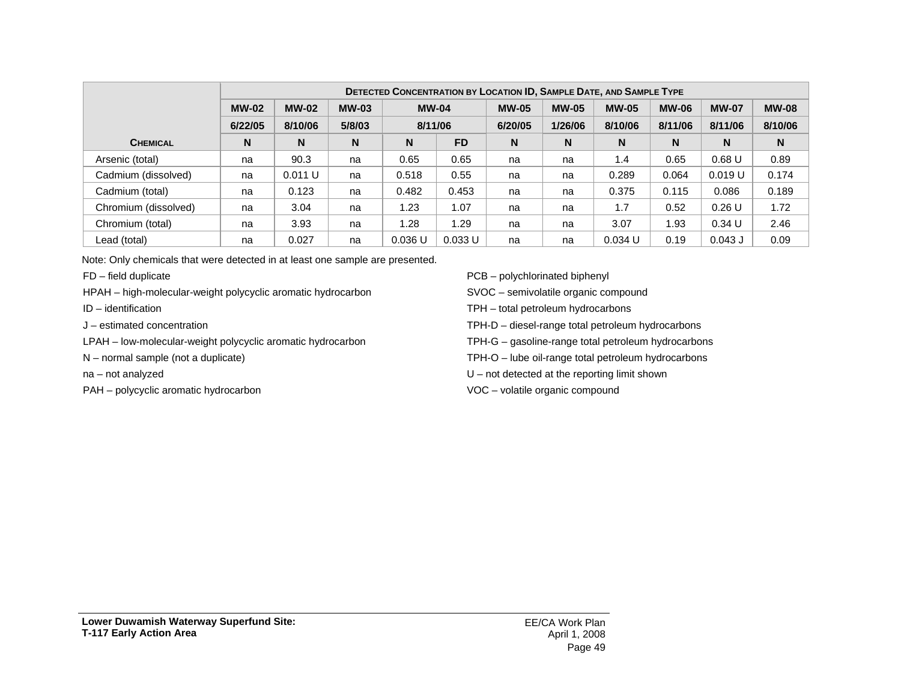| Chemical | Detected Concentration by Location ID, Sample Date, and Sample Type | | | | | | | | | | |
|---|---|---|---|---|---|---|---|---|---|---|---|
| | MW-02 | MW-02 | MW-03 | MW-04 | | MW-05 | MW-05 | MW-05 | MW-06 | MW-07 | MW-08 |
| | 6/22/05 | 8/10/06 | 5/8/03 | 8/11/06 | | 6/20/05 | 1/26/06 | 8/10/06 | 8/11/06 | 8/11/06 | 8/10/06 |
| | N | N | N | N | FD | N | N | N | N | N | N |
| Arsenic (total) | na | 90.3 | na | 0.65 | 0.65 | na | na | 1.4 | 0.65 | 0.68 U | 0.89 |
| Cadmium (dissolved) | na | 0.011 U | na | 0.518 | 0.55 | na | na | 0.289 | 0.064 | 0.019 U | 0.174 |
| Cadmium (total) | na | 0.123 | na | 0.482 | 0.453 | na | na | 0.375 | 0.115 | 0.086 | 0.189 |
| Chromium (dissolved) | na | 3.04 | na | 1.23 | 1.07 | na | na | 1.7 | 0.52 | 0.26 U | 1.72 |
| Chromium (total) | na | 3.93 | na | 1.28 | 1.29 | na | na | 3.07 | 1.93 | 0.34 U | 2.46 |
| Lead (total) | na | 0.027 | na | 0.036 U | 0.033 U | na | na | 0.034 U | 0.19 | 0.043 J | 0.09 |

Note: Only chemicals that were detected in at least one sample are presented.

FD – field duplicate

HPAH – high-molecular-weight polycyclic aromatic hydrocarbon

ID – identification

J – estimated concentration

LPAH – low-molecular-weight polycyclic aromatic hydrocarbon

N – normal sample (not a duplicate)

na – not analyzed

PAH – polycyclic aromatic hydrocarbon

PCB – polychlorinated biphenyl

SVOC – semivolatile organic compound

TPH – total petroleum hydrocarbons

TPH-D – diesel-range total petroleum hydrocarbons

TPH-G – gasoline-range total petroleum hydrocarbons

TPH-O – lube oil-range total petroleum hydrocarbons

U – not detected at the reporting limit shown

VOC – volatile organic compound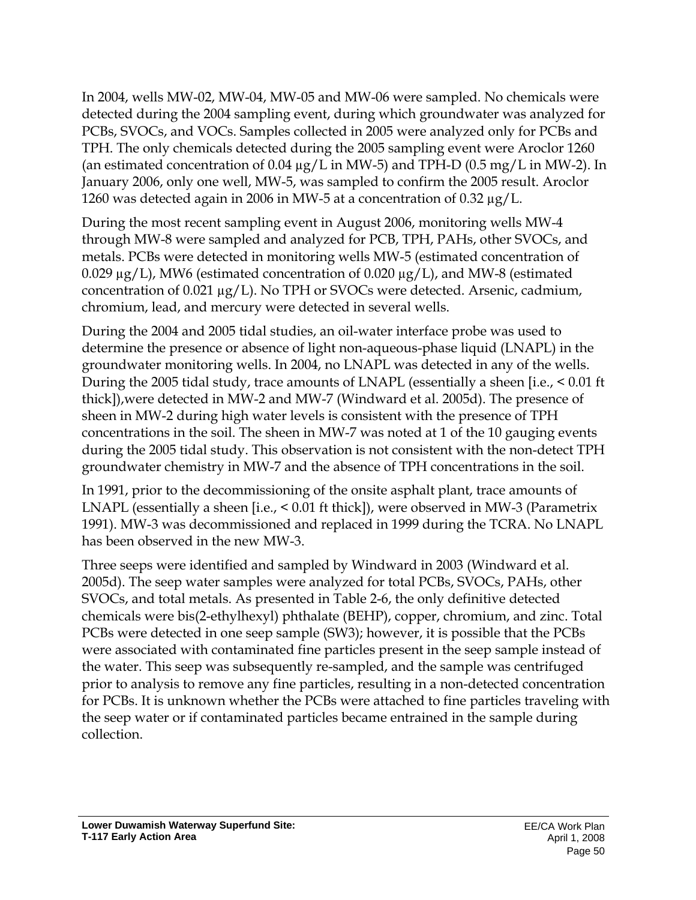In 2004, wells MW-02, MW-04, MW-05 and MW-06 were sampled. No chemicals were detected during the 2004 sampling event, during which groundwater was analyzed for PCBs, SVOCs, and VOCs. Samples collected in 2005 were analyzed only for PCBs and TPH. The only chemicals detected during the 2005 sampling event were Aroclor 1260 (an estimated concentration of 0.04 µg/L in MW-5) and TPH-D (0.5 mg/L in MW-2). In January 2006, only one well, MW-5, was sampled to confirm the 2005 result. Aroclor 1260 was detected again in 2006 in MW-5 at a concentration of 0.32 µg/L.

During the most recent sampling event in August 2006, monitoring wells MW-4 through MW-8 were sampled and analyzed for PCB, TPH, PAHs, other SVOCs, and metals. PCBs were detected in monitoring wells MW-5 (estimated concentration of 0.029 µg/L), MW6 (estimated concentration of 0.020 µg/L), and MW-8 (estimated concentration of 0.021 µg/L). No TPH or SVOCs were detected. Arsenic, cadmium, chromium, lead, and mercury were detected in several wells.

During the 2004 and 2005 tidal studies, an oil-water interface probe was used to determine the presence or absence of light non-aqueous-phase liquid (LNAPL) in the groundwater monitoring wells. In 2004, no LNAPL was detected in any of the wells. During the 2005 tidal study, trace amounts of LNAPL (essentially a sheen [i.e., < 0.01 ft thick]),were detected in MW-2 and MW-7 (Windward et al. 2005d). The presence of sheen in MW-2 during high water levels is consistent with the presence of TPH concentrations in the soil. The sheen in MW-7 was noted at 1 of the 10 gauging events during the 2005 tidal study. This observation is not consistent with the non-detect TPH groundwater chemistry in MW-7 and the absence of TPH concentrations in the soil.

In 1991, prior to the decommissioning of the onsite asphalt plant, trace amounts of LNAPL (essentially a sheen [i.e., < 0.01 ft thick]), were observed in MW-3 (Parametrix 1991). MW-3 was decommissioned and replaced in 1999 during the TCRA. No LNAPL has been observed in the new MW-3.

Three seeps were identified and sampled by Windward in 2003 (Windward et al. 2005d). The seep water samples were analyzed for total PCBs, SVOCs, PAHs, other SVOCs, and total metals. As presented in Table 2-6, the only definitive detected chemicals were bis(2-ethylhexyl) phthalate (BEHP), copper, chromium, and zinc. Total PCBs were detected in one seep sample (SW3); however, it is possible that the PCBs were associated with contaminated fine particles present in the seep sample instead of the water. This seep was subsequently re-sampled, and the sample was centrifuged prior to analysis to remove any fine particles, resulting in a non-detected concentration for PCBs. It is unknown whether the PCBs were attached to fine particles traveling with the seep water or if contaminated particles became entrained in the sample during collection.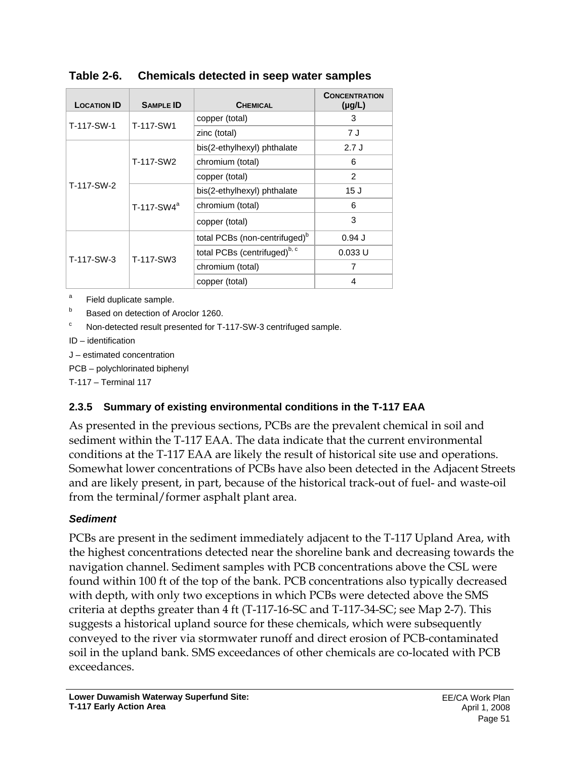**Table 2-6. Chemicals detected in seep water samples**

| Location ID | Sample ID | Chemical | Concentration (µg/L) |
|---|---|---|---|
| T-117-SW-1 | T-117-SW1 | copper (total) | 3 |
| | | zinc (total) | 7 J |
| T-117-SW-2 | T-117-SW2 | bis(2-ethylhexyl) phthalate | 2.7 J |
| | | chromium (total) | 6 |
| | | copper (total) | 2 |
| | T-117-SW4[a] | bis(2-ethylhexyl) phthalate | 15 J |
| | | chromium (total) | 6 |
| | | copper (total) | 3 |
| T-117-SW-3 | T-117-SW3 | total PCBs (non-centrifuged)[b] | 0.94 J |
| | | total PCBs (centrifuged)[b, c] | 0.033 U |
| | | chromium (total) | 7 |
| | | copper (total) | 4 |

[a] Field duplicate sample.

[b] Based on detection of Aroclor 1260.

[c] Non-detected result presented for T-117-SW-3 centrifuged sample.

ID – identification

J – estimated concentration

PCB – polychlorinated biphenyl

T-117 – Terminal 117

### 2.3.5 Summary of existing environmental conditions in the T-117 EAA

As presented in the previous sections, PCBs are the prevalent chemical in soil and sediment within the T-117 EAA. The data indicate that the current environmental conditions at the T-117 EAA are likely the result of historical site use and operations. Somewhat lower concentrations of PCBs have also been detected in the Adjacent Streets and are likely present, in part, because of the historical track-out of fuel- and waste-oil from the terminal/former asphalt plant area.

#### *Sediment*

PCBs are present in the sediment immediately adjacent to the T-117 Upland Area, with the highest concentrations detected near the shoreline bank and decreasing towards the navigation channel. Sediment samples with PCB concentrations above the CSL were found within 100 ft of the top of the bank. PCB concentrations also typically decreased with depth, with only two exceptions in which PCBs were detected above the SMS criteria at depths greater than 4 ft (T-117-16-SC and T-117-34-SC; see Map 2-7). This suggests a historical upland source for these chemicals, which were subsequently conveyed to the river via stormwater runoff and direct erosion of PCB-contaminated soil in the upland bank. SMS exceedances of other chemicals are co-located with PCB exceedances.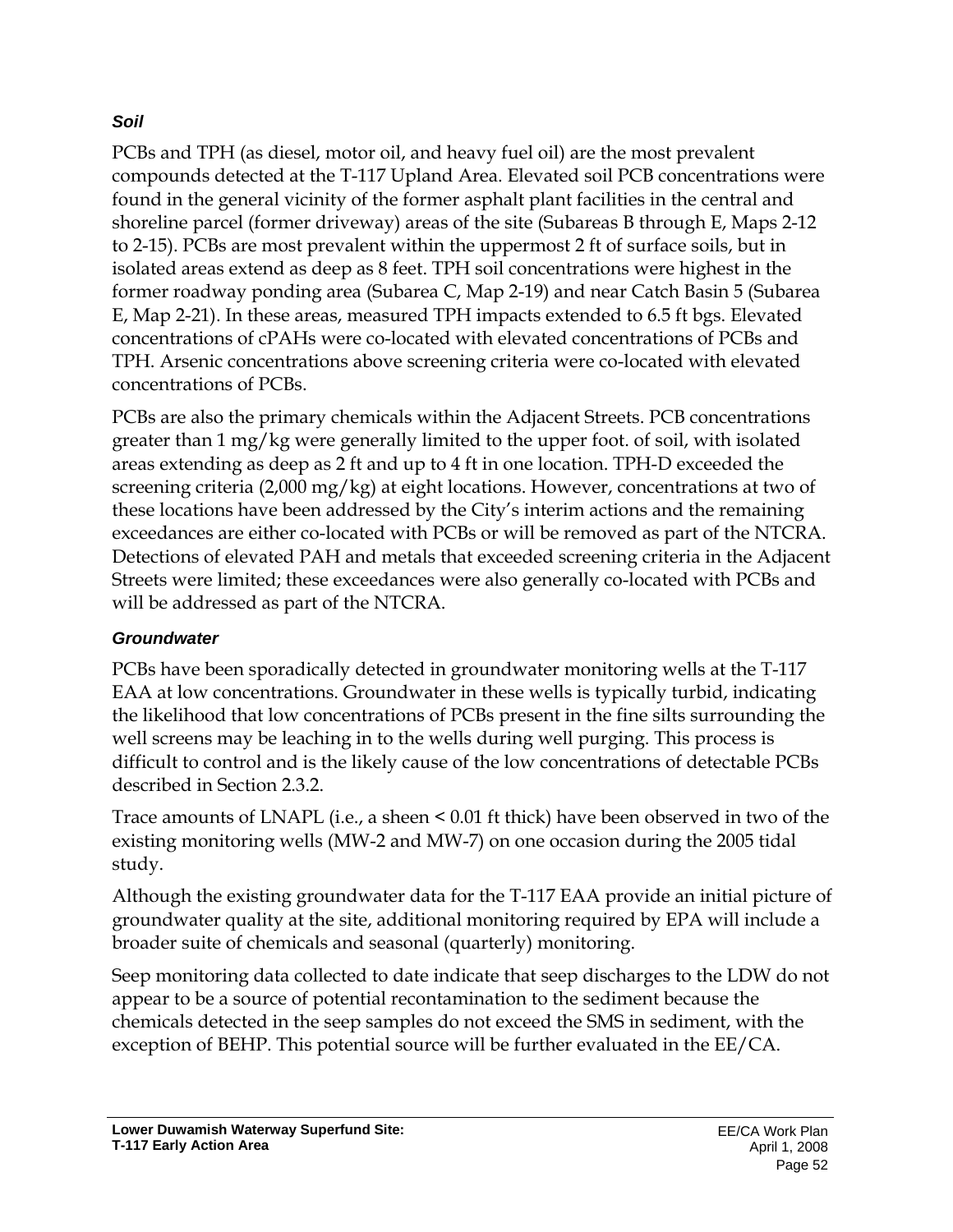### *Soil*

PCBs and TPH (as diesel, motor oil, and heavy fuel oil) are the most prevalent compounds detected at the T-117 Upland Area. Elevated soil PCB concentrations were found in the general vicinity of the former asphalt plant facilities in the central and shoreline parcel (former driveway) areas of the site (Subareas B through E, Maps 2-12 to 2-15). PCBs are most prevalent within the uppermost 2 ft of surface soils, but in isolated areas extend as deep as 8 feet. TPH soil concentrations were highest in the former roadway ponding area (Subarea C, Map 2-19) and near Catch Basin 5 (Subarea E, Map 2-21). In these areas, measured TPH impacts extended to 6.5 ft bgs. Elevated concentrations of cPAHs were co-located with elevated concentrations of PCBs and TPH. Arsenic concentrations above screening criteria were co-located with elevated concentrations of PCBs.

PCBs are also the primary chemicals within the Adjacent Streets. PCB concentrations greater than 1 mg/kg were generally limited to the upper foot. of soil, with isolated areas extending as deep as 2 ft and up to 4 ft in one location. TPH-D exceeded the screening criteria (2,000 mg/kg) at eight locations. However, concentrations at two of these locations have been addressed by the City's interim actions and the remaining exceedances are either co-located with PCBs or will be removed as part of the NTCRA. Detections of elevated PAH and metals that exceeded screening criteria in the Adjacent Streets were limited; these exceedances were also generally co-located with PCBs and will be addressed as part of the NTCRA.

### *Groundwater*

PCBs have been sporadically detected in groundwater monitoring wells at the T-117 EAA at low concentrations. Groundwater in these wells is typically turbid, indicating the likelihood that low concentrations of PCBs present in the fine silts surrounding the well screens may be leaching in to the wells during well purging. This process is difficult to control and is the likely cause of the low concentrations of detectable PCBs described in Section 2.3.2.

Trace amounts of LNAPL (i.e., a sheen < 0.01 ft thick) have been observed in two of the existing monitoring wells (MW-2 and MW-7) on one occasion during the 2005 tidal study.

Although the existing groundwater data for the T-117 EAA provide an initial picture of groundwater quality at the site, additional monitoring required by EPA will include a broader suite of chemicals and seasonal (quarterly) monitoring.

Seep monitoring data collected to date indicate that seep discharges to the LDW do not appear to be a source of potential recontamination to the sediment because the chemicals detected in the seep samples do not exceed the SMS in sediment, with the exception of BEHP. This potential source will be further evaluated in the EE/CA.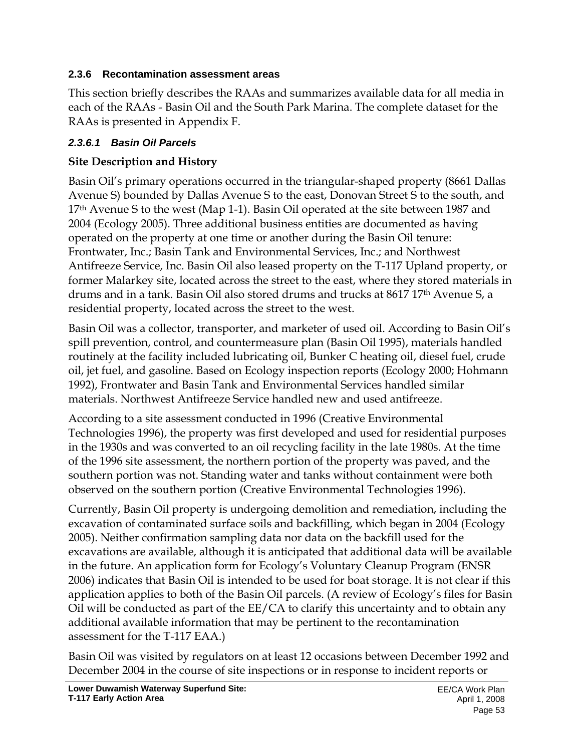### 2.3.6 Recontamination assessment areas

This section briefly describes the RAAs and summarizes available data for all media in each of the RAAs - Basin Oil and the South Park Marina. The complete dataset for the RAAs is presented in Appendix F.

#### *2.3.6.1 Basin Oil Parcels*

**Site Description and History**

Basin Oil's primary operations occurred in the triangular-shaped property (8661 Dallas Avenue S) bounded by Dallas Avenue S to the east, Donovan Street S to the south, and 17th Avenue S to the west (Map 1-1). Basin Oil operated at the site between 1987 and 2004 (Ecology 2005). Three additional business entities are documented as having operated on the property at one time or another during the Basin Oil tenure: Frontwater, Inc.; Basin Tank and Environmental Services, Inc.; and Northwest Antifreeze Service, Inc. Basin Oil also leased property on the T-117 Upland property, or former Malarkey site, located across the street to the east, where they stored materials in drums and in a tank. Basin Oil also stored drums and trucks at 8617 17th Avenue S, a residential property, located across the street to the west.

Basin Oil was a collector, transporter, and marketer of used oil. According to Basin Oil's spill prevention, control, and countermeasure plan (Basin Oil 1995), materials handled routinely at the facility included lubricating oil, Bunker C heating oil, diesel fuel, crude oil, jet fuel, and gasoline. Based on Ecology inspection reports (Ecology 2000; Hohmann 1992), Frontwater and Basin Tank and Environmental Services handled similar materials. Northwest Antifreeze Service handled new and used antifreeze.

According to a site assessment conducted in 1996 (Creative Environmental Technologies 1996), the property was first developed and used for residential purposes in the 1930s and was converted to an oil recycling facility in the late 1980s. At the time of the 1996 site assessment, the northern portion of the property was paved, and the southern portion was not. Standing water and tanks without containment were both observed on the southern portion (Creative Environmental Technologies 1996).

Currently, Basin Oil property is undergoing demolition and remediation, including the excavation of contaminated surface soils and backfilling, which began in 2004 (Ecology 2005). Neither confirmation sampling data nor data on the backfill used for the excavations are available, although it is anticipated that additional data will be available in the future. An application form for Ecology's Voluntary Cleanup Program (ENSR 2006) indicates that Basin Oil is intended to be used for boat storage. It is not clear if this application applies to both of the Basin Oil parcels. (A review of Ecology's files for Basin Oil will be conducted as part of the EE/CA to clarify this uncertainty and to obtain any additional available information that may be pertinent to the recontamination assessment for the T-117 EAA.)

Basin Oil was visited by regulators on at least 12 occasions between December 1992 and December 2004 in the course of site inspections or in response to incident reports or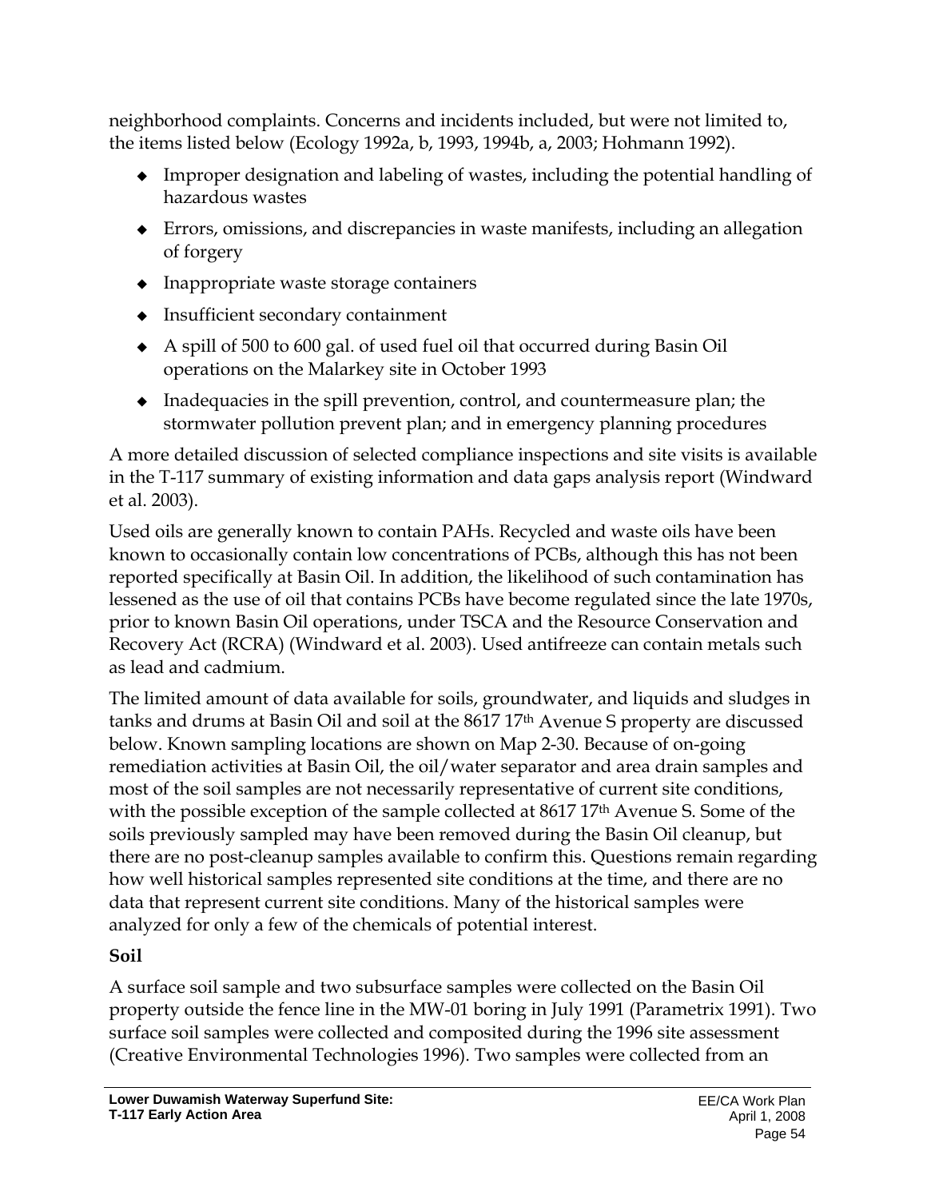neighborhood complaints. Concerns and incidents included, but were not limited to, the items listed below (Ecology 1992a, b, 1993, 1994b, a, 2003; Hohmann 1992).

- Improper designation and labeling of wastes, including the potential handling of hazardous wastes
- Errors, omissions, and discrepancies in waste manifests, including an allegation of forgery
- Inappropriate waste storage containers
- Insufficient secondary containment
- A spill of 500 to 600 gal. of used fuel oil that occurred during Basin Oil operations on the Malarkey site in October 1993
- Inadequacies in the spill prevention, control, and countermeasure plan; the stormwater pollution prevent plan; and in emergency planning procedures

A more detailed discussion of selected compliance inspections and site visits is available in the T-117 summary of existing information and data gaps analysis report (Windward et al. 2003).

Used oils are generally known to contain PAHs. Recycled and waste oils have been known to occasionally contain low concentrations of PCBs, although this has not been reported specifically at Basin Oil. In addition, the likelihood of such contamination has lessened as the use of oil that contains PCBs have become regulated since the late 1970s, prior to known Basin Oil operations, under TSCA and the Resource Conservation and Recovery Act (RCRA) (Windward et al. 2003). Used antifreeze can contain metals such as lead and cadmium.

The limited amount of data available for soils, groundwater, and liquids and sludges in tanks and drums at Basin Oil and soil at the 8617 17th Avenue S property are discussed below. Known sampling locations are shown on Map 2-30. Because of on-going remediation activities at Basin Oil, the oil/water separator and area drain samples and most of the soil samples are not necessarily representative of current site conditions, with the possible exception of the sample collected at 8617 17th Avenue S. Some of the soils previously sampled may have been removed during the Basin Oil cleanup, but there are no post-cleanup samples available to confirm this. Questions remain regarding how well historical samples represented site conditions at the time, and there are no data that represent current site conditions. Many of the historical samples were analyzed for only a few of the chemicals of potential interest.

**Soil**

A surface soil sample and two subsurface samples were collected on the Basin Oil property outside the fence line in the MW-01 boring in July 1991 (Parametrix 1991). Two surface soil samples were collected and composited during the 1996 site assessment (Creative Environmental Technologies 1996). Two samples were collected from an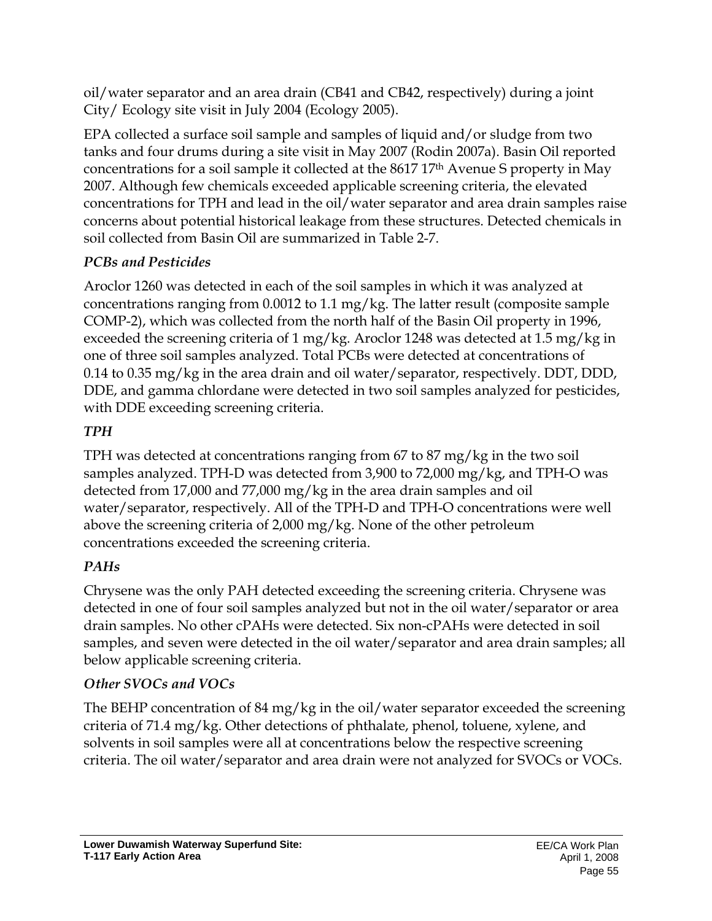oil/water separator and an area drain (CB41 and CB42, respectively) during a joint City/ Ecology site visit in July 2004 (Ecology 2005).

EPA collected a surface soil sample and samples of liquid and/or sludge from two tanks and four drums during a site visit in May 2007 (Rodin 2007a). Basin Oil reported concentrations for a soil sample it collected at the 8617 17th Avenue S property in May 2007. Although few chemicals exceeded applicable screening criteria, the elevated concentrations for TPH and lead in the oil/water separator and area drain samples raise concerns about potential historical leakage from these structures. Detected chemicals in soil collected from Basin Oil are summarized in Table 2-7.

### *PCBs and Pesticides*

Aroclor 1260 was detected in each of the soil samples in which it was analyzed at concentrations ranging from 0.0012 to 1.1 mg/kg. The latter result (composite sample COMP-2), which was collected from the north half of the Basin Oil property in 1996, exceeded the screening criteria of 1 mg/kg. Aroclor 1248 was detected at 1.5 mg/kg in one of three soil samples analyzed. Total PCBs were detected at concentrations of 0.14 to 0.35 mg/kg in the area drain and oil water/separator, respectively. DDT, DDD, DDE, and gamma chlordane were detected in two soil samples analyzed for pesticides, with DDE exceeding screening criteria.

### *TPH*

TPH was detected at concentrations ranging from 67 to 87 mg/kg in the two soil samples analyzed. TPH-D was detected from 3,900 to 72,000 mg/kg, and TPH-O was detected from 17,000 and 77,000 mg/kg in the area drain samples and oil water/separator, respectively. All of the TPH-D and TPH-O concentrations were well above the screening criteria of 2,000 mg/kg. None of the other petroleum concentrations exceeded the screening criteria.

### *PAHs*

Chrysene was the only PAH detected exceeding the screening criteria. Chrysene was detected in one of four soil samples analyzed but not in the oil water/separator or area drain samples. No other cPAHs were detected. Six non-cPAHs were detected in soil samples, and seven were detected in the oil water/separator and area drain samples; all below applicable screening criteria.

### *Other SVOCs and VOCs*

The BEHP concentration of 84 mg/kg in the oil/water separator exceeded the screening criteria of 71.4 mg/kg. Other detections of phthalate, phenol, toluene, xylene, and solvents in soil samples were all at concentrations below the respective screening criteria. The oil water/separator and area drain were not analyzed for SVOCs or VOCs.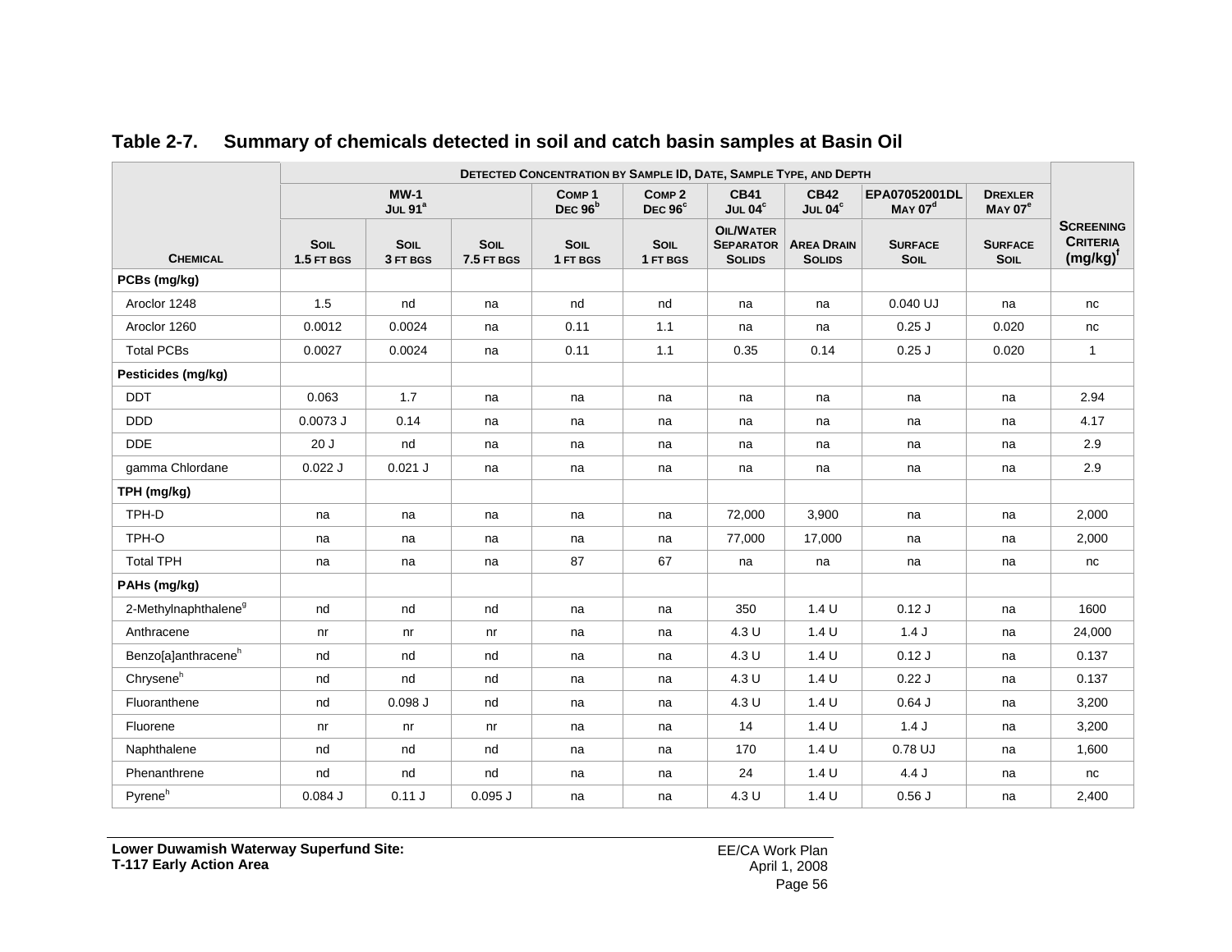**Table 2-7. Summary of chemicals detected in soil and catch basin samples at Basin Oil**

| Chemical | Detected Concentration by Sample ID, Date, Sample Type, and Depth | | | | | | | | | Screening Criteria (mg/kg)[f] |
|---|---|---|---|---|---|---|---|---|---|---|
| | MW-1 Jul 91[a] | | | Comp 1 Dec 96[b] | Comp 2 Dec 96[c] | CB41 Jul 04[c] | CB42 Jul 04[c] | EPA07052001DL May 07[d] | Drexler May 07[e] | |
| | Soil 1.5 ft bgs | Soil 3 ft bgs | Soil 7.5 ft bgs | Soil 1 ft bgs | Soil 1 ft bgs | Oil/Water Separator Solids | Area Drain Solids | Surface Soil | Surface Soil | |
| **PCBs (mg/kg)** | | | | | | | | | | |
| Aroclor 1248 | 1.5 | nd | na | nd | nd | na | na | 0.040 UJ | na | nc |
| Aroclor 1260 | 0.0012 | 0.0024 | na | 0.11 | 1.1 | na | na | 0.25 J | 0.020 | nc |
| Total PCBs | 0.0027 | 0.0024 | na | 0.11 | 1.1 | 0.35 | 0.14 | 0.25 J | 0.020 | 1 |
| **Pesticides (mg/kg)** | | | | | | | | | | |
| DDT | 0.063 | 1.7 | na | na | na | na | na | na | na | 2.94 |
| DDD | 0.0073 J | 0.14 | na | na | na | na | na | na | na | 4.17 |
| DDE | 20 J | nd | na | na | na | na | na | na | na | 2.9 |
| gamma Chlordane | 0.022 J | 0.021 J | na | na | na | na | na | na | na | 2.9 |
| **TPH (mg/kg)** | | | | | | | | | | |
| TPH-D | na | na | na | na | na | 72,000 | 3,900 | na | na | 2,000 |
| TPH-O | na | na | na | na | na | 77,000 | 17,000 | na | na | 2,000 |
| Total TPH | na | na | na | 87 | 67 | na | na | na | na | nc |
| **PAHs (mg/kg)** | | | | | | | | | | |
| 2-Methylnaphthalene[g] | nd | nd | nd | na | na | 350 | 1.4 U | 0.12 J | na | 1600 |
| Anthracene | nr | nr | nr | na | na | 4.3 U | 1.4 U | 1.4 J | na | 24,000 |
| Benzo[a]anthracene[h] | nd | nd | nd | na | na | 4.3 U | 1.4 U | 0.12 J | na | 0.137 |
| Chrysene[h] | nd | nd | nd | na | na | 4.3 U | 1.4 U | 0.22 J | na | 0.137 |
| Fluoranthene | nd | 0.098 J | nd | na | na | 4.3 U | 1.4 U | 0.64 J | na | 3,200 |
| Fluorene | nr | nr | nr | na | na | 14 | 1.4 U | 1.4 J | na | 3,200 |
| Naphthalene | nd | nd | nd | na | na | 170 | 1.4 U | 0.78 UJ | na | 1,600 |
| Phenanthrene | nd | nd | nd | na | na | 24 | 1.4 U | 4.4 J | na | nc |
| Pyrene[h] | 0.084 J | 0.11 J | 0.095 J | na | na | 4.3 U | 1.4 U | 0.56 J | na | 2,400 |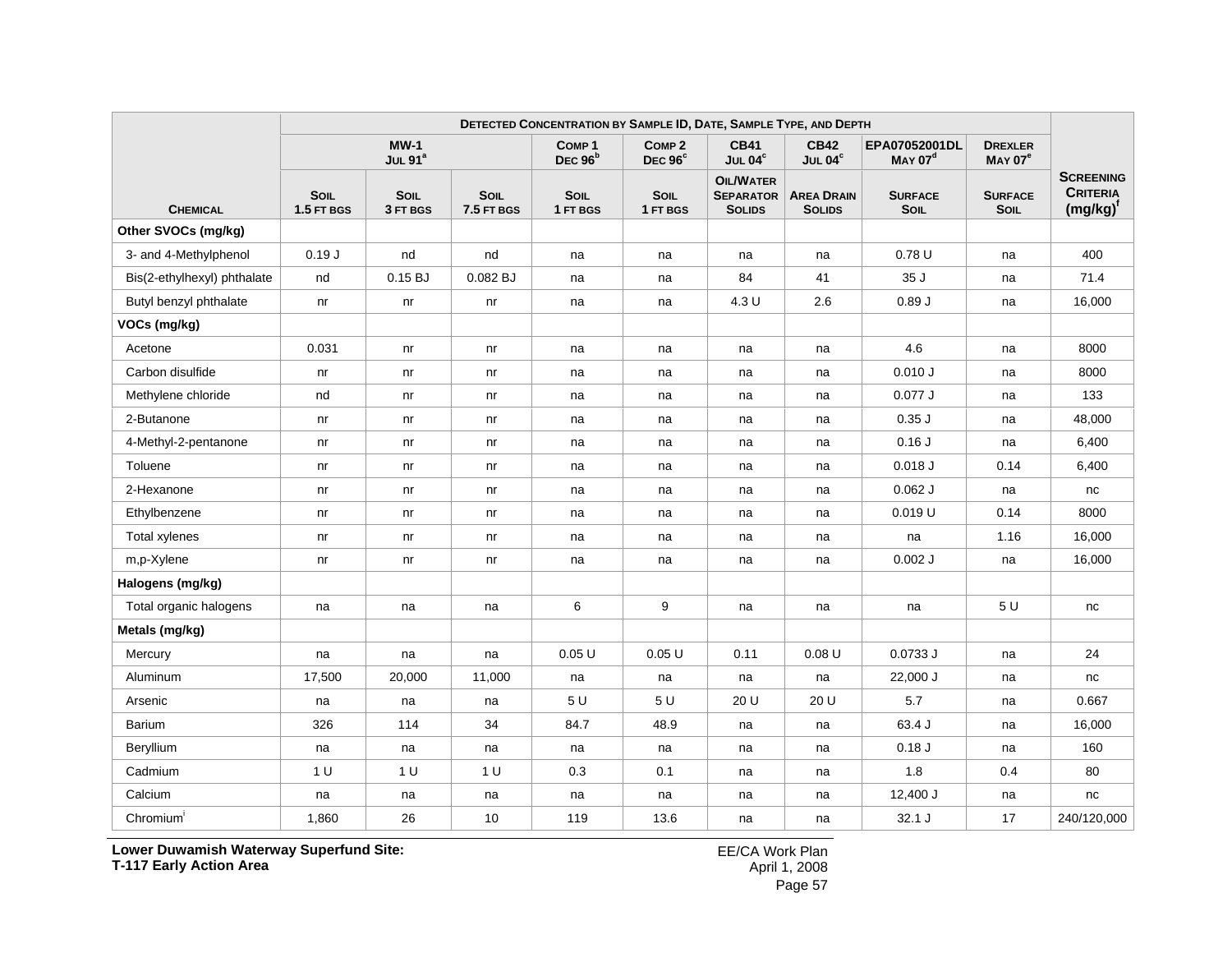| Chemical | Detected Concentration by Sample ID, Date, Sample Type, and Depth | | | | | | | | | Screening Criteria (mg/kg)[f] |
|---|---|---|---|---|---|---|---|---|---|---|
| | MW-1 Jul 91[a] | | | Comp 1 Dec 96[b] | Comp 2 Dec 96[c] | CB41 Jul 04[c] | CB42 Jul 04[c] | EPA07052001DL May 07[d] | Drexler May 07[e] | |
| | Soil 1.5 ft bgs | Soil 3 ft bgs | Soil 7.5 ft bgs | Soil 1 ft bgs | Soil 1 ft bgs | Oil/Water Separator Solids | Area Drain Solids | Surface Soil | Surface Soil | |
| **Other SVOCs (mg/kg)** | | | | | | | | | | |
| 3- and 4-Methylphenol | 0.19 J | nd | nd | na | na | na | na | 0.78 U | na | 400 |
| Bis(2-ethylhexyl) phthalate | nd | 0.15 BJ | 0.082 BJ | na | na | 84 | 41 | 35 J | na | 71.4 |
| Butyl benzyl phthalate | nr | nr | nr | na | na | 4.3 U | 2.6 | 0.89 J | na | 16,000 |
| **VOCs (mg/kg)** | | | | | | | | | | |
| Acetone | 0.031 | nr | nr | na | na | na | na | 4.6 | na | 8000 |
| Carbon disulfide | nr | nr | nr | na | na | na | na | 0.010 J | na | 8000 |
| Methylene chloride | nd | nr | nr | na | na | na | na | 0.077 J | na | 133 |
| 2-Butanone | nr | nr | nr | na | na | na | na | 0.35 J | na | 48,000 |
| 4-Methyl-2-pentanone | nr | nr | nr | na | na | na | na | 0.16 J | na | 6,400 |
| Toluene | nr | nr | nr | na | na | na | na | 0.018 J | 0.14 | 6,400 |
| 2-Hexanone | nr | nr | nr | na | na | na | na | 0.062 J | na | nc |
| Ethylbenzene | nr | nr | nr | na | na | na | na | 0.019 U | 0.14 | 8000 |
| Total xylenes | nr | nr | nr | na | na | na | na | na | 1.16 | 16,000 |
| m,p-Xylene | nr | nr | nr | na | na | na | na | 0.002 J | na | 16,000 |
| **Halogens (mg/kg)** | | | | | | | | | | |
| Total organic halogens | na | na | na | 6 | 9 | na | na | na | 5 U | nc |
| **Metals (mg/kg)** | | | | | | | | | | |
| Mercury | na | na | na | 0.05 U | 0.05 U | 0.11 | 0.08 U | 0.0733 J | na | 24 |
| Aluminum | 17,500 | 20,000 | 11,000 | na | na | na | na | 22,000 J | na | nc |
| Arsenic | na | na | na | 5 U | 5 U | 20 U | 20 U | 5.7 | na | 0.667 |
| Barium | 326 | 114 | 34 | 84.7 | 48.9 | na | na | 63.4 J | na | 16,000 |
| Beryllium | na | na | na | na | na | na | na | 0.18 J | na | 160 |
| Cadmium | 1 U | 1 U | 1 U | 0.3 | 0.1 | na | na | 1.8 | 0.4 | 80 |
| Calcium | na | na | na | na | na | na | na | 12,400 J | na | nc |
| Chromium[i] | 1,860 | 26 | 10 | 119 | 13.6 | na | na | 32.1 J | 17 | 240/120,000 |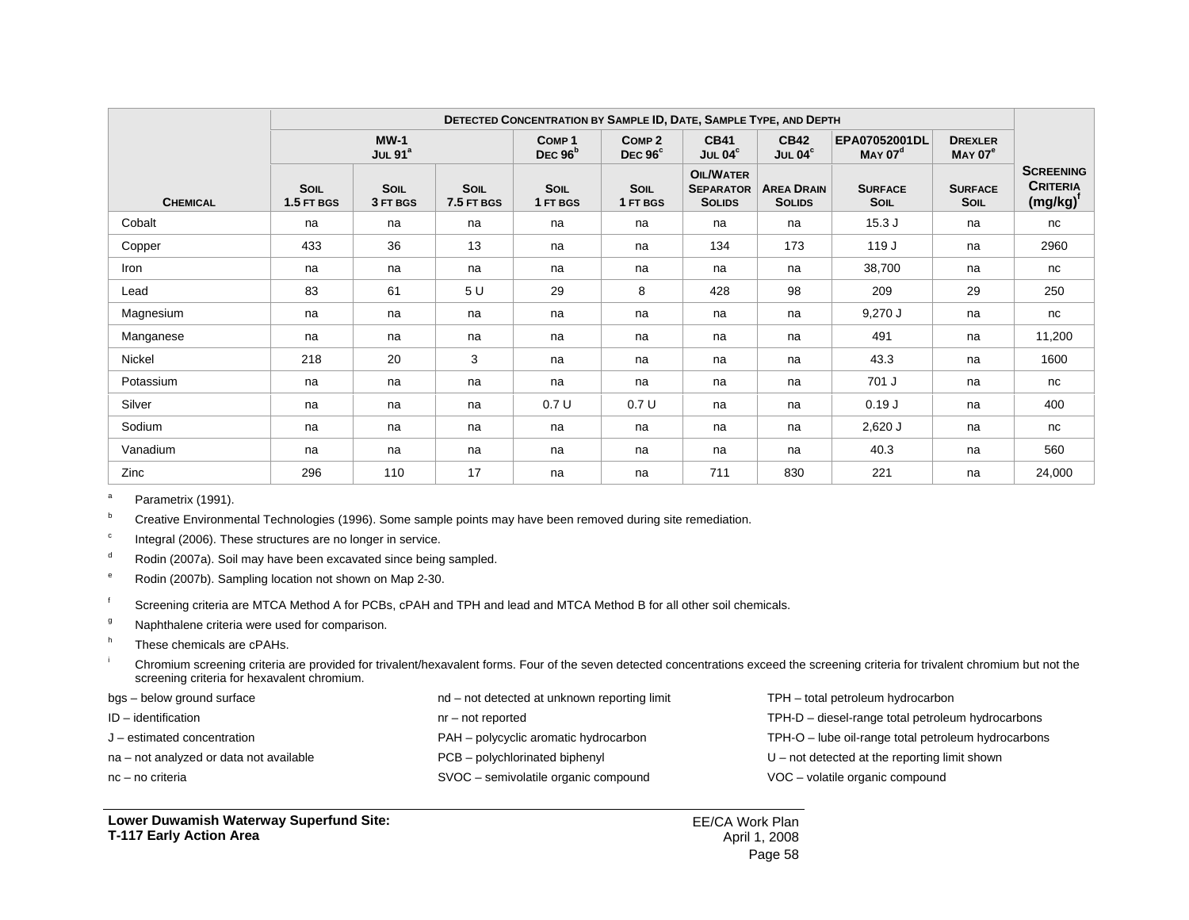| Chemical | Detected Concentration by Sample ID, Date, Sample Type, and Depth | | | | | | | | | Screening Criteria (mg/kg)[f] |
|---|---|---|---|---|---|---|---|---|---|---|
| | MW-1 Jul 91[a] | | | Comp 1 Dec 96[b] | Comp 2 Dec 96[c] | CB41 Jul 04[c] | CB42 Jul 04[c] | EPA07052001DL May 07[d] | Drexler May 07[e] | |
| | Soil 1.5 ft bgs | Soil 3 ft bgs | Soil 7.5 ft bgs | Soil 1 ft bgs | Soil 1 ft bgs | Oil/Water Separator Solids | Area Drain Solids | Surface Soil | Surface Soil | |
| Cobalt | na | na | na | na | na | na | na | 15.3 J | na | nc |
| Copper | 433 | 36 | 13 | na | na | 134 | 173 | 119 J | na | 2960 |
| Iron | na | na | na | na | na | na | na | 38,700 | na | nc |
| Lead | 83 | 61 | 5 U | 29 | 8 | 428 | 98 | 209 | 29 | 250 |
| Magnesium | na | na | na | na | na | na | na | 9,270 J | na | nc |
| Manganese | na | na | na | na | na | na | na | 491 | na | 11,200 |
| Nickel | 218 | 20 | 3 | na | na | na | na | 43.3 | na | 1600 |
| Potassium | na | na | na | na | na | na | na | 701 J | na | nc |
| Silver | na | na | na | 0.7 U | 0.7 U | na | na | 0.19 J | na | 400 |
| Sodium | na | na | na | na | na | na | na | 2,620 J | na | nc |
| Vanadium | na | na | na | na | na | na | na | 40.3 | na | 560 |
| Zinc | 296 | 110 | 17 | na | na | 711 | 830 | 221 | na | 24,000 |

[a] Parametrix (1991).

[b] Creative Environmental Technologies (1996). Some sample points may have been removed during site remediation.

[c] Integral (2006). These structures are no longer in service.

[d] Rodin (2007a). Soil may have been excavated since being sampled.

[e] Rodin (2007b). Sampling location not shown on Map 2-30.

[f] Screening criteria are MTCA Method A for PCBs, cPAH and TPH and lead and MTCA Method B for all other soil chemicals.

[g] Naphthalene criteria were used for comparison.

[h] These chemicals are cPAHs.

[i] Chromium screening criteria are provided for trivalent/hexavalent forms. Four of the seven detected concentrations exceed the screening criteria for trivalent chromium but not the screening criteria for hexavalent chromium.

bgs – below ground surface
ID – identification
J – estimated concentration
na – not analyzed or data not available
nc – no criteria
nd – not detected at unknown reporting limit
nr – not reported
PAH – polycyclic aromatic hydrocarbon
PCB – polychlorinated biphenyl
SVOC – semivolatile organic compound
TPH – total petroleum hydrocarbon
TPH-D – diesel-range total petroleum hydrocarbons
TPH-O – lube oil-range total petroleum hydrocarbons
U – not detected at the reporting limit shown
VOC – volatile organic compound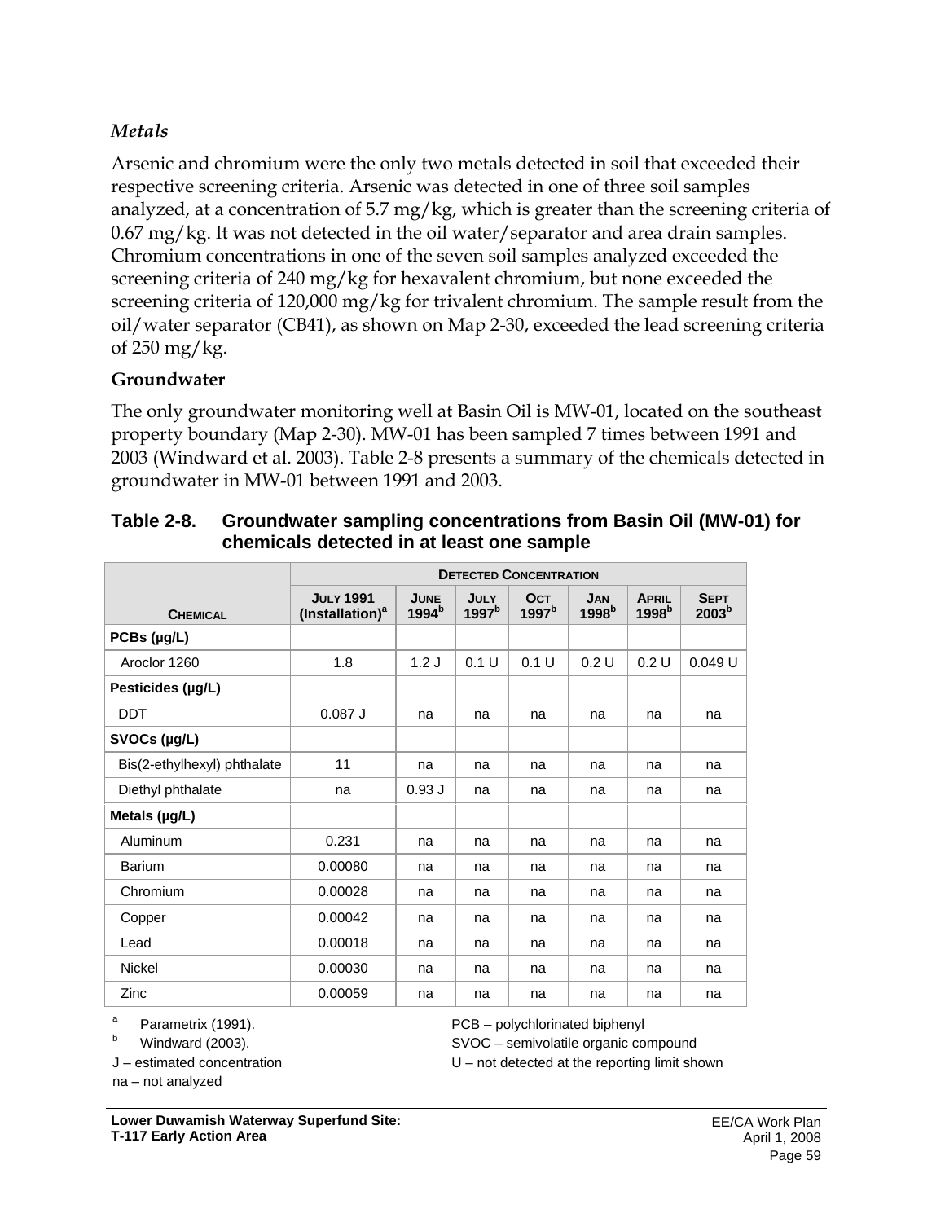*Metals*

Arsenic and chromium were the only two metals detected in soil that exceeded their respective screening criteria. Arsenic was detected in one of three soil samples analyzed, at a concentration of 5.7 mg/kg, which is greater than the screening criteria of 0.67 mg/kg. It was not detected in the oil water/separator and area drain samples. Chromium concentrations in one of the seven soil samples analyzed exceeded the screening criteria of 240 mg/kg for hexavalent chromium, but none exceeded the screening criteria of 120,000 mg/kg for trivalent chromium. The sample result from the oil/water separator (CB41), as shown on Map 2-30, exceeded the lead screening criteria of 250 mg/kg.

**Groundwater**

The only groundwater monitoring well at Basin Oil is MW-01, located on the southeast property boundary (Map 2-30). MW-01 has been sampled 7 times between 1991 and 2003 (Windward et al. 2003). Table 2-8 presents a summary of the chemicals detected in groundwater in MW-01 between 1991 and 2003.

**Table 2-8. Groundwater sampling concentrations from Basin Oil (MW-01) for chemicals detected in at least one sample**

| | Detected Concentration | | | | | | |
|---|---|---|---|---|---|---|---|
| Chemical | July 1991 (Installation)[a] | June 1994[b] | July 1997[b] | Oct 1997[b] | Jan 1998[b] | April 1998[b] | Sept 2003[b] |
| **PCBs (µg/L)** | | | | | | | |
| Aroclor 1260 | 1.8 | 1.2 J | 0.1 U | 0.1 U | 0.2 U | 0.2 U | 0.049 U |
| **Pesticides (µg/L)** | | | | | | | |
| DDT | 0.087 J | na | na | na | na | na | na |
| **SVOCs (µg/L)** | | | | | | | |
| Bis(2-ethylhexyl) phthalate | 11 | na | na | na | na | na | na |
| Diethyl phthalate | na | 0.93 J | na | na | na | na | na |
| **Metals (µg/L)** | | | | | | | |
| Aluminum | 0.231 | na | na | na | na | na | na |
| Barium | 0.00080 | na | na | na | na | na | na |
| Chromium | 0.00028 | na | na | na | na | na | na |
| Copper | 0.00042 | na | na | na | na | na | na |
| Lead | 0.00018 | na | na | na | na | na | na |
| Nickel | 0.00030 | na | na | na | na | na | na |
| Zinc | 0.00059 | na | na | na | na | na | na |

[a] Parametrix (1991).
[b] Windward (2003).
J – estimated concentration
na – not analyzed
PCB – polychlorinated biphenyl
SVOC – semivolatile organic compound
U – not detected at the reporting limit shown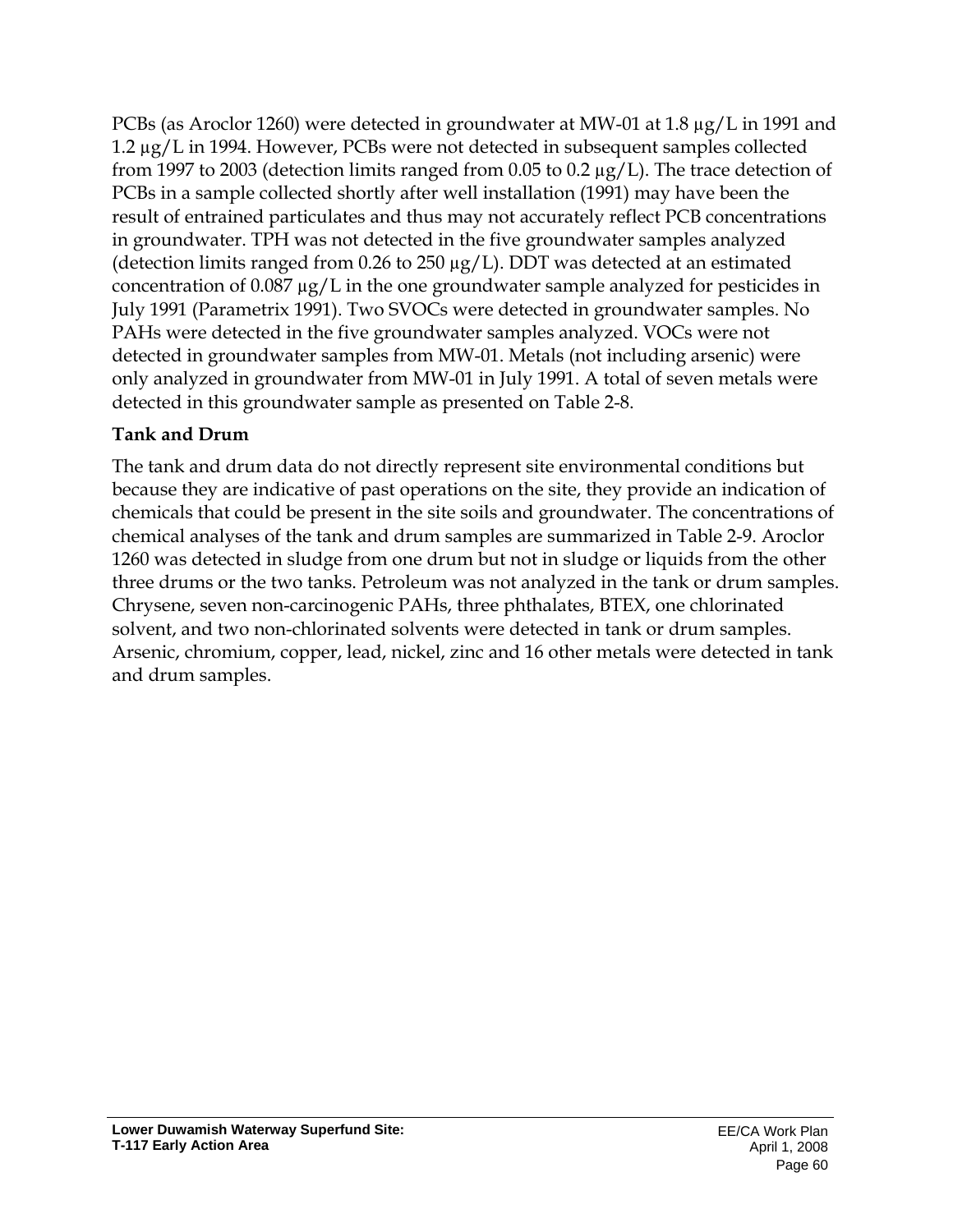PCBs (as Aroclor 1260) were detected in groundwater at MW-01 at 1.8 µg/L in 1991 and 1.2 µg/L in 1994. However, PCBs were not detected in subsequent samples collected from 1997 to 2003 (detection limits ranged from 0.05 to 0.2 µg/L). The trace detection of PCBs in a sample collected shortly after well installation (1991) may have been the result of entrained particulates and thus may not accurately reflect PCB concentrations in groundwater. TPH was not detected in the five groundwater samples analyzed (detection limits ranged from 0.26 to 250 µg/L). DDT was detected at an estimated concentration of 0.087 µg/L in the one groundwater sample analyzed for pesticides in July 1991 (Parametrix 1991). Two SVOCs were detected in groundwater samples. No PAHs were detected in the five groundwater samples analyzed. VOCs were not detected in groundwater samples from MW-01. Metals (not including arsenic) were only analyzed in groundwater from MW-01 in July 1991. A total of seven metals were detected in this groundwater sample as presented on Table 2-8.

**Tank and Drum**

The tank and drum data do not directly represent site environmental conditions but because they are indicative of past operations on the site, they provide an indication of chemicals that could be present in the site soils and groundwater. The concentrations of chemical analyses of the tank and drum samples are summarized in Table 2-9. Aroclor 1260 was detected in sludge from one drum but not in sludge or liquids from the other three drums or the two tanks. Petroleum was not analyzed in the tank or drum samples. Chrysene, seven non-carcinogenic PAHs, three phthalates, BTEX, one chlorinated solvent, and two non-chlorinated solvents were detected in tank or drum samples. Arsenic, chromium, copper, lead, nickel, zinc and 16 other metals were detected in tank and drum samples.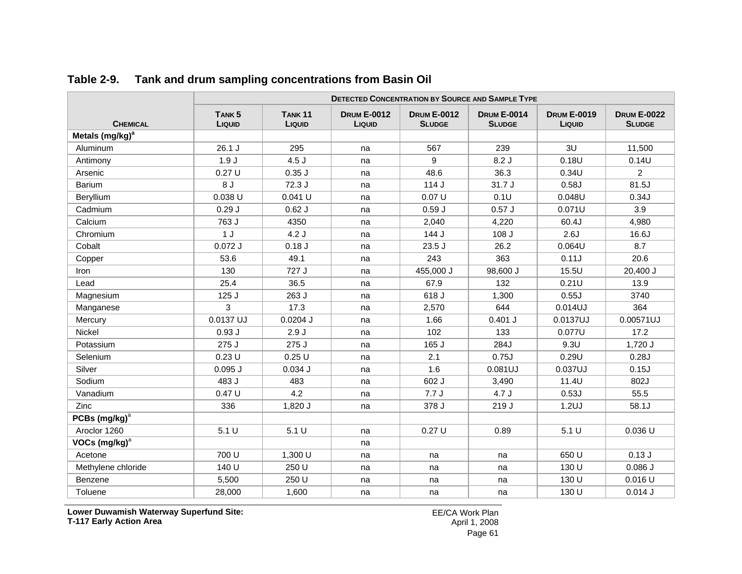**Table 2-9. Tank and drum sampling concentrations from Basin Oil**

| Chemical | Detected Concentration by Source and Sample Type | | | | | | |
|---|---|---|---|---|---|---|---|
| | Tank 5 Liquid | Tank 11 Liquid | Drum E-0012 Liquid | Drum E-0012 Sludge | Drum E-0014 Sludge | Drum E-0019 Liquid | Drum E-0022 Sludge |
| **Metals (mg/kg)[a]** | | | | | | | |
| Aluminum | 26.1 J | 295 | na | 567 | 239 | 3U | 11,500 |
| Antimony | 1.9 J | 4.5 J | na | 9 | 8.2 J | 0.18U | 0.14U |
| Arsenic | 0.27 U | 0.35 J | na | 48.6 | 36.3 | 0.34U | 2 |
| Barium | 8 J | 72.3 J | na | 114 J | 31.7 J | 0.58J | 81.5J |
| Beryllium | 0.038 U | 0.041 U | na | 0.07 U | 0.1U | 0.048U | 0.34J |
| Cadmium | 0.29 J | 0.62 J | na | 0.59 J | 0.57 J | 0.071U | 3.9 |
| Calcium | 763 J | 4350 | na | 2,040 | 4,220 | 60.4J | 4,980 |
| Chromium | 1 J | 4.2 J | na | 144 J | 108 J | 2.6J | 16.6J |
| Cobalt | 0.072 J | 0.18 J | na | 23.5 J | 26.2 | 0.064U | 8.7 |
| Copper | 53.6 | 49.1 | na | 243 | 363 | 0.11J | 20.6 |
| Iron | 130 | 727 J | na | 455,000 J | 98,600 J | 15.5U | 20,400 J |
| Lead | 25.4 | 36.5 | na | 67.9 | 132 | 0.21U | 13.9 |
| Magnesium | 125 J | 263 J | na | 618 J | 1,300 | 0.55J | 3740 |
| Manganese | 3 | 17.3 | na | 2,570 | 644 | 0.014UJ | 364 |
| Mercury | 0.0137 UJ | 0.0204 J | na | 1.66 | 0.401 J | 0.0137UJ | 0.00571UJ |
| Nickel | 0.93 J | 2.9 J | na | 102 | 133 | 0.077U | 17.2 |
| Potassium | 275 J | 275 J | na | 165 J | 284J | 9.3U | 1,720 J |
| Selenium | 0.23 U | 0.25 U | na | 2.1 | 0.75J | 0.29U | 0.28J |
| Silver | 0.095 J | 0.034 J | na | 1.6 | 0.081UJ | 0.037UJ | 0.15J |
| Sodium | 483 J | 483 | na | 602 J | 3,490 | 11.4U | 802J |
| Vanadium | 0.47 U | 4.2 | na | 7.7 J | 4.7 J | 0.53J | 55.5 |
| Zinc | 336 | 1,820 J | na | 378 J | 219 J | 1.2UJ | 58.1J |
| **PCBs (mg/kg)[a]** | | | | | | | |
| Aroclor 1260 | 5.1 U | 5.1 U | na | 0.27 U | 0.89 | 5.1 U | 0.036 U |
| **VOCs (mg/kg)[a]** | | | na | | | | |
| Acetone | 700 U | 1,300 U | na | na | na | 650 U | 0.13 J |
| Methylene chloride | 140 U | 250 U | na | na | na | 130 U | 0.086 J |
| Benzene | 5,500 | 250 U | na | na | na | 130 U | 0.016 U |
| Toluene | 28,000 | 1,600 | na | na | na | 130 U | 0.014 J |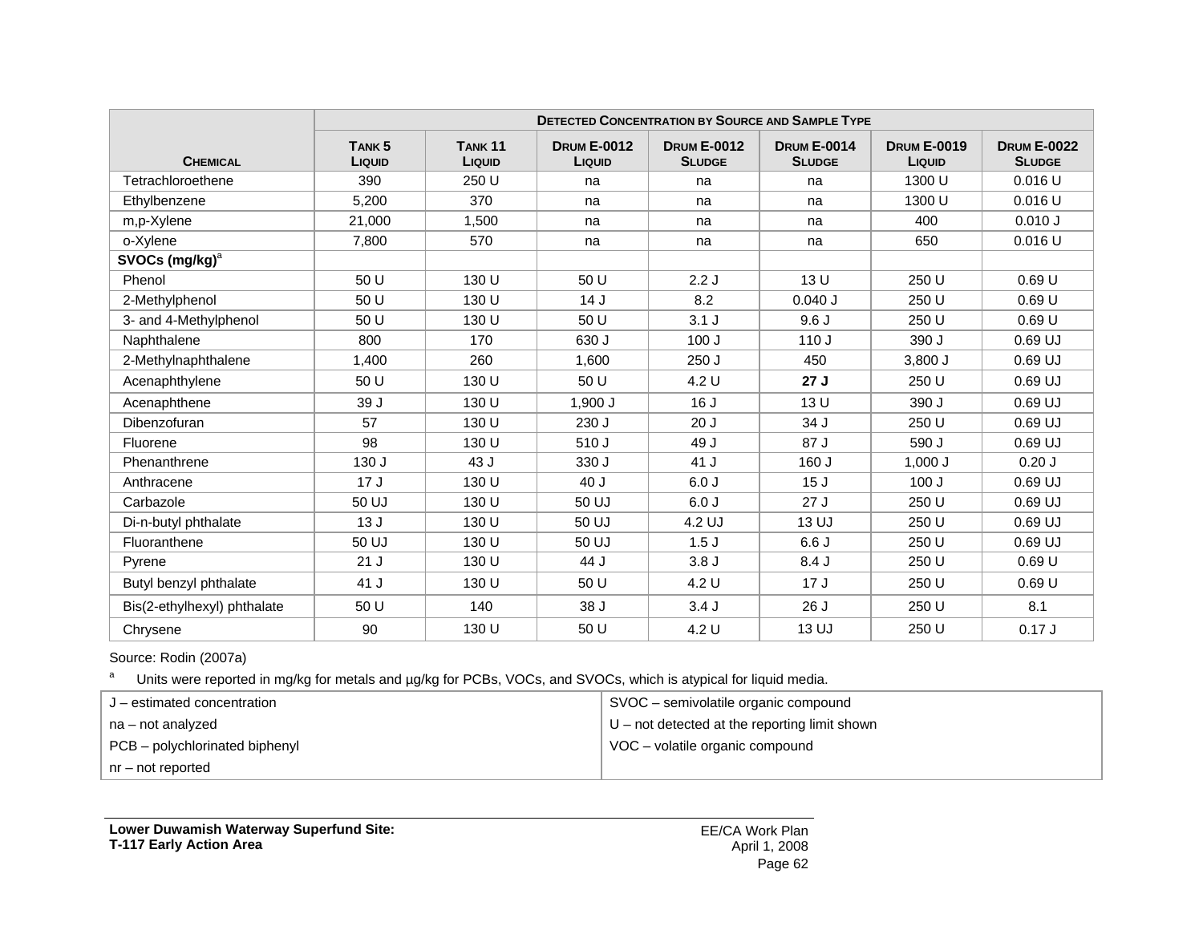| Chemical | Detected Concentration by Source and Sample Type | | | | | | |
|---|---|---|---|---|---|---|---|
| | Tank 5 Liquid | Tank 11 Liquid | Drum E-0012 Liquid | Drum E-0012 Sludge | Drum E-0014 Sludge | Drum E-0019 Liquid | Drum E-0022 Sludge |
| Tetrachloroethene | 390 | 250 U | na | na | na | 1300 U | 0.016 U |
| Ethylbenzene | 5,200 | 370 | na | na | na | 1300 U | 0.016 U |
| m,p-Xylene | 21,000 | 1,500 | na | na | na | 400 | 0.010 J |
| o-Xylene | 7,800 | 570 | na | na | na | 650 | 0.016 U |
| **SVOCs (mg/kg)[a]** | | | | | | | |
| Phenol | 50 U | 130 U | 50 U | 2.2 J | 13 U | 250 U | 0.69 U |
| 2-Methylphenol | 50 U | 130 U | 14 J | 8.2 | 0.040 J | 250 U | 0.69 U |
| 3- and 4-Methylphenol | 50 U | 130 U | 50 U | 3.1 J | 9.6 J | 250 U | 0.69 U |
| Naphthalene | 800 | 170 | 630 J | 100 J | 110 J | 390 J | 0.69 UJ |
| 2-Methylnaphthalene | 1,400 | 260 | 1,600 | 250 J | 450 | 3,800 J | 0.69 UJ |
| Acenaphthylene | 50 U | 130 U | 50 U | 4.2 U | **27 J** | 250 U | 0.69 UJ |
| Acenaphthene | 39 J | 130 U | 1,900 J | 16 J | 13 U | 390 J | 0.69 UJ |
| Dibenzofuran | 57 | 130 U | 230 J | 20 J | 34 J | 250 U | 0.69 UJ |
| Fluorene | 98 | 130 U | 510 J | 49 J | 87 J | 590 J | 0.69 UJ |
| Phenanthrene | 130 J | 43 J | 330 J | 41 J | 160 J | 1,000 J | 0.20 J |
| Anthracene | 17 J | 130 U | 40 J | 6.0 J | 15 J | 100 J | 0.69 UJ |
| Carbazole | 50 UJ | 130 U | 50 UJ | 6.0 J | 27 J | 250 U | 0.69 UJ |
| Di-n-butyl phthalate | 13 J | 130 U | 50 UJ | 4.2 UJ | 13 UJ | 250 U | 0.69 UJ |
| Fluoranthene | 50 UJ | 130 U | 50 UJ | 1.5 J | 6.6 J | 250 U | 0.69 UJ |
| Pyrene | 21 J | 130 U | 44 J | 3.8 J | 8.4 J | 250 U | 0.69 U |
| Butyl benzyl phthalate | 41 J | 130 U | 50 U | 4.2 U | 17 J | 250 U | 0.69 U |
| Bis(2-ethylhexyl) phthalate | 50 U | 140 | 38 J | 3.4 J | 26 J | 250 U | 8.1 |
| Chrysene | 90 | 130 U | 50 U | 4.2 U | 13 UJ | 250 U | 0.17 J |

Source: Rodin (2007a)

[a] Units were reported in mg/kg for metals and µg/kg for PCBs, VOCs, and SVOCs, which is atypical for liquid media.

| | |
|---|---|
| J – estimated concentration | SVOC – semivolatile organic compound |
| na – not analyzed | U – not detected at the reporting limit shown |
| PCB – polychlorinated biphenyl | VOC – volatile organic compound |
| nr – not reported | |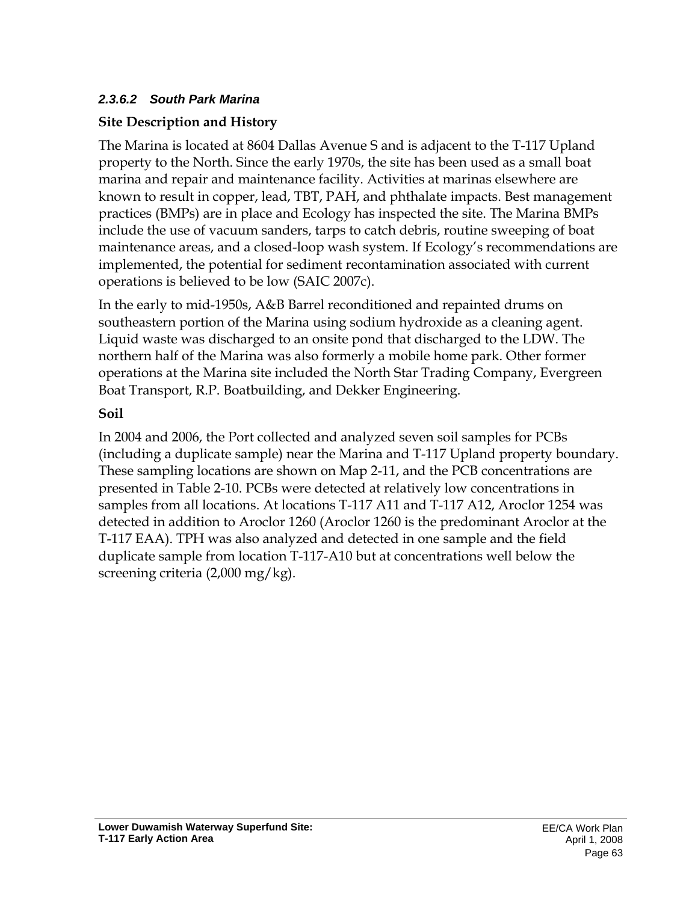#### *2.3.6.2 South Park Marina*

**Site Description and History**

The Marina is located at 8604 Dallas Avenue S and is adjacent to the T-117 Upland property to the North. Since the early 1970s, the site has been used as a small boat marina and repair and maintenance facility. Activities at marinas elsewhere are known to result in copper, lead, TBT, PAH, and phthalate impacts. Best management practices (BMPs) are in place and Ecology has inspected the site. The Marina BMPs include the use of vacuum sanders, tarps to catch debris, routine sweeping of boat maintenance areas, and a closed-loop wash system. If Ecology's recommendations are implemented, the potential for sediment recontamination associated with current operations is believed to be low (SAIC 2007c).

In the early to mid-1950s, A&B Barrel reconditioned and repainted drums on southeastern portion of the Marina using sodium hydroxide as a cleaning agent. Liquid waste was discharged to an onsite pond that discharged to the LDW. The northern half of the Marina was also formerly a mobile home park. Other former operations at the Marina site included the North Star Trading Company, Evergreen Boat Transport, R.P. Boatbuilding, and Dekker Engineering.

**Soil**

In 2004 and 2006, the Port collected and analyzed seven soil samples for PCBs (including a duplicate sample) near the Marina and T-117 Upland property boundary. These sampling locations are shown on Map 2-11, and the PCB concentrations are presented in Table 2-10. PCBs were detected at relatively low concentrations in samples from all locations. At locations T-117 A11 and T-117 A12, Aroclor 1254 was detected in addition to Aroclor 1260 (Aroclor 1260 is the predominant Aroclor at the T-117 EAA). TPH was also analyzed and detected in one sample and the field duplicate sample from location T-117-A10 but at concentrations well below the screening criteria (2,000 mg/kg).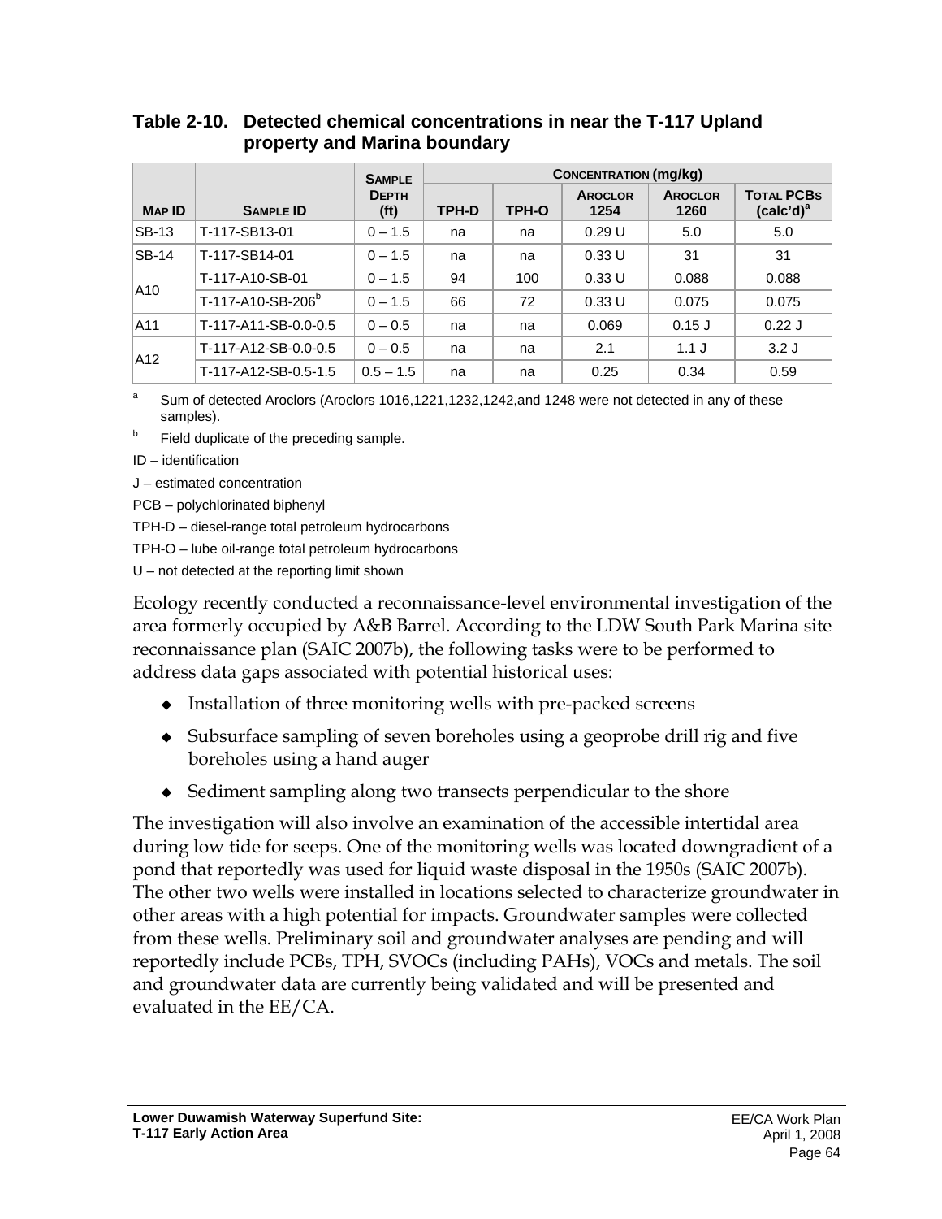**Table 2-10. Detected chemical concentrations in near the T-117 Upland property and Marina boundary**

| Map ID | Sample ID | Sample Depth (ft) | Concentration (mg/kg) | | | | |
|---|---|---|---|---|---|---|---|
| | | | TPH-D | TPH-O | Aroclor 1254 | Aroclor 1260 | Total PCBs (calc'd)[a] |
| SB-13 | T-117-SB13-01 | 0 – 1.5 | na | na | 0.29 U | 5.0 | 5.0 |
| SB-14 | T-117-SB14-01 | 0 – 1.5 | na | na | 0.33 U | 31 | 31 |
| A10 | T-117-A10-SB-01 | 0 – 1.5 | 94 | 100 | 0.33 U | 0.088 | 0.088 |
| | T-117-A10-SB-206[b] | 0 – 1.5 | 66 | 72 | 0.33 U | 0.075 | 0.075 |
| A11 | T-117-A11-SB-0.0-0.5 | 0 – 0.5 | na | na | 0.069 | 0.15 J | 0.22 J |
| A12 | T-117-A12-SB-0.0-0.5 | 0 – 0.5 | na | na | 2.1 | 1.1 J | 3.2 J |
| | T-117-A12-SB-0.5-1.5 | 0.5 – 1.5 | na | na | 0.25 | 0.34 | 0.59 |

[a] Sum of detected Aroclors (Aroclors 1016,1221,1232,1242,and 1248 were not detected in any of these samples).

[b] Field duplicate of the preceding sample.

ID – identification

J – estimated concentration

PCB – polychlorinated biphenyl

TPH-D – diesel-range total petroleum hydrocarbons

TPH-O – lube oil-range total petroleum hydrocarbons

U – not detected at the reporting limit shown

Ecology recently conducted a reconnaissance-level environmental investigation of the area formerly occupied by A&B Barrel. According to the LDW South Park Marina site reconnaissance plan (SAIC 2007b), the following tasks were to be performed to address data gaps associated with potential historical uses:

- Installation of three monitoring wells with pre-packed screens
- Subsurface sampling of seven boreholes using a geoprobe drill rig and five boreholes using a hand auger
- Sediment sampling along two transects perpendicular to the shore

The investigation will also involve an examination of the accessible intertidal area during low tide for seeps. One of the monitoring wells was located downgradient of a pond that reportedly was used for liquid waste disposal in the 1950s (SAIC 2007b). The other two wells were installed in locations selected to characterize groundwater in other areas with a high potential for impacts. Groundwater samples were collected from these wells. Preliminary soil and groundwater analyses are pending and will reportedly include PCBs, TPH, SVOCs (including PAHs), VOCs and metals. The soil and groundwater data are currently being validated and will be presented and evaluated in the EE/CA.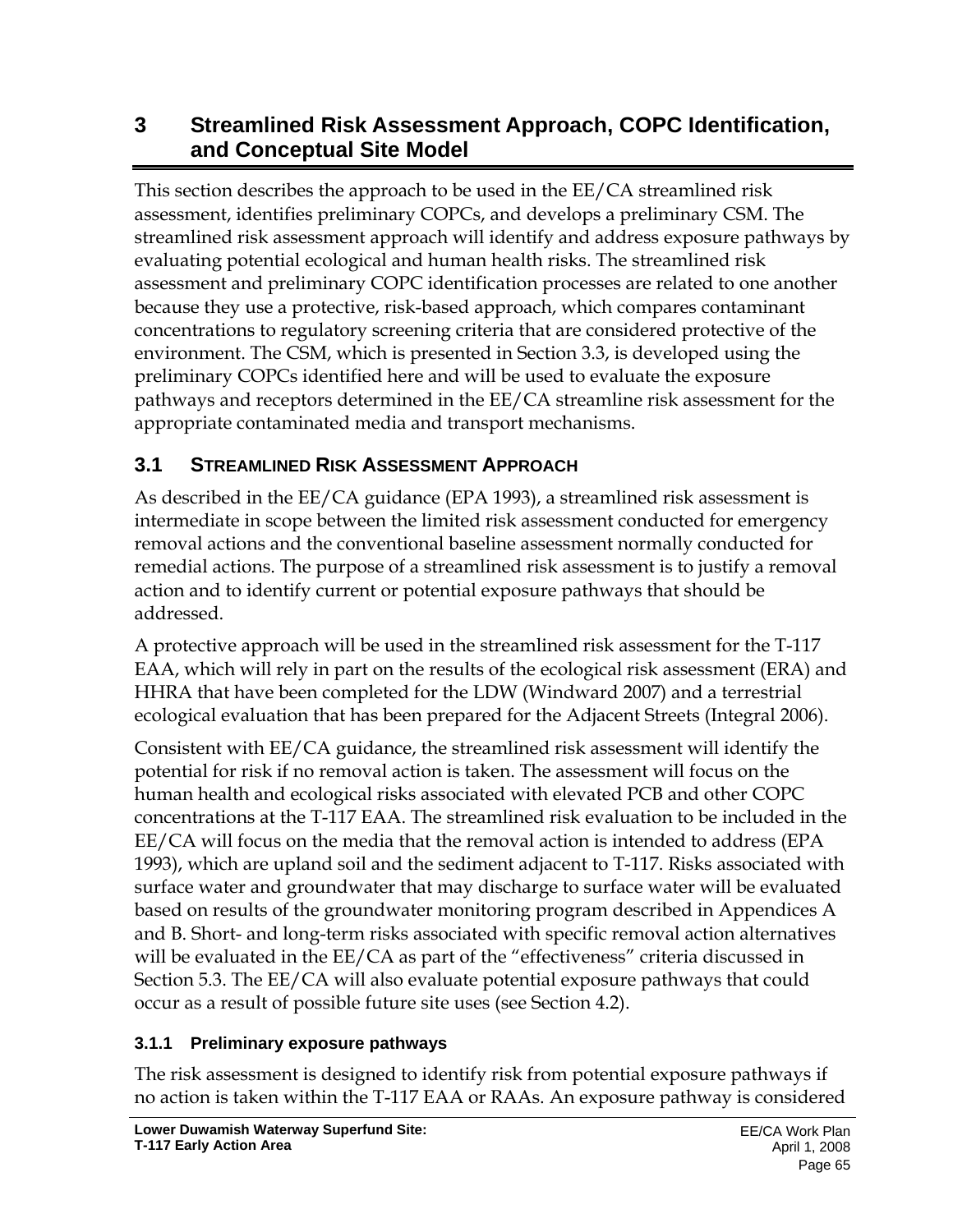# 3 Streamlined Risk Assessment Approach, COPC Identification, and Conceptual Site Model

This section describes the approach to be used in the EE/CA streamlined risk assessment, identifies preliminary COPCs, and develops a preliminary CSM. The streamlined risk assessment approach will identify and address exposure pathways by evaluating potential ecological and human health risks. The streamlined risk assessment and preliminary COPC identification processes are related to one another because they use a protective, risk-based approach, which compares contaminant concentrations to regulatory screening criteria that are considered protective of the environment. The CSM, which is presented in Section 3.3, is developed using the preliminary COPCs identified here and will be used to evaluate the exposure pathways and receptors determined in the EE/CA streamline risk assessment for the appropriate contaminated media and transport mechanisms.

## 3.1 Streamlined Risk Assessment Approach

As described in the EE/CA guidance (EPA 1993), a streamlined risk assessment is intermediate in scope between the limited risk assessment conducted for emergency removal actions and the conventional baseline assessment normally conducted for remedial actions. The purpose of a streamlined risk assessment is to justify a removal action and to identify current or potential exposure pathways that should be addressed.

A protective approach will be used in the streamlined risk assessment for the T-117 EAA, which will rely in part on the results of the ecological risk assessment (ERA) and HHRA that have been completed for the LDW (Windward 2007) and a terrestrial ecological evaluation that has been prepared for the Adjacent Streets (Integral 2006).

Consistent with EE/CA guidance, the streamlined risk assessment will identify the potential for risk if no removal action is taken. The assessment will focus on the human health and ecological risks associated with elevated PCB and other COPC concentrations at the T-117 EAA. The streamlined risk evaluation to be included in the EE/CA will focus on the media that the removal action is intended to address (EPA 1993), which are upland soil and the sediment adjacent to T-117. Risks associated with surface water and groundwater that may discharge to surface water will be evaluated based on results of the groundwater monitoring program described in Appendices A and B. Short- and long-term risks associated with specific removal action alternatives will be evaluated in the EE/CA as part of the “effectiveness” criteria discussed in Section 5.3. The EE/CA will also evaluate potential exposure pathways that could occur as a result of possible future site uses (see Section 4.2).

### 3.1.1 Preliminary exposure pathways

The risk assessment is designed to identify risk from potential exposure pathways if no action is taken within the T-117 EAA or RAAs. An exposure pathway is considered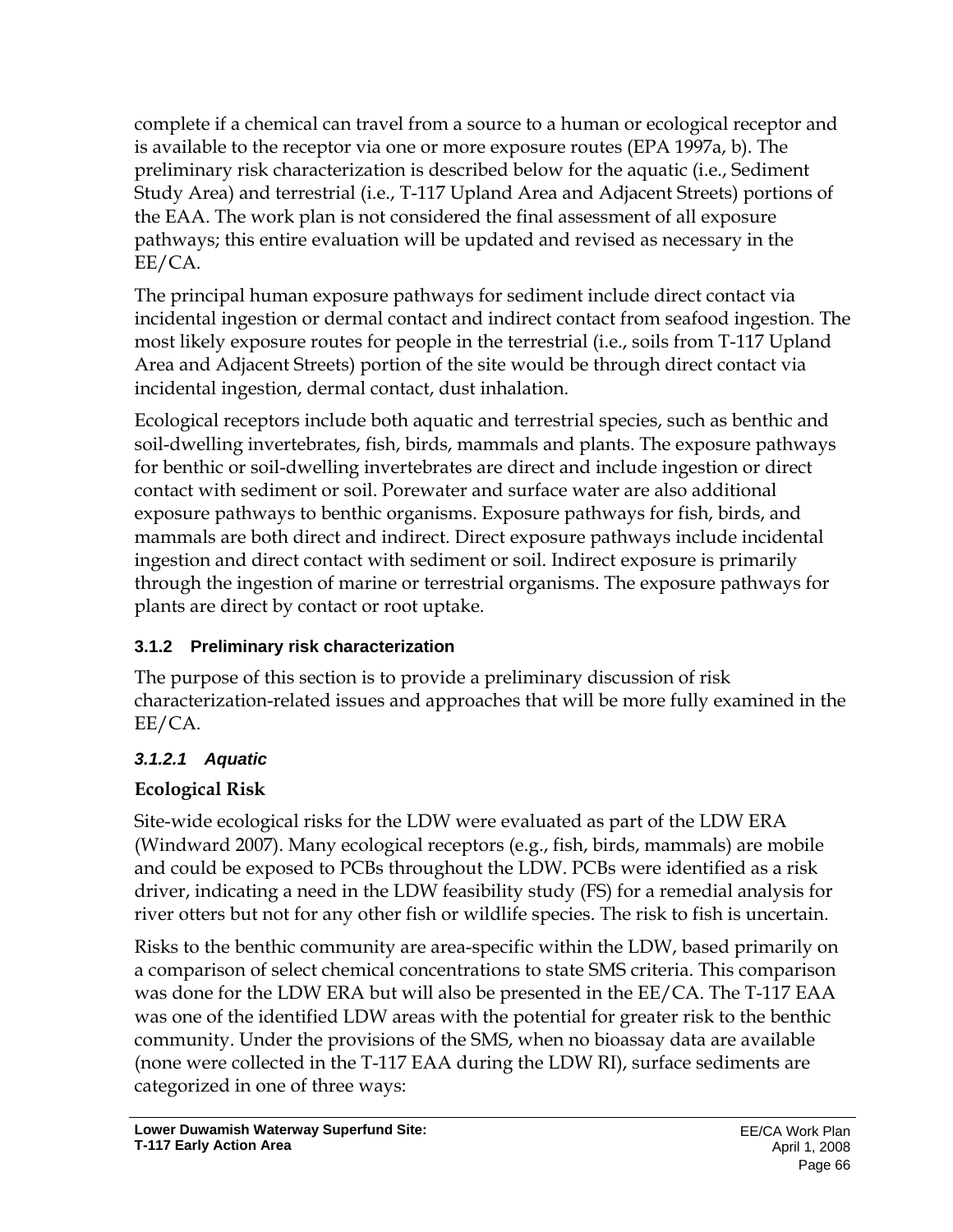complete if a chemical can travel from a source to a human or ecological receptor and is available to the receptor via one or more exposure routes (EPA 1997a, b). The preliminary risk characterization is described below for the aquatic (i.e., Sediment Study Area) and terrestrial (i.e., T-117 Upland Area and Adjacent Streets) portions of the EAA. The work plan is not considered the final assessment of all exposure pathways; this entire evaluation will be updated and revised as necessary in the EE/CA.

The principal human exposure pathways for sediment include direct contact via incidental ingestion or dermal contact and indirect contact from seafood ingestion. The most likely exposure routes for people in the terrestrial (i.e., soils from T-117 Upland Area and Adjacent Streets) portion of the site would be through direct contact via incidental ingestion, dermal contact, dust inhalation.

Ecological receptors include both aquatic and terrestrial species, such as benthic and soil-dwelling invertebrates, fish, birds, mammals and plants. The exposure pathways for benthic or soil-dwelling invertebrates are direct and include ingestion or direct contact with sediment or soil. Porewater and surface water are also additional exposure pathways to benthic organisms. Exposure pathways for fish, birds, and mammals are both direct and indirect. Direct exposure pathways include incidental ingestion and direct contact with sediment or soil. Indirect exposure is primarily through the ingestion of marine or terrestrial organisms. The exposure pathways for plants are direct by contact or root uptake.

### 3.1.2 Preliminary risk characterization

The purpose of this section is to provide a preliminary discussion of risk characterization-related issues and approaches that will be more fully examined in the EE/CA.

#### *3.1.2.1 Aquatic*

**Ecological Risk**

Site-wide ecological risks for the LDW were evaluated as part of the LDW ERA (Windward 2007). Many ecological receptors (e.g., fish, birds, mammals) are mobile and could be exposed to PCBs throughout the LDW. PCBs were identified as a risk driver, indicating a need in the LDW feasibility study (FS) for a remedial analysis for river otters but not for any other fish or wildlife species. The risk to fish is uncertain.

Risks to the benthic community are area-specific within the LDW, based primarily on a comparison of select chemical concentrations to state SMS criteria. This comparison was done for the LDW ERA but will also be presented in the EE/CA. The T-117 EAA was one of the identified LDW areas with the potential for greater risk to the benthic community. Under the provisions of the SMS, when no bioassay data are available (none were collected in the T-117 EAA during the LDW RI), surface sediments are categorized in one of three ways: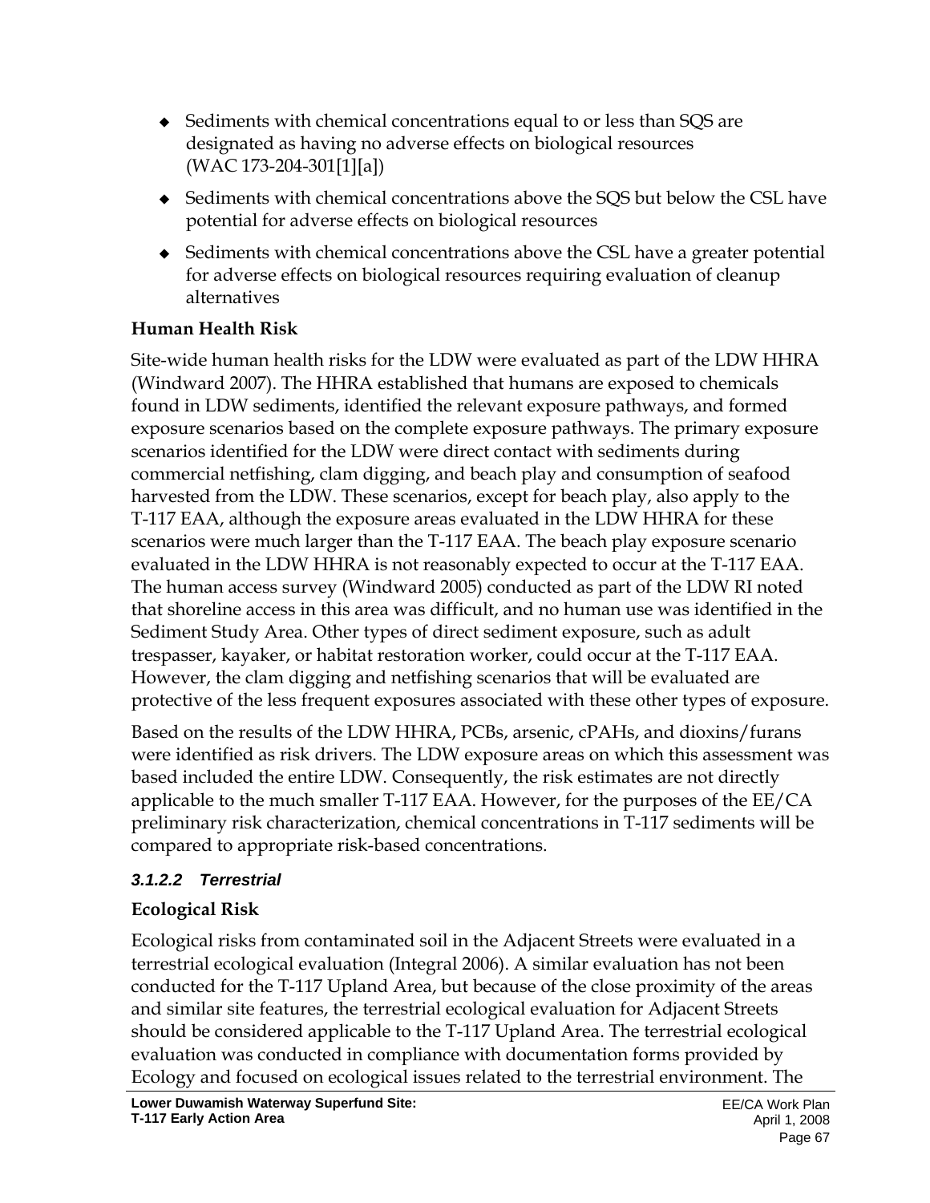- Sediments with chemical concentrations equal to or less than SQS are designated as having no adverse effects on biological resources (WAC 173-204-301[1][a])
- Sediments with chemical concentrations above the SQS but below the CSL have potential for adverse effects on biological resources
- Sediments with chemical concentrations above the CSL have a greater potential for adverse effects on biological resources requiring evaluation of cleanup alternatives

**Human Health Risk**

Site-wide human health risks for the LDW were evaluated as part of the LDW HHRA (Windward 2007). The HHRA established that humans are exposed to chemicals found in LDW sediments, identified the relevant exposure pathways, and formed exposure scenarios based on the complete exposure pathways. The primary exposure scenarios identified for the LDW were direct contact with sediments during commercial netfishing, clam digging, and beach play and consumption of seafood harvested from the LDW. These scenarios, except for beach play, also apply to the T-117 EAA, although the exposure areas evaluated in the LDW HHRA for these scenarios were much larger than the T-117 EAA. The beach play exposure scenario evaluated in the LDW HHRA is not reasonably expected to occur at the T-117 EAA. The human access survey (Windward 2005) conducted as part of the LDW RI noted that shoreline access in this area was difficult, and no human use was identified in the Sediment Study Area. Other types of direct sediment exposure, such as adult trespasser, kayaker, or habitat restoration worker, could occur at the T-117 EAA. However, the clam digging and netfishing scenarios that will be evaluated are protective of the less frequent exposures associated with these other types of exposure.

Based on the results of the LDW HHRA, PCBs, arsenic, cPAHs, and dioxins/furans were identified as risk drivers. The LDW exposure areas on which this assessment was based included the entire LDW. Consequently, the risk estimates are not directly applicable to the much smaller T-117 EAA. However, for the purposes of the EE/CA preliminary risk characterization, chemical concentrations in T-117 sediments will be compared to appropriate risk-based concentrations.

#### *3.1.2.2 Terrestrial*

**Ecological Risk**

Ecological risks from contaminated soil in the Adjacent Streets were evaluated in a terrestrial ecological evaluation (Integral 2006). A similar evaluation has not been conducted for the T-117 Upland Area, but because of the close proximity of the areas and similar site features, the terrestrial ecological evaluation for Adjacent Streets should be considered applicable to the T-117 Upland Area. The terrestrial ecological evaluation was conducted in compliance with documentation forms provided by Ecology and focused on ecological issues related to the terrestrial environment. The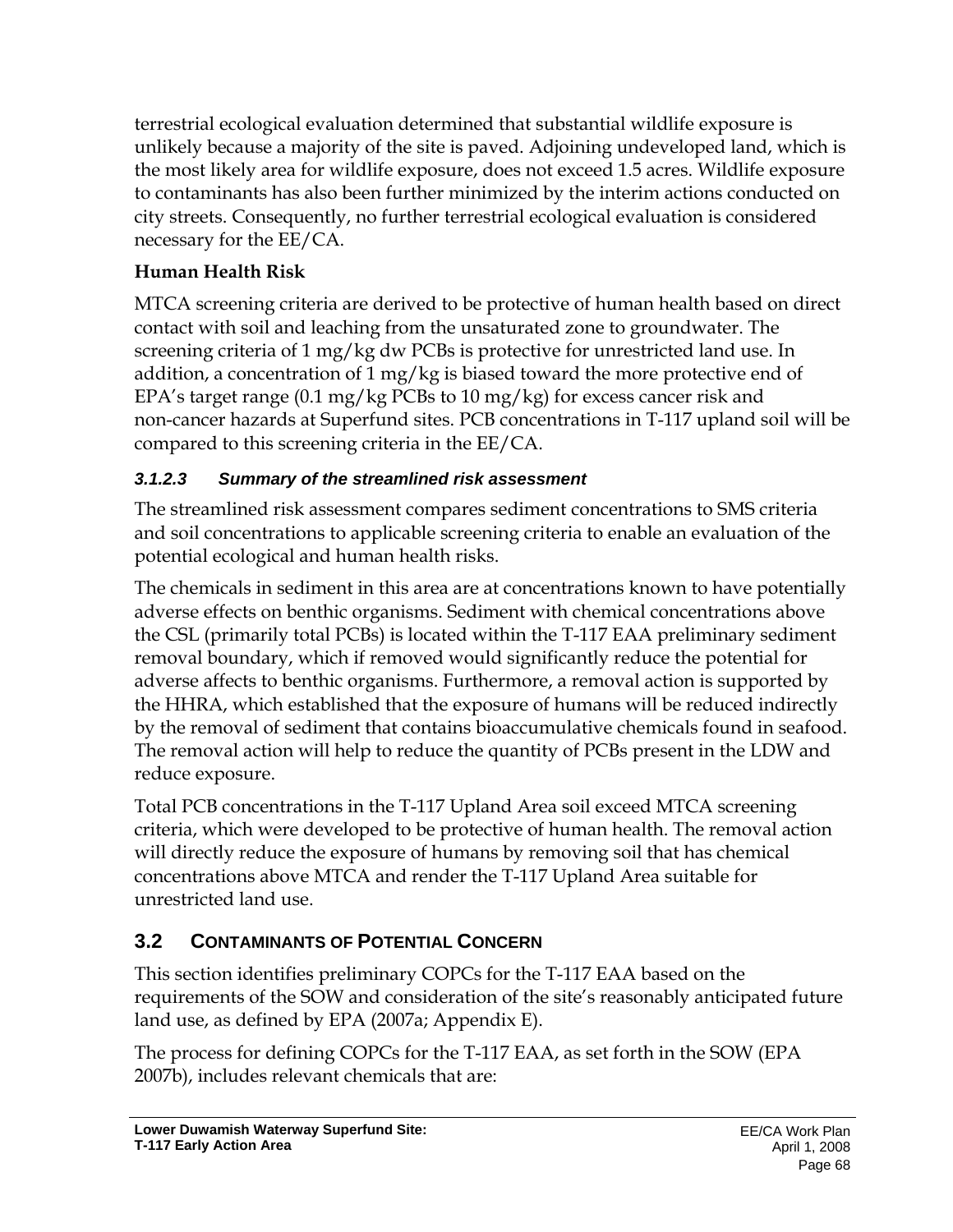terrestrial ecological evaluation determined that substantial wildlife exposure is unlikely because a majority of the site is paved. Adjoining undeveloped land, which is the most likely area for wildlife exposure, does not exceed 1.5 acres. Wildlife exposure to contaminants has also been further minimized by the interim actions conducted on city streets. Consequently, no further terrestrial ecological evaluation is considered necessary for the EE/CA.

**Human Health Risk**

MTCA screening criteria are derived to be protective of human health based on direct contact with soil and leaching from the unsaturated zone to groundwater. The screening criteria of 1 mg/kg dw PCBs is protective for unrestricted land use. In addition, a concentration of 1 mg/kg is biased toward the more protective end of EPA's target range (0.1 mg/kg PCBs to 10 mg/kg) for excess cancer risk and non-cancer hazards at Superfund sites. PCB concentrations in T-117 upland soil will be compared to this screening criteria in the EE/CA.

#### *3.1.2.3 Summary of the streamlined risk assessment*

The streamlined risk assessment compares sediment concentrations to SMS criteria and soil concentrations to applicable screening criteria to enable an evaluation of the potential ecological and human health risks.

The chemicals in sediment in this area are at concentrations known to have potentially adverse effects on benthic organisms. Sediment with chemical concentrations above the CSL (primarily total PCBs) is located within the T-117 EAA preliminary sediment removal boundary, which if removed would significantly reduce the potential for adverse affects to benthic organisms. Furthermore, a removal action is supported by the HHRA, which established that the exposure of humans will be reduced indirectly by the removal of sediment that contains bioaccumulative chemicals found in seafood. The removal action will help to reduce the quantity of PCBs present in the LDW and reduce exposure.

Total PCB concentrations in the T-117 Upland Area soil exceed MTCA screening criteria, which were developed to be protective of human health. The removal action will directly reduce the exposure of humans by removing soil that has chemical concentrations above MTCA and render the T-117 Upland Area suitable for unrestricted land use.

## 3.2 CONTAMINANTS OF POTENTIAL CONCERN

This section identifies preliminary COPCs for the T-117 EAA based on the requirements of the SOW and consideration of the site's reasonably anticipated future land use, as defined by EPA (2007a; Appendix E).

The process for defining COPCs for the T-117 EAA, as set forth in the SOW (EPA 2007b), includes relevant chemicals that are: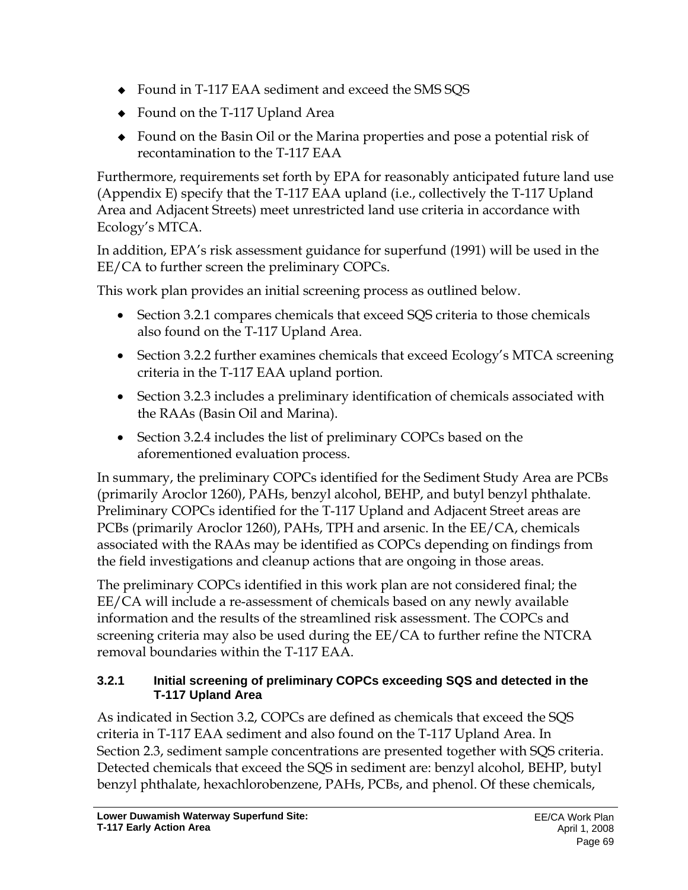- Found in T-117 EAA sediment and exceed the SMS SQS
- Found on the T-117 Upland Area
- Found on the Basin Oil or the Marina properties and pose a potential risk of recontamination to the T-117 EAA

Furthermore, requirements set forth by EPA for reasonably anticipated future land use (Appendix E) specify that the T-117 EAA upland (i.e., collectively the T-117 Upland Area and Adjacent Streets) meet unrestricted land use criteria in accordance with Ecology's MTCA.

In addition, EPA's risk assessment guidance for superfund (1991) will be used in the EE/CA to further screen the preliminary COPCs.

This work plan provides an initial screening process as outlined below.

- Section 3.2.1 compares chemicals that exceed SQS criteria to those chemicals also found on the T-117 Upland Area.
- Section 3.2.2 further examines chemicals that exceed Ecology's MTCA screening criteria in the T-117 EAA upland portion.
- Section 3.2.3 includes a preliminary identification of chemicals associated with the RAAs (Basin Oil and Marina).
- Section 3.2.4 includes the list of preliminary COPCs based on the aforementioned evaluation process.

In summary, the preliminary COPCs identified for the Sediment Study Area are PCBs (primarily Aroclor 1260), PAHs, benzyl alcohol, BEHP, and butyl benzyl phthalate. Preliminary COPCs identified for the T-117 Upland and Adjacent Street areas are PCBs (primarily Aroclor 1260), PAHs, TPH and arsenic. In the EE/CA, chemicals associated with the RAAs may be identified as COPCs depending on findings from the field investigations and cleanup actions that are ongoing in those areas.

The preliminary COPCs identified in this work plan are not considered final; the EE/CA will include a re-assessment of chemicals based on any newly available information and the results of the streamlined risk assessment. The COPCs and screening criteria may also be used during the EE/CA to further refine the NTCRA removal boundaries within the T-117 EAA.

### 3.2.1 Initial screening of preliminary COPCs exceeding SQS and detected in the T-117 Upland Area

As indicated in Section 3.2, COPCs are defined as chemicals that exceed the SQS criteria in T-117 EAA sediment and also found on the T-117 Upland Area. In Section 2.3, sediment sample concentrations are presented together with SQS criteria. Detected chemicals that exceed the SQS in sediment are: benzyl alcohol, BEHP, butyl benzyl phthalate, hexachlorobenzene, PAHs, PCBs, and phenol. Of these chemicals,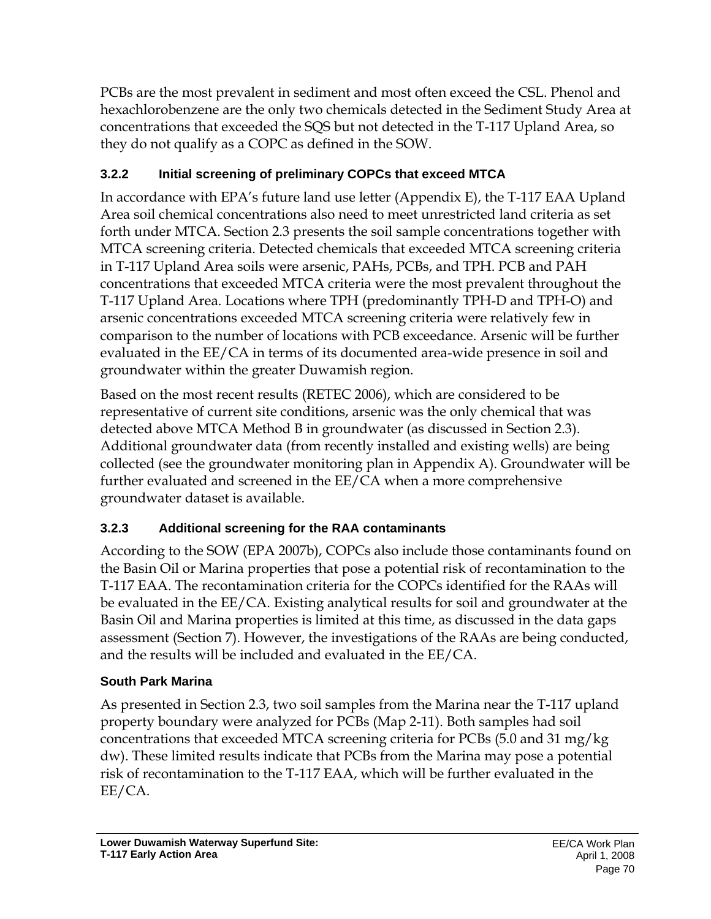PCBs are the most prevalent in sediment and most often exceed the CSL. Phenol and hexachlorobenzene are the only two chemicals detected in the Sediment Study Area at concentrations that exceeded the SQS but not detected in the T-117 Upland Area, so they do not qualify as a COPC as defined in the SOW.

### 3.2.2 Initial screening of preliminary COPCs that exceed MTCA

In accordance with EPA's future land use letter (Appendix E), the T-117 EAA Upland Area soil chemical concentrations also need to meet unrestricted land criteria as set forth under MTCA. Section 2.3 presents the soil sample concentrations together with MTCA screening criteria. Detected chemicals that exceeded MTCA screening criteria in T-117 Upland Area soils were arsenic, PAHs, PCBs, and TPH. PCB and PAH concentrations that exceeded MTCA criteria were the most prevalent throughout the T-117 Upland Area. Locations where TPH (predominantly TPH-D and TPH-O) and arsenic concentrations exceeded MTCA screening criteria were relatively few in comparison to the number of locations with PCB exceedance. Arsenic will be further evaluated in the EE/CA in terms of its documented area-wide presence in soil and groundwater within the greater Duwamish region.

Based on the most recent results (RETEC 2006), which are considered to be representative of current site conditions, arsenic was the only chemical that was detected above MTCA Method B in groundwater (as discussed in Section 2.3). Additional groundwater data (from recently installed and existing wells) are being collected (see the groundwater monitoring plan in Appendix A). Groundwater will be further evaluated and screened in the EE/CA when a more comprehensive groundwater dataset is available.

### 3.2.3 Additional screening for the RAA contaminants

According to the SOW (EPA 2007b), COPCs also include those contaminants found on the Basin Oil or Marina properties that pose a potential risk of recontamination to the T-117 EAA. The recontamination criteria for the COPCs identified for the RAAs will be evaluated in the EE/CA. Existing analytical results for soil and groundwater at the Basin Oil and Marina properties is limited at this time, as discussed in the data gaps assessment (Section 7). However, the investigations of the RAAs are being conducted, and the results will be included and evaluated in the EE/CA.

#### South Park Marina

As presented in Section 2.3, two soil samples from the Marina near the T-117 upland property boundary were analyzed for PCBs (Map 2-11). Both samples had soil concentrations that exceeded MTCA screening criteria for PCBs (5.0 and 31 mg/kg dw). These limited results indicate that PCBs from the Marina may pose a potential risk of recontamination to the T-117 EAA, which will be further evaluated in the EE/CA.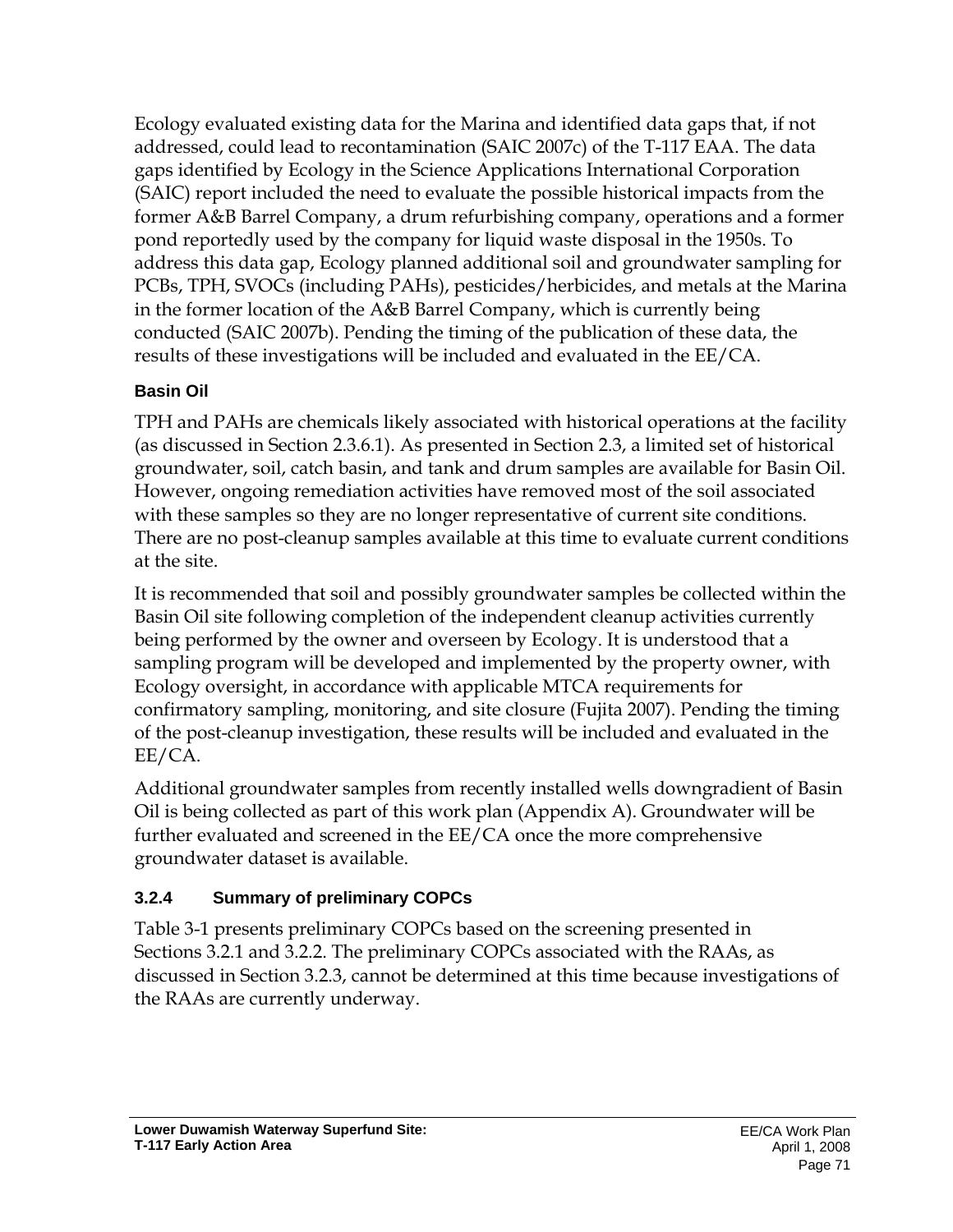Ecology evaluated existing data for the Marina and identified data gaps that, if not addressed, could lead to recontamination (SAIC 2007c) of the T-117 EAA. The data gaps identified by Ecology in the Science Applications International Corporation (SAIC) report included the need to evaluate the possible historical impacts from the former A&B Barrel Company, a drum refurbishing company, operations and a former pond reportedly used by the company for liquid waste disposal in the 1950s. To address this data gap, Ecology planned additional soil and groundwater sampling for PCBs, TPH, SVOCs (including PAHs), pesticides/herbicides, and metals at the Marina in the former location of the A&B Barrel Company, which is currently being conducted (SAIC 2007b). Pending the timing of the publication of these data, the results of these investigations will be included and evaluated in the EE/CA.

#### Basin Oil

TPH and PAHs are chemicals likely associated with historical operations at the facility (as discussed in Section 2.3.6.1). As presented in Section 2.3, a limited set of historical groundwater, soil, catch basin, and tank and drum samples are available for Basin Oil. However, ongoing remediation activities have removed most of the soil associated with these samples so they are no longer representative of current site conditions. There are no post-cleanup samples available at this time to evaluate current conditions at the site.

It is recommended that soil and possibly groundwater samples be collected within the Basin Oil site following completion of the independent cleanup activities currently being performed by the owner and overseen by Ecology. It is understood that a sampling program will be developed and implemented by the property owner, with Ecology oversight, in accordance with applicable MTCA requirements for confirmatory sampling, monitoring, and site closure (Fujita 2007). Pending the timing of the post-cleanup investigation, these results will be included and evaluated in the EE/CA.

Additional groundwater samples from recently installed wells downgradient of Basin Oil is being collected as part of this work plan (Appendix A). Groundwater will be further evaluated and screened in the EE/CA once the more comprehensive groundwater dataset is available.

### 3.2.4 Summary of preliminary COPCs

Table 3-1 presents preliminary COPCs based on the screening presented in Sections 3.2.1 and 3.2.2. The preliminary COPCs associated with the RAAs, as discussed in Section 3.2.3, cannot be determined at this time because investigations of the RAAs are currently underway.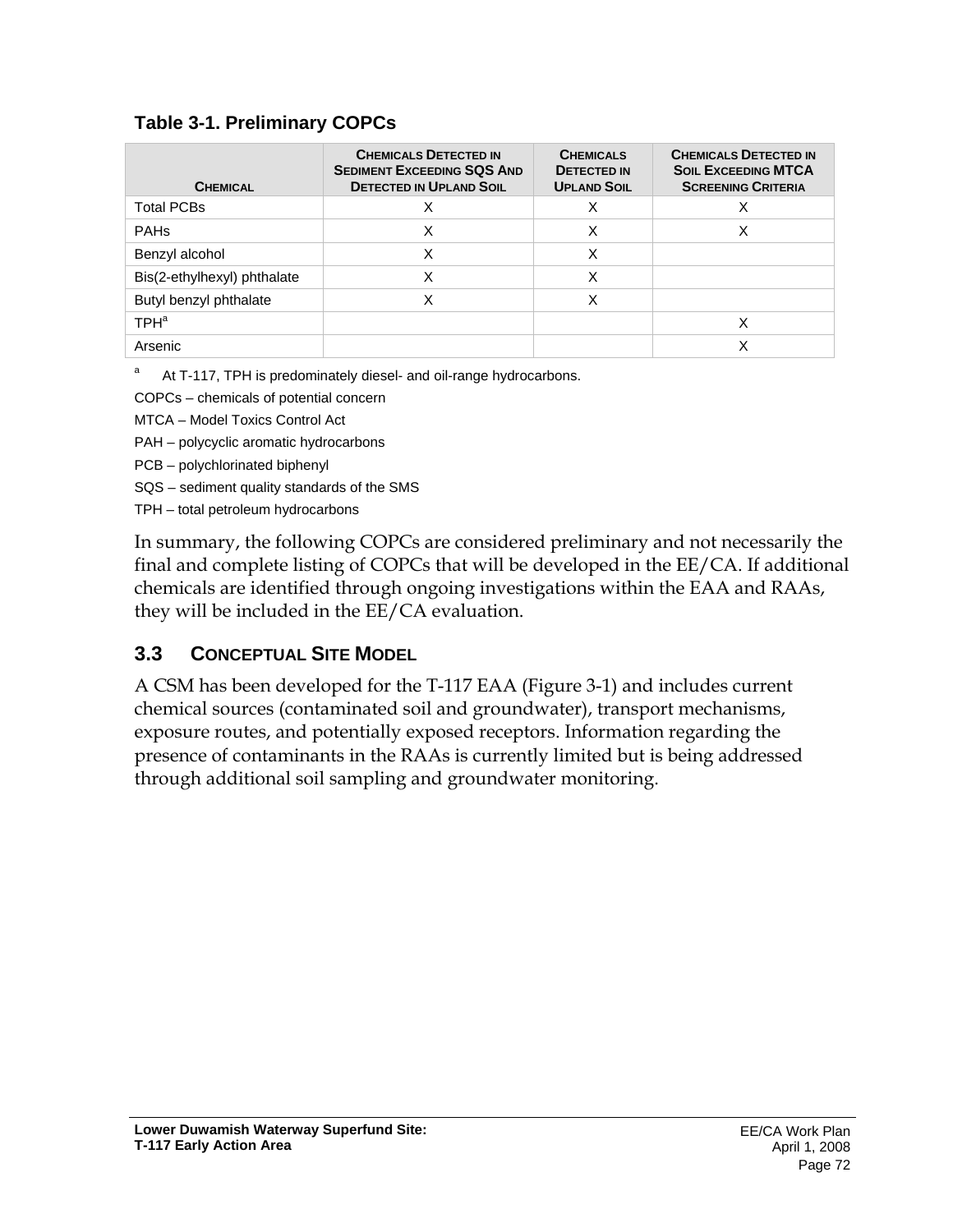**Table 3-1. Preliminary COPCs**

| Chemical | Chemicals Detected in Sediment Exceeding SQS and Detected in Upland Soil | Chemicals Detected in Upland Soil | Chemicals Detected in Soil Exceeding MTCA Screening Criteria |
|---|---|---|---|
| Total PCBs | X | X | X |
| PAHs | X | X | X |
| Benzyl alcohol | X | X | |
| Bis(2-ethylhexyl) phthalate | X | X | |
| Butyl benzyl phthalate | X | X | |
| TPH[a] | | | X |
| Arsenic | | | X |

[a] At T-117, TPH is predominately diesel- and oil-range hydrocarbons.

COPCs – chemicals of potential concern

MTCA – Model Toxics Control Act

PAH – polycyclic aromatic hydrocarbons

PCB – polychlorinated biphenyl

SQS – sediment quality standards of the SMS

TPH – total petroleum hydrocarbons

In summary, the following COPCs are considered preliminary and not necessarily the final and complete listing of COPCs that will be developed in the EE/CA. If additional chemicals are identified through ongoing investigations within the EAA and RAAs, they will be included in the EE/CA evaluation.

## 3.3 Conceptual Site Model

A CSM has been developed for the T-117 EAA (Figure 3-1) and includes current chemical sources (contaminated soil and groundwater), transport mechanisms, exposure routes, and potentially exposed receptors. Information regarding the presence of contaminants in the RAAs is currently limited but is being addressed through additional soil sampling and groundwater monitoring.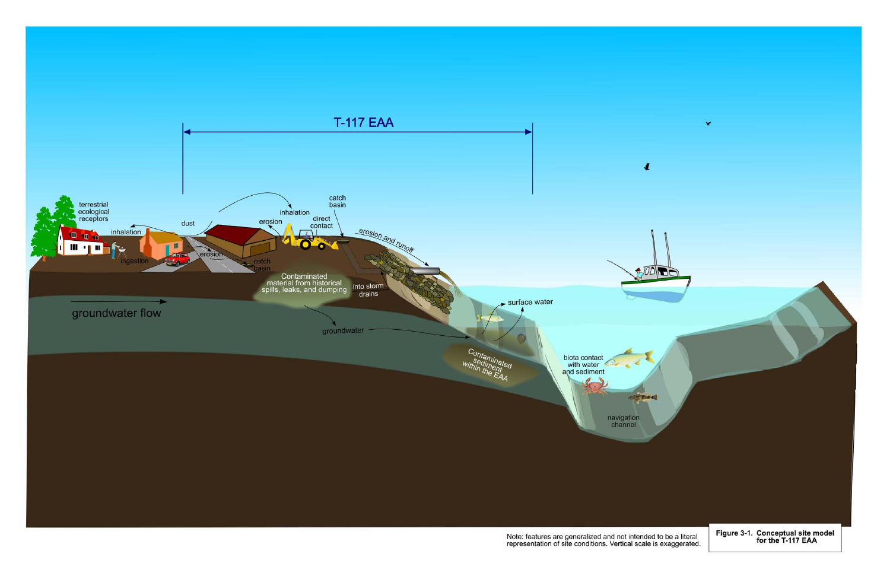Note: features are generalized and not intended to be a literal representation of site conditions. Vertical scale is exaggerated.

**Figure 3-1. Conceptual site model for the T-117 EAA**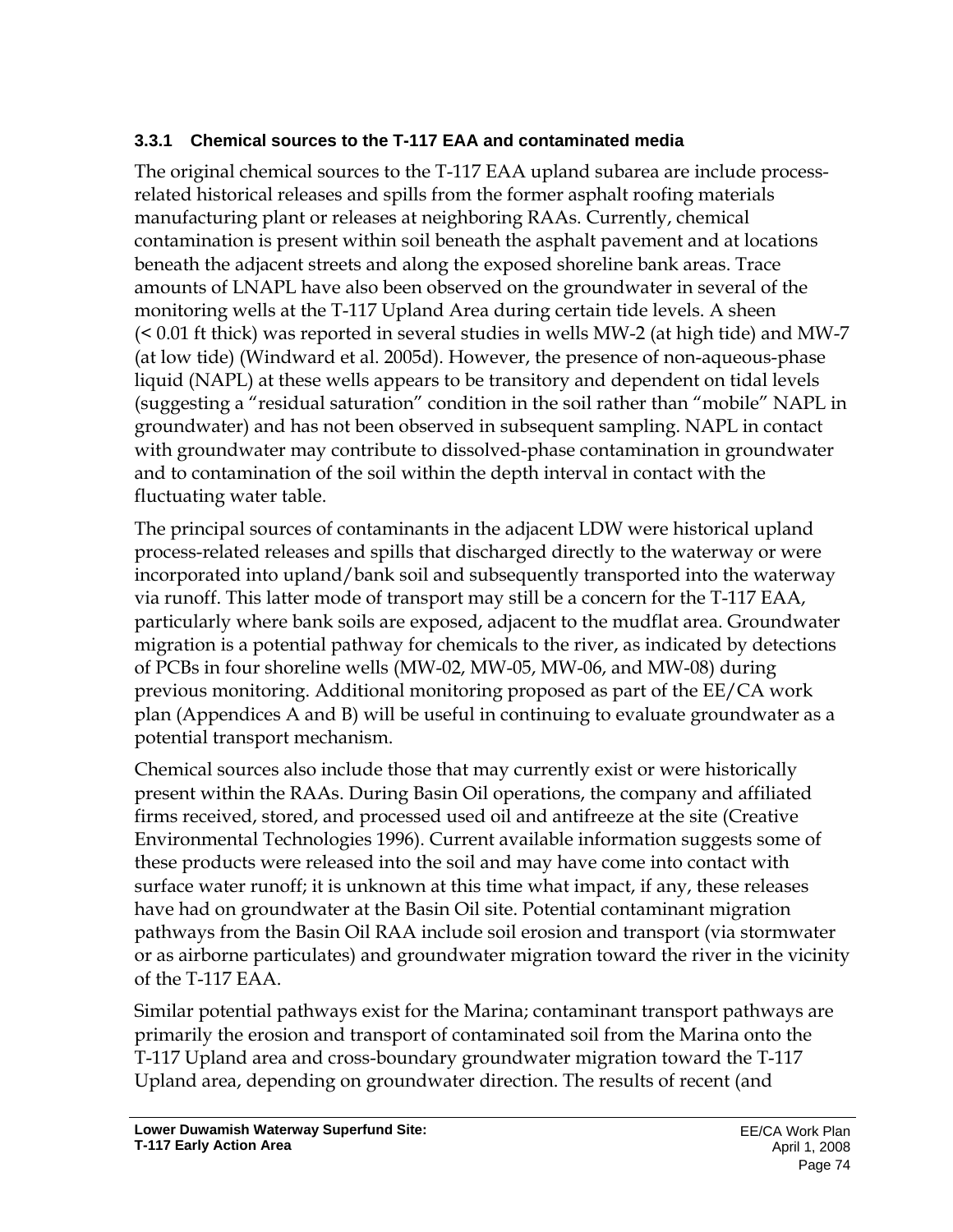### 3.3.1 Chemical sources to the T-117 EAA and contaminated media

The original chemical sources to the T-117 EAA upland subarea are include process-related historical releases and spills from the former asphalt roofing materials manufacturing plant or releases at neighboring RAAs. Currently, chemical contamination is present within soil beneath the asphalt pavement and at locations beneath the adjacent streets and along the exposed shoreline bank areas. Trace amounts of LNAPL have also been observed on the groundwater in several of the monitoring wells at the T-117 Upland Area during certain tide levels. A sheen (< 0.01 ft thick) was reported in several studies in wells MW-2 (at high tide) and MW-7 (at low tide) (Windward et al. 2005d). However, the presence of non-aqueous-phase liquid (NAPL) at these wells appears to be transitory and dependent on tidal levels (suggesting a "residual saturation" condition in the soil rather than "mobile" NAPL in groundwater) and has not been observed in subsequent sampling. NAPL in contact with groundwater may contribute to dissolved-phase contamination in groundwater and to contamination of the soil within the depth interval in contact with the fluctuating water table.

The principal sources of contaminants in the adjacent LDW were historical upland process-related releases and spills that discharged directly to the waterway or were incorporated into upland/bank soil and subsequently transported into the waterway via runoff. This latter mode of transport may still be a concern for the T-117 EAA, particularly where bank soils are exposed, adjacent to the mudflat area. Groundwater migration is a potential pathway for chemicals to the river, as indicated by detections of PCBs in four shoreline wells (MW-02, MW-05, MW-06, and MW-08) during previous monitoring. Additional monitoring proposed as part of the EE/CA work plan (Appendices A and B) will be useful in continuing to evaluate groundwater as a potential transport mechanism.

Chemical sources also include those that may currently exist or were historically present within the RAAs. During Basin Oil operations, the company and affiliated firms received, stored, and processed used oil and antifreeze at the site (Creative Environmental Technologies 1996). Current available information suggests some of these products were released into the soil and may have come into contact with surface water runoff; it is unknown at this time what impact, if any, these releases have had on groundwater at the Basin Oil site. Potential contaminant migration pathways from the Basin Oil RAA include soil erosion and transport (via stormwater or as airborne particulates) and groundwater migration toward the river in the vicinity of the T-117 EAA.

Similar potential pathways exist for the Marina; contaminant transport pathways are primarily the erosion and transport of contaminated soil from the Marina onto the T-117 Upland area and cross-boundary groundwater migration toward the T-117 Upland area, depending on groundwater direction. The results of recent (and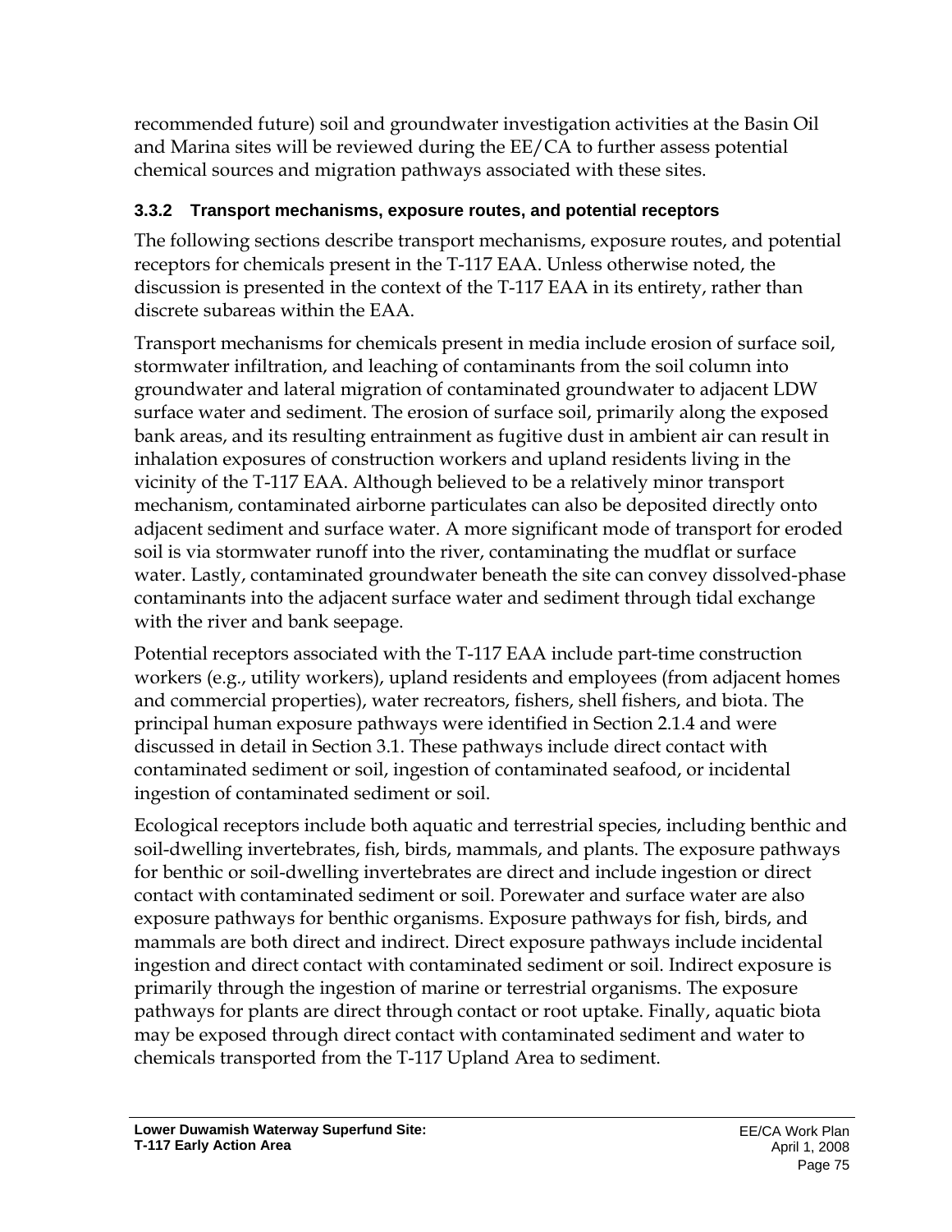recommended future) soil and groundwater investigation activities at the Basin Oil and Marina sites will be reviewed during the EE/CA to further assess potential chemical sources and migration pathways associated with these sites.

### 3.3.2 Transport mechanisms, exposure routes, and potential receptors

The following sections describe transport mechanisms, exposure routes, and potential receptors for chemicals present in the T-117 EAA. Unless otherwise noted, the discussion is presented in the context of the T-117 EAA in its entirety, rather than discrete subareas within the EAA.

Transport mechanisms for chemicals present in media include erosion of surface soil, stormwater infiltration, and leaching of contaminants from the soil column into groundwater and lateral migration of contaminated groundwater to adjacent LDW surface water and sediment. The erosion of surface soil, primarily along the exposed bank areas, and its resulting entrainment as fugitive dust in ambient air can result in inhalation exposures of construction workers and upland residents living in the vicinity of the T-117 EAA. Although believed to be a relatively minor transport mechanism, contaminated airborne particulates can also be deposited directly onto adjacent sediment and surface water. A more significant mode of transport for eroded soil is via stormwater runoff into the river, contaminating the mudflat or surface water. Lastly, contaminated groundwater beneath the site can convey dissolved-phase contaminants into the adjacent surface water and sediment through tidal exchange with the river and bank seepage.

Potential receptors associated with the T-117 EAA include part-time construction workers (e.g., utility workers), upland residents and employees (from adjacent homes and commercial properties), water recreators, fishers, shell fishers, and biota. The principal human exposure pathways were identified in Section 2.1.4 and were discussed in detail in Section 3.1. These pathways include direct contact with contaminated sediment or soil, ingestion of contaminated seafood, or incidental ingestion of contaminated sediment or soil.

Ecological receptors include both aquatic and terrestrial species, including benthic and soil-dwelling invertebrates, fish, birds, mammals, and plants. The exposure pathways for benthic or soil-dwelling invertebrates are direct and include ingestion or direct contact with contaminated sediment or soil. Porewater and surface water are also exposure pathways for benthic organisms. Exposure pathways for fish, birds, and mammals are both direct and indirect. Direct exposure pathways include incidental ingestion and direct contact with contaminated sediment or soil. Indirect exposure is primarily through the ingestion of marine or terrestrial organisms. The exposure pathways for plants are direct through contact or root uptake. Finally, aquatic biota may be exposed through direct contact with contaminated sediment and water to chemicals transported from the T-117 Upland Area to sediment.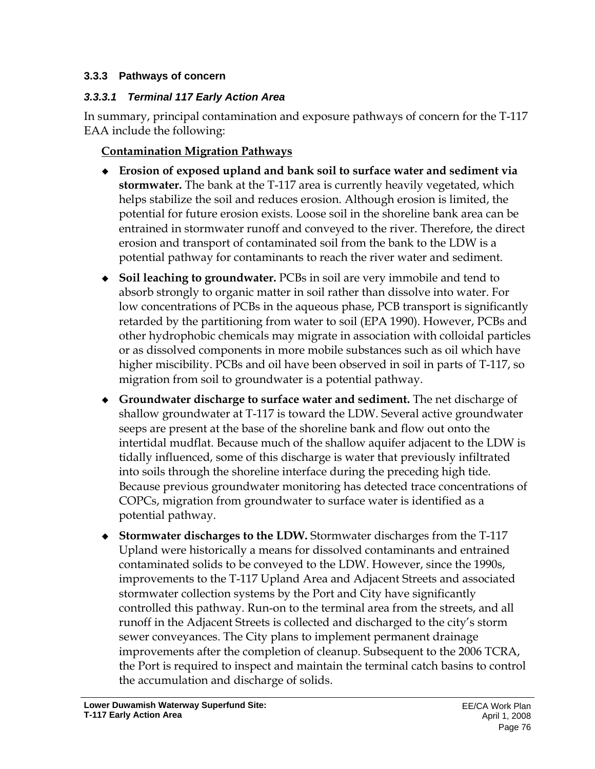### 3.3.3 Pathways of concern

#### *3.3.3.1 Terminal 117 Early Action Area*

In summary, principal contamination and exposure pathways of concern for the T-117 EAA include the following:

**Contamination Migration Pathways**

- **Erosion of exposed upland and bank soil to surface water and sediment via stormwater.** The bank at the T-117 area is currently heavily vegetated, which helps stabilize the soil and reduces erosion. Although erosion is limited, the potential for future erosion exists. Loose soil in the shoreline bank area can be entrained in stormwater runoff and conveyed to the river. Therefore, the direct erosion and transport of contaminated soil from the bank to the LDW is a potential pathway for contaminants to reach the river water and sediment.
- **Soil leaching to groundwater.** PCBs in soil are very immobile and tend to absorb strongly to organic matter in soil rather than dissolve into water. For low concentrations of PCBs in the aqueous phase, PCB transport is significantly retarded by the partitioning from water to soil (EPA 1990). However, PCBs and other hydrophobic chemicals may migrate in association with colloidal particles or as dissolved components in more mobile substances such as oil which have higher miscibility. PCBs and oil have been observed in soil in parts of T-117, so migration from soil to groundwater is a potential pathway.
- **Groundwater discharge to surface water and sediment.** The net discharge of shallow groundwater at T-117 is toward the LDW. Several active groundwater seeps are present at the base of the shoreline bank and flow out onto the intertidal mudflat. Because much of the shallow aquifer adjacent to the LDW is tidally influenced, some of this discharge is water that previously infiltrated into soils through the shoreline interface during the preceding high tide. Because previous groundwater monitoring has detected trace concentrations of COPCs, migration from groundwater to surface water is identified as a potential pathway.
- **Stormwater discharges to the LDW.** Stormwater discharges from the T-117 Upland were historically a means for dissolved contaminants and entrained contaminated solids to be conveyed to the LDW. However, since the 1990s, improvements to the T-117 Upland Area and Adjacent Streets and associated stormwater collection systems by the Port and City have significantly controlled this pathway. Run-on to the terminal area from the streets, and all runoff in the Adjacent Streets is collected and discharged to the city's storm sewer conveyances. The City plans to implement permanent drainage improvements after the completion of cleanup. Subsequent to the 2006 TCRA, the Port is required to inspect and maintain the terminal catch basins to control the accumulation and discharge of solids.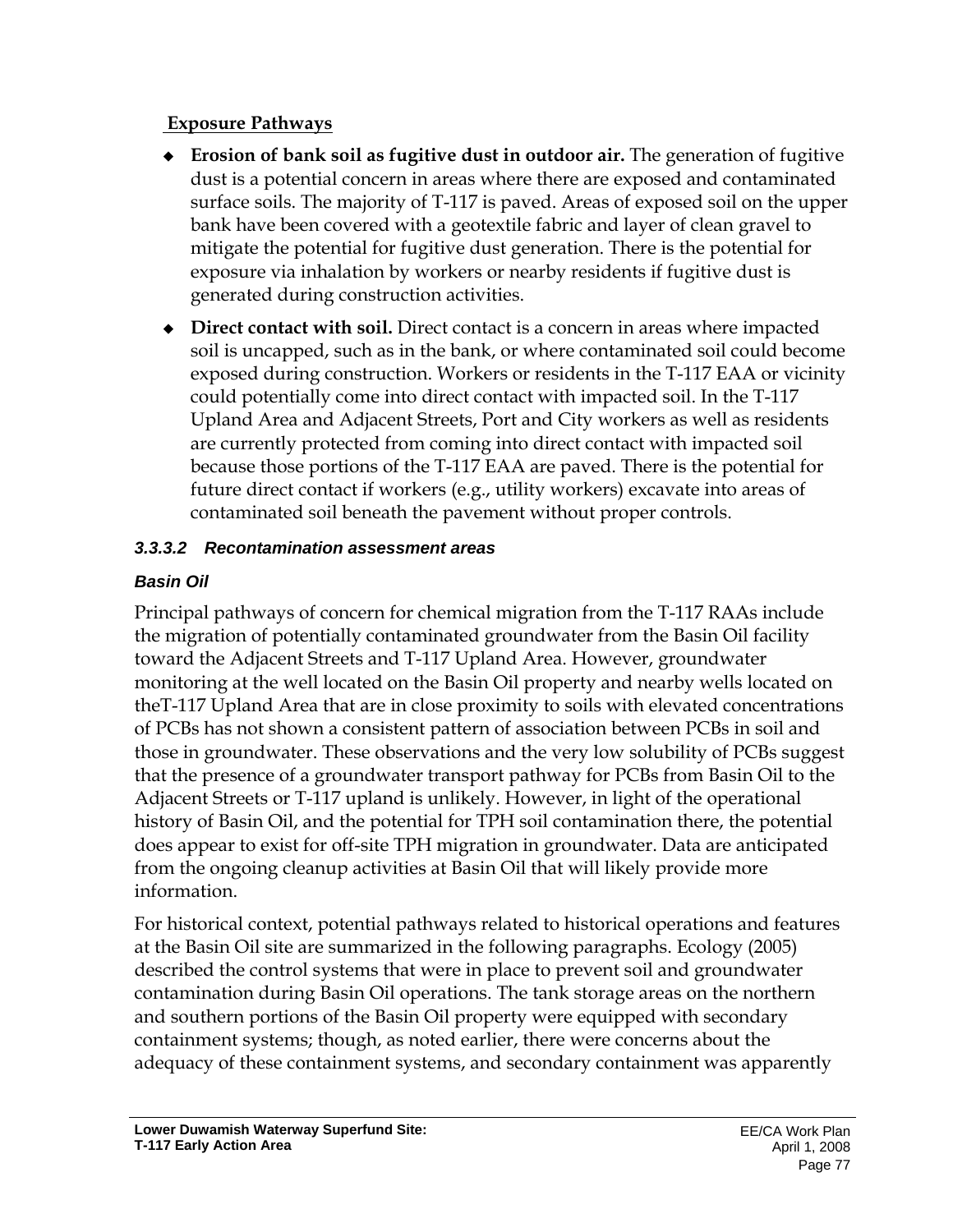**Exposure Pathways**

- **Erosion of bank soil as fugitive dust in outdoor air.** The generation of fugitive dust is a potential concern in areas where there are exposed and contaminated surface soils. The majority of T-117 is paved. Areas of exposed soil on the upper bank have been covered with a geotextile fabric and layer of clean gravel to mitigate the potential for fugitive dust generation. There is the potential for exposure via inhalation by workers or nearby residents if fugitive dust is generated during construction activities.
- **Direct contact with soil.** Direct contact is a concern in areas where impacted soil is uncapped, such as in the bank, or where contaminated soil could become exposed during construction. Workers or residents in the T-117 EAA or vicinity could potentially come into direct contact with impacted soil. In the T-117 Upland Area and Adjacent Streets, Port and City workers as well as residents are currently protected from coming into direct contact with impacted soil because those portions of the T-117 EAA are paved. There is the potential for future direct contact if workers (e.g., utility workers) excavate into areas of contaminated soil beneath the pavement without proper controls.

#### 3.3.3.2 Recontamination assessment areas

#### *Basin Oil*

Principal pathways of concern for chemical migration from the T-117 RAAs include the migration of potentially contaminated groundwater from the Basin Oil facility toward the Adjacent Streets and T-117 Upland Area. However, groundwater monitoring at the well located on the Basin Oil property and nearby wells located on theT-117 Upland Area that are in close proximity to soils with elevated concentrations of PCBs has not shown a consistent pattern of association between PCBs in soil and those in groundwater. These observations and the very low solubility of PCBs suggest that the presence of a groundwater transport pathway for PCBs from Basin Oil to the Adjacent Streets or T-117 upland is unlikely. However, in light of the operational history of Basin Oil, and the potential for TPH soil contamination there, the potential does appear to exist for off-site TPH migration in groundwater. Data are anticipated from the ongoing cleanup activities at Basin Oil that will likely provide more information.

For historical context, potential pathways related to historical operations and features at the Basin Oil site are summarized in the following paragraphs. Ecology (2005) described the control systems that were in place to prevent soil and groundwater contamination during Basin Oil operations. The tank storage areas on the northern and southern portions of the Basin Oil property were equipped with secondary containment systems; though, as noted earlier, there were concerns about the adequacy of these containment systems, and secondary containment was apparently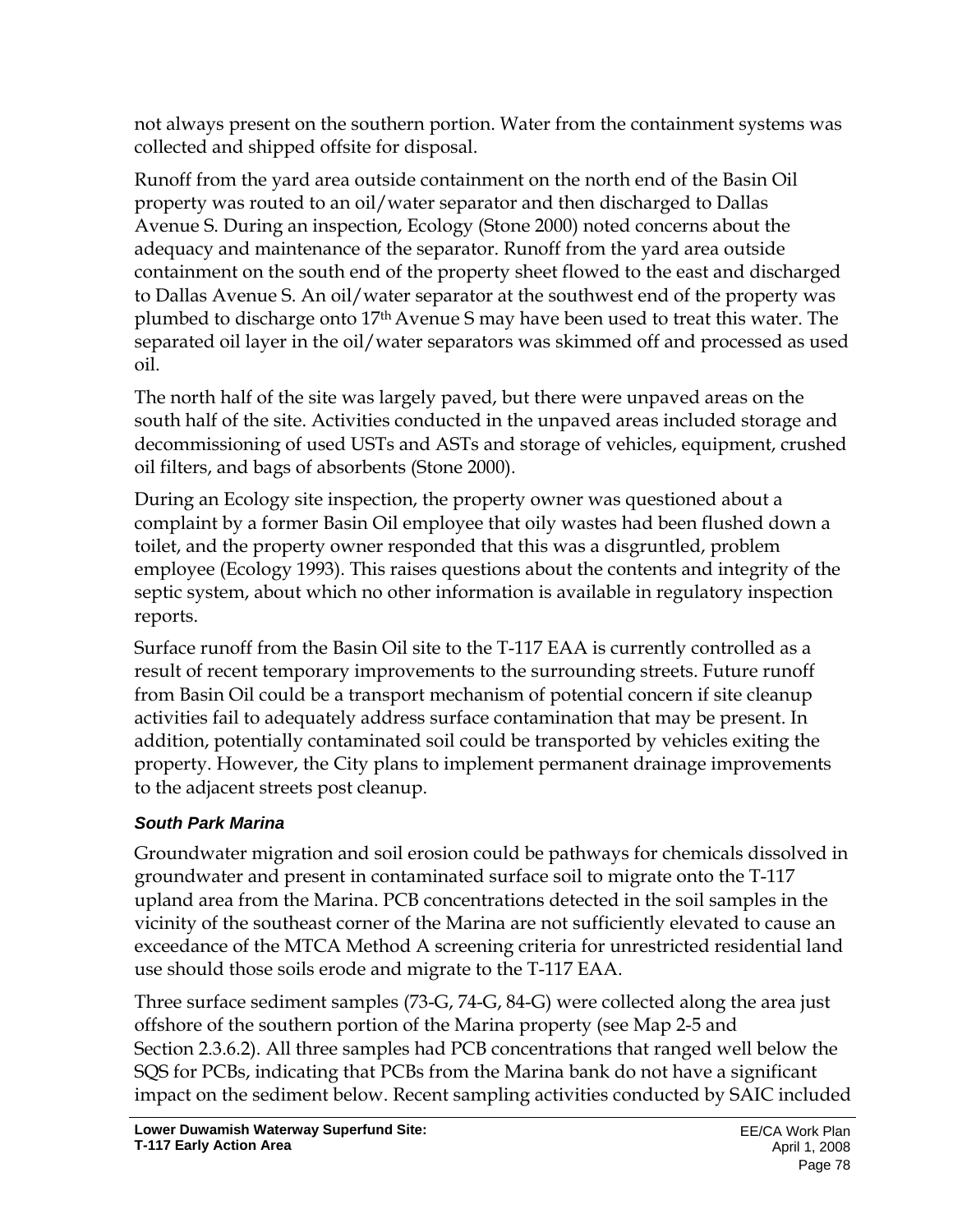not always present on the southern portion. Water from the containment systems was collected and shipped offsite for disposal.

Runoff from the yard area outside containment on the north end of the Basin Oil property was routed to an oil/water separator and then discharged to Dallas Avenue S. During an inspection, Ecology (Stone 2000) noted concerns about the adequacy and maintenance of the separator. Runoff from the yard area outside containment on the south end of the property sheet flowed to the east and discharged to Dallas Avenue S. An oil/water separator at the southwest end of the property was plumbed to discharge onto 17th Avenue S may have been used to treat this water. The separated oil layer in the oil/water separators was skimmed off and processed as used oil.

The north half of the site was largely paved, but there were unpaved areas on the south half of the site. Activities conducted in the unpaved areas included storage and decommissioning of used USTs and ASTs and storage of vehicles, equipment, crushed oil filters, and bags of absorbents (Stone 2000).

During an Ecology site inspection, the property owner was questioned about a complaint by a former Basin Oil employee that oily wastes had been flushed down a toilet, and the property owner responded that this was a disgruntled, problem employee (Ecology 1993). This raises questions about the contents and integrity of the septic system, about which no other information is available in regulatory inspection reports.

Surface runoff from the Basin Oil site to the T-117 EAA is currently controlled as a result of recent temporary improvements to the surrounding streets. Future runoff from Basin Oil could be a transport mechanism of potential concern if site cleanup activities fail to adequately address surface contamination that may be present. In addition, potentially contaminated soil could be transported by vehicles exiting the property. However, the City plans to implement permanent drainage improvements to the adjacent streets post cleanup.

#### *South Park Marina*

Groundwater migration and soil erosion could be pathways for chemicals dissolved in groundwater and present in contaminated surface soil to migrate onto the T-117 upland area from the Marina. PCB concentrations detected in the soil samples in the vicinity of the southeast corner of the Marina are not sufficiently elevated to cause an exceedance of the MTCA Method A screening criteria for unrestricted residential land use should those soils erode and migrate to the T-117 EAA.

Three surface sediment samples (73-G, 74-G, 84-G) were collected along the area just offshore of the southern portion of the Marina property (see Map 2-5 and Section 2.3.6.2). All three samples had PCB concentrations that ranged well below the SQS for PCBs, indicating that PCBs from the Marina bank do not have a significant impact on the sediment below. Recent sampling activities conducted by SAIC included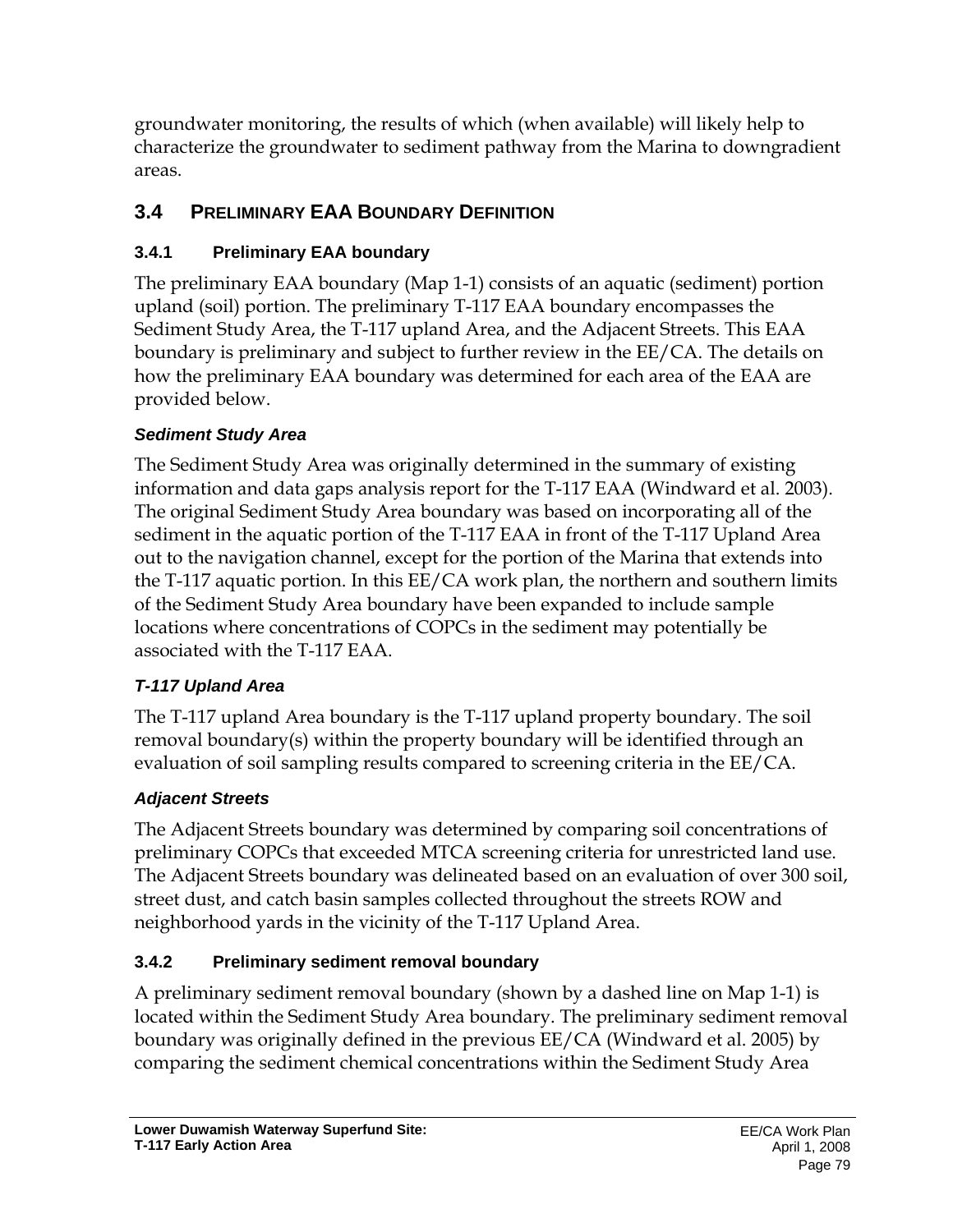groundwater monitoring, the results of which (when available) will likely help to characterize the groundwater to sediment pathway from the Marina to downgradient areas.

## 3.4 Preliminary EAA Boundary Definition

### 3.4.1 Preliminary EAA boundary

The preliminary EAA boundary (Map 1-1) consists of an aquatic (sediment) portion upland (soil) portion. The preliminary T-117 EAA boundary encompasses the Sediment Study Area, the T-117 upland Area, and the Adjacent Streets. This EAA boundary is preliminary and subject to further review in the EE/CA. The details on how the preliminary EAA boundary was determined for each area of the EAA are provided below.

#### *Sediment Study Area*

The Sediment Study Area was originally determined in the summary of existing information and data gaps analysis report for the T-117 EAA (Windward et al. 2003). The original Sediment Study Area boundary was based on incorporating all of the sediment in the aquatic portion of the T-117 EAA in front of the T-117 Upland Area out to the navigation channel, except for the portion of the Marina that extends into the T-117 aquatic portion. In this EE/CA work plan, the northern and southern limits of the Sediment Study Area boundary have been expanded to include sample locations where concentrations of COPCs in the sediment may potentially be associated with the T-117 EAA.

#### *T-117 Upland Area*

The T-117 upland Area boundary is the T-117 upland property boundary. The soil removal boundary(s) within the property boundary will be identified through an evaluation of soil sampling results compared to screening criteria in the EE/CA.

#### *Adjacent Streets*

The Adjacent Streets boundary was determined by comparing soil concentrations of preliminary COPCs that exceeded MTCA screening criteria for unrestricted land use. The Adjacent Streets boundary was delineated based on an evaluation of over 300 soil, street dust, and catch basin samples collected throughout the streets ROW and neighborhood yards in the vicinity of the T-117 Upland Area.

### 3.4.2 Preliminary sediment removal boundary

A preliminary sediment removal boundary (shown by a dashed line on Map 1-1) is located within the Sediment Study Area boundary. The preliminary sediment removal boundary was originally defined in the previous EE/CA (Windward et al. 2005) by comparing the sediment chemical concentrations within the Sediment Study Area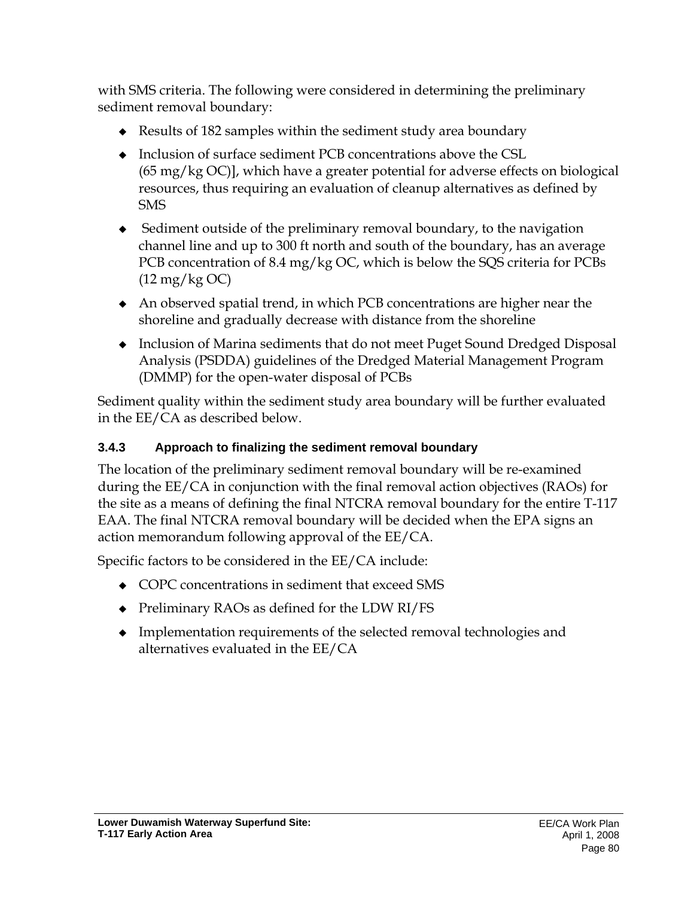with SMS criteria. The following were considered in determining the preliminary sediment removal boundary:

- Results of 182 samples within the sediment study area boundary
- Inclusion of surface sediment PCB concentrations above the CSL (65 mg/kg OC)], which have a greater potential for adverse effects on biological resources, thus requiring an evaluation of cleanup alternatives as defined by SMS
- Sediment outside of the preliminary removal boundary, to the navigation channel line and up to 300 ft north and south of the boundary, has an average PCB concentration of 8.4 mg/kg OC, which is below the SQS criteria for PCBs (12 mg/kg OC)
- An observed spatial trend, in which PCB concentrations are higher near the shoreline and gradually decrease with distance from the shoreline
- Inclusion of Marina sediments that do not meet Puget Sound Dredged Disposal Analysis (PSDDA) guidelines of the Dredged Material Management Program (DMMP) for the open-water disposal of PCBs

Sediment quality within the sediment study area boundary will be further evaluated in the EE/CA as described below.

### 3.4.3 Approach to finalizing the sediment removal boundary

The location of the preliminary sediment removal boundary will be re-examined during the EE/CA in conjunction with the final removal action objectives (RAOs) for the site as a means of defining the final NTCRA removal boundary for the entire T-117 EAA. The final NTCRA removal boundary will be decided when the EPA signs an action memorandum following approval of the EE/CA.

Specific factors to be considered in the EE/CA include:

- COPC concentrations in sediment that exceed SMS
- Preliminary RAOs as defined for the LDW RI/FS
- Implementation requirements of the selected removal technologies and alternatives evaluated in the EE/CA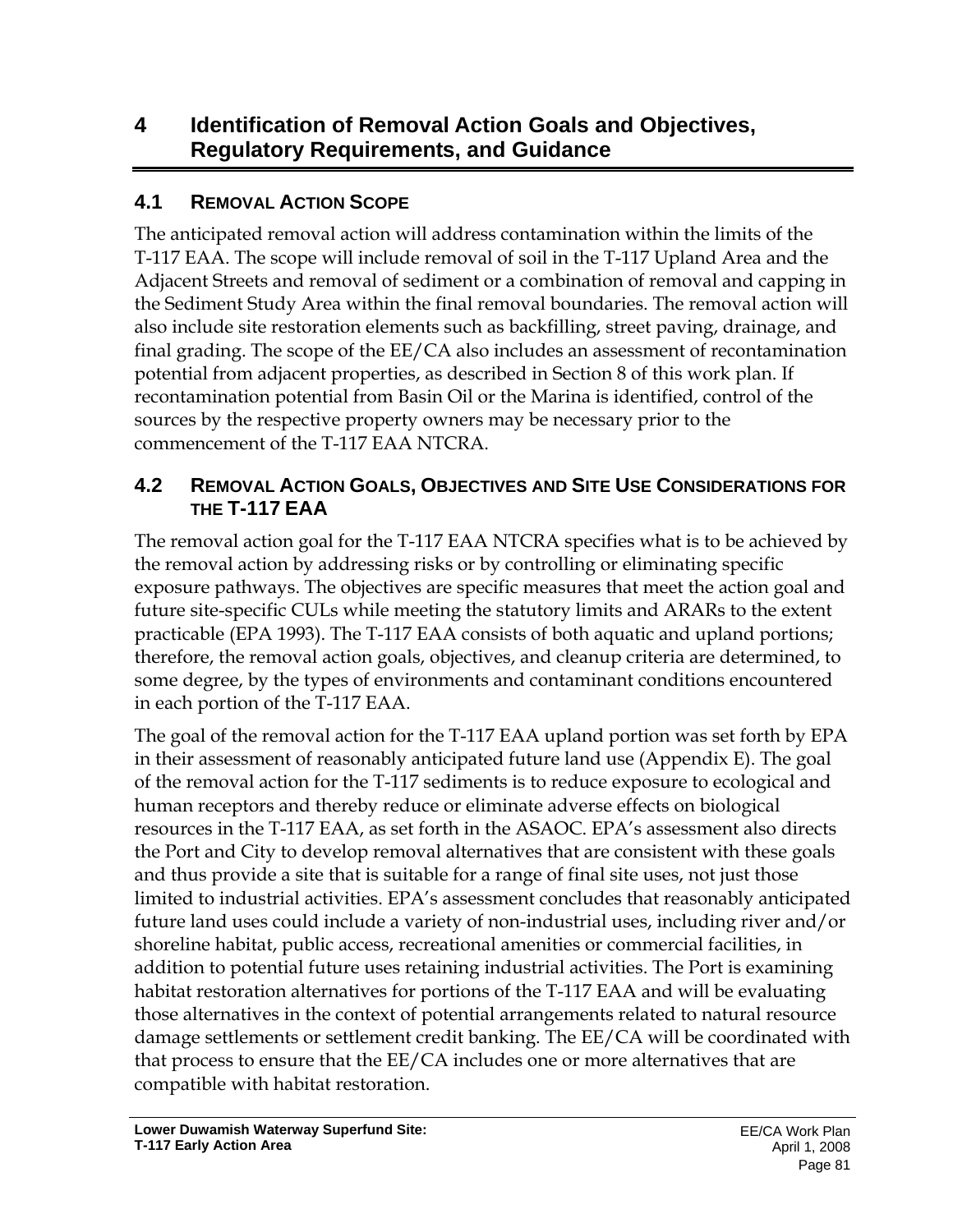# 4 Identification of Removal Action Goals and Objectives, Regulatory Requirements, and Guidance

## 4.1 Removal Action Scope

The anticipated removal action will address contamination within the limits of the T-117 EAA. The scope will include removal of soil in the T-117 Upland Area and the Adjacent Streets and removal of sediment or a combination of removal and capping in the Sediment Study Area within the final removal boundaries. The removal action will also include site restoration elements such as backfilling, street paving, drainage, and final grading. The scope of the EE/CA also includes an assessment of recontamination potential from adjacent properties, as described in Section 8 of this work plan. If recontamination potential from Basin Oil or the Marina is identified, control of the sources by the respective property owners may be necessary prior to the commencement of the T-117 EAA NTCRA.

## 4.2 Removal Action Goals, Objectives and Site Use Considerations for the T-117 EAA

The removal action goal for the T-117 EAA NTCRA specifies what is to be achieved by the removal action by addressing risks or by controlling or eliminating specific exposure pathways. The objectives are specific measures that meet the action goal and future site-specific CULs while meeting the statutory limits and ARARs to the extent practicable (EPA 1993). The T-117 EAA consists of both aquatic and upland portions; therefore, the removal action goals, objectives, and cleanup criteria are determined, to some degree, by the types of environments and contaminant conditions encountered in each portion of the T-117 EAA.

The goal of the removal action for the T-117 EAA upland portion was set forth by EPA in their assessment of reasonably anticipated future land use (Appendix E). The goal of the removal action for the T-117 sediments is to reduce exposure to ecological and human receptors and thereby reduce or eliminate adverse effects on biological resources in the T-117 EAA, as set forth in the ASAOC. EPA's assessment also directs the Port and City to develop removal alternatives that are consistent with these goals and thus provide a site that is suitable for a range of final site uses, not just those limited to industrial activities. EPA's assessment concludes that reasonably anticipated future land uses could include a variety of non-industrial uses, including river and/or shoreline habitat, public access, recreational amenities or commercial facilities, in addition to potential future uses retaining industrial activities. The Port is examining habitat restoration alternatives for portions of the T-117 EAA and will be evaluating those alternatives in the context of potential arrangements related to natural resource damage settlements or settlement credit banking. The EE/CA will be coordinated with that process to ensure that the EE/CA includes one or more alternatives that are compatible with habitat restoration.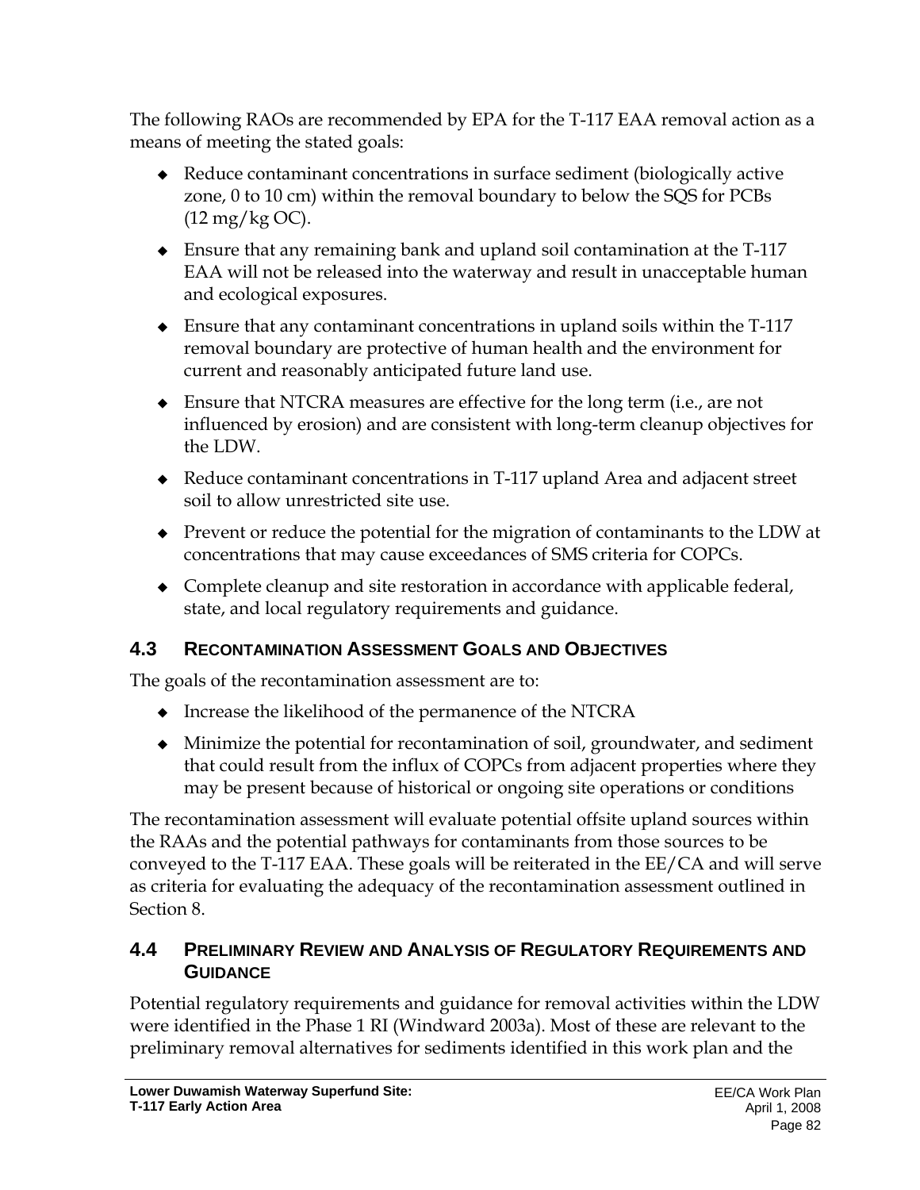The following RAOs are recommended by EPA for the T-117 EAA removal action as a means of meeting the stated goals:

- Reduce contaminant concentrations in surface sediment (biologically active zone, 0 to 10 cm) within the removal boundary to below the SQS for PCBs (12 mg/kg OC).
- Ensure that any remaining bank and upland soil contamination at the T-117 EAA will not be released into the waterway and result in unacceptable human and ecological exposures.
- Ensure that any contaminant concentrations in upland soils within the T-117 removal boundary are protective of human health and the environment for current and reasonably anticipated future land use.
- Ensure that NTCRA measures are effective for the long term (i.e., are not influenced by erosion) and are consistent with long-term cleanup objectives for the LDW.
- Reduce contaminant concentrations in T-117 upland Area and adjacent street soil to allow unrestricted site use.
- Prevent or reduce the potential for the migration of contaminants to the LDW at concentrations that may cause exceedances of SMS criteria for COPCs.
- Complete cleanup and site restoration in accordance with applicable federal, state, and local regulatory requirements and guidance.

## 4.3 Recontamination Assessment Goals and Objectives

The goals of the recontamination assessment are to:

- Increase the likelihood of the permanence of the NTCRA
- Minimize the potential for recontamination of soil, groundwater, and sediment that could result from the influx of COPCs from adjacent properties where they may be present because of historical or ongoing site operations or conditions

The recontamination assessment will evaluate potential offsite upland sources within the RAAs and the potential pathways for contaminants from those sources to be conveyed to the T-117 EAA. These goals will be reiterated in the EE/CA and will serve as criteria for evaluating the adequacy of the recontamination assessment outlined in Section 8.

## 4.4 Preliminary Review and Analysis of Regulatory Requirements and Guidance

Potential regulatory requirements and guidance for removal activities within the LDW were identified in the Phase 1 RI (Windward 2003a). Most of these are relevant to the preliminary removal alternatives for sediments identified in this work plan and the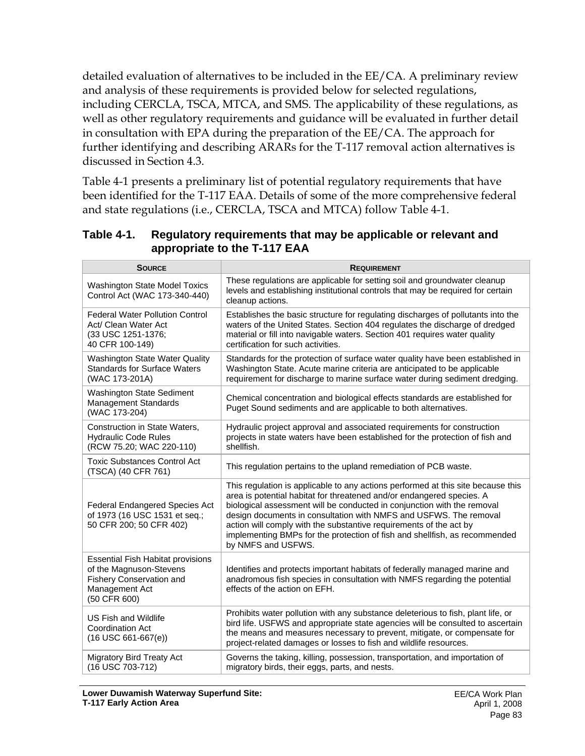detailed evaluation of alternatives to be included in the EE/CA. A preliminary review and analysis of these requirements is provided below for selected regulations, including CERCLA, TSCA, MTCA, and SMS. The applicability of these regulations, as well as other regulatory requirements and guidance will be evaluated in further detail in consultation with EPA during the preparation of the EE/CA. The approach for further identifying and describing ARARs for the T-117 removal action alternatives is discussed in Section 4.3.

Table 4-1 presents a preliminary list of potential regulatory requirements that have been identified for the T-117 EAA. Details of some of the more comprehensive federal and state regulations (i.e., CERCLA, TSCA and MTCA) follow Table 4-1.

**Table 4-1. Regulatory requirements that may be applicable or relevant and appropriate to the T-117 EAA**

| Source | Requirement |
|---|---|
| Washington State Model Toxics Control Act (WAC 173-340-440) | These regulations are applicable for setting soil and groundwater cleanup levels and establishing institutional controls that may be required for certain cleanup actions. |
| Federal Water Pollution Control Act/ Clean Water Act (33 USC 1251-1376; 40 CFR 100-149) | Establishes the basic structure for regulating discharges of pollutants into the waters of the United States. Section 404 regulates the discharge of dredged material or fill into navigable waters. Section 401 requires water quality certification for such activities. |
| Washington State Water Quality Standards for Surface Waters (WAC 173-201A) | Standards for the protection of surface water quality have been established in Washington State. Acute marine criteria are anticipated to be applicable requirement for discharge to marine surface water during sediment dredging. |
| Washington State Sediment Management Standards (WAC 173-204) | Chemical concentration and biological effects standards are established for Puget Sound sediments and are applicable to both alternatives. |
| Construction in State Waters, Hydraulic Code Rules (RCW 75.20; WAC 220-110) | Hydraulic project approval and associated requirements for construction projects in state waters have been established for the protection of fish and shellfish. |
| Toxic Substances Control Act (TSCA) (40 CFR 761) | This regulation pertains to the upland remediation of PCB waste. |
| Federal Endangered Species Act of 1973 (16 USC 1531 et seq.; 50 CFR 200; 50 CFR 402) | This regulation is applicable to any actions performed at this site because this area is potential habitat for threatened and/or endangered species. A biological assessment will be conducted in conjunction with the removal design documents in consultation with NMFS and USFWS. The removal action will comply with the substantive requirements of the act by implementing BMPs for the protection of fish and shellfish, as recommended by NMFS and USFWS. |
| Essential Fish Habitat provisions of the Magnuson-Stevens Fishery Conservation and Management Act (50 CFR 600) | Identifies and protects important habitats of federally managed marine and anadromous fish species in consultation with NMFS regarding the potential effects of the action on EFH. |
| US Fish and Wildlife Coordination Act (16 USC 661-667(e)) | Prohibits water pollution with any substance deleterious to fish, plant life, or bird life. USFWS and appropriate state agencies will be consulted to ascertain the means and measures necessary to prevent, mitigate, or compensate for project-related damages or losses to fish and wildlife resources. |
| Migratory Bird Treaty Act (16 USC 703-712) | Governs the taking, killing, possession, transportation, and importation of migratory birds, their eggs, parts, and nests. |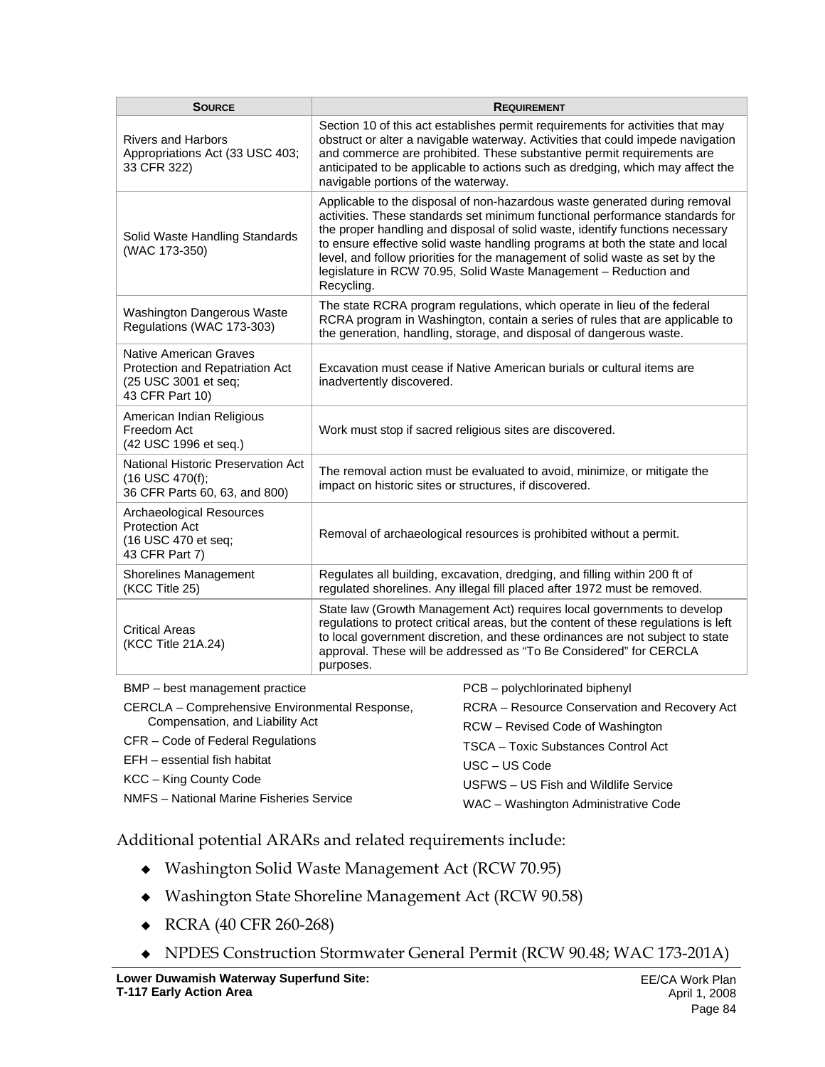| **Source** | **Requirement** |
|---|---|
| Rivers and Harbors Appropriations Act (33 USC 403; 33 CFR 322) | Section 10 of this act establishes permit requirements for activities that may obstruct or alter a navigable waterway. Activities that could impede navigation and commerce are prohibited. These substantive permit requirements are anticipated to be applicable to actions such as dredging, which may affect the navigable portions of the waterway. |
| Solid Waste Handling Standards (WAC 173-350) | Applicable to the disposal of non-hazardous waste generated during removal activities. These standards set minimum functional performance standards for the proper handling and disposal of solid waste, identify functions necessary to ensure effective solid waste handling programs at both the state and local level, and follow priorities for the management of solid waste as set by the legislature in RCW 70.95, Solid Waste Management – Reduction and Recycling. |
| Washington Dangerous Waste Regulations (WAC 173-303) | The state RCRA program regulations, which operate in lieu of the federal RCRA program in Washington, contain a series of rules that are applicable to the generation, handling, storage, and disposal of dangerous waste. |
| Native American Graves Protection and Repatriation Act (25 USC 3001 et seq; 43 CFR Part 10) | Excavation must cease if Native American burials or cultural items are inadvertently discovered. |
| American Indian Religious Freedom Act (42 USC 1996 et seq.) | Work must stop if sacred religious sites are discovered. |
| National Historic Preservation Act (16 USC 470(f); 36 CFR Parts 60, 63, and 800) | The removal action must be evaluated to avoid, minimize, or mitigate the impact on historic sites or structures, if discovered. |
| Archaeological Resources Protection Act (16 USC 470 et seq; 43 CFR Part 7) | Removal of archaeological resources is prohibited without a permit. |
| Shorelines Management (KCC Title 25) | Regulates all building, excavation, dredging, and filling within 200 ft of regulated shorelines. Any illegal fill placed after 1972 must be removed. |
| Critical Areas (KCC Title 21A.24) | State law (Growth Management Act) requires local governments to develop regulations to protect critical areas, but the content of these regulations is left to local government discretion, and these ordinances are not subject to state approval. These will be addressed as "To Be Considered" for CERCLA purposes. |

BMP – best management practice
CERCLA – Comprehensive Environmental Response, Compensation, and Liability Act
CFR – Code of Federal Regulations
EFH – essential fish habitat
KCC – King County Code
NMFS – National Marine Fisheries Service
PCB – polychlorinated biphenyl
RCRA – Resource Conservation and Recovery Act
RCW – Revised Code of Washington
TSCA – Toxic Substances Control Act
USC – US Code
USFWS – US Fish and Wildlife Service
WAC – Washington Administrative Code

Additional potential ARARs and related requirements include:

- Washington Solid Waste Management Act (RCW 70.95)
- Washington State Shoreline Management Act (RCW 90.58)
- RCRA (40 CFR 260-268)
- NPDES Construction Stormwater General Permit (RCW 90.48; WAC 173-201A)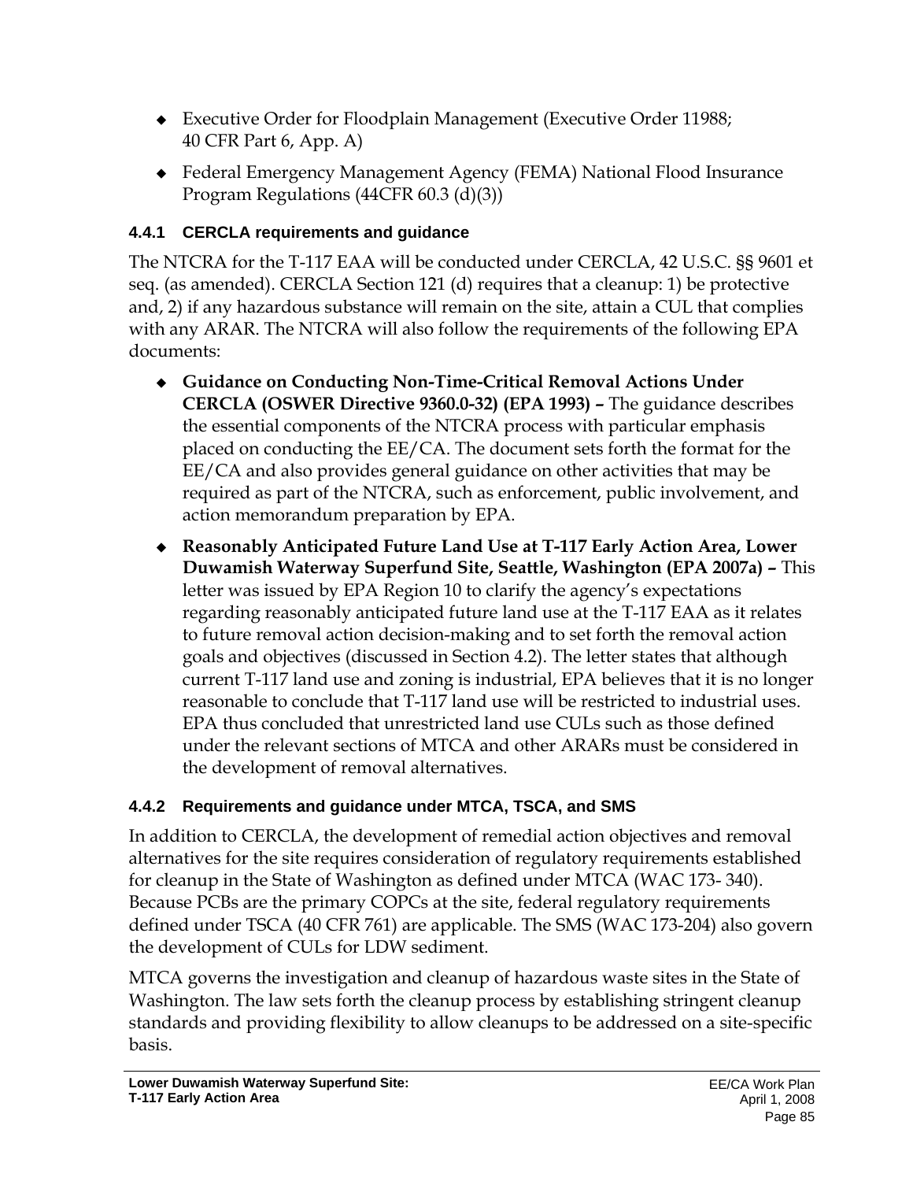- Executive Order for Floodplain Management (Executive Order 11988; 40 CFR Part 6, App. A)
- Federal Emergency Management Agency (FEMA) National Flood Insurance Program Regulations (44CFR 60.3 (d)(3))

### 4.4.1 CERCLA requirements and guidance

The NTCRA for the T-117 EAA will be conducted under CERCLA, 42 U.S.C. §§ 9601 et seq. (as amended). CERCLA Section 121 (d) requires that a cleanup: 1) be protective and, 2) if any hazardous substance will remain on the site, attain a CUL that complies with any ARAR. The NTCRA will also follow the requirements of the following EPA documents:

- **Guidance on Conducting Non-Time-Critical Removal Actions Under CERCLA (OSWER Directive 9360.0-32) (EPA 1993) –** The guidance describes the essential components of the NTCRA process with particular emphasis placed on conducting the EE/CA. The document sets forth the format for the EE/CA and also provides general guidance on other activities that may be required as part of the NTCRA, such as enforcement, public involvement, and action memorandum preparation by EPA.
- **Reasonably Anticipated Future Land Use at T-117 Early Action Area, Lower Duwamish Waterway Superfund Site, Seattle, Washington (EPA 2007a) –** This letter was issued by EPA Region 10 to clarify the agency's expectations regarding reasonably anticipated future land use at the T-117 EAA as it relates to future removal action decision-making and to set forth the removal action goals and objectives (discussed in Section 4.2). The letter states that although current T-117 land use and zoning is industrial, EPA believes that it is no longer reasonable to conclude that T-117 land use will be restricted to industrial uses. EPA thus concluded that unrestricted land use CULs such as those defined under the relevant sections of MTCA and other ARARs must be considered in the development of removal alternatives.

### 4.4.2 Requirements and guidance under MTCA, TSCA, and SMS

In addition to CERCLA, the development of remedial action objectives and removal alternatives for the site requires consideration of regulatory requirements established for cleanup in the State of Washington as defined under MTCA (WAC 173- 340). Because PCBs are the primary COPCs at the site, federal regulatory requirements defined under TSCA (40 CFR 761) are applicable. The SMS (WAC 173-204) also govern the development of CULs for LDW sediment.

MTCA governs the investigation and cleanup of hazardous waste sites in the State of Washington. The law sets forth the cleanup process by establishing stringent cleanup standards and providing flexibility to allow cleanups to be addressed on a site-specific basis.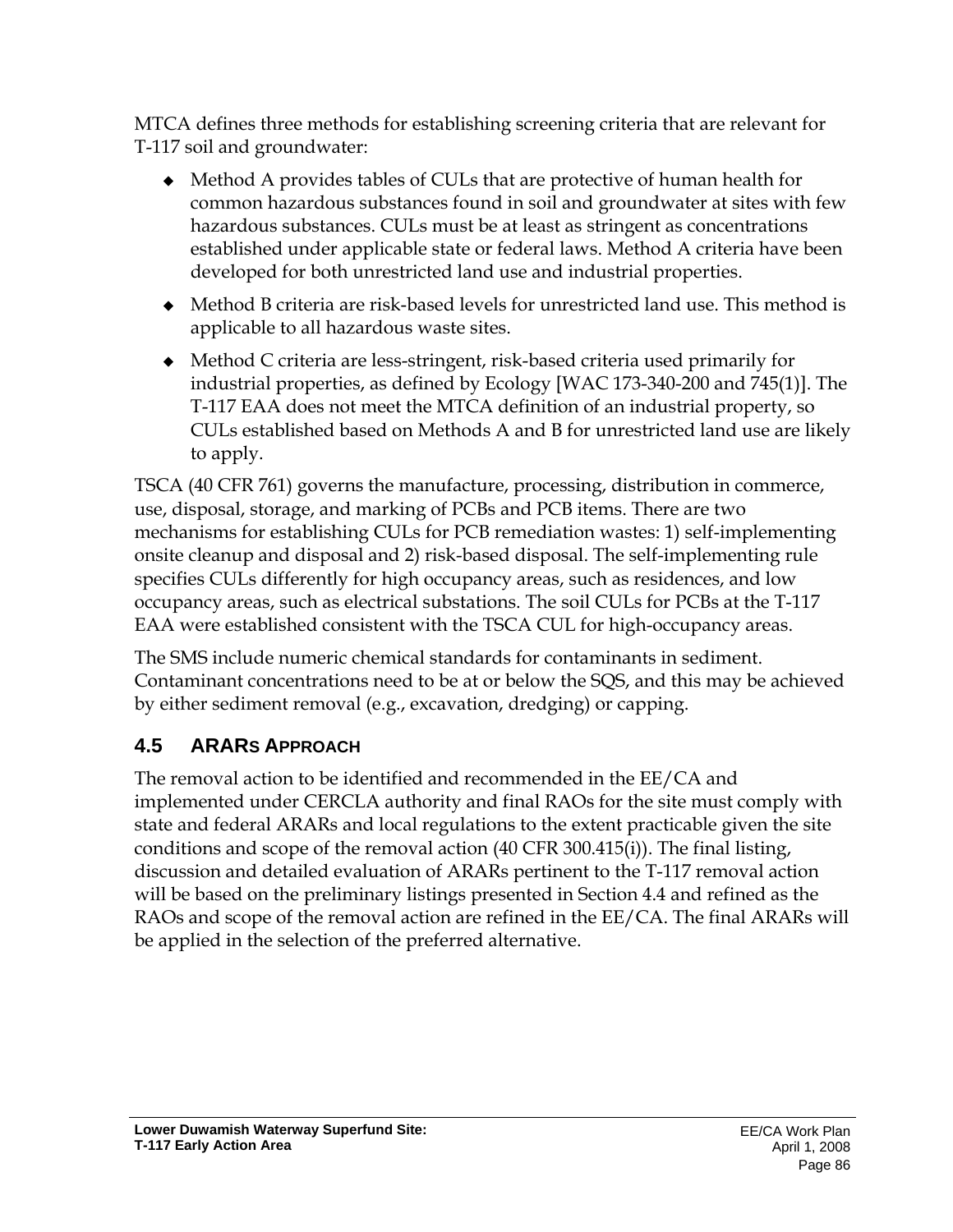MTCA defines three methods for establishing screening criteria that are relevant for T-117 soil and groundwater:

- Method A provides tables of CULs that are protective of human health for common hazardous substances found in soil and groundwater at sites with few hazardous substances. CULs must be at least as stringent as concentrations established under applicable state or federal laws. Method A criteria have been developed for both unrestricted land use and industrial properties.
- Method B criteria are risk-based levels for unrestricted land use. This method is applicable to all hazardous waste sites.
- Method C criteria are less-stringent, risk-based criteria used primarily for industrial properties, as defined by Ecology [WAC 173-340-200 and 745(1)]. The T-117 EAA does not meet the MTCA definition of an industrial property, so CULs established based on Methods A and B for unrestricted land use are likely to apply.

TSCA (40 CFR 761) governs the manufacture, processing, distribution in commerce, use, disposal, storage, and marking of PCBs and PCB items. There are two mechanisms for establishing CULs for PCB remediation wastes: 1) self-implementing onsite cleanup and disposal and 2) risk-based disposal. The self-implementing rule specifies CULs differently for high occupancy areas, such as residences, and low occupancy areas, such as electrical substations. The soil CULs for PCBs at the T-117 EAA were established consistent with the TSCA CUL for high-occupancy areas.

The SMS include numeric chemical standards for contaminants in sediment. Contaminant concentrations need to be at or below the SQS, and this may be achieved by either sediment removal (e.g., excavation, dredging) or capping.

## 4.5 ARARs Approach

The removal action to be identified and recommended in the EE/CA and implemented under CERCLA authority and final RAOs for the site must comply with state and federal ARARs and local regulations to the extent practicable given the site conditions and scope of the removal action (40 CFR 300.415(i)). The final listing, discussion and detailed evaluation of ARARs pertinent to the T-117 removal action will be based on the preliminary listings presented in Section 4.4 and refined as the RAOs and scope of the removal action are refined in the EE/CA. The final ARARs will be applied in the selection of the preferred alternative.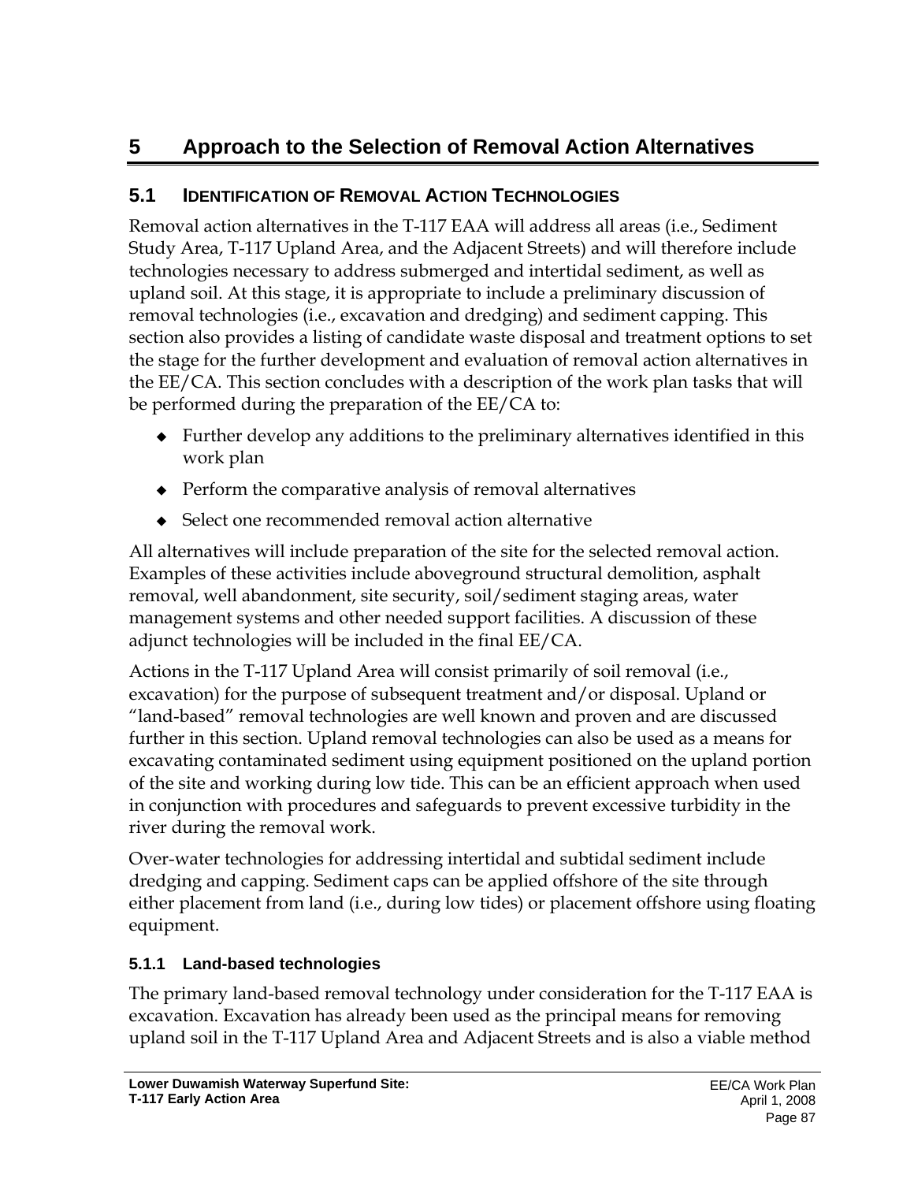# 5 Approach to the Selection of Removal Action Alternatives

## 5.1 Identification of Removal Action Technologies

Removal action alternatives in the T-117 EAA will address all areas (i.e., Sediment Study Area, T-117 Upland Area, and the Adjacent Streets) and will therefore include technologies necessary to address submerged and intertidal sediment, as well as upland soil. At this stage, it is appropriate to include a preliminary discussion of removal technologies (i.e., excavation and dredging) and sediment capping. This section also provides a listing of candidate waste disposal and treatment options to set the stage for the further development and evaluation of removal action alternatives in the EE/CA. This section concludes with a description of the work plan tasks that will be performed during the preparation of the EE/CA to:

- Further develop any additions to the preliminary alternatives identified in this work plan
- Perform the comparative analysis of removal alternatives
- Select one recommended removal action alternative

All alternatives will include preparation of the site for the selected removal action. Examples of these activities include aboveground structural demolition, asphalt removal, well abandonment, site security, soil/sediment staging areas, water management systems and other needed support facilities. A discussion of these adjunct technologies will be included in the final EE/CA.

Actions in the T-117 Upland Area will consist primarily of soil removal (i.e., excavation) for the purpose of subsequent treatment and/or disposal. Upland or "land-based" removal technologies are well known and proven and are discussed further in this section. Upland removal technologies can also be used as a means for excavating contaminated sediment using equipment positioned on the upland portion of the site and working during low tide. This can be an efficient approach when used in conjunction with procedures and safeguards to prevent excessive turbidity in the river during the removal work.

Over-water technologies for addressing intertidal and subtidal sediment include dredging and capping. Sediment caps can be applied offshore of the site through either placement from land (i.e., during low tides) or placement offshore using floating equipment.

### 5.1.1 Land-based technologies

The primary land-based removal technology under consideration for the T-117 EAA is excavation. Excavation has already been used as the principal means for removing upland soil in the T-117 Upland Area and Adjacent Streets and is also a viable method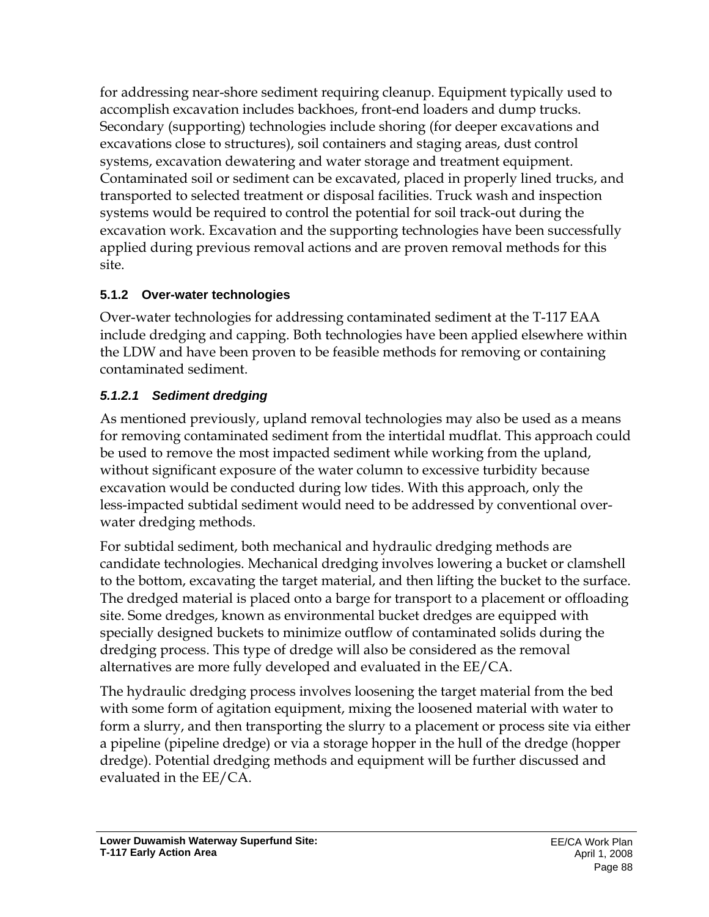for addressing near-shore sediment requiring cleanup. Equipment typically used to accomplish excavation includes backhoes, front-end loaders and dump trucks. Secondary (supporting) technologies include shoring (for deeper excavations and excavations close to structures), soil containers and staging areas, dust control systems, excavation dewatering and water storage and treatment equipment. Contaminated soil or sediment can be excavated, placed in properly lined trucks, and transported to selected treatment or disposal facilities. Truck wash and inspection systems would be required to control the potential for soil track-out during the excavation work. Excavation and the supporting technologies have been successfully applied during previous removal actions and are proven removal methods for this site.

### 5.1.2 Over-water technologies

Over-water technologies for addressing contaminated sediment at the T-117 EAA include dredging and capping. Both technologies have been applied elsewhere within the LDW and have been proven to be feasible methods for removing or containing contaminated sediment.

#### *5.1.2.1 Sediment dredging*

As mentioned previously, upland removal technologies may also be used as a means for removing contaminated sediment from the intertidal mudflat. This approach could be used to remove the most impacted sediment while working from the upland, without significant exposure of the water column to excessive turbidity because excavation would be conducted during low tides. With this approach, only the less-impacted subtidal sediment would need to be addressed by conventional over-water dredging methods.

For subtidal sediment, both mechanical and hydraulic dredging methods are candidate technologies. Mechanical dredging involves lowering a bucket or clamshell to the bottom, excavating the target material, and then lifting the bucket to the surface. The dredged material is placed onto a barge for transport to a placement or offloading site. Some dredges, known as environmental bucket dredges are equipped with specially designed buckets to minimize outflow of contaminated solids during the dredging process. This type of dredge will also be considered as the removal alternatives are more fully developed and evaluated in the EE/CA.

The hydraulic dredging process involves loosening the target material from the bed with some form of agitation equipment, mixing the loosened material with water to form a slurry, and then transporting the slurry to a placement or process site via either a pipeline (pipeline dredge) or via a storage hopper in the hull of the dredge (hopper dredge). Potential dredging methods and equipment will be further discussed and evaluated in the EE/CA.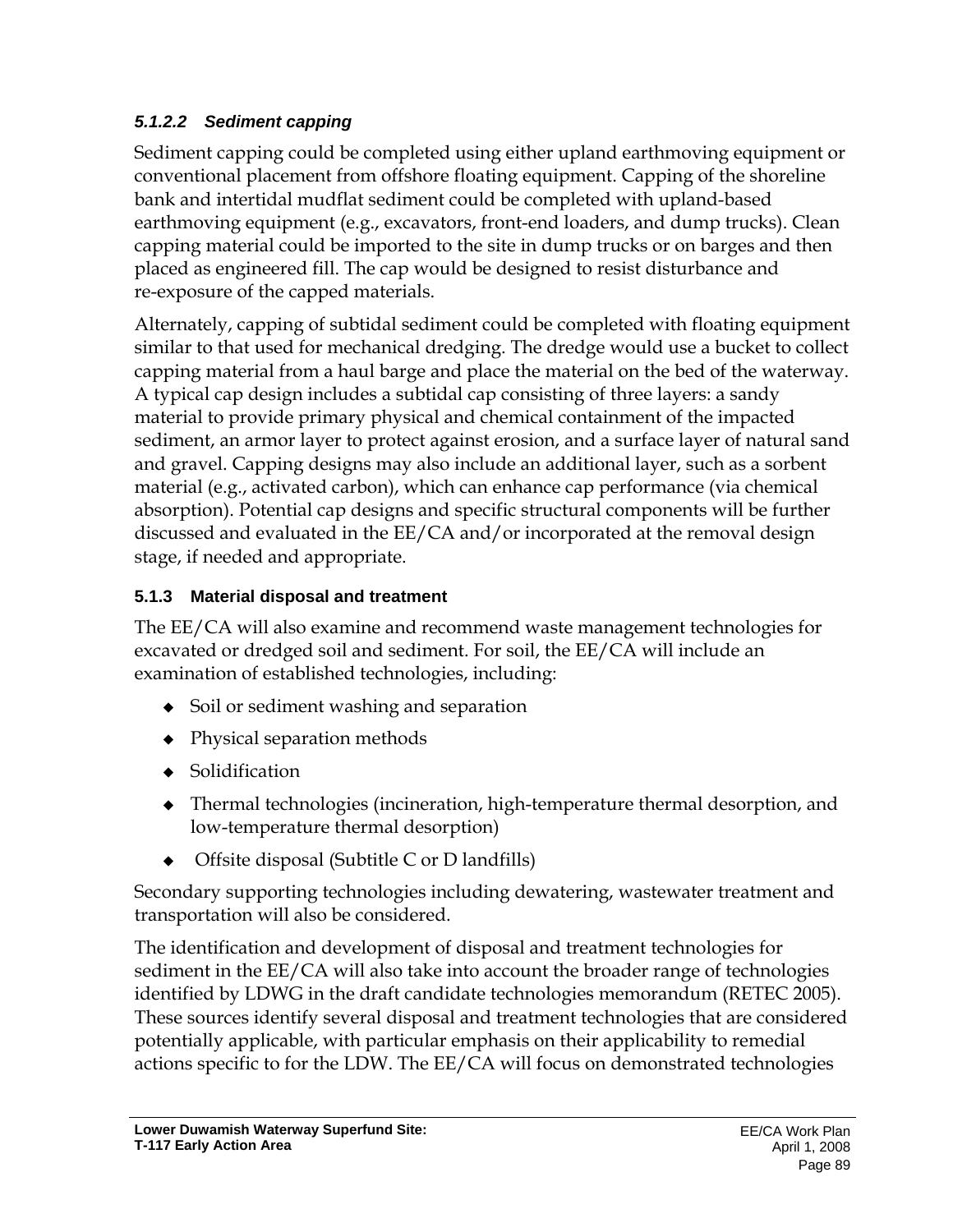#### *5.1.2.2 Sediment capping*

Sediment capping could be completed using either upland earthmoving equipment or conventional placement from offshore floating equipment. Capping of the shoreline bank and intertidal mudflat sediment could be completed with upland-based earthmoving equipment (e.g., excavators, front-end loaders, and dump trucks). Clean capping material could be imported to the site in dump trucks or on barges and then placed as engineered fill. The cap would be designed to resist disturbance and re-exposure of the capped materials.

Alternately, capping of subtidal sediment could be completed with floating equipment similar to that used for mechanical dredging. The dredge would use a bucket to collect capping material from a haul barge and place the material on the bed of the waterway. A typical cap design includes a subtidal cap consisting of three layers: a sandy material to provide primary physical and chemical containment of the impacted sediment, an armor layer to protect against erosion, and a surface layer of natural sand and gravel. Capping designs may also include an additional layer, such as a sorbent material (e.g., activated carbon), which can enhance cap performance (via chemical absorption). Potential cap designs and specific structural components will be further discussed and evaluated in the EE/CA and/or incorporated at the removal design stage, if needed and appropriate.

### 5.1.3 Material disposal and treatment

The EE/CA will also examine and recommend waste management technologies for excavated or dredged soil and sediment. For soil, the EE/CA will include an examination of established technologies, including:

- Soil or sediment washing and separation
- Physical separation methods
- Solidification
- Thermal technologies (incineration, high-temperature thermal desorption, and low-temperature thermal desorption)
- Offsite disposal (Subtitle C or D landfills)

Secondary supporting technologies including dewatering, wastewater treatment and transportation will also be considered.

The identification and development of disposal and treatment technologies for sediment in the EE/CA will also take into account the broader range of technologies identified by LDWG in the draft candidate technologies memorandum (RETEC 2005). These sources identify several disposal and treatment technologies that are considered potentially applicable, with particular emphasis on their applicability to remedial actions specific to for the LDW. The EE/CA will focus on demonstrated technologies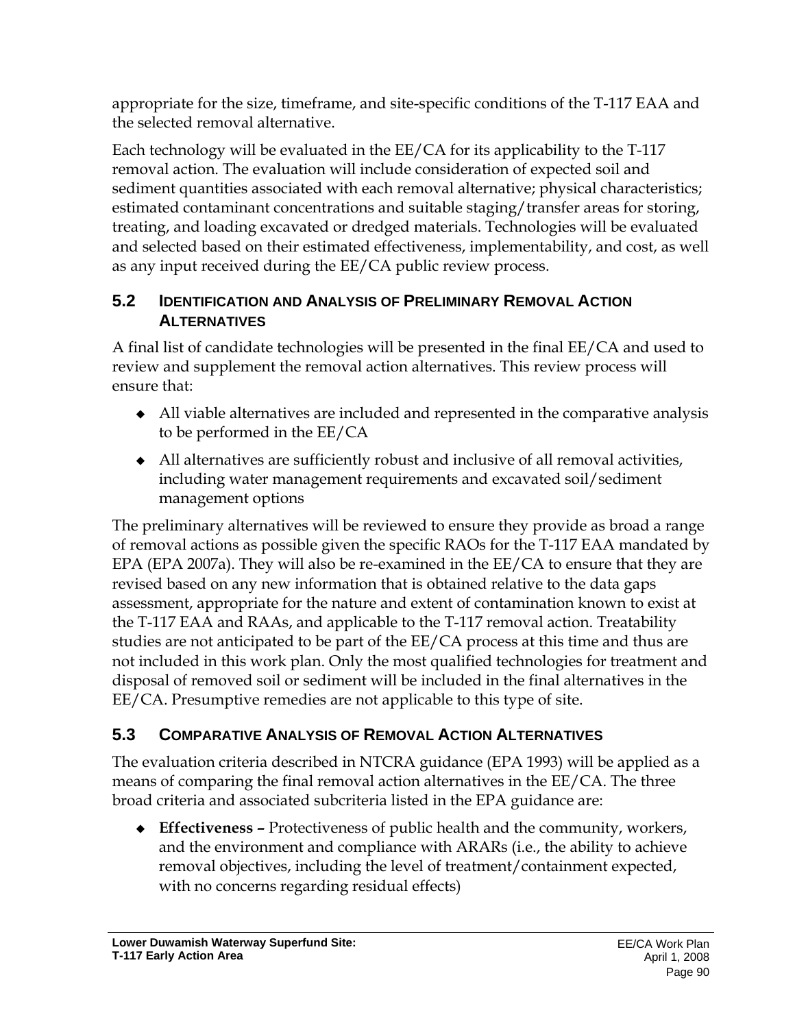appropriate for the size, timeframe, and site-specific conditions of the T-117 EAA and the selected removal alternative.

Each technology will be evaluated in the EE/CA for its applicability to the T-117 removal action. The evaluation will include consideration of expected soil and sediment quantities associated with each removal alternative; physical characteristics; estimated contaminant concentrations and suitable staging/transfer areas for storing, treating, and loading excavated or dredged materials. Technologies will be evaluated and selected based on their estimated effectiveness, implementability, and cost, as well as any input received during the EE/CA public review process.

## 5.2 Identification and Analysis of Preliminary Removal Action Alternatives

A final list of candidate technologies will be presented in the final EE/CA and used to review and supplement the removal action alternatives. This review process will ensure that:

- All viable alternatives are included and represented in the comparative analysis to be performed in the EE/CA
- All alternatives are sufficiently robust and inclusive of all removal activities, including water management requirements and excavated soil/sediment management options

The preliminary alternatives will be reviewed to ensure they provide as broad a range of removal actions as possible given the specific RAOs for the T-117 EAA mandated by EPA (EPA 2007a). They will also be re-examined in the EE/CA to ensure that they are revised based on any new information that is obtained relative to the data gaps assessment, appropriate for the nature and extent of contamination known to exist at the T-117 EAA and RAAs, and applicable to the T-117 removal action. Treatability studies are not anticipated to be part of the EE/CA process at this time and thus are not included in this work plan. Only the most qualified technologies for treatment and disposal of removed soil or sediment will be included in the final alternatives in the EE/CA. Presumptive remedies are not applicable to this type of site.

## 5.3 Comparative Analysis of Removal Action Alternatives

The evaluation criteria described in NTCRA guidance (EPA 1993) will be applied as a means of comparing the final removal action alternatives in the EE/CA. The three broad criteria and associated subcriteria listed in the EPA guidance are:

- **Effectiveness –** Protectiveness of public health and the community, workers, and the environment and compliance with ARARs (i.e., the ability to achieve removal objectives, including the level of treatment/containment expected, with no concerns regarding residual effects)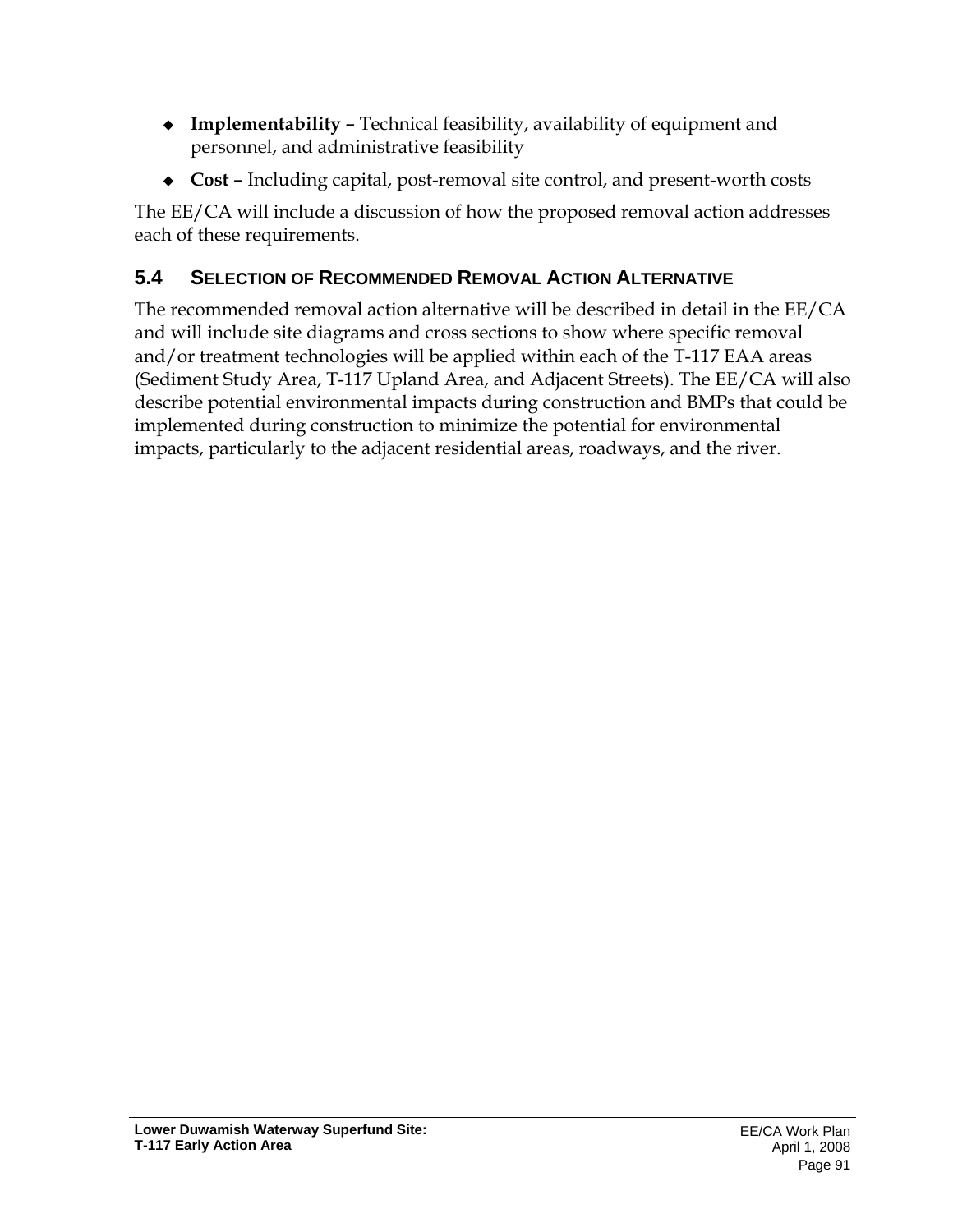- **Implementability –** Technical feasibility, availability of equipment and personnel, and administrative feasibility
- **Cost –** Including capital, post-removal site control, and present-worth costs

The EE/CA will include a discussion of how the proposed removal action addresses each of these requirements.

## 5.4 SELECTION OF RECOMMENDED REMOVAL ACTION ALTERNATIVE

The recommended removal action alternative will be described in detail in the EE/CA and will include site diagrams and cross sections to show where specific removal and/or treatment technologies will be applied within each of the T-117 EAA areas (Sediment Study Area, T-117 Upland Area, and Adjacent Streets). The EE/CA will also describe potential environmental impacts during construction and BMPs that could be implemented during construction to minimize the potential for environmental impacts, particularly to the adjacent residential areas, roadways, and the river.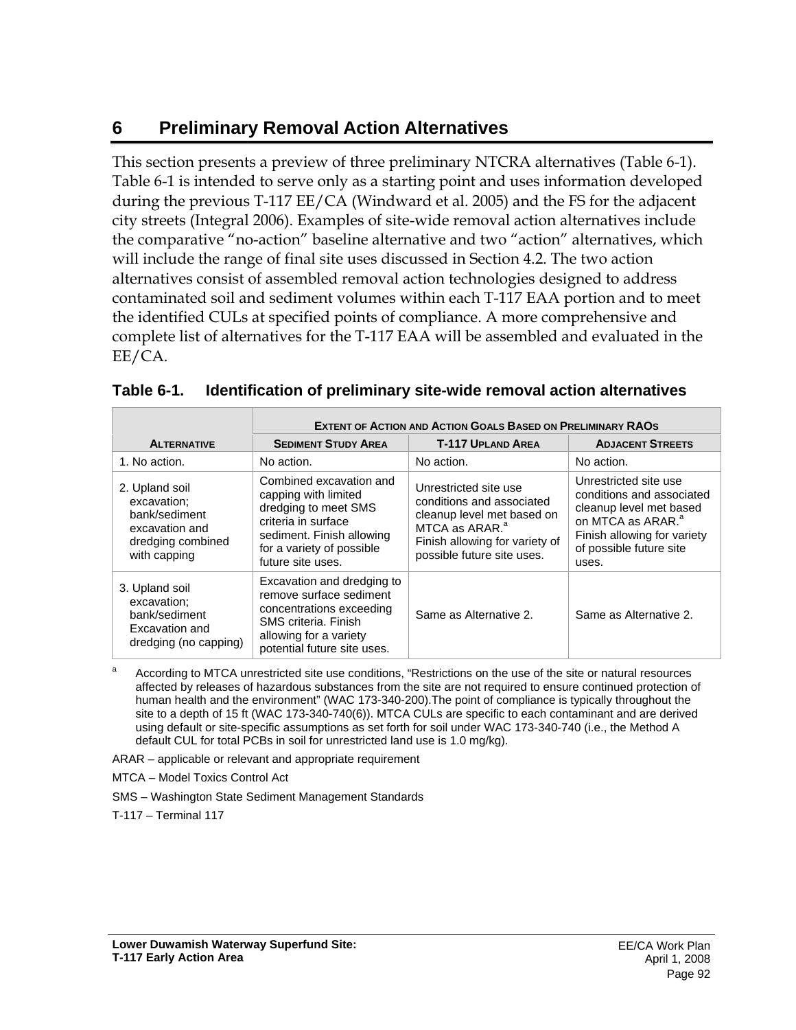# 6 Preliminary Removal Action Alternatives

This section presents a preview of three preliminary NTCRA alternatives (Table 6-1). Table 6-1 is intended to serve only as a starting point and uses information developed during the previous T-117 EE/CA (Windward et al. 2005) and the FS for the adjacent city streets (Integral 2006). Examples of site-wide removal action alternatives include the comparative "no-action" baseline alternative and two "action" alternatives, which will include the range of final site uses discussed in Section 4.2. The two action alternatives consist of assembled removal action technologies designed to address contaminated soil and sediment volumes within each T-117 EAA portion and to meet the identified CULs at specified points of compliance. A more comprehensive and complete list of alternatives for the T-117 EAA will be assembled and evaluated in the EE/CA.

**Table 6-1. Identification of preliminary site-wide removal action alternatives**

| Alternative | Extent of Action and Action Goals Based on Preliminary RAOs | | |
|---|---|---|---|
| | Sediment Study Area | T-117 Upland Area | Adjacent Streets |
| 1. No action. | No action. | No action. | No action. |
| 2. Upland soil excavation; bank/sediment excavation and dredging combined with capping | Combined excavation and capping with limited dredging to meet SMS criteria in surface sediment. Finish allowing for a variety of possible future site uses. | Unrestricted site use conditions and associated cleanup level met based on MTCA as ARAR.[a] Finish allowing for variety of possible future site uses. | Unrestricted site use conditions and associated cleanup level met based on MTCA as ARAR.[a] Finish allowing for variety of possible future site uses. |
| 3. Upland soil excavation; bank/sediment Excavation and dredging (no capping) | Excavation and dredging to remove surface sediment concentrations exceeding SMS criteria. Finish allowing for a variety potential future site uses. | Same as Alternative 2. | Same as Alternative 2. |

[a] According to MTCA unrestricted site use conditions, "Restrictions on the use of the site or natural resources affected by releases of hazardous substances from the site are not required to ensure continued protection of human health and the environment" (WAC 173-340-200).The point of compliance is typically throughout the site to a depth of 15 ft (WAC 173-340-740(6)). MTCA CULs are specific to each contaminant and are derived using default or site-specific assumptions as set forth for soil under WAC 173-340-740 (i.e., the Method A default CUL for total PCBs in soil for unrestricted land use is 1.0 mg/kg).

ARAR – applicable or relevant and appropriate requirement

MTCA – Model Toxics Control Act

SMS – Washington State Sediment Management Standards

T-117 – Terminal 117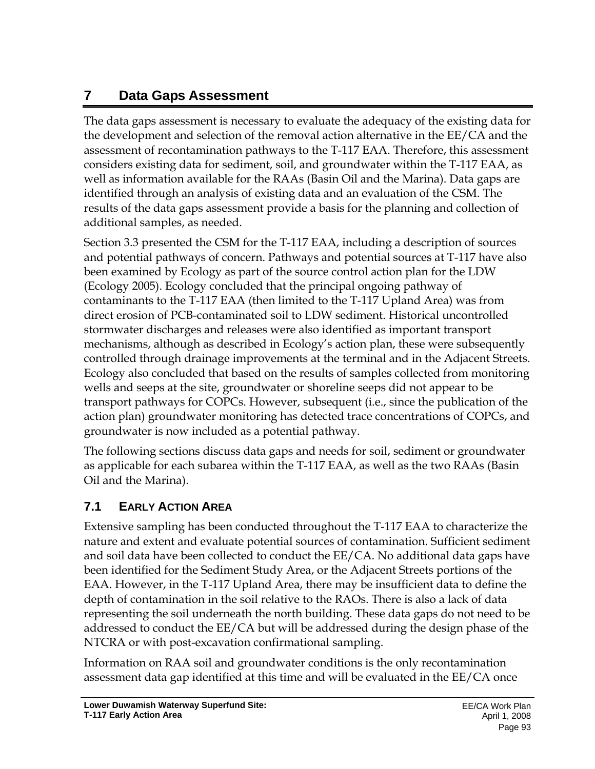# 7 Data Gaps Assessment

The data gaps assessment is necessary to evaluate the adequacy of the existing data for the development and selection of the removal action alternative in the EE/CA and the assessment of recontamination pathways to the T-117 EAA. Therefore, this assessment considers existing data for sediment, soil, and groundwater within the T-117 EAA, as well as information available for the RAAs (Basin Oil and the Marina). Data gaps are identified through an analysis of existing data and an evaluation of the CSM. The results of the data gaps assessment provide a basis for the planning and collection of additional samples, as needed.

Section 3.3 presented the CSM for the T-117 EAA, including a description of sources and potential pathways of concern. Pathways and potential sources at T-117 have also been examined by Ecology as part of the source control action plan for the LDW (Ecology 2005). Ecology concluded that the principal ongoing pathway of contaminants to the T-117 EAA (then limited to the T-117 Upland Area) was from direct erosion of PCB-contaminated soil to LDW sediment. Historical uncontrolled stormwater discharges and releases were also identified as important transport mechanisms, although as described in Ecology's action plan, these were subsequently controlled through drainage improvements at the terminal and in the Adjacent Streets. Ecology also concluded that based on the results of samples collected from monitoring wells and seeps at the site, groundwater or shoreline seeps did not appear to be transport pathways for COPCs. However, subsequent (i.e., since the publication of the action plan) groundwater monitoring has detected trace concentrations of COPCs, and groundwater is now included as a potential pathway.

The following sections discuss data gaps and needs for soil, sediment or groundwater as applicable for each subarea within the T-117 EAA, as well as the two RAAs (Basin Oil and the Marina).

## 7.1 Early Action Area

Extensive sampling has been conducted throughout the T-117 EAA to characterize the nature and extent and evaluate potential sources of contamination. Sufficient sediment and soil data have been collected to conduct the EE/CA. No additional data gaps have been identified for the Sediment Study Area, or the Adjacent Streets portions of the EAA. However, in the T-117 Upland Area, there may be insufficient data to define the depth of contamination in the soil relative to the RAOs. There is also a lack of data representing the soil underneath the north building. These data gaps do not need to be addressed to conduct the EE/CA but will be addressed during the design phase of the NTCRA or with post-excavation confirmational sampling.

Information on RAA soil and groundwater conditions is the only recontamination assessment data gap identified at this time and will be evaluated in the EE/CA once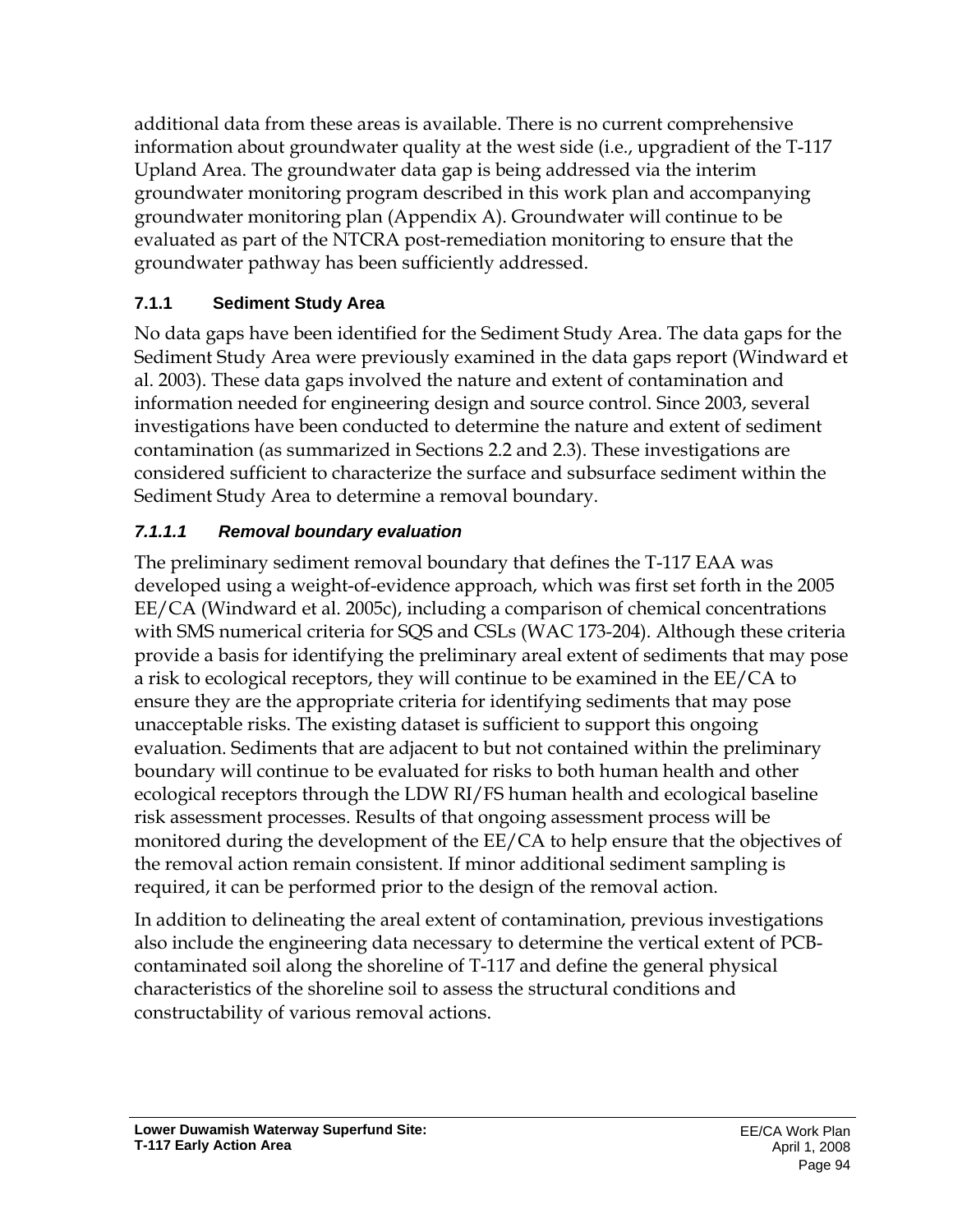additional data from these areas is available. There is no current comprehensive information about groundwater quality at the west side (i.e., upgradient of the T-117 Upland Area. The groundwater data gap is being addressed via the interim groundwater monitoring program described in this work plan and accompanying groundwater monitoring plan (Appendix A). Groundwater will continue to be evaluated as part of the NTCRA post-remediation monitoring to ensure that the groundwater pathway has been sufficiently addressed.

### 7.1.1 Sediment Study Area

No data gaps have been identified for the Sediment Study Area. The data gaps for the Sediment Study Area were previously examined in the data gaps report (Windward et al. 2003). These data gaps involved the nature and extent of contamination and information needed for engineering design and source control. Since 2003, several investigations have been conducted to determine the nature and extent of sediment contamination (as summarized in Sections 2.2 and 2.3). These investigations are considered sufficient to characterize the surface and subsurface sediment within the Sediment Study Area to determine a removal boundary.

#### *7.1.1.1 Removal boundary evaluation*

The preliminary sediment removal boundary that defines the T-117 EAA was developed using a weight-of-evidence approach, which was first set forth in the 2005 EE/CA (Windward et al. 2005c), including a comparison of chemical concentrations with SMS numerical criteria for SQS and CSLs (WAC 173-204). Although these criteria provide a basis for identifying the preliminary areal extent of sediments that may pose a risk to ecological receptors, they will continue to be examined in the EE/CA to ensure they are the appropriate criteria for identifying sediments that may pose unacceptable risks. The existing dataset is sufficient to support this ongoing evaluation. Sediments that are adjacent to but not contained within the preliminary boundary will continue to be evaluated for risks to both human health and other ecological receptors through the LDW RI/FS human health and ecological baseline risk assessment processes. Results of that ongoing assessment process will be monitored during the development of the EE/CA to help ensure that the objectives of the removal action remain consistent. If minor additional sediment sampling is required, it can be performed prior to the design of the removal action.

In addition to delineating the areal extent of contamination, previous investigations also include the engineering data necessary to determine the vertical extent of PCB-contaminated soil along the shoreline of T-117 and define the general physical characteristics of the shoreline soil to assess the structural conditions and constructability of various removal actions.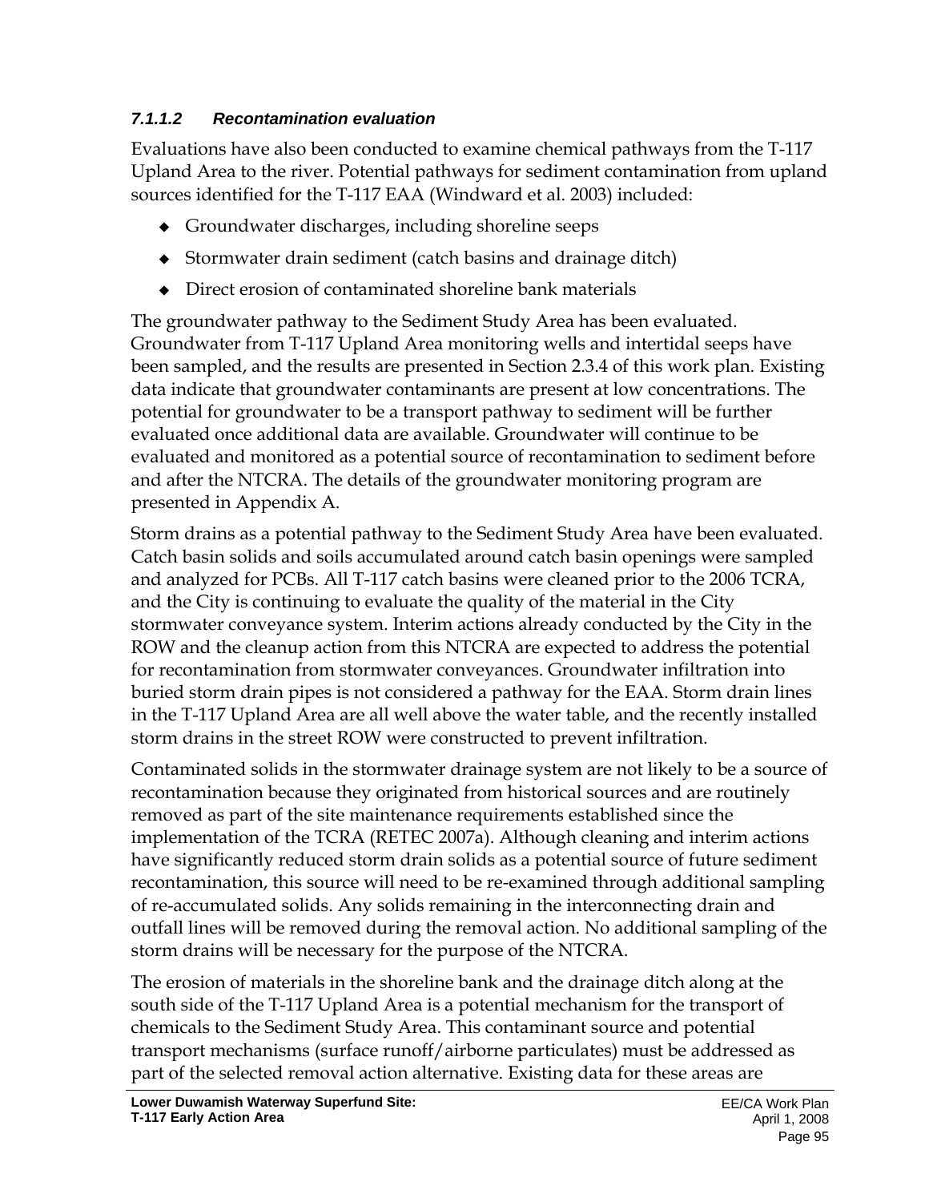#### *7.1.1.2 Recontamination evaluation*

Evaluations have also been conducted to examine chemical pathways from the T-117 Upland Area to the river. Potential pathways for sediment contamination from upland sources identified for the T-117 EAA (Windward et al. 2003) included:

- Groundwater discharges, including shoreline seeps
- Stormwater drain sediment (catch basins and drainage ditch)
- Direct erosion of contaminated shoreline bank materials

The groundwater pathway to the Sediment Study Area has been evaluated. Groundwater from T-117 Upland Area monitoring wells and intertidal seeps have been sampled, and the results are presented in Section 2.3.4 of this work plan. Existing data indicate that groundwater contaminants are present at low concentrations. The potential for groundwater to be a transport pathway to sediment will be further evaluated once additional data are available. Groundwater will continue to be evaluated and monitored as a potential source of recontamination to sediment before and after the NTCRA. The details of the groundwater monitoring program are presented in Appendix A.

Storm drains as a potential pathway to the Sediment Study Area have been evaluated. Catch basin solids and soils accumulated around catch basin openings were sampled and analyzed for PCBs. All T-117 catch basins were cleaned prior to the 2006 TCRA, and the City is continuing to evaluate the quality of the material in the City stormwater conveyance system. Interim actions already conducted by the City in the ROW and the cleanup action from this NTCRA are expected to address the potential for recontamination from stormwater conveyances. Groundwater infiltration into buried storm drain pipes is not considered a pathway for the EAA. Storm drain lines in the T-117 Upland Area are all well above the water table, and the recently installed storm drains in the street ROW were constructed to prevent infiltration.

Contaminated solids in the stormwater drainage system are not likely to be a source of recontamination because they originated from historical sources and are routinely removed as part of the site maintenance requirements established since the implementation of the TCRA (RETEC 2007a). Although cleaning and interim actions have significantly reduced storm drain solids as a potential source of future sediment recontamination, this source will need to be re-examined through additional sampling of re-accumulated solids. Any solids remaining in the interconnecting drain and outfall lines will be removed during the removal action. No additional sampling of the storm drains will be necessary for the purpose of the NTCRA.

The erosion of materials in the shoreline bank and the drainage ditch along at the south side of the T-117 Upland Area is a potential mechanism for the transport of chemicals to the Sediment Study Area. This contaminant source and potential transport mechanisms (surface runoff/airborne particulates) must be addressed as part of the selected removal action alternative. Existing data for these areas are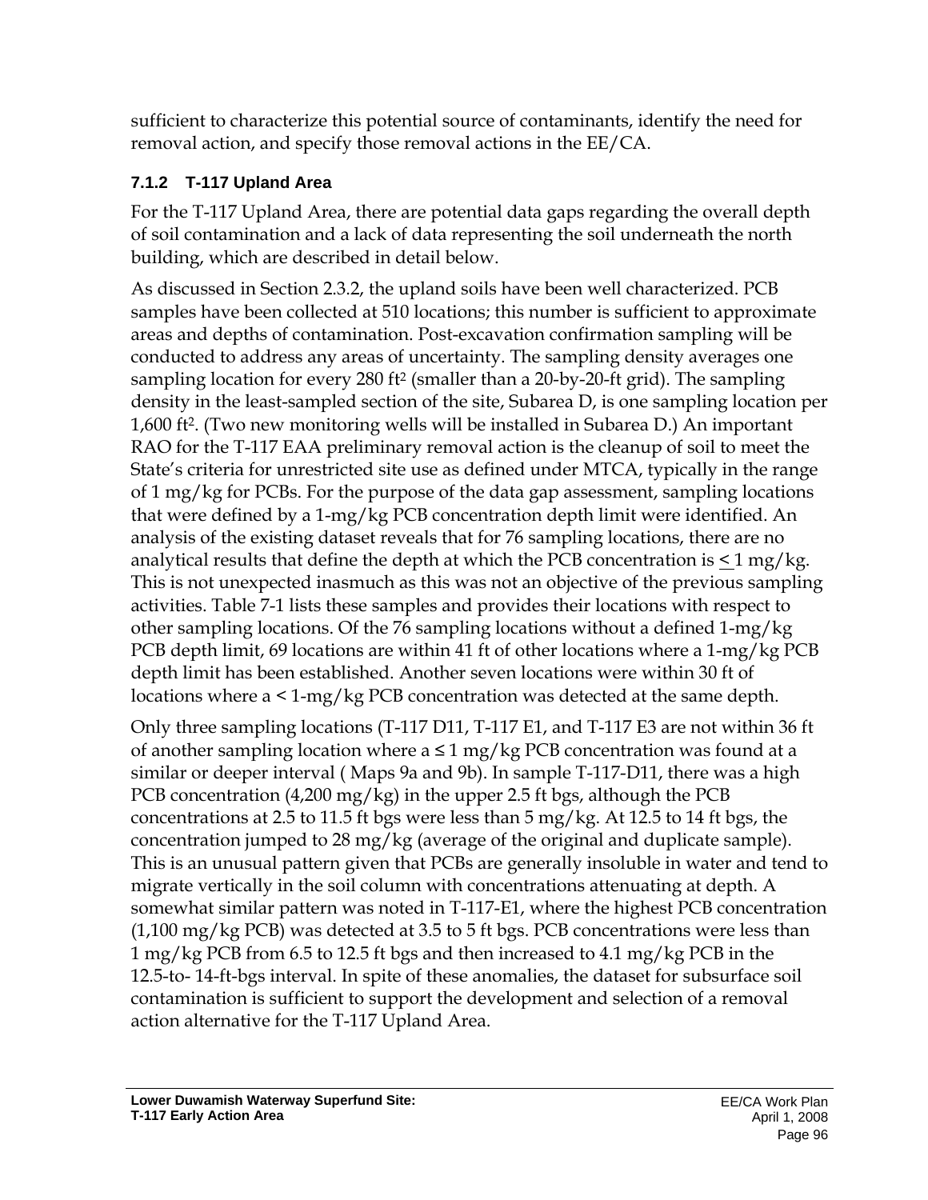sufficient to characterize this potential source of contaminants, identify the need for removal action, and specify those removal actions in the EE/CA.

### 7.1.2 T-117 Upland Area

For the T-117 Upland Area, there are potential data gaps regarding the overall depth of soil contamination and a lack of data representing the soil underneath the north building, which are described in detail below.

As discussed in Section 2.3.2, the upland soils have been well characterized. PCB samples have been collected at 510 locations; this number is sufficient to approximate areas and depths of contamination. Post-excavation confirmation sampling will be conducted to address any areas of uncertainty. The sampling density averages one sampling location for every 280 $ft^2$ (smaller than a 20-by-20-ft grid). The sampling density in the least-sampled section of the site, Subarea D, is one sampling location per 1,600 $ft^2$. (Two new monitoring wells will be installed in Subarea D.) An important RAO for the T-117 EAA preliminary removal action is the cleanup of soil to meet the State's criteria for unrestricted site use as defined under MTCA, typically in the range of 1 mg/kg for PCBs. For the purpose of the data gap assessment, sampling locations that were defined by a 1-mg/kg PCB concentration depth limit were identified. An analysis of the existing dataset reveals that for 76 sampling locations, there are no analytical results that define the depth at which the PCB concentration is $\leq$ 1 mg/kg. This is not unexpected inasmuch as this was not an objective of the previous sampling activities. Table 7-1 lists these samples and provides their locations with respect to other sampling locations. Of the 76 sampling locations without a defined 1-mg/kg PCB depth limit, 69 locations are within 41 ft of other locations where a 1-mg/kg PCB depth limit has been established. Another seven locations were within 30 ft of locations where a < 1-mg/kg PCB concentration was detected at the same depth.

Only three sampling locations (T-117 D11, T-117 E1, and T-117 E3 are not within 36 ft of another sampling location where a ≤ 1 mg/kg PCB concentration was found at a similar or deeper interval ( Maps 9a and 9b). In sample T-117-D11, there was a high PCB concentration (4,200 mg/kg) in the upper 2.5 ft bgs, although the PCB concentrations at 2.5 to 11.5 ft bgs were less than 5 mg/kg. At 12.5 to 14 ft bgs, the concentration jumped to 28 mg/kg (average of the original and duplicate sample). This is an unusual pattern given that PCBs are generally insoluble in water and tend to migrate vertically in the soil column with concentrations attenuating at depth. A somewhat similar pattern was noted in T-117-E1, where the highest PCB concentration (1,100 mg/kg PCB) was detected at 3.5 to 5 ft bgs. PCB concentrations were less than 1 mg/kg PCB from 6.5 to 12.5 ft bgs and then increased to 4.1 mg/kg PCB in the 12.5-to- 14-ft-bgs interval. In spite of these anomalies, the dataset for subsurface soil contamination is sufficient to support the development and selection of a removal action alternative for the T-117 Upland Area.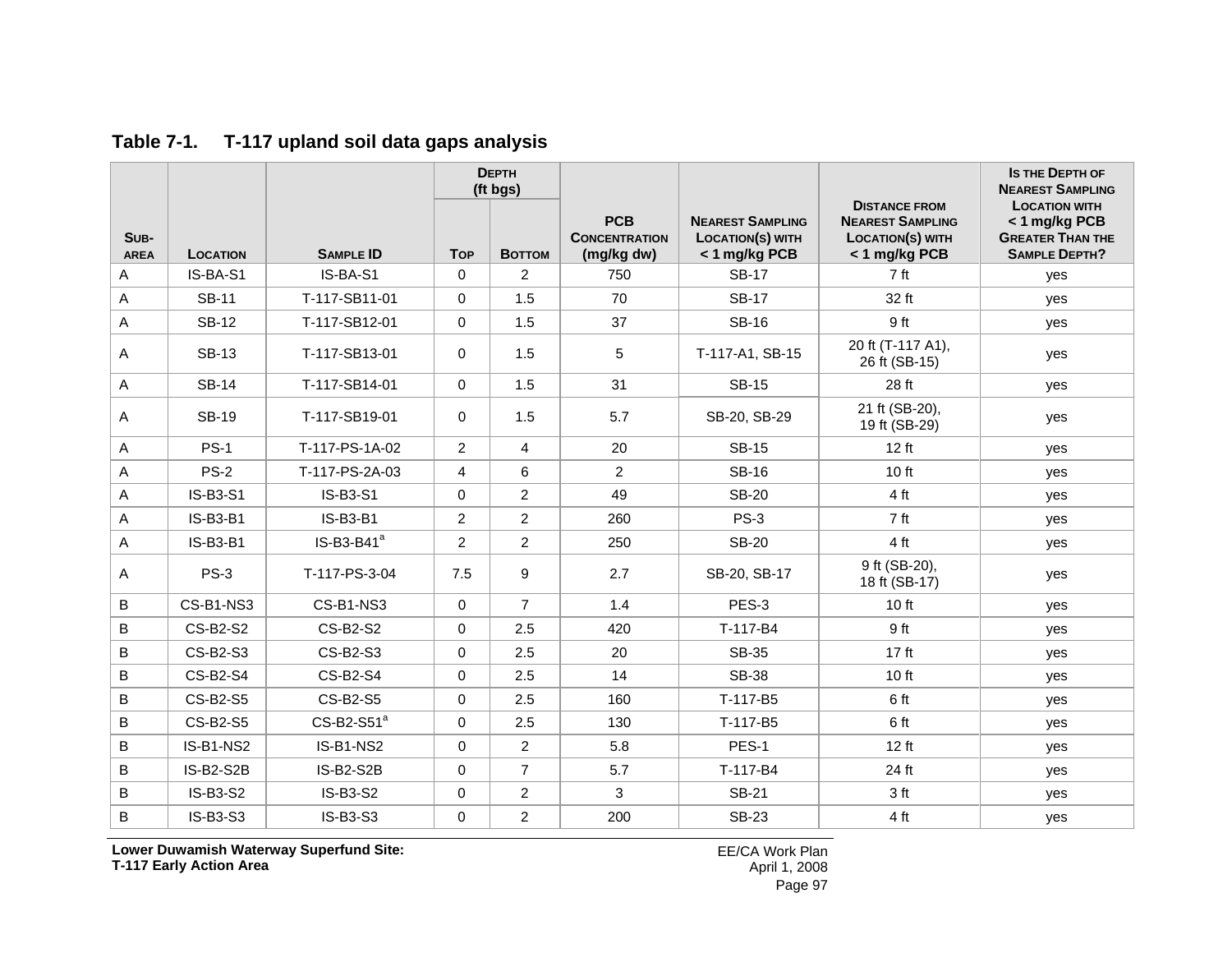**Table 7-1. T-117 upland soil data gaps analysis**

| Sub-area | Location | Sample ID | Depth (ft bgs) | | PCB Concentration (mg/kg dw) | Nearest Sampling Location(s) with < 1 mg/kg PCB | Distance from Nearest Sampling Location(s) with < 1 mg/kg PCB | Is the Depth of Nearest Sampling Location with < 1 mg/kg PCB Greater Than the Sample Depth? |
|---|---|---|---|---|---|---|---|---|
| | | | Top | Bottom | | | | |
| A | IS-BA-S1 | IS-BA-S1 | 0 | 2 | 750 | SB-17 | 7 ft | yes |
| A | SB-11 | T-117-SB11-01 | 0 | 1.5 | 70 | SB-17 | 32 ft | yes |
| A | SB-12 | T-117-SB12-01 | 0 | 1.5 | 37 | SB-16 | 9 ft | yes |
| A | SB-13 | T-117-SB13-01 | 0 | 1.5 | 5 | T-117-A1, SB-15 | 20 ft (T-117 A1), 26 ft (SB-15) | yes |
| A | SB-14 | T-117-SB14-01 | 0 | 1.5 | 31 | SB-15 | 28 ft | yes |
| A | SB-19 | T-117-SB19-01 | 0 | 1.5 | 5.7 | SB-20, SB-29 | 21 ft (SB-20), 19 ft (SB-29) | yes |
| A | PS-1 | T-117-PS-1A-02 | 2 | 4 | 20 | SB-15 | 12 ft | yes |
| A | PS-2 | T-117-PS-2A-03 | 4 | 6 | 2 | SB-16 | 10 ft | yes |
| A | IS-B3-S1 | IS-B3-S1 | 0 | 2 | 49 | SB-20 | 4 ft | yes |
| A | IS-B3-B1 | IS-B3-B1 | 2 | 2 | 260 | PS-3 | 7 ft | yes |
| A | IS-B3-B1 | IS-B3-B41[a] | 2 | 2 | 250 | SB-20 | 4 ft | yes |
| A | PS-3 | T-117-PS-3-04 | 7.5 | 9 | 2.7 | SB-20, SB-17 | 9 ft (SB-20), 18 ft (SB-17) | yes |
| B | CS-B1-NS3 | CS-B1-NS3 | 0 | 7 | 1.4 | PES-3 | 10 ft | yes |
| B | CS-B2-S2 | CS-B2-S2 | 0 | 2.5 | 420 | T-117-B4 | 9 ft | yes |
| B | CS-B2-S3 | CS-B2-S3 | 0 | 2.5 | 20 | SB-35 | 17 ft | yes |
| B | CS-B2-S4 | CS-B2-S4 | 0 | 2.5 | 14 | SB-38 | 10 ft | yes |
| B | CS-B2-S5 | CS-B2-S5 | 0 | 2.5 | 160 | T-117-B5 | 6 ft | yes |
| B | CS-B2-S5 | CS-B2-S51[a] | 0 | 2.5 | 130 | T-117-B5 | 6 ft | yes |
| B | IS-B1-NS2 | IS-B1-NS2 | 0 | 2 | 5.8 | PES-1 | 12 ft | yes |
| B | IS-B2-S2B | IS-B2-S2B | 0 | 7 | 5.7 | T-117-B4 | 24 ft | yes |
| B | IS-B3-S2 | IS-B3-S2 | 0 | 2 | 3 | SB-21 | 3 ft | yes |
| B | IS-B3-S3 | IS-B3-S3 | 0 | 2 | 200 | SB-23 | 4 ft | yes |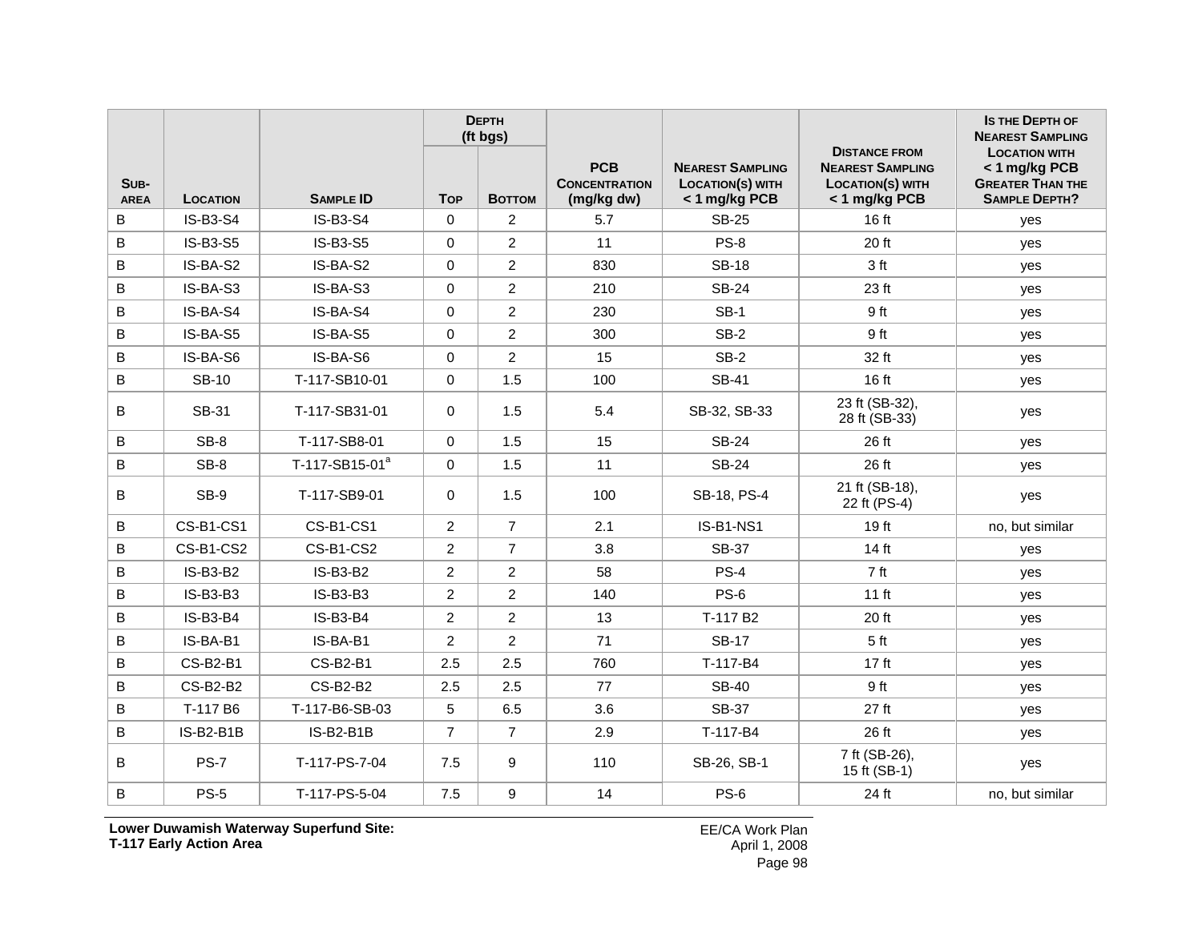| Sub-area | Location | Sample ID | Depth (ft bgs) | | PCB Concentration (mg/kg dw) | Nearest Sampling Location(s) with < 1 mg/kg PCB | Distance from Nearest Sampling Location(s) with < 1 mg/kg PCB | Is the Depth of Nearest Sampling Location with < 1 mg/kg PCB Greater Than the Sample Depth? |
|---|---|---|---|---|---|---|---|---|
| | | | Top | Bottom | | | | |
| B | IS-B3-S4 | IS-B3-S4 | 0 | 2 | 5.7 | SB-25 | 16 ft | yes |
| B | IS-B3-S5 | IS-B3-S5 | 0 | 2 | 11 | PS-8 | 20 ft | yes |
| B | IS-BA-S2 | IS-BA-S2 | 0 | 2 | 830 | SB-18 | 3 ft | yes |
| B | IS-BA-S3 | IS-BA-S3 | 0 | 2 | 210 | SB-24 | 23 ft | yes |
| B | IS-BA-S4 | IS-BA-S4 | 0 | 2 | 230 | SB-1 | 9 ft | yes |
| B | IS-BA-S5 | IS-BA-S5 | 0 | 2 | 300 | SB-2 | 9 ft | yes |
| B | IS-BA-S6 | IS-BA-S6 | 0 | 2 | 15 | SB-2 | 32 ft | yes |
| B | SB-10 | T-117-SB10-01 | 0 | 1.5 | 100 | SB-41 | 16 ft | yes |
| B | SB-31 | T-117-SB31-01 | 0 | 1.5 | 5.4 | SB-32, SB-33 | 23 ft (SB-32), 28 ft (SB-33) | yes |
| B | SB-8 | T-117-SB8-01 | 0 | 1.5 | 15 | SB-24 | 26 ft | yes |
| B | SB-8 | T-117-SB15-01[a] | 0 | 1.5 | 11 | SB-24 | 26 ft | yes |
| B | SB-9 | T-117-SB9-01 | 0 | 1.5 | 100 | SB-18, PS-4 | 21 ft (SB-18), 22 ft (PS-4) | yes |
| B | CS-B1-CS1 | CS-B1-CS1 | 2 | 7 | 2.1 | IS-B1-NS1 | 19 ft | no, but similar |
| B | CS-B1-CS2 | CS-B1-CS2 | 2 | 7 | 3.8 | SB-37 | 14 ft | yes |
| B | IS-B3-B2 | IS-B3-B2 | 2 | 2 | 58 | PS-4 | 7 ft | yes |
| B | IS-B3-B3 | IS-B3-B3 | 2 | 2 | 140 | PS-6 | 11 ft | yes |
| B | IS-B3-B4 | IS-B3-B4 | 2 | 2 | 13 | T-117 B2 | 20 ft | yes |
| B | IS-BA-B1 | IS-BA-B1 | 2 | 2 | 71 | SB-17 | 5 ft | yes |
| B | CS-B2-B1 | CS-B2-B1 | 2.5 | 2.5 | 760 | T-117-B4 | 17 ft | yes |
| B | CS-B2-B2 | CS-B2-B2 | 2.5 | 2.5 | 77 | SB-40 | 9 ft | yes |
| B | T-117 B6 | T-117-B6-SB-03 | 5 | 6.5 | 3.6 | SB-37 | 27 ft | yes |
| B | IS-B2-B1B | IS-B2-B1B | 7 | 7 | 2.9 | T-117-B4 | 26 ft | yes |
| B | PS-7 | T-117-PS-7-04 | 7.5 | 9 | 110 | SB-26, SB-1 | 7 ft (SB-26), 15 ft (SB-1) | yes |
| B | PS-5 | T-117-PS-5-04 | 7.5 | 9 | 14 | PS-6 | 24 ft | no, but similar |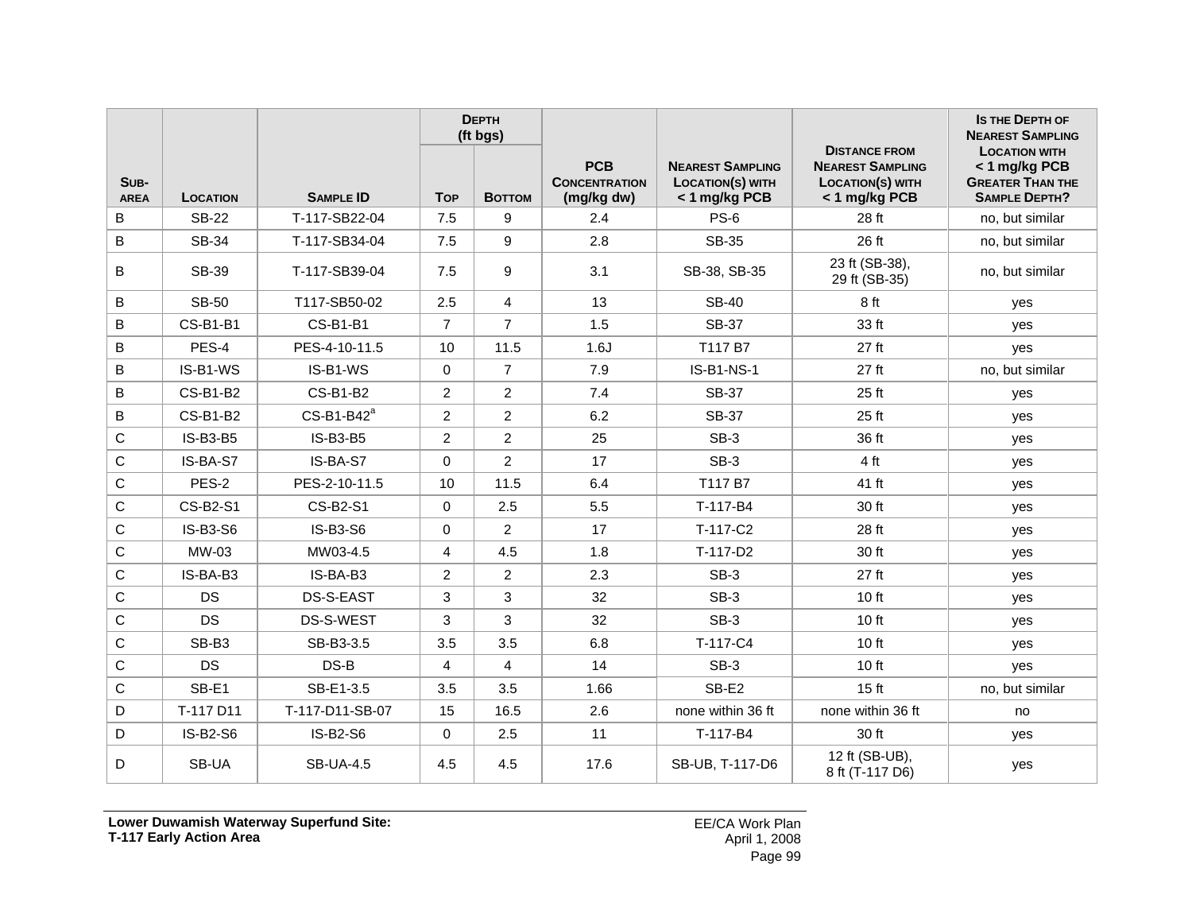| Sub-area | Location | Sample ID | Depth (ft bgs) | | PCB Concentration (mg/kg dw) | Nearest Sampling Location(s) with < 1 mg/kg PCB | Distance from Nearest Sampling Location(s) with < 1 mg/kg PCB | Is the Depth of Nearest Sampling Location with < 1 mg/kg PCB Greater Than the Sample Depth? |
|---|---|---|---|---|---|---|---|---|
| | | | Top | Bottom | | | | |
| B | SB-22 | T-117-SB22-04 | 7.5 | 9 | 2.4 | PS-6 | 28 ft | no, but similar |
| B | SB-34 | T-117-SB34-04 | 7.5 | 9 | 2.8 | SB-35 | 26 ft | no, but similar |
| B | SB-39 | T-117-SB39-04 | 7.5 | 9 | 3.1 | SB-38, SB-35 | 23 ft (SB-38), 29 ft (SB-35) | no, but similar |
| B | SB-50 | T117-SB50-02 | 2.5 | 4 | 13 | SB-40 | 8 ft | yes |
| B | CS-B1-B1 | CS-B1-B1 | 7 | 7 | 1.5 | SB-37 | 33 ft | yes |
| B | PES-4 | PES-4-10-11.5 | 10 | 11.5 | 1.6J | T117 B7 | 27 ft | yes |
| B | IS-B1-WS | IS-B1-WS | 0 | 7 | 7.9 | IS-B1-NS-1 | 27 ft | no, but similar |
| B | CS-B1-B2 | CS-B1-B2 | 2 | 2 | 7.4 | SB-37 | 25 ft | yes |
| B | CS-B1-B2 | CS-B1-B42[a] | 2 | 2 | 6.2 | SB-37 | 25 ft | yes |
| C | IS-B3-B5 | IS-B3-B5 | 2 | 2 | 25 | SB-3 | 36 ft | yes |
| C | IS-BA-S7 | IS-BA-S7 | 0 | 2 | 17 | SB-3 | 4 ft | yes |
| C | PES-2 | PES-2-10-11.5 | 10 | 11.5 | 6.4 | T117 B7 | 41 ft | yes |
| C | CS-B2-S1 | CS-B2-S1 | 0 | 2.5 | 5.5 | T-117-B4 | 30 ft | yes |
| C | IS-B3-S6 | IS-B3-S6 | 0 | 2 | 17 | T-117-C2 | 28 ft | yes |
| C | MW-03 | MW03-4.5 | 4 | 4.5 | 1.8 | T-117-D2 | 30 ft | yes |
| C | IS-BA-B3 | IS-BA-B3 | 2 | 2 | 2.3 | SB-3 | 27 ft | yes |
| C | DS | DS-S-EAST | 3 | 3 | 32 | SB-3 | 10 ft | yes |
| C | DS | DS-S-WEST | 3 | 3 | 32 | SB-3 | 10 ft | yes |
| C | SB-B3 | SB-B3-3.5 | 3.5 | 3.5 | 6.8 | T-117-C4 | 10 ft | yes |
| C | DS | DS-B | 4 | 4 | 14 | SB-3 | 10 ft | yes |
| C | SB-E1 | SB-E1-3.5 | 3.5 | 3.5 | 1.66 | SB-E2 | 15 ft | no, but similar |
| D | T-117 D11 | T-117-D11-SB-07 | 15 | 16.5 | 2.6 | none within 36 ft | none within 36 ft | no |
| D | IS-B2-S6 | IS-B2-S6 | 0 | 2.5 | 11 | T-117-B4 | 30 ft | yes |
| D | SB-UA | SB-UA-4.5 | 4.5 | 4.5 | 17.6 | SB-UB, T-117-D6 | 12 ft (SB-UB), 8 ft (T-117 D6) | yes |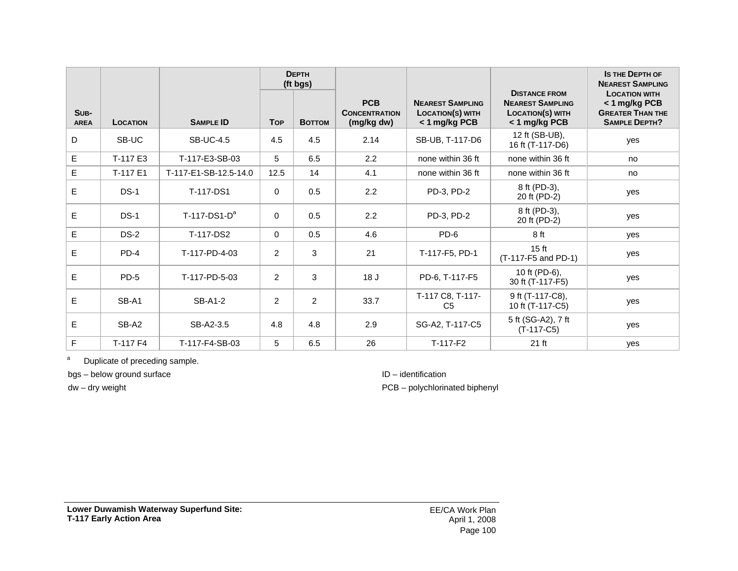| Sub-area | Location | Sample ID | Depth (ft bgs) | | PCB Concentration (mg/kg dw) | Nearest Sampling Location(s) with < 1 mg/kg PCB | Distance from Nearest Sampling Location(s) with < 1 mg/kg PCB | Is the Depth of Nearest Sampling Location with < 1 mg/kg PCB Greater Than the Sample Depth? |
|---|---|---|---|---|---|---|---|---|
| | | | Top | Bottom | | | | |
| D | SB-UC | SB-UC-4.5 | 4.5 | 4.5 | 2.14 | SB-UB, T-117-D6 | 12 ft (SB-UB), 16 ft (T-117-D6) | yes |
| E | T-117 E3 | T-117-E3-SB-03 | 5 | 6.5 | 2.2 | none within 36 ft | none within 36 ft | no |
| E | T-117 E1 | T-117-E1-SB-12.5-14.0 | 12.5 | 14 | 4.1 | none within 36 ft | none within 36 ft | no |
| E | DS-1 | T-117-DS1 | 0 | 0.5 | 2.2 | PD-3, PD-2 | 8 ft (PD-3), 20 ft (PD-2) | yes |
| E | DS-1 | T-117-DS1-D[a] | 0 | 0.5 | 2.2 | PD-3, PD-2 | 8 ft (PD-3), 20 ft (PD-2) | yes |
| E | DS-2 | T-117-DS2 | 0 | 0.5 | 4.6 | PD-6 | 8 ft | yes |
| E | PD-4 | T-117-PD-4-03 | 2 | 3 | 21 | T-117-F5, PD-1 | 15 ft (T-117-F5 and PD-1) | yes |
| E | PD-5 | T-117-PD-5-03 | 2 | 3 | 18 J | PD-6, T-117-F5 | 10 ft (PD-6), 30 ft (T-117-F5) | yes |
| E | SB-A1 | SB-A1-2 | 2 | 2 | 33.7 | T-117 C8, T-117-C5 | 9 ft (T-117-C8), 10 ft (T-117-C5) | yes |
| E | SB-A2 | SB-A2-3.5 | 4.8 | 4.8 | 2.9 | SG-A2, T-117-C5 | 5 ft (SG-A2), 7 ft (T-117-C5) | yes |
| F | T-117 F4 | T-117-F4-SB-03 | 5 | 6.5 | 26 | T-117-F2 | 21 ft | yes |

[a] Duplicate of preceding sample.

bgs – below ground surface

dw – dry weight

ID – identification

PCB – polychlorinated biphenyl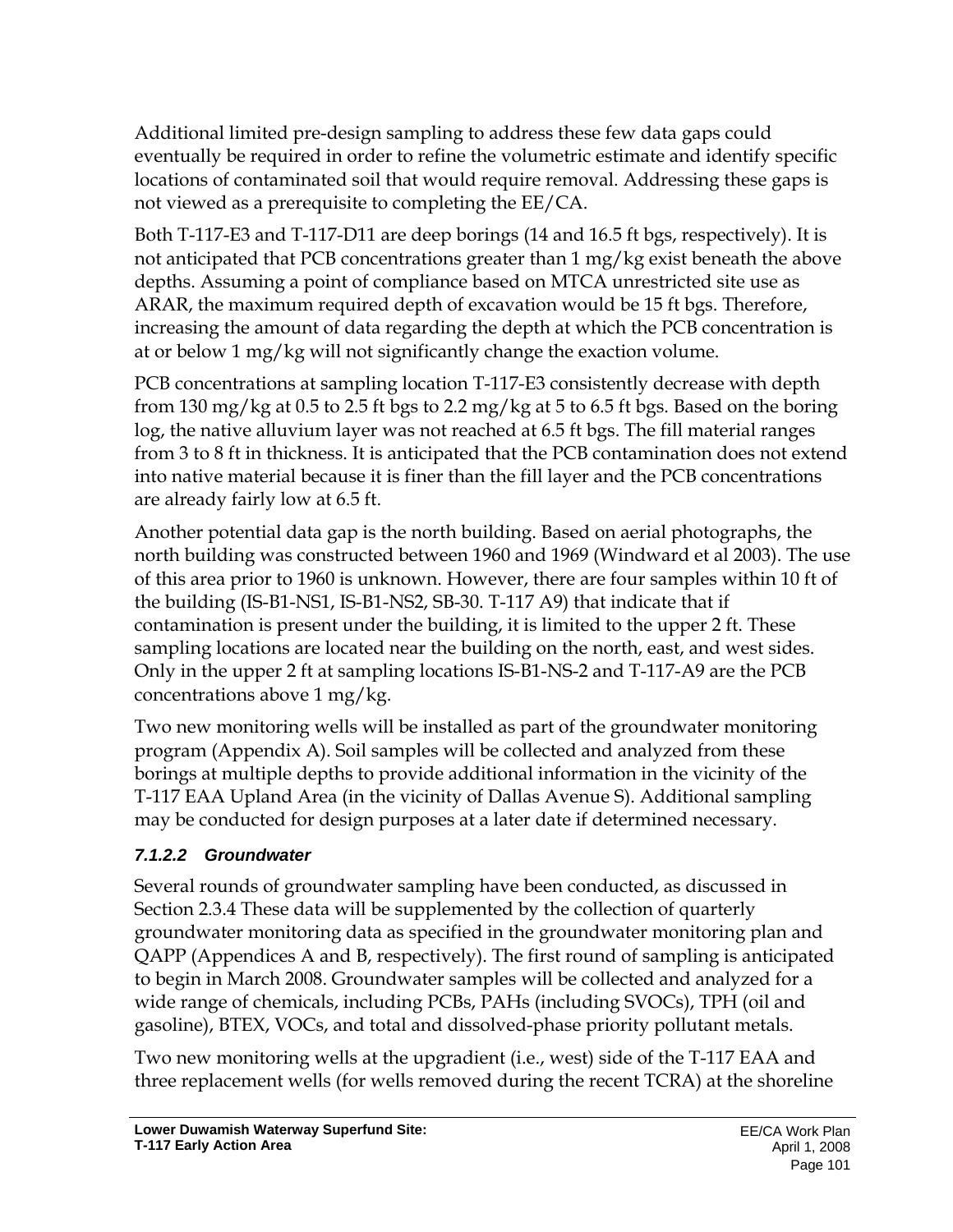Additional limited pre-design sampling to address these few data gaps could eventually be required in order to refine the volumetric estimate and identify specific locations of contaminated soil that would require removal. Addressing these gaps is not viewed as a prerequisite to completing the EE/CA.

Both T-117-E3 and T-117-D11 are deep borings (14 and 16.5 ft bgs, respectively). It is not anticipated that PCB concentrations greater than 1 mg/kg exist beneath the above depths. Assuming a point of compliance based on MTCA unrestricted site use as ARAR, the maximum required depth of excavation would be 15 ft bgs. Therefore, increasing the amount of data regarding the depth at which the PCB concentration is at or below 1 mg/kg will not significantly change the exaction volume.

PCB concentrations at sampling location T-117-E3 consistently decrease with depth from 130 mg/kg at 0.5 to 2.5 ft bgs to 2.2 mg/kg at 5 to 6.5 ft bgs. Based on the boring log, the native alluvium layer was not reached at 6.5 ft bgs. The fill material ranges from 3 to 8 ft in thickness. It is anticipated that the PCB contamination does not extend into native material because it is finer than the fill layer and the PCB concentrations are already fairly low at 6.5 ft.

Another potential data gap is the north building. Based on aerial photographs, the north building was constructed between 1960 and 1969 (Windward et al 2003). The use of this area prior to 1960 is unknown. However, there are four samples within 10 ft of the building (IS-B1-NS1, IS-B1-NS2, SB-30. T-117 A9) that indicate that if contamination is present under the building, it is limited to the upper 2 ft. These sampling locations are located near the building on the north, east, and west sides. Only in the upper 2 ft at sampling locations IS-B1-NS-2 and T-117-A9 are the PCB concentrations above 1 mg/kg.

Two new monitoring wells will be installed as part of the groundwater monitoring program (Appendix A). Soil samples will be collected and analyzed from these borings at multiple depths to provide additional information in the vicinity of the T-117 EAA Upland Area (in the vicinity of Dallas Avenue S). Additional sampling may be conducted for design purposes at a later date if determined necessary.

#### *7.1.2.2 Groundwater*

Several rounds of groundwater sampling have been conducted, as discussed in Section 2.3.4 These data will be supplemented by the collection of quarterly groundwater monitoring data as specified in the groundwater monitoring plan and QAPP (Appendices A and B, respectively). The first round of sampling is anticipated to begin in March 2008. Groundwater samples will be collected and analyzed for a wide range of chemicals, including PCBs, PAHs (including SVOCs), TPH (oil and gasoline), BTEX, VOCs, and total and dissolved-phase priority pollutant metals.

Two new monitoring wells at the upgradient (i.e., west) side of the T-117 EAA and three replacement wells (for wells removed during the recent TCRA) at the shoreline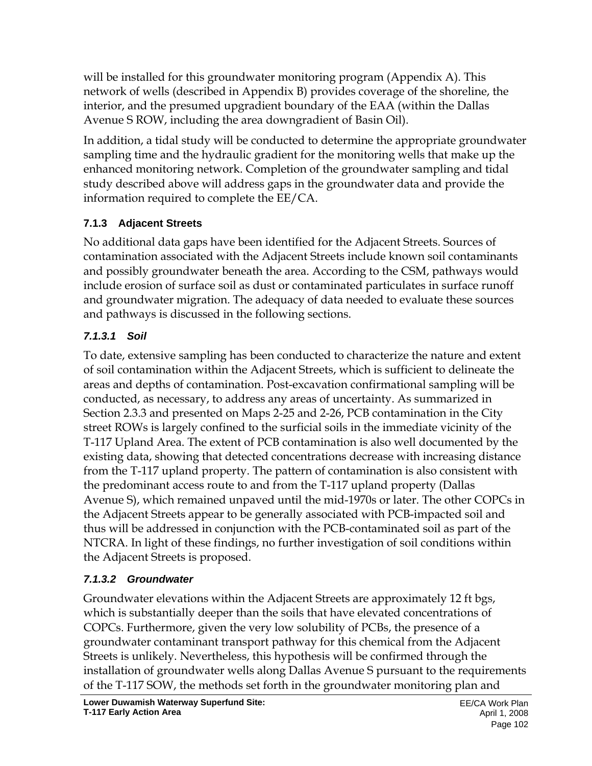will be installed for this groundwater monitoring program (Appendix A). This network of wells (described in Appendix B) provides coverage of the shoreline, the interior, and the presumed upgradient boundary of the EAA (within the Dallas Avenue S ROW, including the area downgradient of Basin Oil).

In addition, a tidal study will be conducted to determine the appropriate groundwater sampling time and the hydraulic gradient for the monitoring wells that make up the enhanced monitoring network. Completion of the groundwater sampling and tidal study described above will address gaps in the groundwater data and provide the information required to complete the EE/CA.

### 7.1.3 Adjacent Streets

No additional data gaps have been identified for the Adjacent Streets. Sources of contamination associated with the Adjacent Streets include known soil contaminants and possibly groundwater beneath the area. According to the CSM, pathways would include erosion of surface soil as dust or contaminated particulates in surface runoff and groundwater migration. The adequacy of data needed to evaluate these sources and pathways is discussed in the following sections.

#### *7.1.3.1 Soil*

To date, extensive sampling has been conducted to characterize the nature and extent of soil contamination within the Adjacent Streets, which is sufficient to delineate the areas and depths of contamination. Post-excavation confirmational sampling will be conducted, as necessary, to address any areas of uncertainty. As summarized in Section 2.3.3 and presented on Maps 2-25 and 2-26, PCB contamination in the City street ROWs is largely confined to the surficial soils in the immediate vicinity of the T-117 Upland Area. The extent of PCB contamination is also well documented by the existing data, showing that detected concentrations decrease with increasing distance from the T-117 upland property. The pattern of contamination is also consistent with the predominant access route to and from the T-117 upland property (Dallas Avenue S), which remained unpaved until the mid-1970s or later. The other COPCs in the Adjacent Streets appear to be generally associated with PCB-impacted soil and thus will be addressed in conjunction with the PCB-contaminated soil as part of the NTCRA. In light of these findings, no further investigation of soil conditions within the Adjacent Streets is proposed.

#### *7.1.3.2 Groundwater*

Groundwater elevations within the Adjacent Streets are approximately 12 ft bgs, which is substantially deeper than the soils that have elevated concentrations of COPCs. Furthermore, given the very low solubility of PCBs, the presence of a groundwater contaminant transport pathway for this chemical from the Adjacent Streets is unlikely. Nevertheless, this hypothesis will be confirmed through the installation of groundwater wells along Dallas Avenue S pursuant to the requirements of the T-117 SOW, the methods set forth in the groundwater monitoring plan and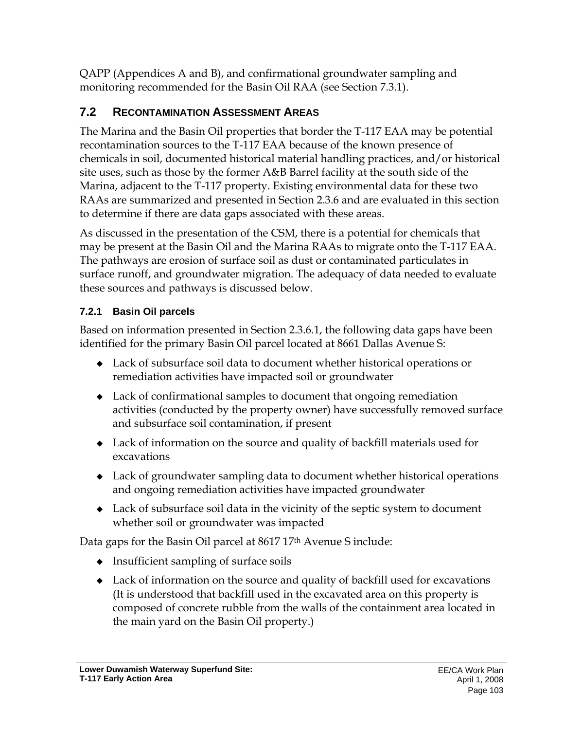QAPP (Appendices A and B), and confirmational groundwater sampling and monitoring recommended for the Basin Oil RAA (see Section 7.3.1).

## 7.2 Recontamination Assessment Areas

The Marina and the Basin Oil properties that border the T-117 EAA may be potential recontamination sources to the T-117 EAA because of the known presence of chemicals in soil, documented historical material handling practices, and/or historical site uses, such as those by the former A&B Barrel facility at the south side of the Marina, adjacent to the T-117 property. Existing environmental data for these two RAAs are summarized and presented in Section 2.3.6 and are evaluated in this section to determine if there are data gaps associated with these areas.

As discussed in the presentation of the CSM, there is a potential for chemicals that may be present at the Basin Oil and the Marina RAAs to migrate onto the T-117 EAA. The pathways are erosion of surface soil as dust or contaminated particulates in surface runoff, and groundwater migration. The adequacy of data needed to evaluate these sources and pathways is discussed below.

### 7.2.1 Basin Oil parcels

Based on information presented in Section 2.3.6.1, the following data gaps have been identified for the primary Basin Oil parcel located at 8661 Dallas Avenue S:

- Lack of subsurface soil data to document whether historical operations or remediation activities have impacted soil or groundwater
- Lack of confirmational samples to document that ongoing remediation activities (conducted by the property owner) have successfully removed surface and subsurface soil contamination, if present
- Lack of information on the source and quality of backfill materials used for excavations
- Lack of groundwater sampling data to document whether historical operations and ongoing remediation activities have impacted groundwater
- Lack of subsurface soil data in the vicinity of the septic system to document whether soil or groundwater was impacted

Data gaps for the Basin Oil parcel at 8617 17th Avenue S include:

- Insufficient sampling of surface soils
- Lack of information on the source and quality of backfill used for excavations (It is understood that backfill used in the excavated area on this property is composed of concrete rubble from the walls of the containment area located in the main yard on the Basin Oil property.)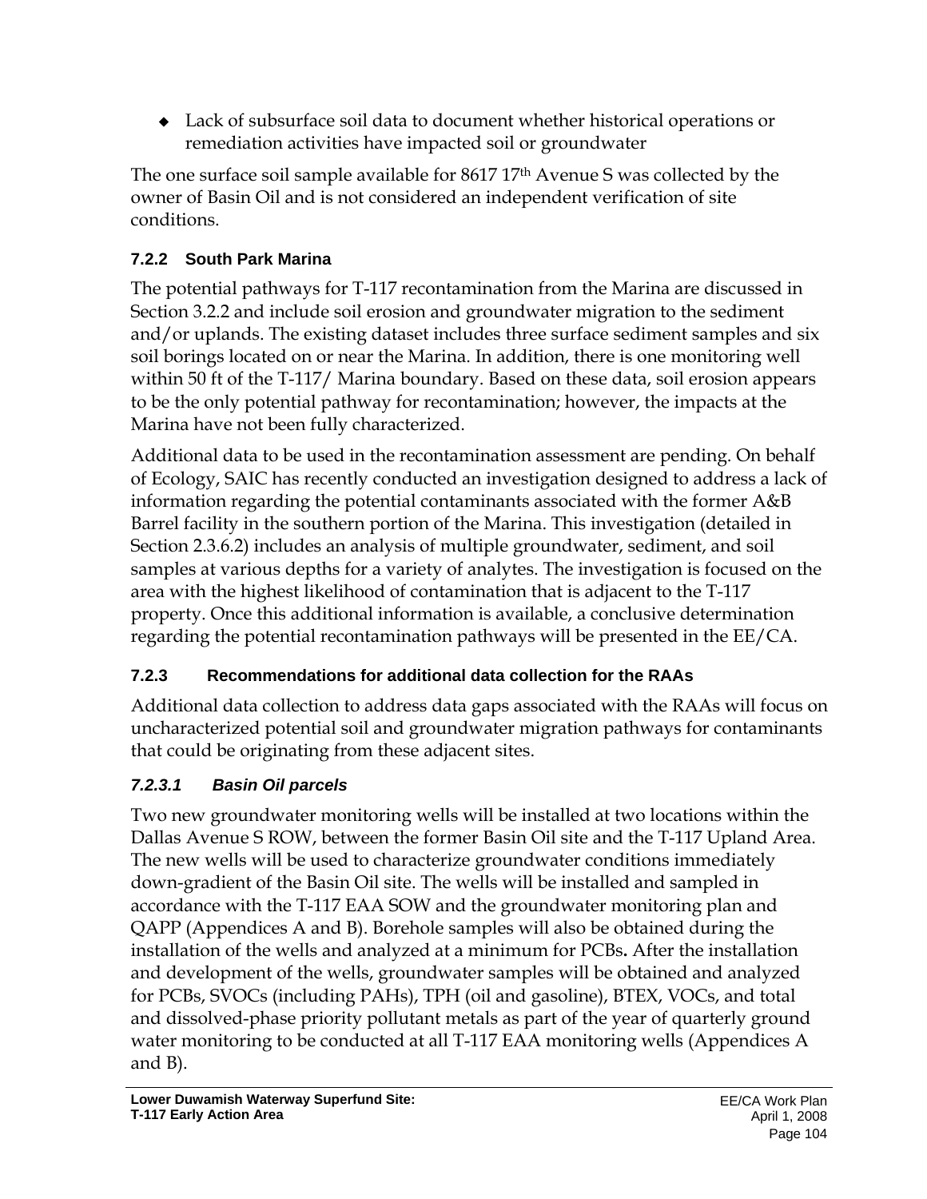- Lack of subsurface soil data to document whether historical operations or remediation activities have impacted soil or groundwater

The one surface soil sample available for 8617 17th Avenue S was collected by the owner of Basin Oil and is not considered an independent verification of site conditions.

### 7.2.2 South Park Marina

The potential pathways for T-117 recontamination from the Marina are discussed in Section 3.2.2 and include soil erosion and groundwater migration to the sediment and/or uplands. The existing dataset includes three surface sediment samples and six soil borings located on or near the Marina. In addition, there is one monitoring well within 50 ft of the T-117/ Marina boundary. Based on these data, soil erosion appears to be the only potential pathway for recontamination; however, the impacts at the Marina have not been fully characterized.

Additional data to be used in the recontamination assessment are pending. On behalf of Ecology, SAIC has recently conducted an investigation designed to address a lack of information regarding the potential contaminants associated with the former A&B Barrel facility in the southern portion of the Marina. This investigation (detailed in Section 2.3.6.2) includes an analysis of multiple groundwater, sediment, and soil samples at various depths for a variety of analytes. The investigation is focused on the area with the highest likelihood of contamination that is adjacent to the T-117 property. Once this additional information is available, a conclusive determination regarding the potential recontamination pathways will be presented in the EE/CA.

### 7.2.3 Recommendations for additional data collection for the RAAs

Additional data collection to address data gaps associated with the RAAs will focus on uncharacterized potential soil and groundwater migration pathways for contaminants that could be originating from these adjacent sites.

#### *7.2.3.1 Basin Oil parcels*

Two new groundwater monitoring wells will be installed at two locations within the Dallas Avenue S ROW, between the former Basin Oil site and the T-117 Upland Area. The new wells will be used to characterize groundwater conditions immediately down-gradient of the Basin Oil site. The wells will be installed and sampled in accordance with the T-117 EAA SOW and the groundwater monitoring plan and QAPP (Appendices A and B). Borehole samples will also be obtained during the installation of the wells and analyzed at a minimum for PCBs**.** After the installation and development of the wells, groundwater samples will be obtained and analyzed for PCBs, SVOCs (including PAHs), TPH (oil and gasoline), BTEX, VOCs, and total and dissolved-phase priority pollutant metals as part of the year of quarterly ground water monitoring to be conducted at all T-117 EAA monitoring wells (Appendices A and B).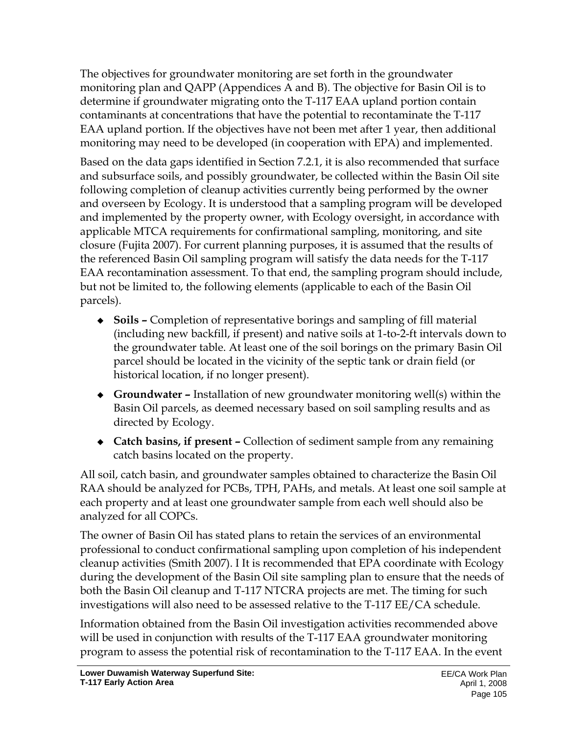The objectives for groundwater monitoring are set forth in the groundwater monitoring plan and QAPP (Appendices A and B). The objective for Basin Oil is to determine if groundwater migrating onto the T-117 EAA upland portion contain contaminants at concentrations that have the potential to recontaminate the T-117 EAA upland portion. If the objectives have not been met after 1 year, then additional monitoring may need to be developed (in cooperation with EPA) and implemented.

Based on the data gaps identified in Section 7.2.1, it is also recommended that surface and subsurface soils, and possibly groundwater, be collected within the Basin Oil site following completion of cleanup activities currently being performed by the owner and overseen by Ecology. It is understood that a sampling program will be developed and implemented by the property owner, with Ecology oversight, in accordance with applicable MTCA requirements for confirmational sampling, monitoring, and site closure (Fujita 2007). For current planning purposes, it is assumed that the results of the referenced Basin Oil sampling program will satisfy the data needs for the T-117 EAA recontamination assessment. To that end, the sampling program should include, but not be limited to, the following elements (applicable to each of the Basin Oil parcels).

- **Soils –** Completion of representative borings and sampling of fill material (including new backfill, if present) and native soils at 1-to-2-ft intervals down to the groundwater table. At least one of the soil borings on the primary Basin Oil parcel should be located in the vicinity of the septic tank or drain field (or historical location, if no longer present).
- **Groundwater –** Installation of new groundwater monitoring well(s) within the Basin Oil parcels, as deemed necessary based on soil sampling results and as directed by Ecology.
- **Catch basins, if present –** Collection of sediment sample from any remaining catch basins located on the property.

All soil, catch basin, and groundwater samples obtained to characterize the Basin Oil RAA should be analyzed for PCBs, TPH, PAHs, and metals. At least one soil sample at each property and at least one groundwater sample from each well should also be analyzed for all COPCs.

The owner of Basin Oil has stated plans to retain the services of an environmental professional to conduct confirmational sampling upon completion of his independent cleanup activities (Smith 2007). I It is recommended that EPA coordinate with Ecology during the development of the Basin Oil site sampling plan to ensure that the needs of both the Basin Oil cleanup and T-117 NTCRA projects are met. The timing for such investigations will also need to be assessed relative to the T-117 EE/CA schedule.

Information obtained from the Basin Oil investigation activities recommended above will be used in conjunction with results of the T-117 EAA groundwater monitoring program to assess the potential risk of recontamination to the T-117 EAA. In the event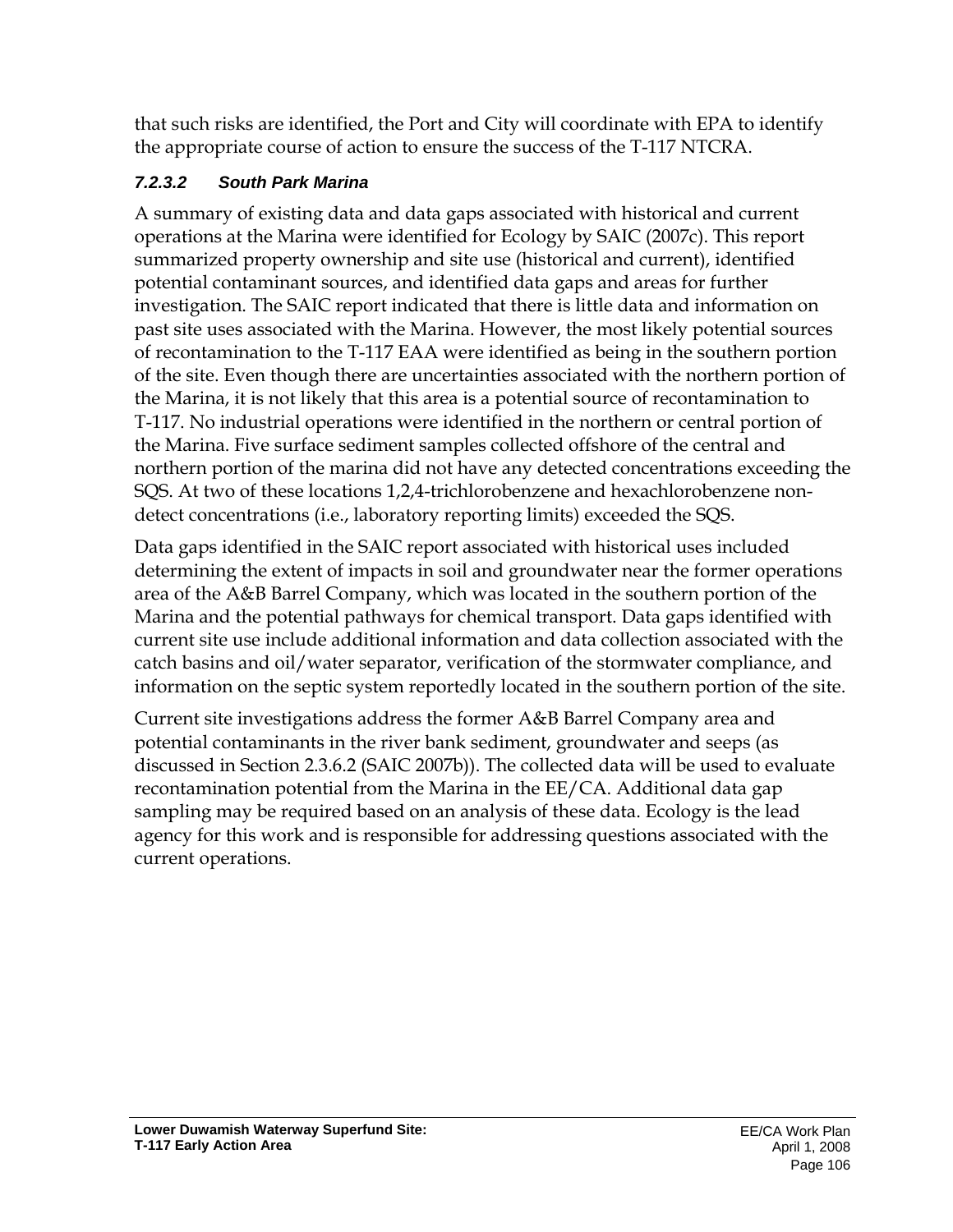that such risks are identified, the Port and City will coordinate with EPA to identify the appropriate course of action to ensure the success of the T-117 NTCRA.

#### *7.2.3.2 South Park Marina*

A summary of existing data and data gaps associated with historical and current operations at the Marina were identified for Ecology by SAIC (2007c). This report summarized property ownership and site use (historical and current), identified potential contaminant sources, and identified data gaps and areas for further investigation. The SAIC report indicated that there is little data and information on past site uses associated with the Marina. However, the most likely potential sources of recontamination to the T-117 EAA were identified as being in the southern portion of the site. Even though there are uncertainties associated with the northern portion of the Marina, it is not likely that this area is a potential source of recontamination to T-117. No industrial operations were identified in the northern or central portion of the Marina. Five surface sediment samples collected offshore of the central and northern portion of the marina did not have any detected concentrations exceeding the SQS. At two of these locations 1,2,4-trichlorobenzene and hexachlorobenzene non-detect concentrations (i.e., laboratory reporting limits) exceeded the SQS.

Data gaps identified in the SAIC report associated with historical uses included determining the extent of impacts in soil and groundwater near the former operations area of the A&B Barrel Company, which was located in the southern portion of the Marina and the potential pathways for chemical transport. Data gaps identified with current site use include additional information and data collection associated with the catch basins and oil/water separator, verification of the stormwater compliance, and information on the septic system reportedly located in the southern portion of the site.

Current site investigations address the former A&B Barrel Company area and potential contaminants in the river bank sediment, groundwater and seeps (as discussed in Section 2.3.6.2 (SAIC 2007b)). The collected data will be used to evaluate recontamination potential from the Marina in the EE/CA. Additional data gap sampling may be required based on an analysis of these data. Ecology is the lead agency for this work and is responsible for addressing questions associated with the current operations.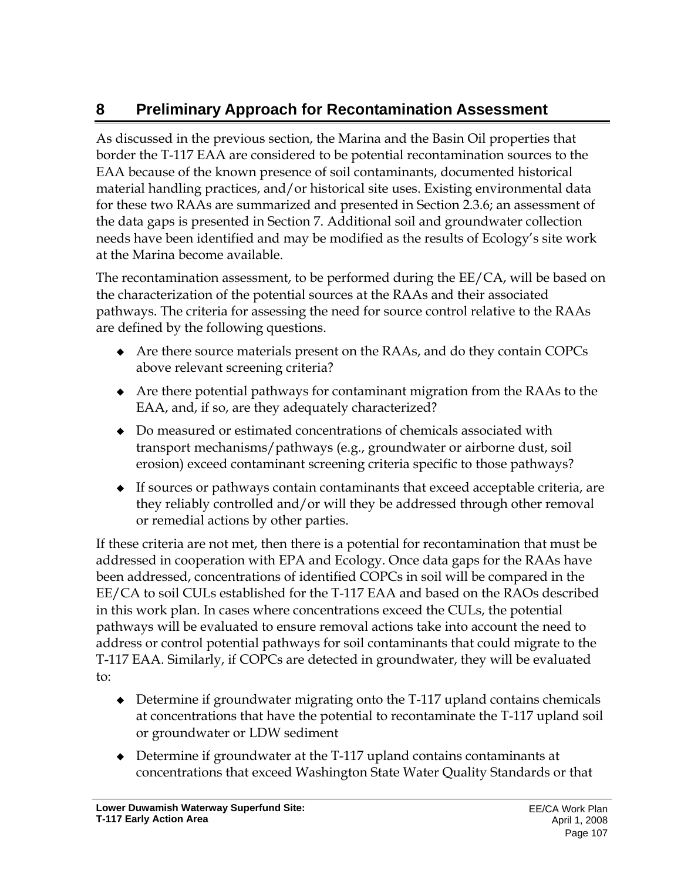# 8 Preliminary Approach for Recontamination Assessment

As discussed in the previous section, the Marina and the Basin Oil properties that border the T-117 EAA are considered to be potential recontamination sources to the EAA because of the known presence of soil contaminants, documented historical material handling practices, and/or historical site uses. Existing environmental data for these two RAAs are summarized and presented in Section 2.3.6; an assessment of the data gaps is presented in Section 7. Additional soil and groundwater collection needs have been identified and may be modified as the results of Ecology's site work at the Marina become available.

The recontamination assessment, to be performed during the EE/CA, will be based on the characterization of the potential sources at the RAAs and their associated pathways. The criteria for assessing the need for source control relative to the RAAs are defined by the following questions.

- Are there source materials present on the RAAs, and do they contain COPCs above relevant screening criteria?
- Are there potential pathways for contaminant migration from the RAAs to the EAA, and, if so, are they adequately characterized?
- Do measured or estimated concentrations of chemicals associated with transport mechanisms/pathways (e.g., groundwater or airborne dust, soil erosion) exceed contaminant screening criteria specific to those pathways?
- If sources or pathways contain contaminants that exceed acceptable criteria, are they reliably controlled and/or will they be addressed through other removal or remedial actions by other parties.

If these criteria are not met, then there is a potential for recontamination that must be addressed in cooperation with EPA and Ecology. Once data gaps for the RAAs have been addressed, concentrations of identified COPCs in soil will be compared in the EE/CA to soil CULs established for the T-117 EAA and based on the RAOs described in this work plan. In cases where concentrations exceed the CULs, the potential pathways will be evaluated to ensure removal actions take into account the need to address or control potential pathways for soil contaminants that could migrate to the T-117 EAA. Similarly, if COPCs are detected in groundwater, they will be evaluated to:

- Determine if groundwater migrating onto the T-117 upland contains chemicals at concentrations that have the potential to recontaminate the T-117 upland soil or groundwater or LDW sediment
- Determine if groundwater at the T-117 upland contains contaminants at concentrations that exceed Washington State Water Quality Standards or that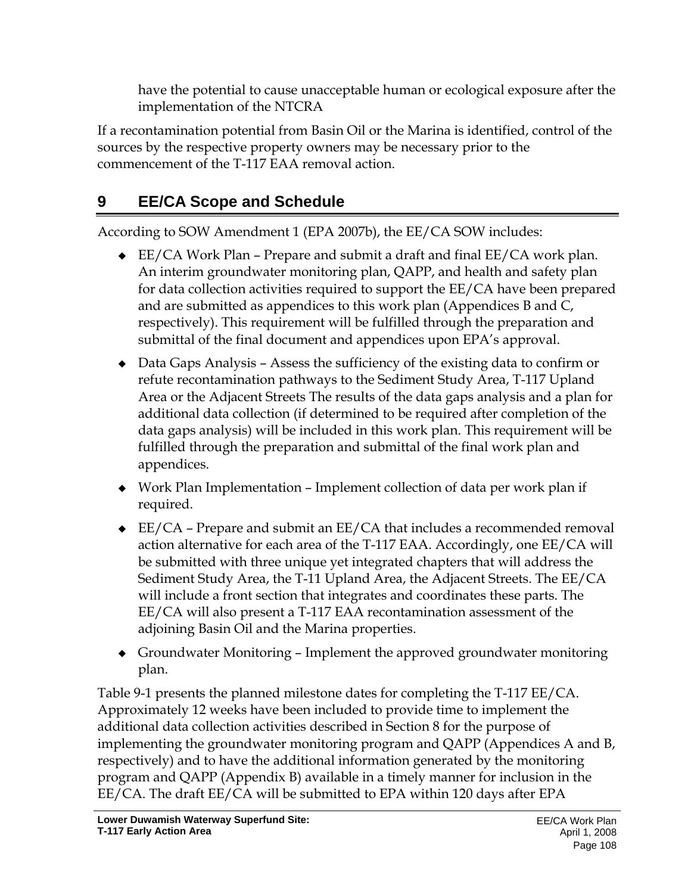have the potential to cause unacceptable human or ecological exposure after the implementation of the NTCRA

If a recontamination potential from Basin Oil or the Marina is identified, control of the sources by the respective property owners may be necessary prior to the commencement of the T-117 EAA removal action.

# 9 EE/CA Scope and Schedule

According to SOW Amendment 1 (EPA 2007b), the EE/CA SOW includes:

- EE/CA Work Plan – Prepare and submit a draft and final EE/CA work plan. An interim groundwater monitoring plan, QAPP, and health and safety plan for data collection activities required to support the EE/CA have been prepared and are submitted as appendices to this work plan (Appendices B and C, respectively). This requirement will be fulfilled through the preparation and submittal of the final document and appendices upon EPA's approval.
- Data Gaps Analysis – Assess the sufficiency of the existing data to confirm or refute recontamination pathways to the Sediment Study Area, T-117 Upland Area or the Adjacent Streets The results of the data gaps analysis and a plan for additional data collection (if determined to be required after completion of the data gaps analysis) will be included in this work plan. This requirement will be fulfilled through the preparation and submittal of the final work plan and appendices.
- Work Plan Implementation – Implement collection of data per work plan if required.
- EE/CA – Prepare and submit an EE/CA that includes a recommended removal action alternative for each area of the T-117 EAA. Accordingly, one EE/CA will be submitted with three unique yet integrated chapters that will address the Sediment Study Area, the T-11 Upland Area, the Adjacent Streets. The EE/CA will include a front section that integrates and coordinates these parts. The EE/CA will also present a T-117 EAA recontamination assessment of the adjoining Basin Oil and the Marina properties.
- Groundwater Monitoring – Implement the approved groundwater monitoring plan.

Table 9-1 presents the planned milestone dates for completing the T-117 EE/CA. Approximately 12 weeks have been included to provide time to implement the additional data collection activities described in Section 8 for the purpose of implementing the groundwater monitoring program and QAPP (Appendices A and B, respectively) and to have the additional information generated by the monitoring program and QAPP (Appendix B) available in a timely manner for inclusion in the EE/CA. The draft EE/CA will be submitted to EPA within 120 days after EPA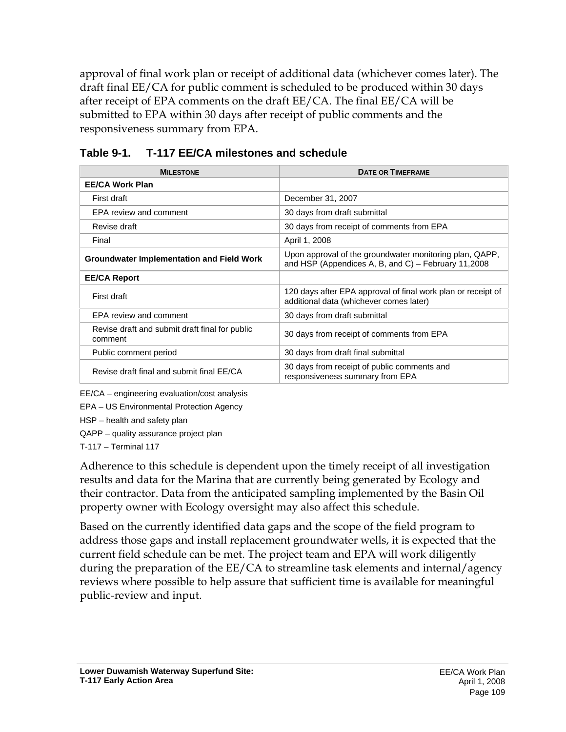approval of final work plan or receipt of additional data (whichever comes later). The draft final EE/CA for public comment is scheduled to be produced within 30 days after receipt of EPA comments on the draft EE/CA. The final EE/CA will be submitted to EPA within 30 days after receipt of public comments and the responsiveness summary from EPA.

**Table 9-1. T-117 EE/CA milestones and schedule**

| Milestone | Date or Timeframe |
|---|---|
| **EE/CA Work Plan** | |
| First draft | December 31, 2007 |
| EPA review and comment | 30 days from draft submittal |
| Revise draft | 30 days from receipt of comments from EPA |
| Final | April 1, 2008 |
| **Groundwater Implementation and Field Work** | Upon approval of the groundwater monitoring plan, QAPP, and HSP (Appendices A, B, and C) – February 11,2008 |
| **EE/CA Report** | |
| First draft | 120 days after EPA approval of final work plan or receipt of additional data (whichever comes later) |
| EPA review and comment | 30 days from draft submittal |
| Revise draft and submit draft final for public comment | 30 days from receipt of comments from EPA |
| Public comment period | 30 days from draft final submittal |
| Revise draft final and submit final EE/CA | 30 days from receipt of public comments and responsiveness summary from EPA |

EE/CA – engineering evaluation/cost analysis

EPA – US Environmental Protection Agency

HSP – health and safety plan

QAPP – quality assurance project plan

T-117 – Terminal 117

Adherence to this schedule is dependent upon the timely receipt of all investigation results and data for the Marina that are currently being generated by Ecology and their contractor. Data from the anticipated sampling implemented by the Basin Oil property owner with Ecology oversight may also affect this schedule.

Based on the currently identified data gaps and the scope of the field program to address those gaps and install replacement groundwater wells, it is expected that the current field schedule can be met. The project team and EPA will work diligently during the preparation of the EE/CA to streamline task elements and internal/agency reviews where possible to help assure that sufficient time is available for meaningful public-review and input.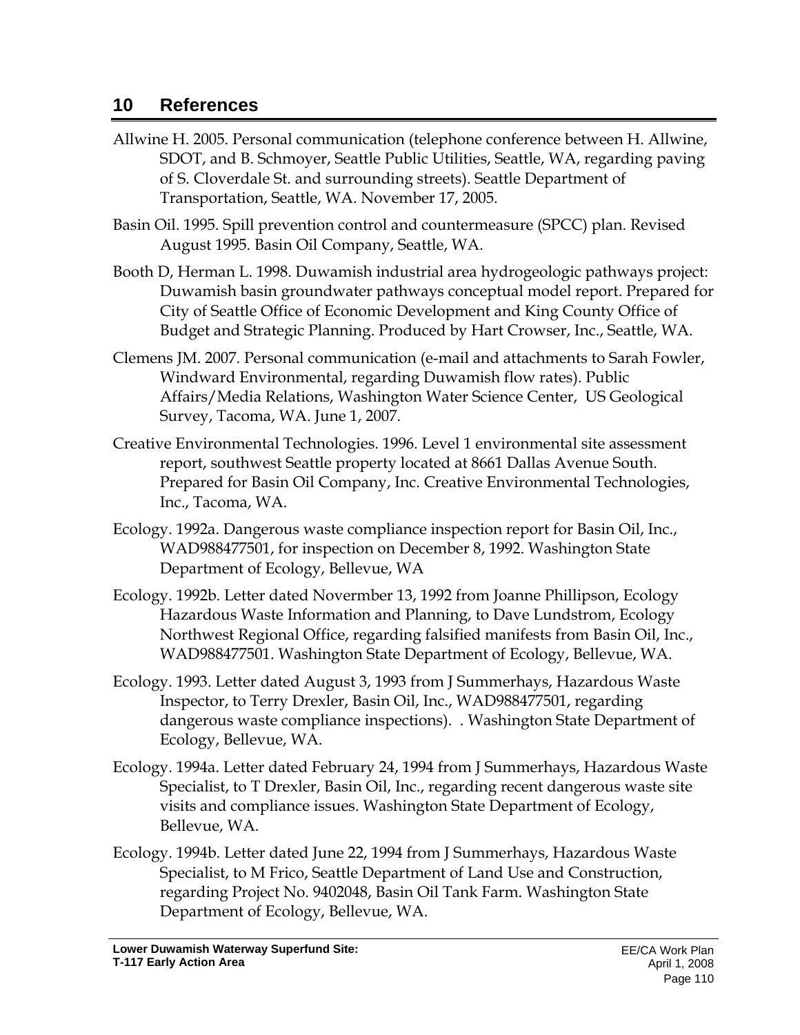## 10 References

Allwine H. 2005. Personal communication (telephone conference between H. Allwine, SDOT, and B. Schmoyer, Seattle Public Utilities, Seattle, WA, regarding paving of S. Cloverdale St. and surrounding streets). Seattle Department of Transportation, Seattle, WA. November 17, 2005.

Basin Oil. 1995. Spill prevention control and countermeasure (SPCC) plan. Revised August 1995. Basin Oil Company, Seattle, WA.

Booth D, Herman L. 1998. Duwamish industrial area hydrogeologic pathways project: Duwamish basin groundwater pathways conceptual model report. Prepared for City of Seattle Office of Economic Development and King County Office of Budget and Strategic Planning. Produced by Hart Crowser, Inc., Seattle, WA.

Clemens JM. 2007. Personal communication (e-mail and attachments to Sarah Fowler, Windward Environmental, regarding Duwamish flow rates). Public Affairs/Media Relations, Washington Water Science Center, US Geological Survey, Tacoma, WA. June 1, 2007.

Creative Environmental Technologies. 1996. Level 1 environmental site assessment report, southwest Seattle property located at 8661 Dallas Avenue South. Prepared for Basin Oil Company, Inc. Creative Environmental Technologies, Inc., Tacoma, WA.

Ecology. 1992a. Dangerous waste compliance inspection report for Basin Oil, Inc., WAD988477501, for inspection on December 8, 1992. Washington State Department of Ecology, Bellevue, WA

Ecology. 1992b. Letter dated Novermber 13, 1992 from Joanne Phillipson, Ecology Hazardous Waste Information and Planning, to Dave Lundstrom, Ecology Northwest Regional Office, regarding falsified manifests from Basin Oil, Inc., WAD988477501. Washington State Department of Ecology, Bellevue, WA.

Ecology. 1993. Letter dated August 3, 1993 from J Summerhays, Hazardous Waste Inspector, to Terry Drexler, Basin Oil, Inc., WAD988477501, regarding dangerous waste compliance inspections). . Washington State Department of Ecology, Bellevue, WA.

Ecology. 1994a. Letter dated February 24, 1994 from J Summerhays, Hazardous Waste Specialist, to T Drexler, Basin Oil, Inc., regarding recent dangerous waste site visits and compliance issues. Washington State Department of Ecology, Bellevue, WA.

Ecology. 1994b. Letter dated June 22, 1994 from J Summerhays, Hazardous Waste Specialist, to M Frico, Seattle Department of Land Use and Construction, regarding Project No. 9402048, Basin Oil Tank Farm. Washington State Department of Ecology, Bellevue, WA.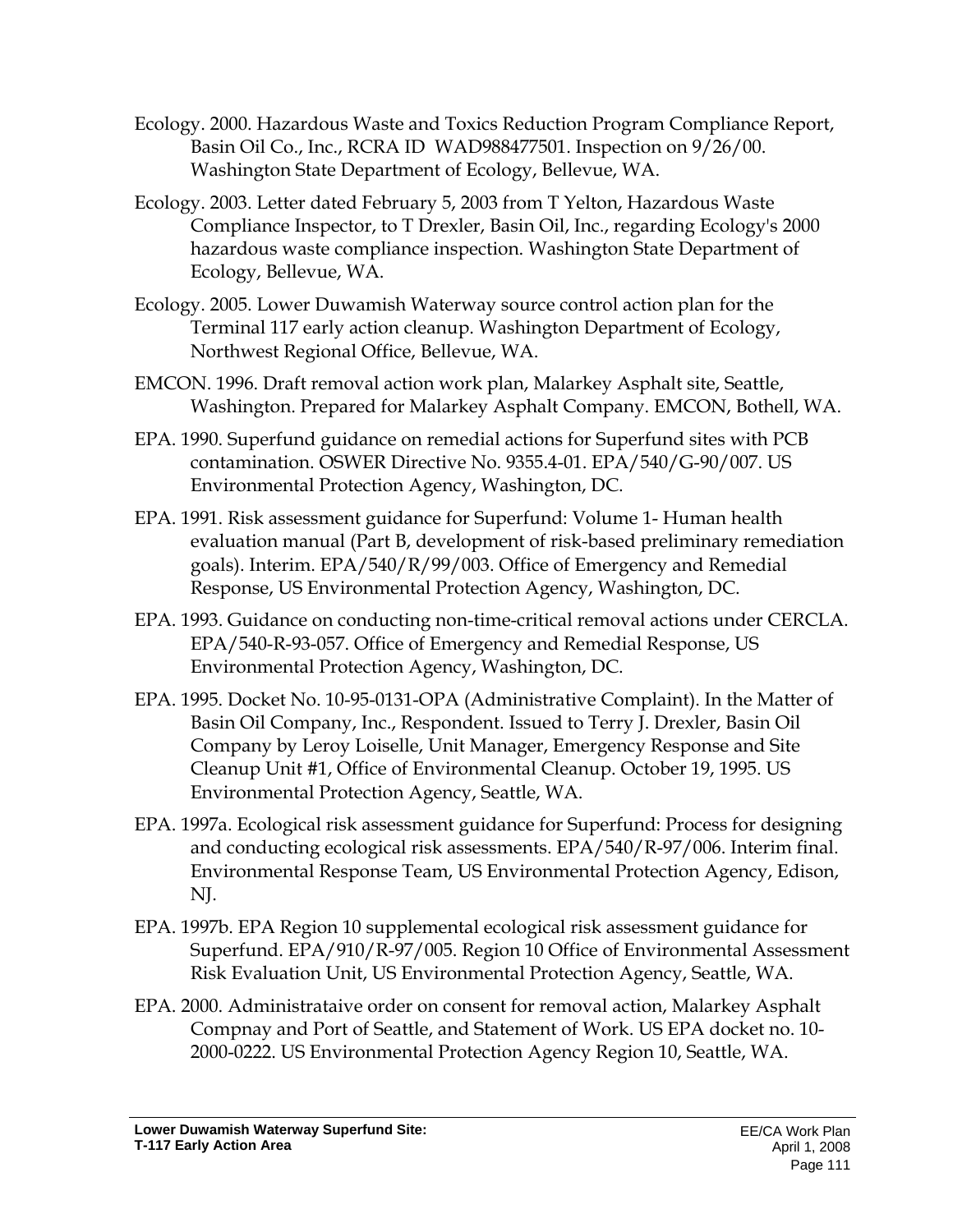Ecology. 2000. Hazardous Waste and Toxics Reduction Program Compliance Report, Basin Oil Co., Inc., RCRA ID WAD988477501. Inspection on 9/26/00. Washington State Department of Ecology, Bellevue, WA.

Ecology. 2003. Letter dated February 5, 2003 from T Yelton, Hazardous Waste Compliance Inspector, to T Drexler, Basin Oil, Inc., regarding Ecology's 2000 hazardous waste compliance inspection. Washington State Department of Ecology, Bellevue, WA.

Ecology. 2005. Lower Duwamish Waterway source control action plan for the Terminal 117 early action cleanup. Washington Department of Ecology, Northwest Regional Office, Bellevue, WA.

EMCON. 1996. Draft removal action work plan, Malarkey Asphalt site, Seattle, Washington. Prepared for Malarkey Asphalt Company. EMCON, Bothell, WA.

EPA. 1990. Superfund guidance on remedial actions for Superfund sites with PCB contamination. OSWER Directive No. 9355.4-01. EPA/540/G-90/007. US Environmental Protection Agency, Washington, DC.

EPA. 1991. Risk assessment guidance for Superfund: Volume 1- Human health evaluation manual (Part B, development of risk-based preliminary remediation goals). Interim. EPA/540/R/99/003. Office of Emergency and Remedial Response, US Environmental Protection Agency, Washington, DC.

EPA. 1993. Guidance on conducting non-time-critical removal actions under CERCLA. EPA/540-R-93-057. Office of Emergency and Remedial Response, US Environmental Protection Agency, Washington, DC.

EPA. 1995. Docket No. 10-95-0131-OPA (Administrative Complaint). In the Matter of Basin Oil Company, Inc., Respondent. Issued to Terry J. Drexler, Basin Oil Company by Leroy Loiselle, Unit Manager, Emergency Response and Site Cleanup Unit #1, Office of Environmental Cleanup. October 19, 1995. US Environmental Protection Agency, Seattle, WA.

EPA. 1997a. Ecological risk assessment guidance for Superfund: Process for designing and conducting ecological risk assessments. EPA/540/R-97/006. Interim final. Environmental Response Team, US Environmental Protection Agency, Edison, NJ.

EPA. 1997b. EPA Region 10 supplemental ecological risk assessment guidance for Superfund. EPA/910/R-97/005. Region 10 Office of Environmental Assessment Risk Evaluation Unit, US Environmental Protection Agency, Seattle, WA.

EPA. 2000. Administrataive order on consent for removal action, Malarkey Asphalt Compnay and Port of Seattle, and Statement of Work. US EPA docket no. 10-2000-0222. US Environmental Protection Agency Region 10, Seattle, WA.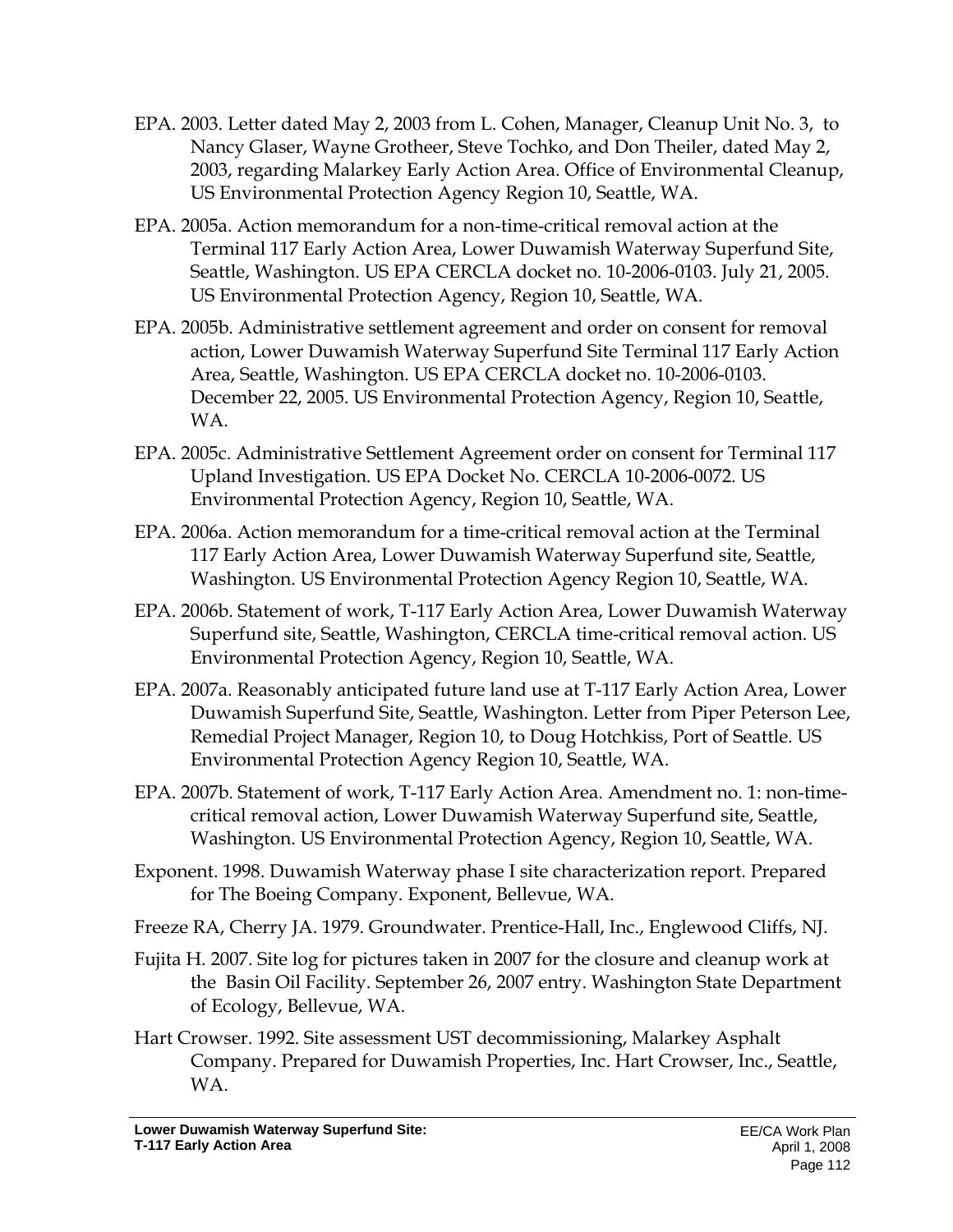EPA. 2003. Letter dated May 2, 2003 from L. Cohen, Manager, Cleanup Unit No. 3, to Nancy Glaser, Wayne Grotheer, Steve Tochko, and Don Theiler, dated May 2, 2003, regarding Malarkey Early Action Area. Office of Environmental Cleanup, US Environmental Protection Agency Region 10, Seattle, WA.

EPA. 2005a. Action memorandum for a non-time-critical removal action at the Terminal 117 Early Action Area, Lower Duwamish Waterway Superfund Site, Seattle, Washington. US EPA CERCLA docket no. 10-2006-0103. July 21, 2005. US Environmental Protection Agency, Region 10, Seattle, WA.

EPA. 2005b. Administrative settlement agreement and order on consent for removal action, Lower Duwamish Waterway Superfund Site Terminal 117 Early Action Area, Seattle, Washington. US EPA CERCLA docket no. 10-2006-0103. December 22, 2005. US Environmental Protection Agency, Region 10, Seattle, WA.

EPA. 2005c. Administrative Settlement Agreement order on consent for Terminal 117 Upland Investigation. US EPA Docket No. CERCLA 10-2006-0072. US Environmental Protection Agency, Region 10, Seattle, WA.

EPA. 2006a. Action memorandum for a time-critical removal action at the Terminal 117 Early Action Area, Lower Duwamish Waterway Superfund site, Seattle, Washington. US Environmental Protection Agency Region 10, Seattle, WA.

EPA. 2006b. Statement of work, T-117 Early Action Area, Lower Duwamish Waterway Superfund site, Seattle, Washington, CERCLA time-critical removal action. US Environmental Protection Agency, Region 10, Seattle, WA.

EPA. 2007a. Reasonably anticipated future land use at T-117 Early Action Area, Lower Duwamish Superfund Site, Seattle, Washington. Letter from Piper Peterson Lee, Remedial Project Manager, Region 10, to Doug Hotchkiss, Port of Seattle. US Environmental Protection Agency Region 10, Seattle, WA.

EPA. 2007b. Statement of work, T-117 Early Action Area. Amendment no. 1: non-time-critical removal action, Lower Duwamish Waterway Superfund site, Seattle, Washington. US Environmental Protection Agency, Region 10, Seattle, WA.

Exponent. 1998. Duwamish Waterway phase I site characterization report. Prepared for The Boeing Company. Exponent, Bellevue, WA.

Freeze RA, Cherry JA. 1979. Groundwater. Prentice-Hall, Inc., Englewood Cliffs, NJ.

Fujita H. 2007. Site log for pictures taken in 2007 for the closure and cleanup work at the Basin Oil Facility. September 26, 2007 entry. Washington State Department of Ecology, Bellevue, WA.

Hart Crowser. 1992. Site assessment UST decommissioning, Malarkey Asphalt Company. Prepared for Duwamish Properties, Inc. Hart Crowser, Inc., Seattle, WA.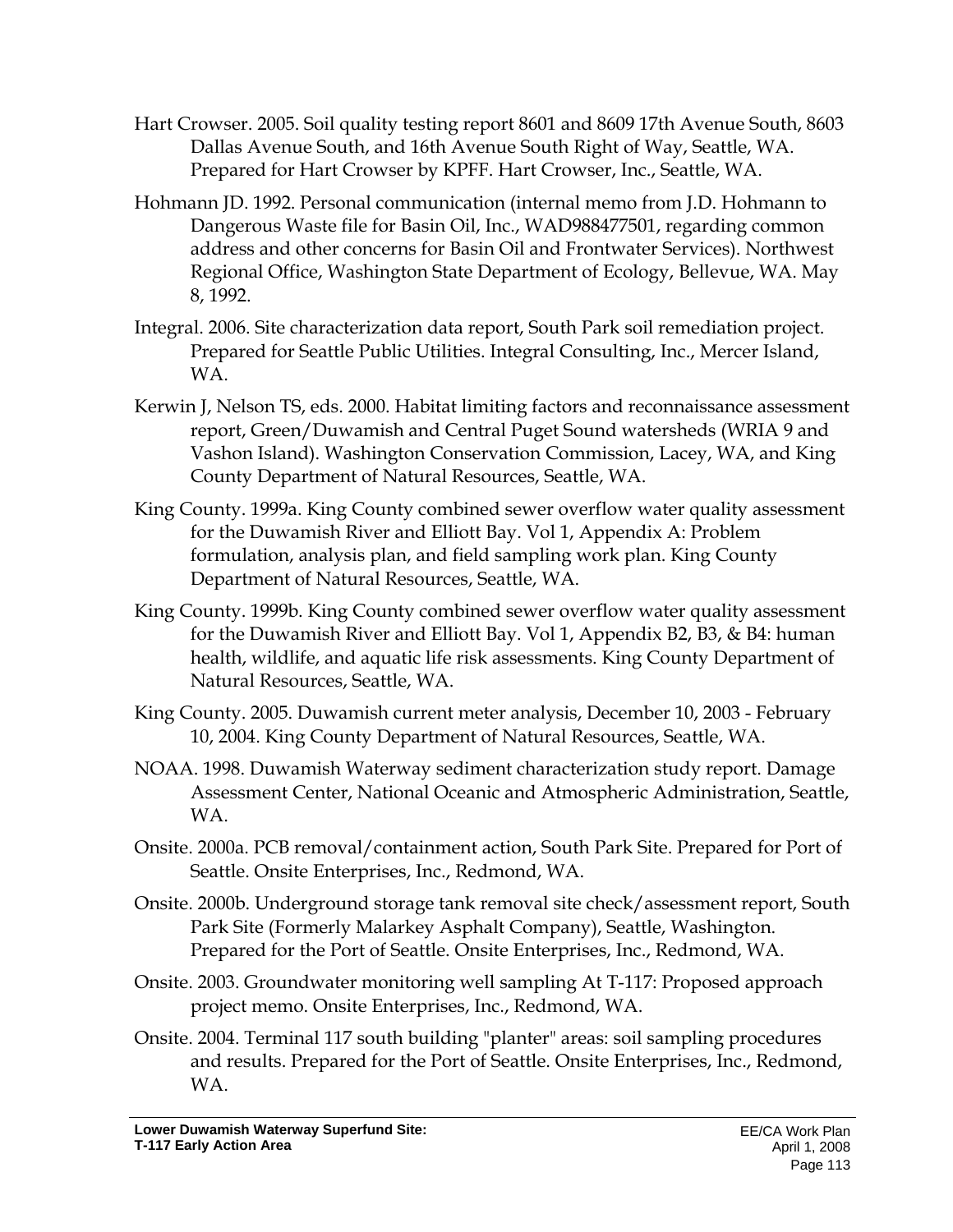Hart Crowser. 2005. Soil quality testing report 8601 and 8609 17th Avenue South, 8603 Dallas Avenue South, and 16th Avenue South Right of Way, Seattle, WA. Prepared for Hart Crowser by KPFF. Hart Crowser, Inc., Seattle, WA.

Hohmann JD. 1992. Personal communication (internal memo from J.D. Hohmann to Dangerous Waste file for Basin Oil, Inc., WAD988477501, regarding common address and other concerns for Basin Oil and Frontwater Services). Northwest Regional Office, Washington State Department of Ecology, Bellevue, WA. May 8, 1992.

Integral. 2006. Site characterization data report, South Park soil remediation project. Prepared for Seattle Public Utilities. Integral Consulting, Inc., Mercer Island, WA.

Kerwin J, Nelson TS, eds. 2000. Habitat limiting factors and reconnaissance assessment report, Green/Duwamish and Central Puget Sound watersheds (WRIA 9 and Vashon Island). Washington Conservation Commission, Lacey, WA, and King County Department of Natural Resources, Seattle, WA.

King County. 1999a. King County combined sewer overflow water quality assessment for the Duwamish River and Elliott Bay. Vol 1, Appendix A: Problem formulation, analysis plan, and field sampling work plan. King County Department of Natural Resources, Seattle, WA.

King County. 1999b. King County combined sewer overflow water quality assessment for the Duwamish River and Elliott Bay. Vol 1, Appendix B2, B3, & B4: human health, wildlife, and aquatic life risk assessments. King County Department of Natural Resources, Seattle, WA.

King County. 2005. Duwamish current meter analysis, December 10, 2003 - February 10, 2004. King County Department of Natural Resources, Seattle, WA.

NOAA. 1998. Duwamish Waterway sediment characterization study report. Damage Assessment Center, National Oceanic and Atmospheric Administration, Seattle, WA.

Onsite. 2000a. PCB removal/containment action, South Park Site. Prepared for Port of Seattle. Onsite Enterprises, Inc., Redmond, WA.

Onsite. 2000b. Underground storage tank removal site check/assessment report, South Park Site (Formerly Malarkey Asphalt Company), Seattle, Washington. Prepared for the Port of Seattle. Onsite Enterprises, Inc., Redmond, WA.

Onsite. 2003. Groundwater monitoring well sampling At T-117: Proposed approach project memo. Onsite Enterprises, Inc., Redmond, WA.

Onsite. 2004. Terminal 117 south building "planter" areas: soil sampling procedures and results. Prepared for the Port of Seattle. Onsite Enterprises, Inc., Redmond, WA.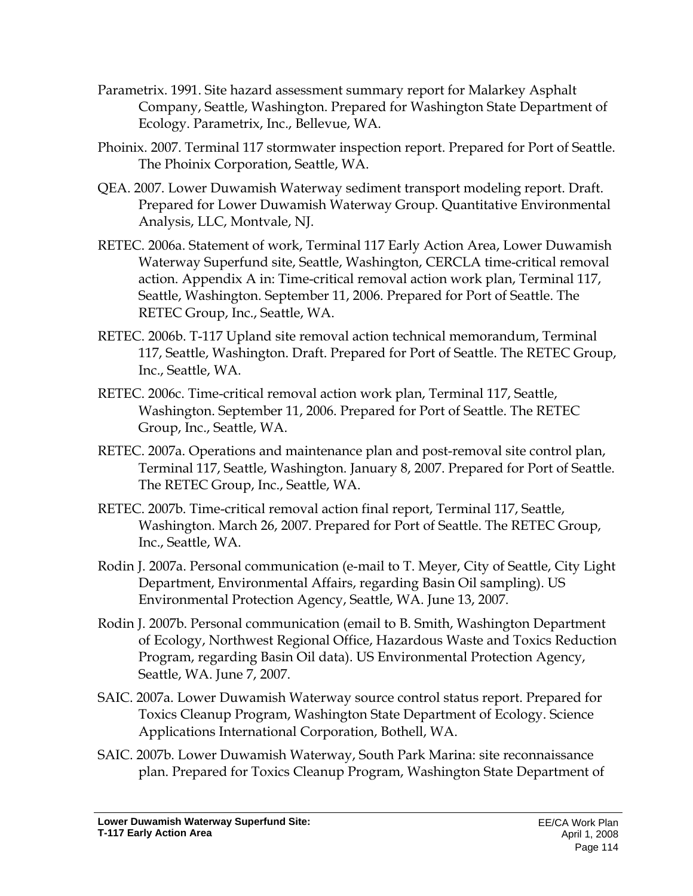Parametrix. 1991. Site hazard assessment summary report for Malarkey Asphalt Company, Seattle, Washington. Prepared for Washington State Department of Ecology. Parametrix, Inc., Bellevue, WA.

Phoinix. 2007. Terminal 117 stormwater inspection report. Prepared for Port of Seattle. The Phoinix Corporation, Seattle, WA.

QEA. 2007. Lower Duwamish Waterway sediment transport modeling report. Draft. Prepared for Lower Duwamish Waterway Group. Quantitative Environmental Analysis, LLC, Montvale, NJ.

RETEC. 2006a. Statement of work, Terminal 117 Early Action Area, Lower Duwamish Waterway Superfund site, Seattle, Washington, CERCLA time-critical removal action. Appendix A in: Time-critical removal action work plan, Terminal 117, Seattle, Washington. September 11, 2006. Prepared for Port of Seattle. The RETEC Group, Inc., Seattle, WA.

RETEC. 2006b. T-117 Upland site removal action technical memorandum, Terminal 117, Seattle, Washington. Draft. Prepared for Port of Seattle. The RETEC Group, Inc., Seattle, WA.

RETEC. 2006c. Time-critical removal action work plan, Terminal 117, Seattle, Washington. September 11, 2006. Prepared for Port of Seattle. The RETEC Group, Inc., Seattle, WA.

RETEC. 2007a. Operations and maintenance plan and post-removal site control plan, Terminal 117, Seattle, Washington. January 8, 2007. Prepared for Port of Seattle. The RETEC Group, Inc., Seattle, WA.

RETEC. 2007b. Time-critical removal action final report, Terminal 117, Seattle, Washington. March 26, 2007. Prepared for Port of Seattle. The RETEC Group, Inc., Seattle, WA.

Rodin J. 2007a. Personal communication (e-mail to T. Meyer, City of Seattle, City Light Department, Environmental Affairs, regarding Basin Oil sampling). US Environmental Protection Agency, Seattle, WA. June 13, 2007.

Rodin J. 2007b. Personal communication (email to B. Smith, Washington Department of Ecology, Northwest Regional Office, Hazardous Waste and Toxics Reduction Program, regarding Basin Oil data). US Environmental Protection Agency, Seattle, WA. June 7, 2007.

SAIC. 2007a. Lower Duwamish Waterway source control status report. Prepared for Toxics Cleanup Program, Washington State Department of Ecology. Science Applications International Corporation, Bothell, WA.

SAIC. 2007b. Lower Duwamish Waterway, South Park Marina: site reconnaissance plan. Prepared for Toxics Cleanup Program, Washington State Department of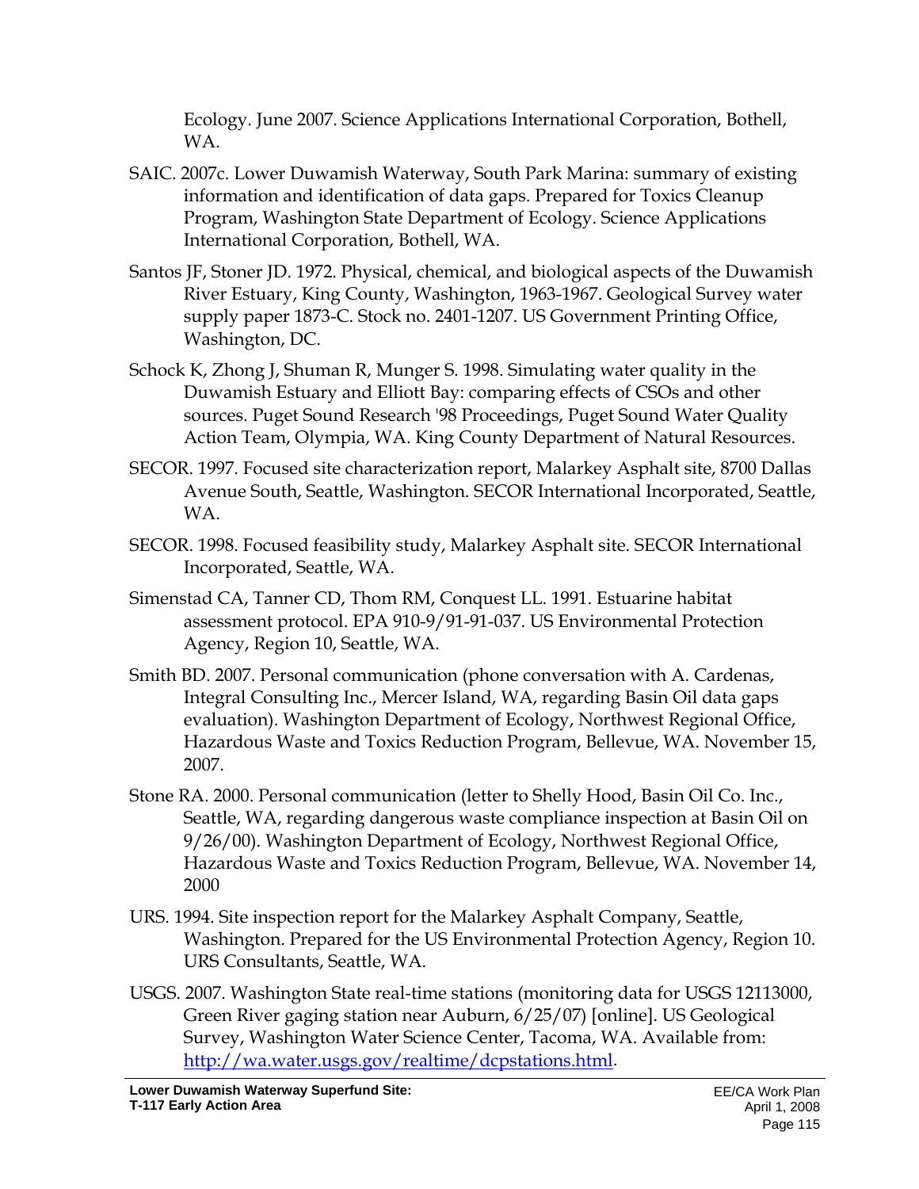Ecology. June 2007. Science Applications International Corporation, Bothell, WA.

SAIC. 2007c. Lower Duwamish Waterway, South Park Marina: summary of existing information and identification of data gaps. Prepared for Toxics Cleanup Program, Washington State Department of Ecology. Science Applications International Corporation, Bothell, WA.

Santos JF, Stoner JD. 1972. Physical, chemical, and biological aspects of the Duwamish River Estuary, King County, Washington, 1963-1967. Geological Survey water supply paper 1873-C. Stock no. 2401-1207. US Government Printing Office, Washington, DC.

Schock K, Zhong J, Shuman R, Munger S. 1998. Simulating water quality in the Duwamish Estuary and Elliott Bay: comparing effects of CSOs and other sources. Puget Sound Research '98 Proceedings, Puget Sound Water Quality Action Team, Olympia, WA. King County Department of Natural Resources.

SECOR. 1997. Focused site characterization report, Malarkey Asphalt site, 8700 Dallas Avenue South, Seattle, Washington. SECOR International Incorporated, Seattle, WA.

SECOR. 1998. Focused feasibility study, Malarkey Asphalt site. SECOR International Incorporated, Seattle, WA.

Simenstad CA, Tanner CD, Thom RM, Conquest LL. 1991. Estuarine habitat assessment protocol. EPA 910-9/91-91-037. US Environmental Protection Agency, Region 10, Seattle, WA.

Smith BD. 2007. Personal communication (phone conversation with A. Cardenas, Integral Consulting Inc., Mercer Island, WA, regarding Basin Oil data gaps evaluation). Washington Department of Ecology, Northwest Regional Office, Hazardous Waste and Toxics Reduction Program, Bellevue, WA. November 15, 2007.

Stone RA. 2000. Personal communication (letter to Shelly Hood, Basin Oil Co. Inc., Seattle, WA, regarding dangerous waste compliance inspection at Basin Oil on 9/26/00). Washington Department of Ecology, Northwest Regional Office, Hazardous Waste and Toxics Reduction Program, Bellevue, WA. November 14, 2000

URS. 1994. Site inspection report for the Malarkey Asphalt Company, Seattle, Washington. Prepared for the US Environmental Protection Agency, Region 10. URS Consultants, Seattle, WA.

USGS. 2007. Washington State real-time stations (monitoring data for USGS 12113000, Green River gaging station near Auburn, 6/25/07) [online]. US Geological Survey, Washington Water Science Center, Tacoma, WA. Available from: http://wa.water.usgs.gov/realtime/dcpstations.html.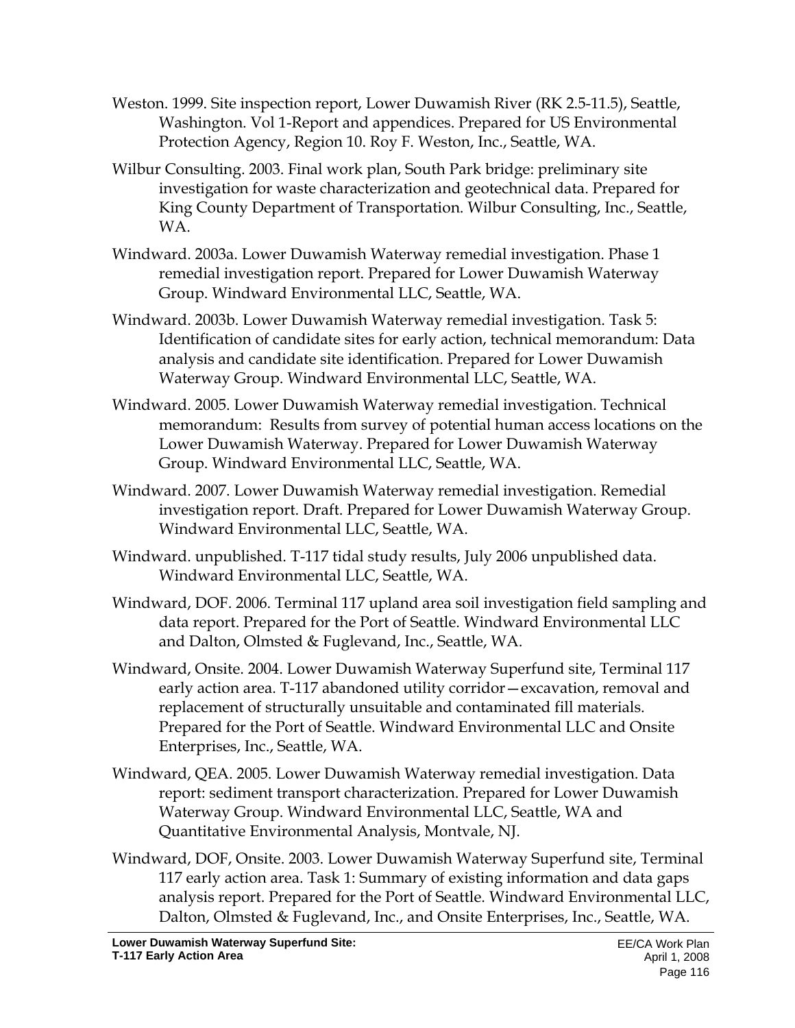Weston. 1999. Site inspection report, Lower Duwamish River (RK 2.5-11.5), Seattle, Washington. Vol 1-Report and appendices. Prepared for US Environmental Protection Agency, Region 10. Roy F. Weston, Inc., Seattle, WA.

Wilbur Consulting. 2003. Final work plan, South Park bridge: preliminary site investigation for waste characterization and geotechnical data. Prepared for King County Department of Transportation. Wilbur Consulting, Inc., Seattle, WA.

Windward. 2003a. Lower Duwamish Waterway remedial investigation. Phase 1 remedial investigation report. Prepared for Lower Duwamish Waterway Group. Windward Environmental LLC, Seattle, WA.

Windward. 2003b. Lower Duwamish Waterway remedial investigation. Task 5: Identification of candidate sites for early action, technical memorandum: Data analysis and candidate site identification. Prepared for Lower Duwamish Waterway Group. Windward Environmental LLC, Seattle, WA.

Windward. 2005. Lower Duwamish Waterway remedial investigation. Technical memorandum: Results from survey of potential human access locations on the Lower Duwamish Waterway. Prepared for Lower Duwamish Waterway Group. Windward Environmental LLC, Seattle, WA.

Windward. 2007. Lower Duwamish Waterway remedial investigation. Remedial investigation report. Draft. Prepared for Lower Duwamish Waterway Group. Windward Environmental LLC, Seattle, WA.

Windward. unpublished. T-117 tidal study results, July 2006 unpublished data. Windward Environmental LLC, Seattle, WA.

Windward, DOF. 2006. Terminal 117 upland area soil investigation field sampling and data report. Prepared for the Port of Seattle. Windward Environmental LLC and Dalton, Olmsted & Fuglevand, Inc., Seattle, WA.

Windward, Onsite. 2004. Lower Duwamish Waterway Superfund site, Terminal 117 early action area. T-117 abandoned utility corridor—excavation, removal and replacement of structurally unsuitable and contaminated fill materials. Prepared for the Port of Seattle. Windward Environmental LLC and Onsite Enterprises, Inc., Seattle, WA.

Windward, QEA. 2005. Lower Duwamish Waterway remedial investigation. Data report: sediment transport characterization. Prepared for Lower Duwamish Waterway Group. Windward Environmental LLC, Seattle, WA and Quantitative Environmental Analysis, Montvale, NJ.

Windward, DOF, Onsite. 2003. Lower Duwamish Waterway Superfund site, Terminal 117 early action area. Task 1: Summary of existing information and data gaps analysis report. Prepared for the Port of Seattle. Windward Environmental LLC, Dalton, Olmsted & Fuglevand, Inc., and Onsite Enterprises, Inc., Seattle, WA.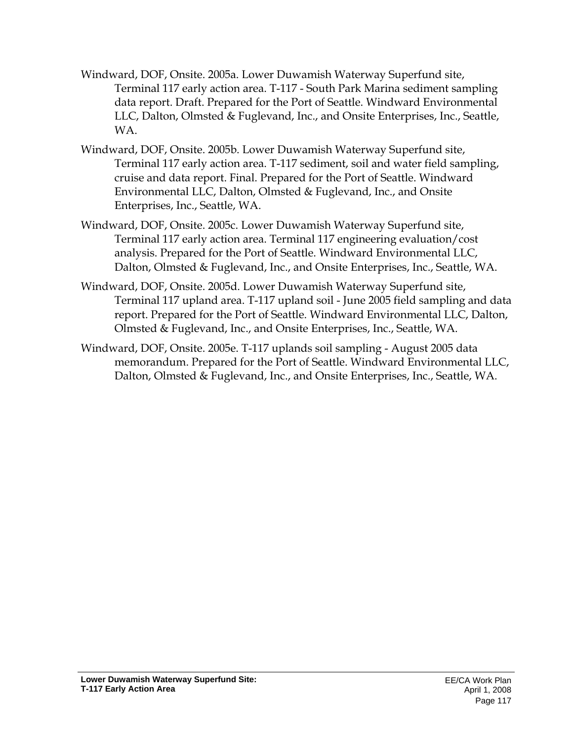Windward, DOF, Onsite. 2005a. Lower Duwamish Waterway Superfund site, Terminal 117 early action area. T-117 - South Park Marina sediment sampling data report. Draft. Prepared for the Port of Seattle. Windward Environmental LLC, Dalton, Olmsted & Fuglevand, Inc., and Onsite Enterprises, Inc., Seattle, WA.

Windward, DOF, Onsite. 2005b. Lower Duwamish Waterway Superfund site, Terminal 117 early action area. T-117 sediment, soil and water field sampling, cruise and data report. Final. Prepared for the Port of Seattle. Windward Environmental LLC, Dalton, Olmsted & Fuglevand, Inc., and Onsite Enterprises, Inc., Seattle, WA.

Windward, DOF, Onsite. 2005c. Lower Duwamish Waterway Superfund site, Terminal 117 early action area. Terminal 117 engineering evaluation/cost analysis. Prepared for the Port of Seattle. Windward Environmental LLC, Dalton, Olmsted & Fuglevand, Inc., and Onsite Enterprises, Inc., Seattle, WA.

Windward, DOF, Onsite. 2005d. Lower Duwamish Waterway Superfund site, Terminal 117 upland area. T-117 upland soil - June 2005 field sampling and data report. Prepared for the Port of Seattle. Windward Environmental LLC, Dalton, Olmsted & Fuglevand, Inc., and Onsite Enterprises, Inc., Seattle, WA.

Windward, DOF, Onsite. 2005e. T-117 uplands soil sampling - August 2005 data memorandum. Prepared for the Port of Seattle. Windward Environmental LLC, Dalton, Olmsted & Fuglevand, Inc., and Onsite Enterprises, Inc., Seattle, WA.